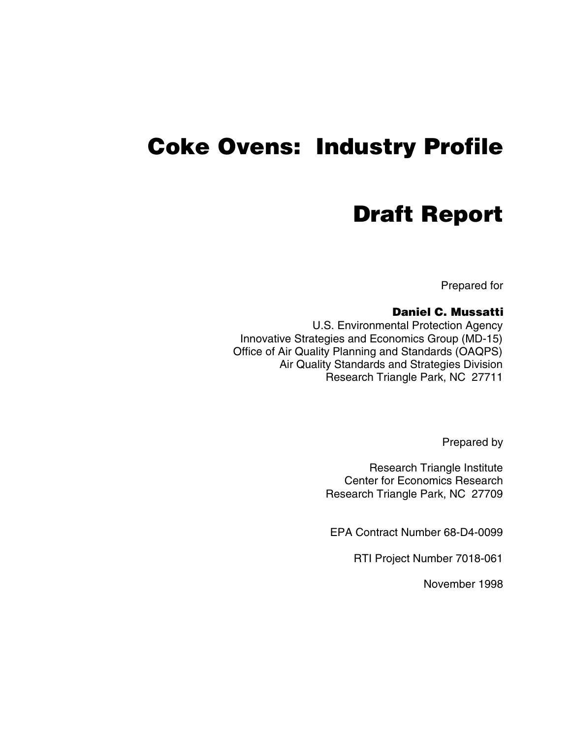# Coke Ovens: Industry Profile

# Draft Report

Prepared for

**Daniel C. Mussatti**
U.S. Environmental Protection Agency
Innovative Strategies and Economics Group (MD-15)
Office of Air Quality Planning and Standards (OAQPS)
Air Quality Standards and Strategies Division
Research Triangle Park, NC 27711

Prepared by

Research Triangle Institute
Center for Economics Research
Research Triangle Park, NC 27709

EPA Contract Number 68-D4-0099

RTI Project Number 7018-061

November 1998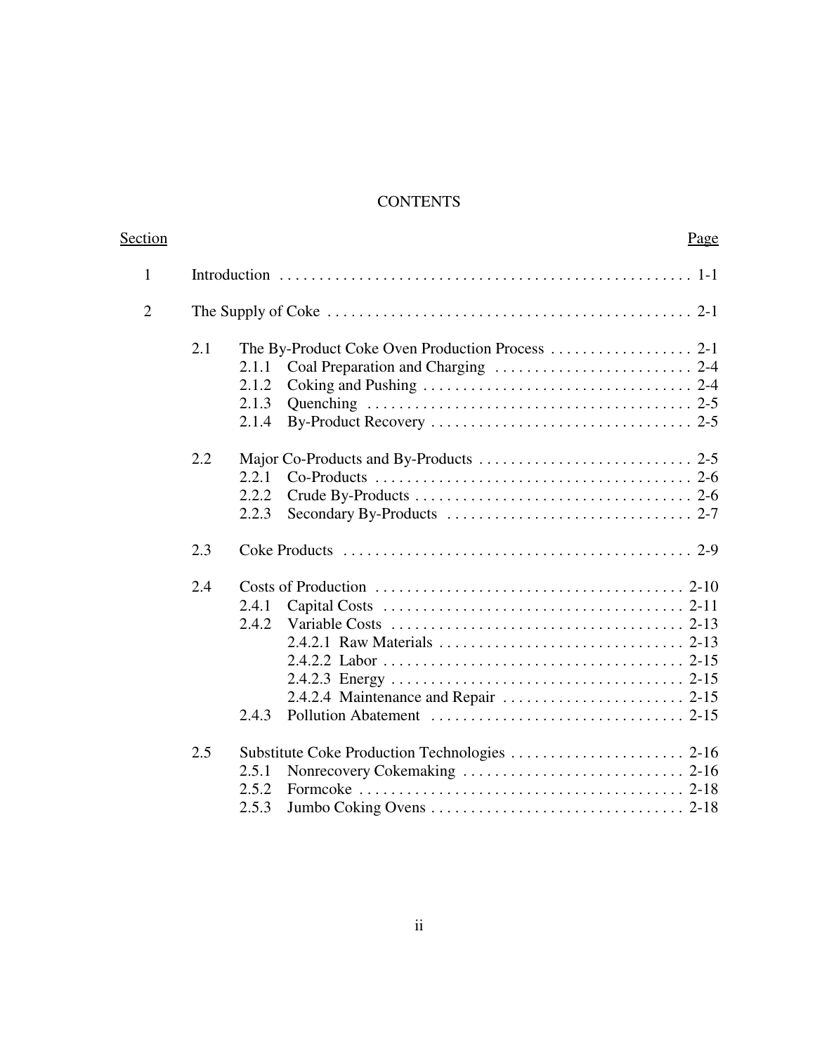# CONTENTS

| Section | | Page |
|---|---|---|
| 1 | Introduction | 1-1 |
| 2 | The Supply of Coke | 2-1 |
| | 2.1 The By-Product Coke Oven Production Process | 2-1 |
| | 2.1.1 Coal Preparation and Charging | 2-4 |
| | 2.1.2 Coking and Pushing | 2-4 |
| | 2.1.3 Quenching | 2-5 |
| | 2.1.4 By-Product Recovery | 2-5 |
| | 2.2 Major Co-Products and By-Products | 2-5 |
| | 2.2.1 Co-Products | 2-6 |
| | 2.2.2 Crude By-Products | 2-6 |
| | 2.2.3 Secondary By-Products | 2-7 |
| | 2.3 Coke Products | 2-9 |
| | 2.4 Costs of Production | 2-10 |
| | 2.4.1 Capital Costs | 2-11 |
| | 2.4.2 Variable Costs | 2-13 |
| | 2.4.2.1 Raw Materials | 2-13 |
| | 2.4.2.2 Labor | 2-15 |
| | 2.4.2.3 Energy | 2-15 |
| | 2.4.2.4 Maintenance and Repair | 2-15 |
| | 2.4.3 Pollution Abatement | 2-15 |
| | 2.5 Substitute Coke Production Technologies | 2-16 |
| | 2.5.1 Nonrecovery Cokemaking | 2-16 |
| | 2.5.2 Formcoke | 2-18 |
| | 2.5.3 Jumbo Coking Ovens | 2-18 |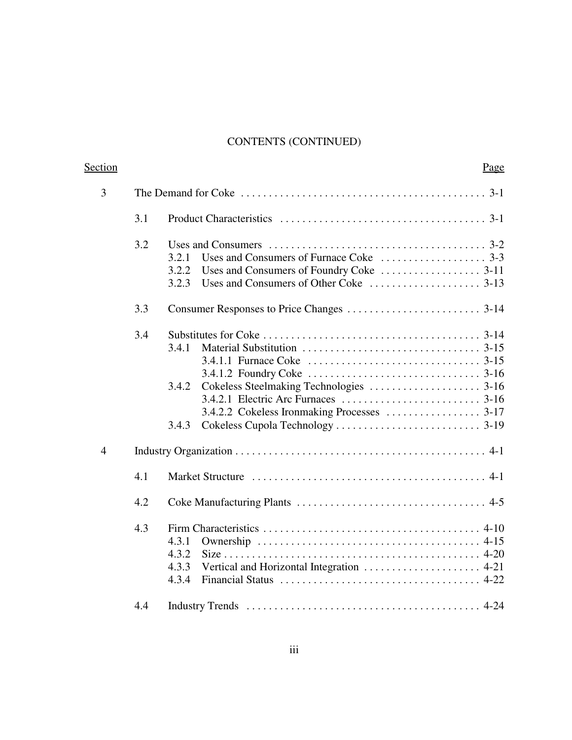CONTENTS (CONTINUED)

| Section | | | Page |
|---|---|---|---|
| 3 | The Demand for Coke | | 3-1 |
| | 3.1 | Product Characteristics | 3-1 |
| | 3.2 | Uses and Consumers | 3-2 |
| | | 3.2.1 Uses and Consumers of Furnace Coke | 3-3 |
| | | 3.2.2 Uses and Consumers of Foundry Coke | 3-11 |
| | | 3.2.3 Uses and Consumers of Other Coke | 3-13 |
| | 3.3 | Consumer Responses to Price Changes | 3-14 |
| | 3.4 | Substitutes for Coke | 3-14 |
| | | 3.4.1 Material Substitution | 3-15 |
| | | 3.4.1.1 Furnace Coke | 3-15 |
| | | 3.4.1.2 Foundry Coke | 3-16 |
| | | 3.4.2 Cokeless Steelmaking Technologies | 3-16 |
| | | 3.4.2.1 Electric Arc Furnaces | 3-16 |
| | | 3.4.2.2 Cokeless Ironmaking Processes | 3-17 |
| | | 3.4.3 Cokeless Cupola Technology | 3-19 |
| 4 | Industry Organization | | 4-1 |
| | 4.1 | Market Structure | 4-1 |
| | 4.2 | Coke Manufacturing Plants | 4-5 |
| | 4.3 | Firm Characteristics | 4-10 |
| | | 4.3.1 Ownership | 4-15 |
| | | 4.3.2 Size | 4-20 |
| | | 4.3.3 Vertical and Horizontal Integration | 4-21 |
| | | 4.3.4 Financial Status | 4-22 |
| | 4.4 | Industry Trends | 4-24 |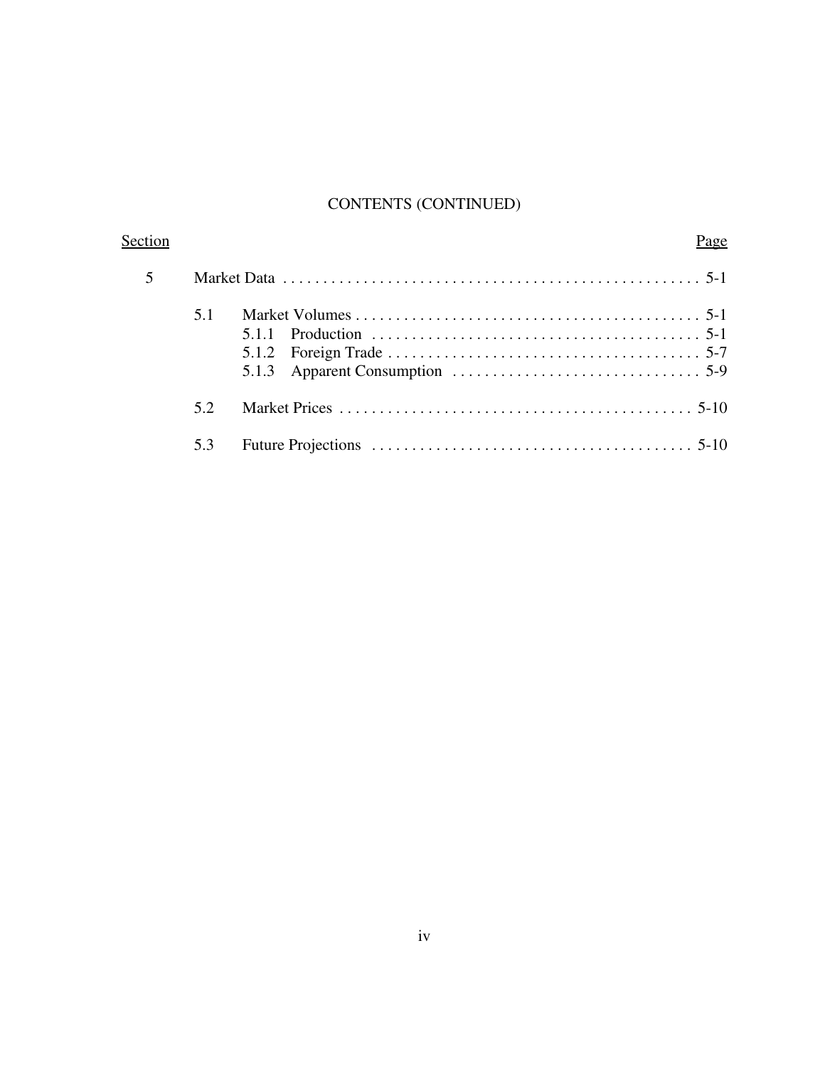CONTENTS (CONTINUED)

| Section | | | Page |
|---|---|---|---|
| 5 | Market Data | | 5-1 |
| | 5.1 | Market Volumes | 5-1 |
| | | 5.1.1 Production | 5-1 |
| | | 5.1.2 Foreign Trade | 5-7 |
| | | 5.1.3 Apparent Consumption | 5-9 |
| | 5.2 | Market Prices | 5-10 |
| | 5.3 | Future Projections | 5-10 |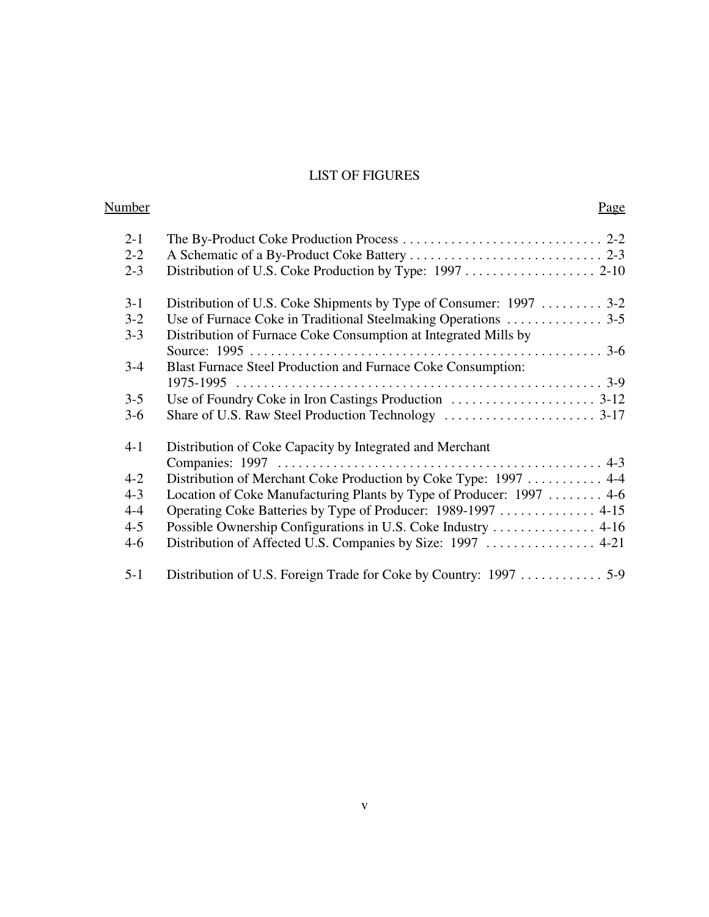# LIST OF FIGURES

| Number | | Page |
|---|---|---|
| 2-1 | The By-Product Coke Production Process | 2-2 |
| 2-2 | A Schematic of a By-Product Coke Battery | 2-3 |
| 2-3 | Distribution of U.S. Coke Production by Type: 1997 | 2-10 |
| 3-1 | Distribution of U.S. Coke Shipments by Type of Consumer: 1997 | 3-2 |
| 3-2 | Use of Furnace Coke in Traditional Steelmaking Operations | 3-5 |
| 3-3 | Distribution of Furnace Coke Consumption at Integrated Mills by Source: 1995 | 3-6 |
| 3-4 | Blast Furnace Steel Production and Furnace Coke Consumption: 1975-1995 | 3-9 |
| 3-5 | Use of Foundry Coke in Iron Castings Production | 3-12 |
| 3-6 | Share of U.S. Raw Steel Production Technology | 3-17 |
| 4-1 | Distribution of Coke Capacity by Integrated and Merchant Companies: 1997 | 4-3 |
| 4-2 | Distribution of Merchant Coke Production by Coke Type: 1997 | 4-4 |
| 4-3 | Location of Coke Manufacturing Plants by Type of Producer: 1997 | 4-6 |
| 4-4 | Operating Coke Batteries by Type of Producer: 1989-1997 | 4-15 |
| 4-5 | Possible Ownership Configurations in U.S. Coke Industry | 4-16 |
| 4-6 | Distribution of Affected U.S. Companies by Size: 1997 | 4-21 |
| 5-1 | Distribution of U.S. Foreign Trade for Coke by Country: 1997 | 5-9 |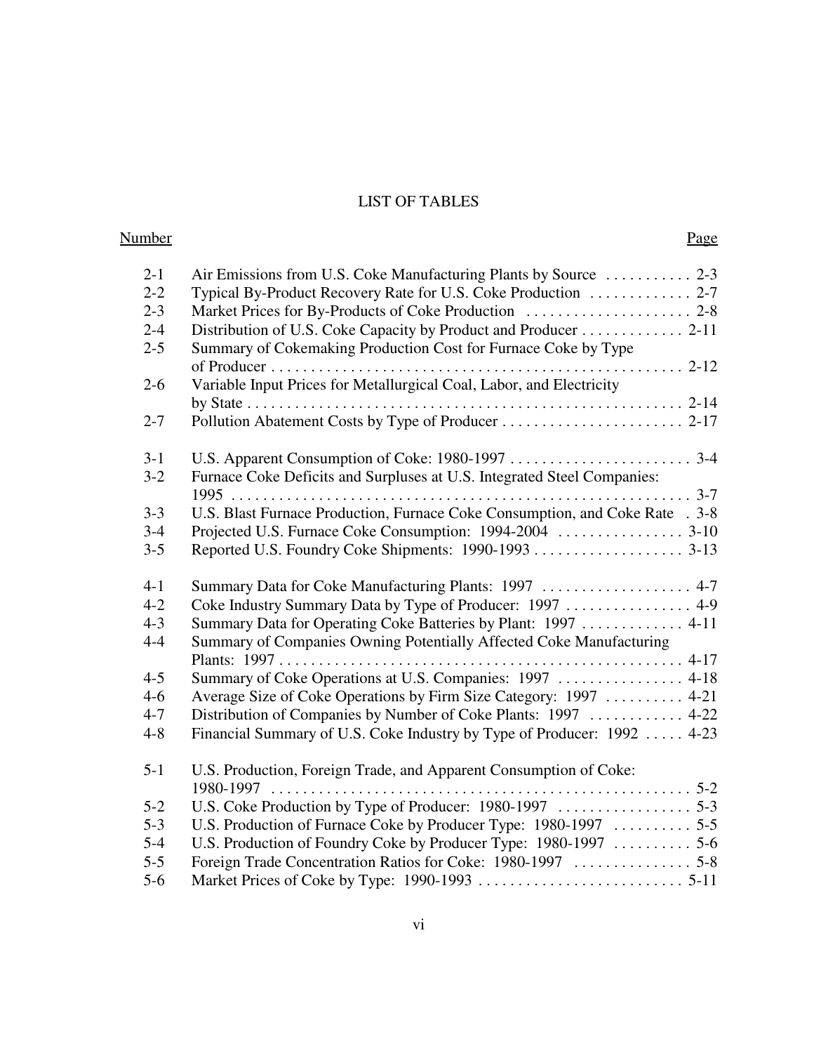# LIST OF TABLES

| Number | | Page |
|---|---|---|
| 2-1 | Air Emissions from U.S. Coke Manufacturing Plants by Source | 2-3 |
| 2-2 | Typical By-Product Recovery Rate for U.S. Coke Production | 2-7 |
| 2-3 | Market Prices for By-Products of Coke Production | 2-8 |
| 2-4 | Distribution of U.S. Coke Capacity by Product and Producer | 2-11 |
| 2-5 | Summary of Cokemaking Production Cost for Furnace Coke by Type of Producer | 2-12 |
| 2-6 | Variable Input Prices for Metallurgical Coal, Labor, and Electricity by State | 2-14 |
| 2-7 | Pollution Abatement Costs by Type of Producer | 2-17 |
| 3-1 | U.S. Apparent Consumption of Coke: 1980-1997 | 3-4 |
| 3-2 | Furnace Coke Deficits and Surpluses at U.S. Integrated Steel Companies: 1995 | 3-7 |
| 3-3 | U.S. Blast Furnace Production, Furnace Coke Consumption, and Coke Rate | 3-8 |
| 3-4 | Projected U.S. Furnace Coke Consumption: 1994-2004 | 3-10 |
| 3-5 | Reported U.S. Foundry Coke Shipments: 1990-1993 | 3-13 |
| 4-1 | Summary Data for Coke Manufacturing Plants: 1997 | 4-7 |
| 4-2 | Coke Industry Summary Data by Type of Producer: 1997 | 4-9 |
| 4-3 | Summary Data for Operating Coke Batteries by Plant: 1997 | 4-11 |
| 4-4 | Summary of Companies Owning Potentially Affected Coke Manufacturing Plants: 1997 | 4-17 |
| 4-5 | Summary of Coke Operations at U.S. Companies: 1997 | 4-18 |
| 4-6 | Average Size of Coke Operations by Firm Size Category: 1997 | 4-21 |
| 4-7 | Distribution of Companies by Number of Coke Plants: 1997 | 4-22 |
| 4-8 | Financial Summary of U.S. Coke Industry by Type of Producer: 1992 | 4-23 |
| 5-1 | U.S. Production, Foreign Trade, and Apparent Consumption of Coke: 1980-1997 | 5-2 |
| 5-2 | U.S. Coke Production by Type of Producer: 1980-1997 | 5-3 |
| 5-3 | U.S. Production of Furnace Coke by Producer Type: 1980-1997 | 5-5 |
| 5-4 | U.S. Production of Foundry Coke by Producer Type: 1980-1997 | 5-6 |
| 5-5 | Foreign Trade Concentration Ratios for Coke: 1980-1997 | 5-8 |
| 5-6 | Market Prices of Coke by Type: 1990-1993 | 5-11 |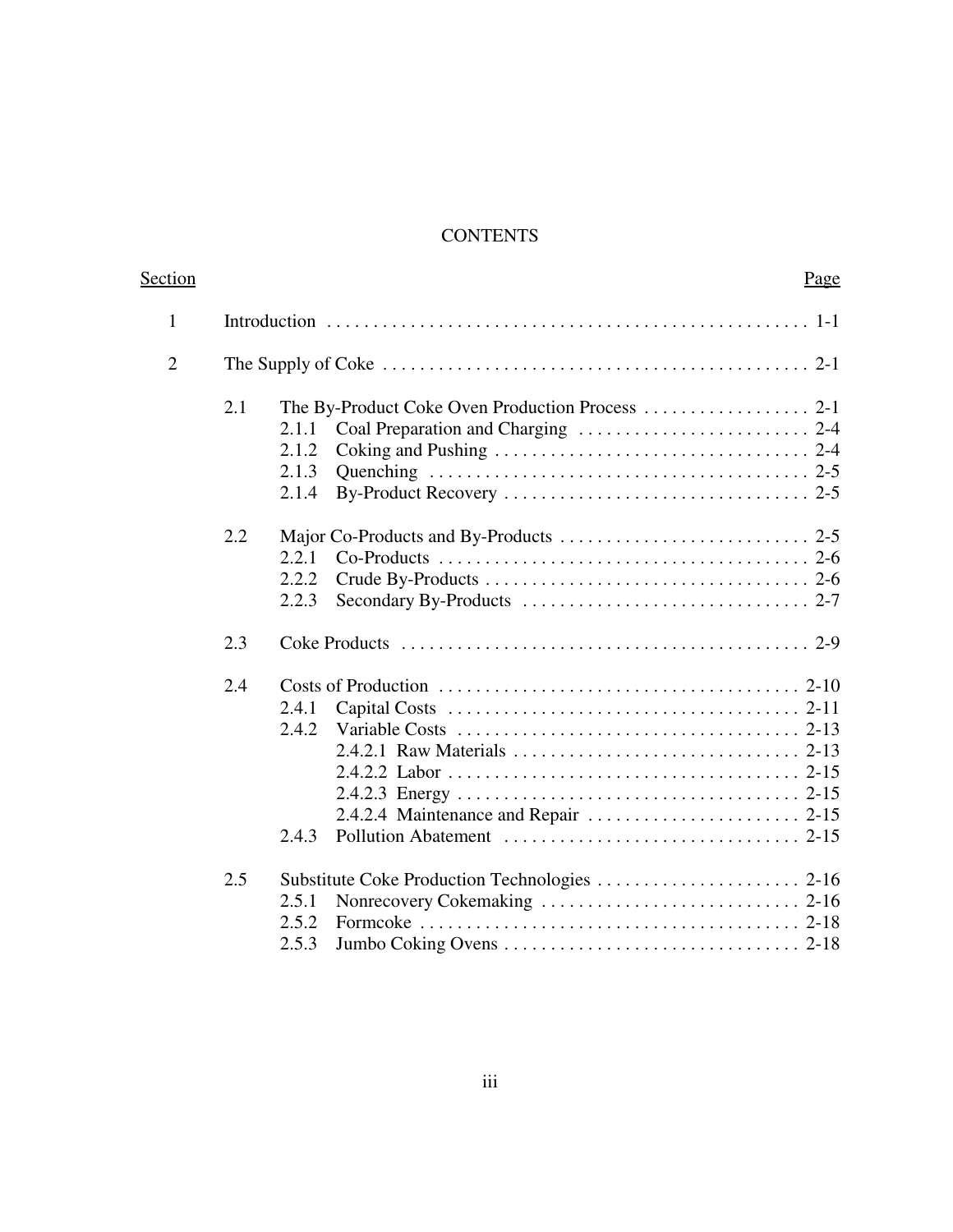# CONTENTS

| Section | | Page |
|---|---|---|
| 1 | Introduction | 1-1 |
| 2 | The Supply of Coke | 2-1 |
| | 2.1 The By-Product Coke Oven Production Process | 2-1 |
| | 2.1.1 Coal Preparation and Charging | 2-4 |
| | 2.1.2 Coking and Pushing | 2-4 |
| | 2.1.3 Quenching | 2-5 |
| | 2.1.4 By-Product Recovery | 2-5 |
| | 2.2 Major Co-Products and By-Products | 2-5 |
| | 2.2.1 Co-Products | 2-6 |
| | 2.2.2 Crude By-Products | 2-6 |
| | 2.2.3 Secondary By-Products | 2-7 |
| | 2.3 Coke Products | 2-9 |
| | 2.4 Costs of Production | 2-10 |
| | 2.4.1 Capital Costs | 2-11 |
| | 2.4.2 Variable Costs | 2-13 |
| | 2.4.2.1 Raw Materials | 2-13 |
| | 2.4.2.2 Labor | 2-15 |
| | 2.4.2.3 Energy | 2-15 |
| | 2.4.2.4 Maintenance and Repair | 2-15 |
| | 2.4.3 Pollution Abatement | 2-15 |
| | 2.5 Substitute Coke Production Technologies | 2-16 |
| | 2.5.1 Nonrecovery Cokemaking | 2-16 |
| | 2.5.2 Formcoke | 2-18 |
| | 2.5.3 Jumbo Coking Ovens | 2-18 |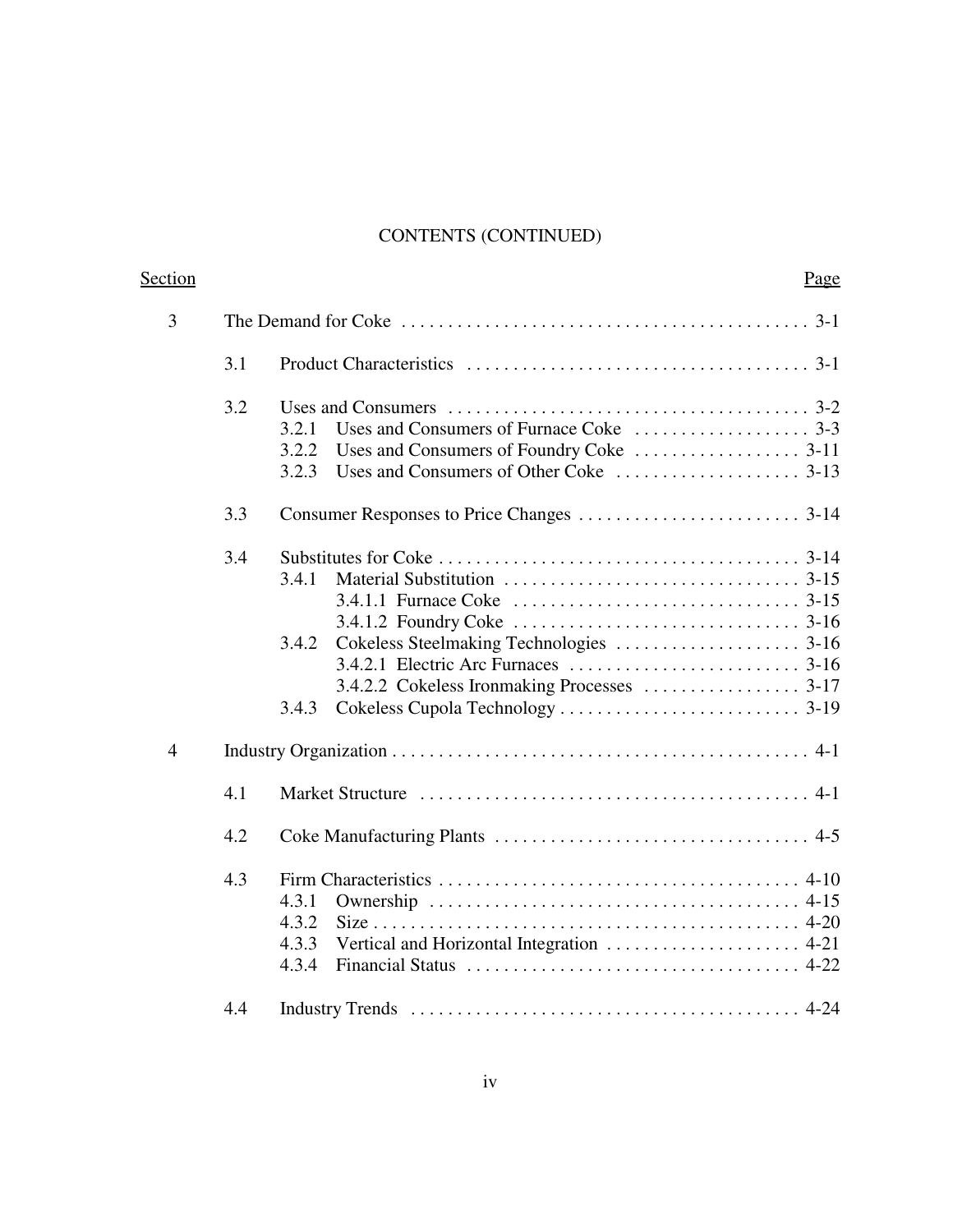CONTENTS (CONTINUED)

| Section | | | Page |
|---|---|---|---|
| 3 | The Demand for Coke | | 3-1 |
| | 3.1 | Product Characteristics | 3-1 |
| | 3.2 | Uses and Consumers | 3-2 |
| | | 3.2.1 Uses and Consumers of Furnace Coke | 3-3 |
| | | 3.2.2 Uses and Consumers of Foundry Coke | 3-11 |
| | | 3.2.3 Uses and Consumers of Other Coke | 3-13 |
| | 3.3 | Consumer Responses to Price Changes | 3-14 |
| | 3.4 | Substitutes for Coke | 3-14 |
| | | 3.4.1 Material Substitution | 3-15 |
| | | 3.4.1.1 Furnace Coke | 3-15 |
| | | 3.4.1.2 Foundry Coke | 3-16 |
| | | 3.4.2 Cokeless Steelmaking Technologies | 3-16 |
| | | 3.4.2.1 Electric Arc Furnaces | 3-16 |
| | | 3.4.2.2 Cokeless Ironmaking Processes | 3-17 |
| | | 3.4.3 Cokeless Cupola Technology | 3-19 |
| 4 | Industry Organization | | 4-1 |
| | 4.1 | Market Structure | 4-1 |
| | 4.2 | Coke Manufacturing Plants | 4-5 |
| | 4.3 | Firm Characteristics | 4-10 |
| | | 4.3.1 Ownership | 4-15 |
| | | 4.3.2 Size | 4-20 |
| | | 4.3.3 Vertical and Horizontal Integration | 4-21 |
| | | 4.3.4 Financial Status | 4-22 |
| | 4.4 | Industry Trends | 4-24 |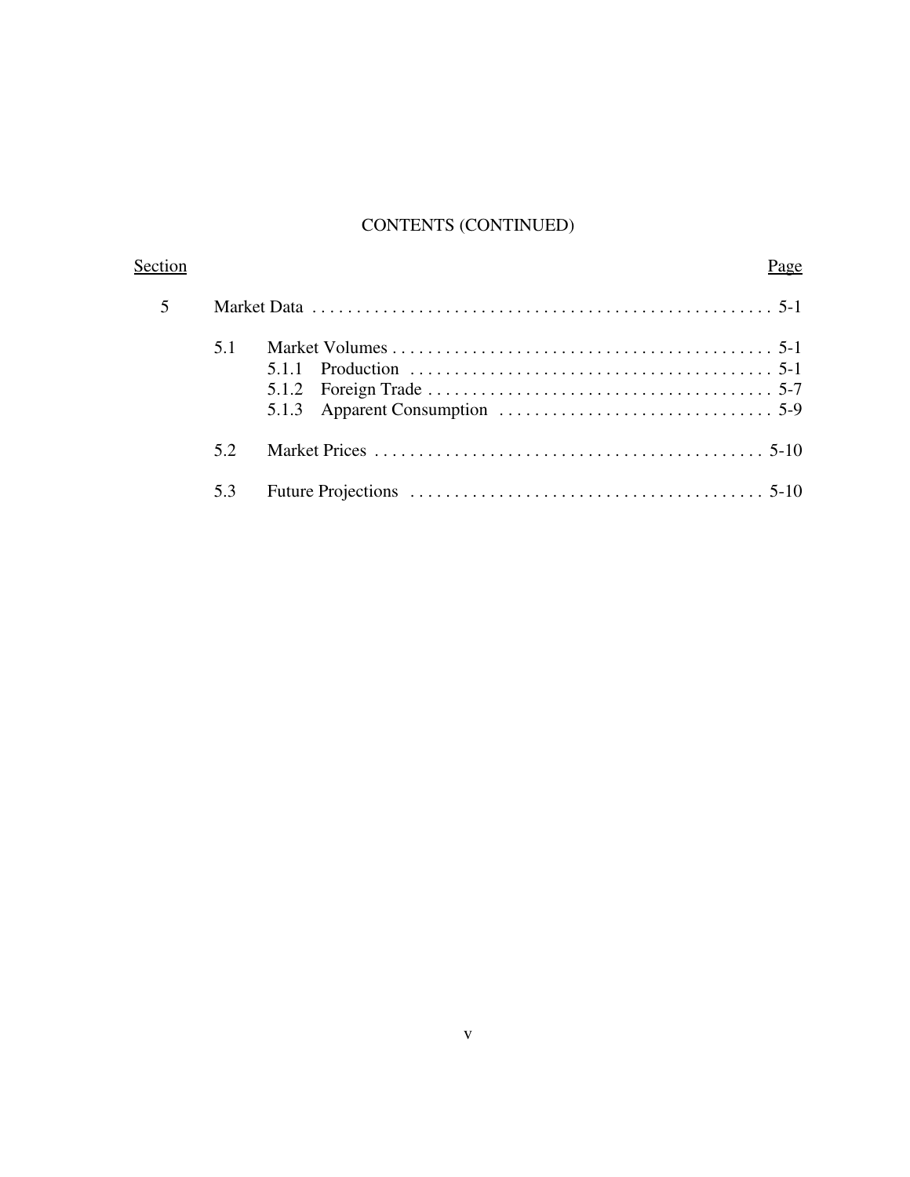## CONTENTS (CONTINUED)

| Section | | Page |
|---|---|---|
| 5 | Market Data | 5-1 |
| 5.1 | Market Volumes | 5-1 |
| 5.1.1 | Production | 5-1 |
| 5.1.2 | Foreign Trade | 5-7 |
| 5.1.3 | Apparent Consumption | 5-9 |
| 5.2 | Market Prices | 5-10 |
| 5.3 | Future Projections | 5-10 |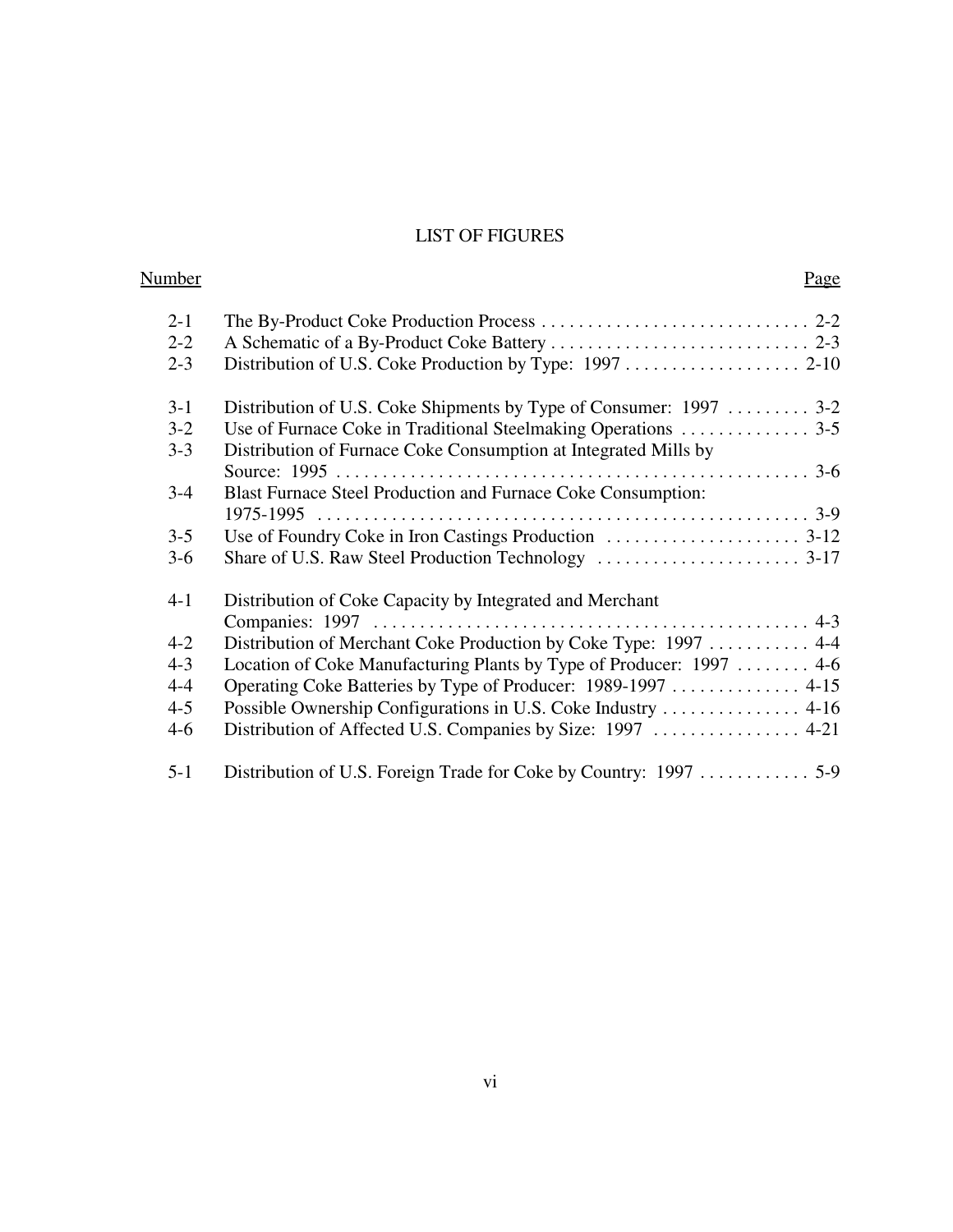# LIST OF FIGURES

| Number | | Page |
|---|---|---|
| 2-1 | The By-Product Coke Production Process | 2-2 |
| 2-2 | A Schematic of a By-Product Coke Battery | 2-3 |
| 2-3 | Distribution of U.S. Coke Production by Type: 1997 | 2-10 |
| 3-1 | Distribution of U.S. Coke Shipments by Type of Consumer: 1997 | 3-2 |
| 3-2 | Use of Furnace Coke in Traditional Steelmaking Operations | 3-5 |
| 3-3 | Distribution of Furnace Coke Consumption at Integrated Mills by Source: 1995 | 3-6 |
| 3-4 | Blast Furnace Steel Production and Furnace Coke Consumption: 1975-1995 | 3-9 |
| 3-5 | Use of Foundry Coke in Iron Castings Production | 3-12 |
| 3-6 | Share of U.S. Raw Steel Production Technology | 3-17 |
| 4-1 | Distribution of Coke Capacity by Integrated and Merchant Companies: 1997 | 4-3 |
| 4-2 | Distribution of Merchant Coke Production by Coke Type: 1997 | 4-4 |
| 4-3 | Location of Coke Manufacturing Plants by Type of Producer: 1997 | 4-6 |
| 4-4 | Operating Coke Batteries by Type of Producer: 1989-1997 | 4-15 |
| 4-5 | Possible Ownership Configurations in U.S. Coke Industry | 4-16 |
| 4-6 | Distribution of Affected U.S. Companies by Size: 1997 | 4-21 |
| 5-1 | Distribution of U.S. Foreign Trade for Coke by Country: 1997 | 5-9 |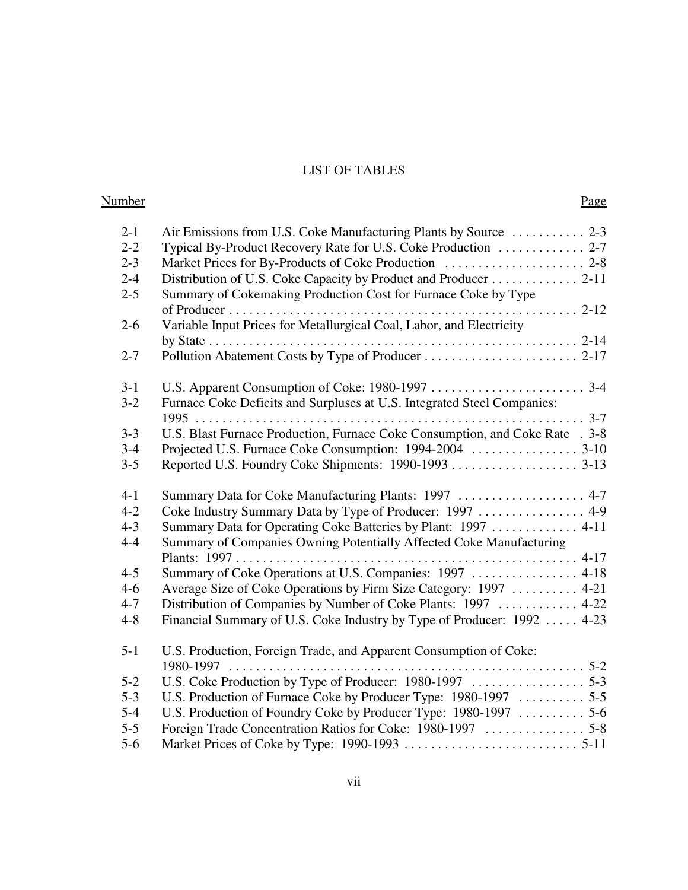# LIST OF TABLES

| Number | | Page |
|---|---|---|
| 2-1 | Air Emissions from U.S. Coke Manufacturing Plants by Source | 2-3 |
| 2-2 | Typical By-Product Recovery Rate for U.S. Coke Production | 2-7 |
| 2-3 | Market Prices for By-Products of Coke Production | 2-8 |
| 2-4 | Distribution of U.S. Coke Capacity by Product and Producer | 2-11 |
| 2-5 | Summary of Cokemaking Production Cost for Furnace Coke by Type of Producer | 2-12 |
| 2-6 | Variable Input Prices for Metallurgical Coal, Labor, and Electricity by State | 2-14 |
| 2-7 | Pollution Abatement Costs by Type of Producer | 2-17 |
| 3-1 | U.S. Apparent Consumption of Coke: 1980-1997 | 3-4 |
| 3-2 | Furnace Coke Deficits and Surpluses at U.S. Integrated Steel Companies: 1995 | 3-7 |
| 3-3 | U.S. Blast Furnace Production, Furnace Coke Consumption, and Coke Rate | 3-8 |
| 3-4 | Projected U.S. Furnace Coke Consumption: 1994-2004 | 3-10 |
| 3-5 | Reported U.S. Foundry Coke Shipments: 1990-1993 | 3-13 |
| 4-1 | Summary Data for Coke Manufacturing Plants: 1997 | 4-7 |
| 4-2 | Coke Industry Summary Data by Type of Producer: 1997 | 4-9 |
| 4-3 | Summary Data for Operating Coke Batteries by Plant: 1997 | 4-11 |
| 4-4 | Summary of Companies Owning Potentially Affected Coke Manufacturing Plants: 1997 | 4-17 |
| 4-5 | Summary of Coke Operations at U.S. Companies: 1997 | 4-18 |
| 4-6 | Average Size of Coke Operations by Firm Size Category: 1997 | 4-21 |
| 4-7 | Distribution of Companies by Number of Coke Plants: 1997 | 4-22 |
| 4-8 | Financial Summary of U.S. Coke Industry by Type of Producer: 1992 | 4-23 |
| 5-1 | U.S. Production, Foreign Trade, and Apparent Consumption of Coke: 1980-1997 | 5-2 |
| 5-2 | U.S. Coke Production by Type of Producer: 1980-1997 | 5-3 |
| 5-3 | U.S. Production of Furnace Coke by Producer Type: 1980-1997 | 5-5 |
| 5-4 | U.S. Production of Foundry Coke by Producer Type: 1980-1997 | 5-6 |
| 5-5 | Foreign Trade Concentration Ratios for Coke: 1980-1997 | 5-8 |
| 5-6 | Market Prices of Coke by Type: 1990-1993 | 5-11 |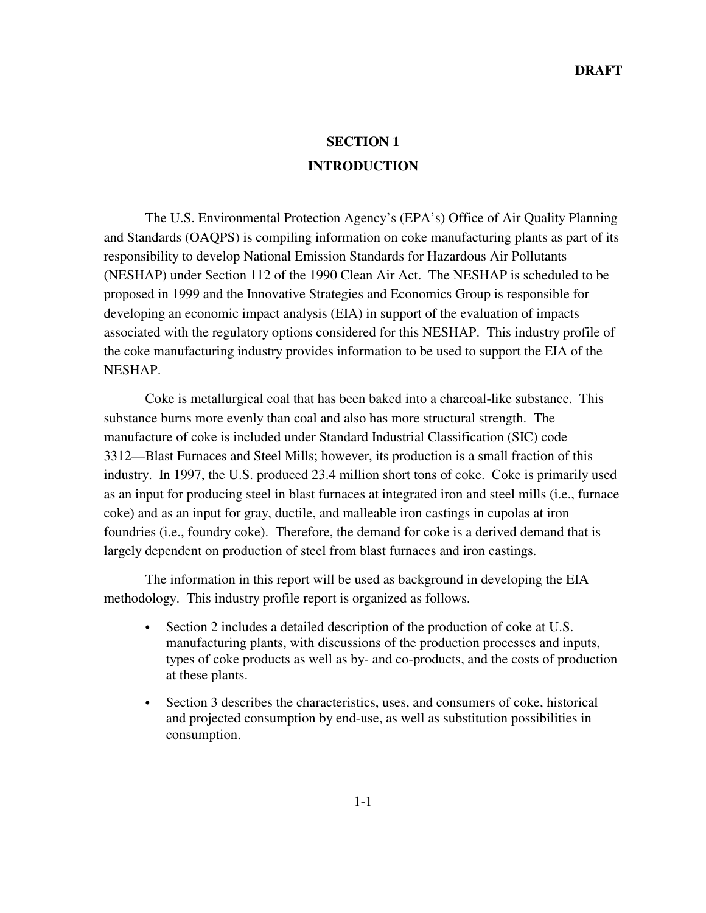DRAFT

# SECTION 1
# INTRODUCTION

The U.S. Environmental Protection Agency's (EPA's) Office of Air Quality Planning and Standards (OAQPS) is compiling information on coke manufacturing plants as part of its responsibility to develop National Emission Standards for Hazardous Air Pollutants (NESHAP) under Section 112 of the 1990 Clean Air Act. The NESHAP is scheduled to be proposed in 1999 and the Innovative Strategies and Economics Group is responsible for developing an economic impact analysis (EIA) in support of the evaluation of impacts associated with the regulatory options considered for this NESHAP. This industry profile of the coke manufacturing industry provides information to be used to support the EIA of the NESHAP.

Coke is metallurgical coal that has been baked into a charcoal-like substance. This substance burns more evenly than coal and also has more structural strength. The manufacture of coke is included under Standard Industrial Classification (SIC) code 3312—Blast Furnaces and Steel Mills; however, its production is a small fraction of this industry. In 1997, the U.S. produced 23.4 million short tons of coke. Coke is primarily used as an input for producing steel in blast furnaces at integrated iron and steel mills (i.e., furnace coke) and as an input for gray, ductile, and malleable iron castings in cupolas at iron foundries (i.e., foundry coke). Therefore, the demand for coke is a derived demand that is largely dependent on production of steel from blast furnaces and iron castings.

The information in this report will be used as background in developing the EIA methodology. This industry profile report is organized as follows.

- Section 2 includes a detailed description of the production of coke at U.S. manufacturing plants, with discussions of the production processes and inputs, types of coke products as well as by- and co-products, and the costs of production at these plants.
- Section 3 describes the characteristics, uses, and consumers of coke, historical and projected consumption by end-use, as well as substitution possibilities in consumption.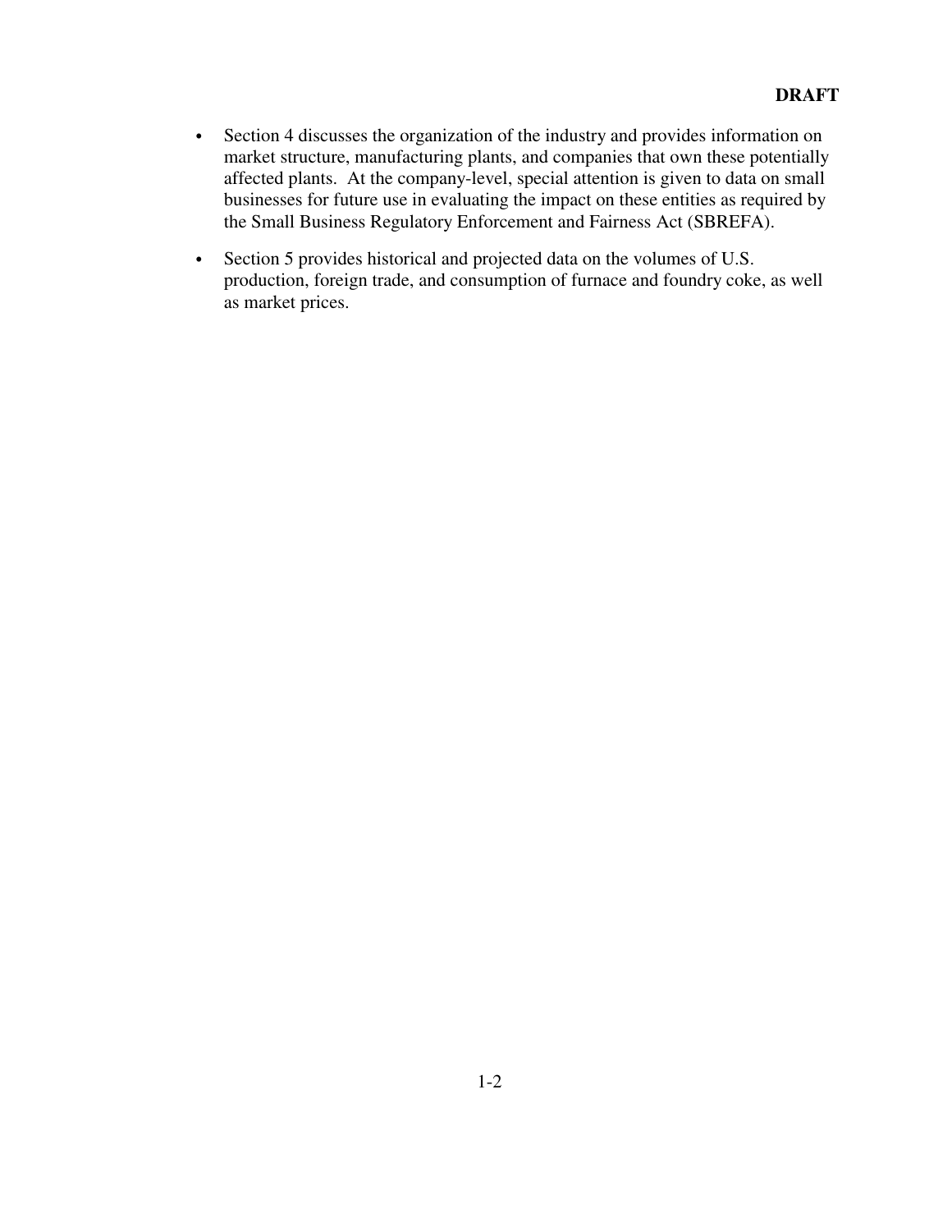- Section 4 discusses the organization of the industry and provides information on market structure, manufacturing plants, and companies that own these potentially affected plants. At the company-level, special attention is given to data on small businesses for future use in evaluating the impact on these entities as required by the Small Business Regulatory Enforcement and Fairness Act (SBREFA).

- Section 5 provides historical and projected data on the volumes of U.S. production, foreign trade, and consumption of furnace and foundry coke, as well as market prices.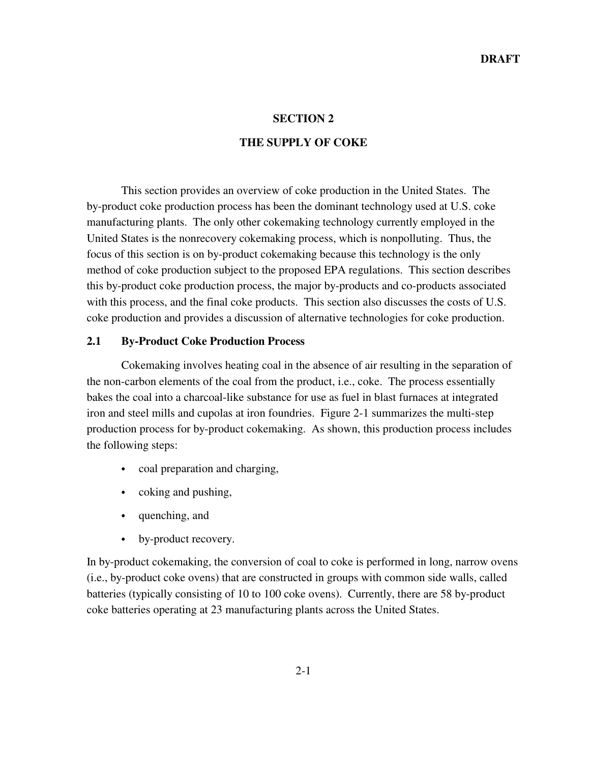# SECTION 2

# THE SUPPLY OF COKE

This section provides an overview of coke production in the United States. The by-product coke production process has been the dominant technology used at U.S. coke manufacturing plants. The only other cokemaking technology currently employed in the United States is the nonrecovery cokemaking process, which is nonpolluting. Thus, the focus of this section is on by-product cokemaking because this technology is the only method of coke production subject to the proposed EPA regulations. This section describes this by-product coke production process, the major by-products and co-products associated with this process, and the final coke products. This section also discusses the costs of U.S. coke production and provides a discussion of alternative technologies for coke production.

## 2.1 By-Product Coke Production Process

Cokemaking involves heating coal in the absence of air resulting in the separation of the non-carbon elements of the coal from the product, i.e., coke. The process essentially bakes the coal into a charcoal-like substance for use as fuel in blast furnaces at integrated iron and steel mills and cupolas at iron foundries. Figure 2-1 summarizes the multi-step production process for by-product cokemaking. As shown, this production process includes the following steps:

- coal preparation and charging,
- coking and pushing,
- quenching, and
- by-product recovery.

In by-product cokemaking, the conversion of coal to coke is performed in long, narrow ovens (i.e., by-product coke ovens) that are constructed in groups with common side walls, called batteries (typically consisting of 10 to 100 coke ovens). Currently, there are 58 by-product coke batteries operating at 23 manufacturing plants across the United States.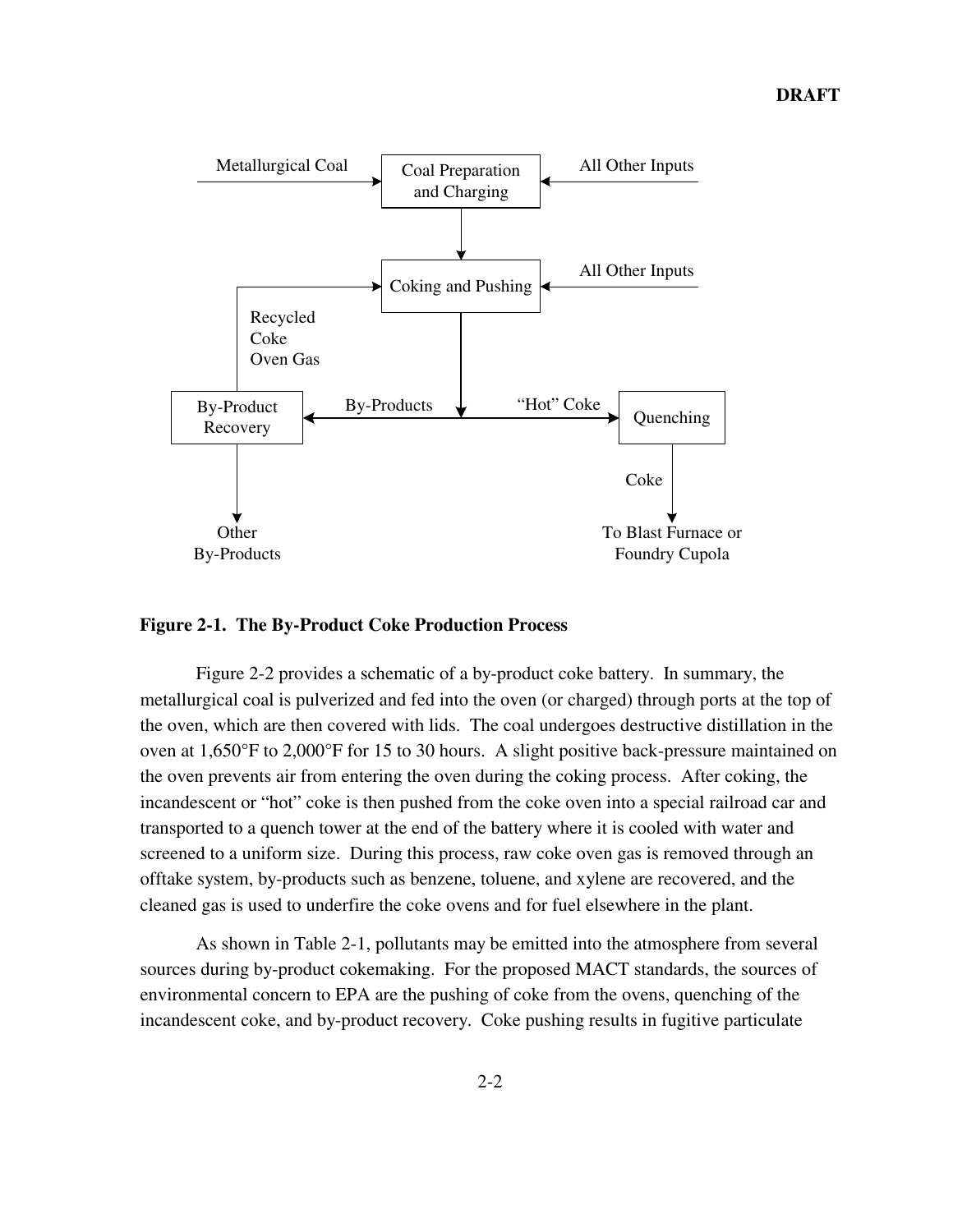Figure 2-1. The By-Product Coke Production Process

**Figure 2-1. The By-Product Coke Production Process**

Figure 2-2 provides a schematic of a by-product coke battery. In summary, the metallurgical coal is pulverized and fed into the oven (or charged) through ports at the top of the oven, which are then covered with lids. The coal undergoes destructive distillation in the oven at 1,650°F to 2,000°F for 15 to 30 hours. A slight positive back-pressure maintained on the oven prevents air from entering the oven during the coking process. After coking, the incandescent or "hot" coke is then pushed from the coke oven into a special railroad car and transported to a quench tower at the end of the battery where it is cooled with water and screened to a uniform size. During this process, raw coke oven gas is removed through an offtake system, by-products such as benzene, toluene, and xylene are recovered, and the cleaned gas is used to underfire the coke ovens and for fuel elsewhere in the plant.

As shown in Table 2-1, pollutants may be emitted into the atmosphere from several sources during by-product cokemaking. For the proposed MACT standards, the sources of environmental concern to EPA are the pushing of coke from the ovens, quenching of the incandescent coke, and by-product recovery. Coke pushing results in fugitive particulate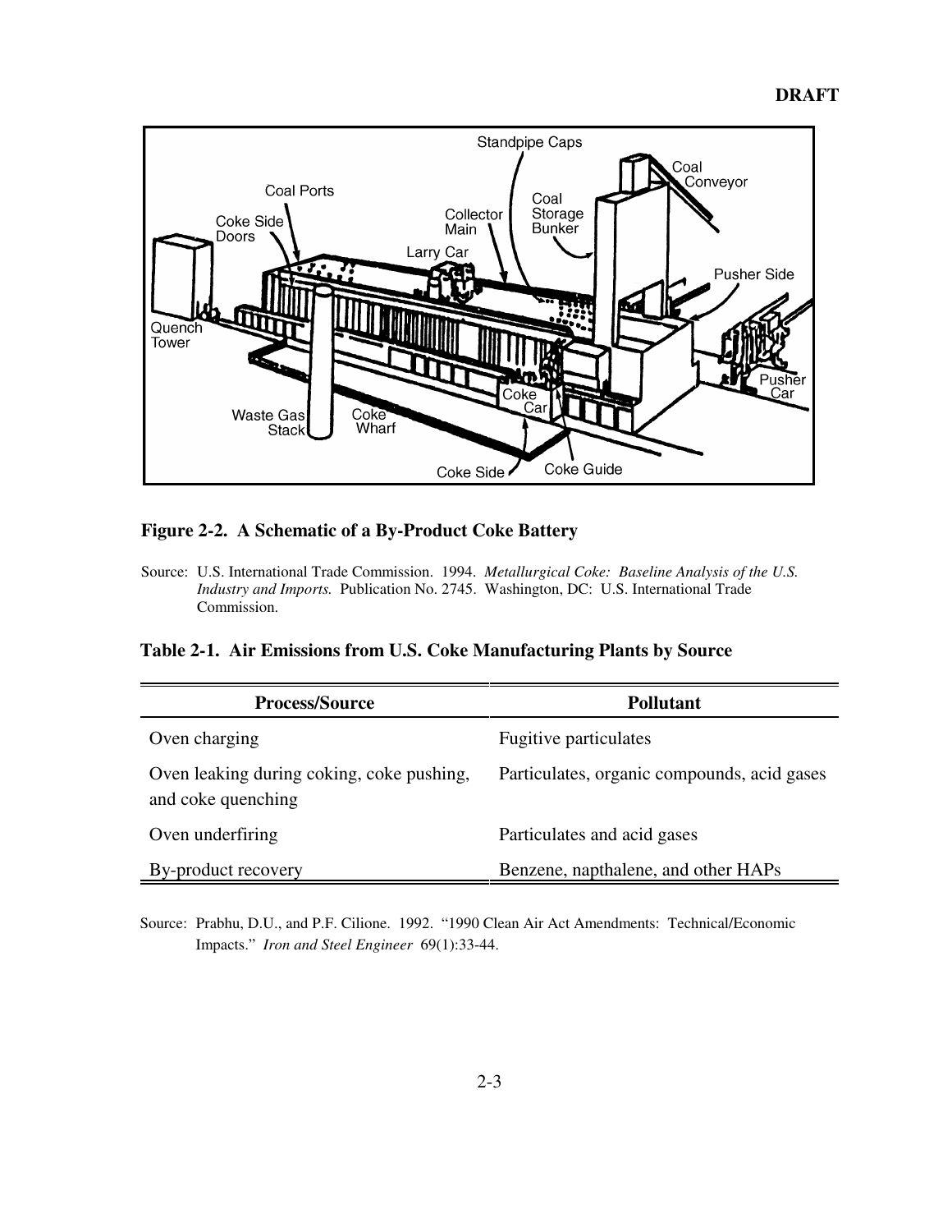**Figure 2-2. A Schematic of a By-Product Coke Battery**

Source: U.S. International Trade Commission. 1994. *Metallurgical Coke: Baseline Analysis of the U.S. Industry and Imports.* Publication No. 2745. Washington, DC: U.S. International Trade Commission.

**Table 2-1. Air Emissions from U.S. Coke Manufacturing Plants by Source**

| Process/Source | Pollutant |
|---|---|
| Oven charging | Fugitive particulates |
| Oven leaking during coking, coke pushing, and coke quenching | Particulates, organic compounds, acid gases |
| Oven underfiring | Particulates and acid gases |
| By-product recovery | Benzene, napthalene, and other HAPs |

Source: Prabhu, D.U., and P.F. Cilione. 1992. "1990 Clean Air Act Amendments: Technical/Economic Impacts." *Iron and Steel Engineer* 69(1):33-44.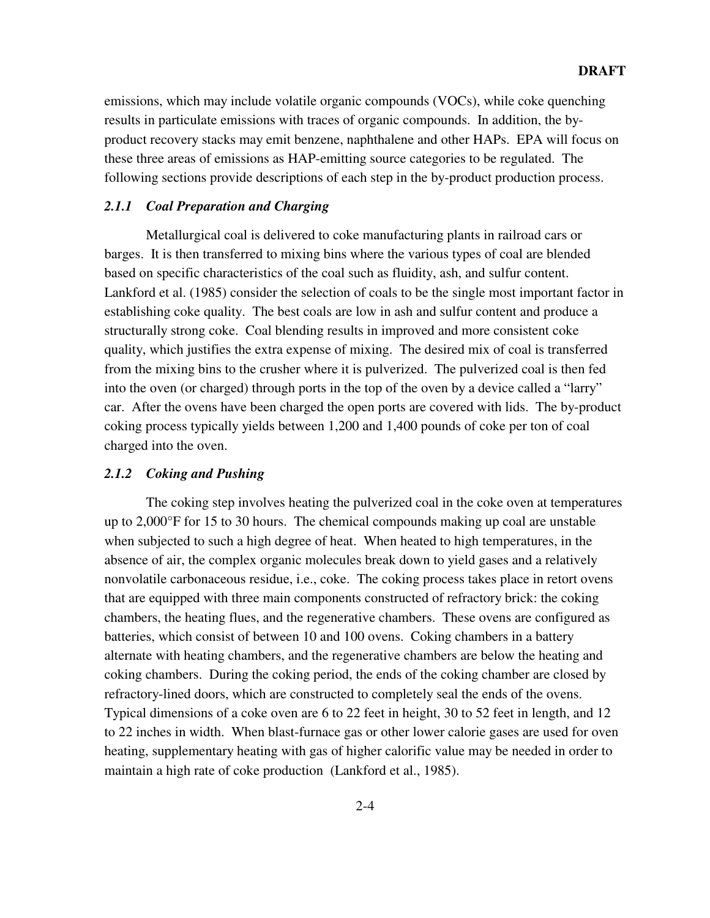emissions, which may include volatile organic compounds (VOCs), while coke quenching results in particulate emissions with traces of organic compounds. In addition, the by-product recovery stacks may emit benzene, naphthalene and other HAPs. EPA will focus on these three areas of emissions as HAP-emitting source categories to be regulated. The following sections provide descriptions of each step in the by-product production process.

### *2.1.1 Coal Preparation and Charging*

Metallurgical coal is delivered to coke manufacturing plants in railroad cars or barges. It is then transferred to mixing bins where the various types of coal are blended based on specific characteristics of the coal such as fluidity, ash, and sulfur content. Lankford et al. (1985) consider the selection of coals to be the single most important factor in establishing coke quality. The best coals are low in ash and sulfur content and produce a structurally strong coke. Coal blending results in improved and more consistent coke quality, which justifies the extra expense of mixing. The desired mix of coal is transferred from the mixing bins to the crusher where it is pulverized. The pulverized coal is then fed into the oven (or charged) through ports in the top of the oven by a device called a "larry" car. After the ovens have been charged the open ports are covered with lids. The by-product coking process typically yields between 1,200 and 1,400 pounds of coke per ton of coal charged into the oven.

### *2.1.2 Coking and Pushing*

The coking step involves heating the pulverized coal in the coke oven at temperatures up to 2,000°F for 15 to 30 hours. The chemical compounds making up coal are unstable when subjected to such a high degree of heat. When heated to high temperatures, in the absence of air, the complex organic molecules break down to yield gases and a relatively nonvolatile carbonaceous residue, i.e., coke. The coking process takes place in retort ovens that are equipped with three main components constructed of refractory brick: the coking chambers, the heating flues, and the regenerative chambers. These ovens are configured as batteries, which consist of between 10 and 100 ovens. Coking chambers in a battery alternate with heating chambers, and the regenerative chambers are below the heating and coking chambers. During the coking period, the ends of the coking chamber are closed by refractory-lined doors, which are constructed to completely seal the ends of the ovens. Typical dimensions of a coke oven are 6 to 22 feet in height, 30 to 52 feet in length, and 12 to 22 inches in width. When blast-furnace gas or other lower calorie gases are used for oven heating, supplementary heating with gas of higher calorific value may be needed in order to maintain a high rate of coke production (Lankford et al., 1985).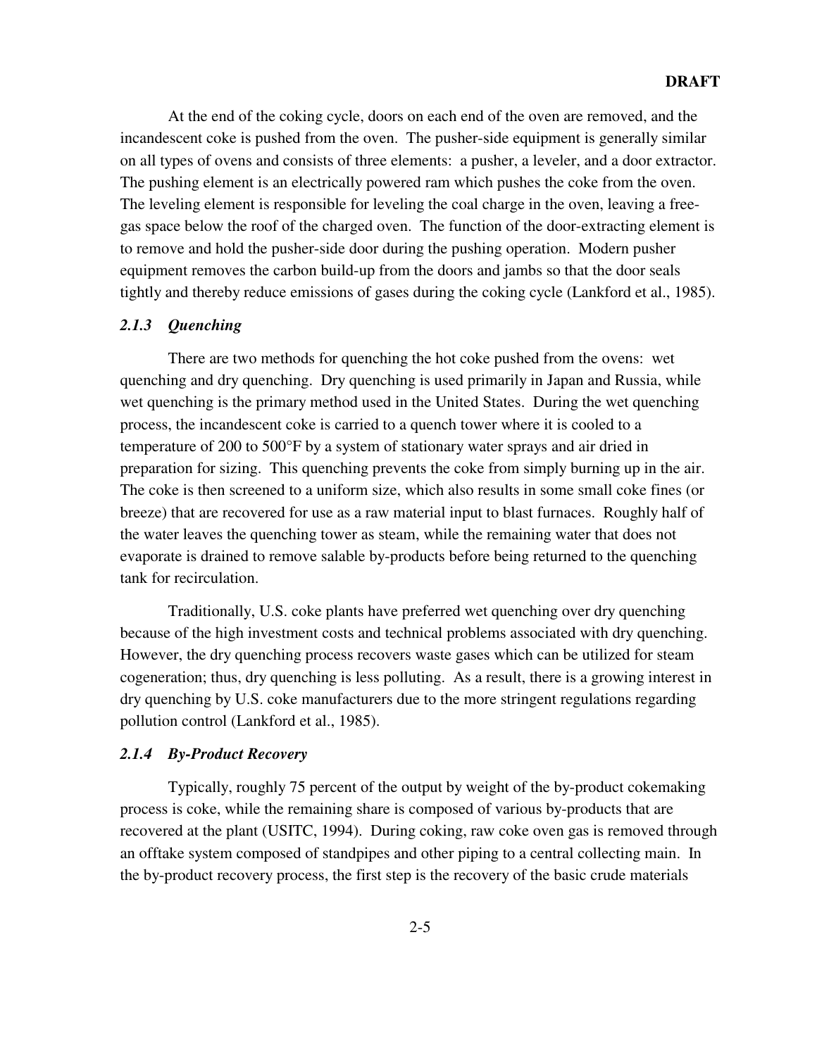At the end of the coking cycle, doors on each end of the oven are removed, and the incandescent coke is pushed from the oven. The pusher-side equipment is generally similar on all types of ovens and consists of three elements: a pusher, a leveler, and a door extractor. The pushing element is an electrically powered ram which pushes the coke from the oven. The leveling element is responsible for leveling the coal charge in the oven, leaving a free-gas space below the roof of the charged oven. The function of the door-extracting element is to remove and hold the pusher-side door during the pushing operation. Modern pusher equipment removes the carbon build-up from the doors and jambs so that the door seals tightly and thereby reduce emissions of gases during the coking cycle (Lankford et al., 1985).

### *2.1.3 Quenching*

There are two methods for quenching the hot coke pushed from the ovens: wet quenching and dry quenching. Dry quenching is used primarily in Japan and Russia, while wet quenching is the primary method used in the United States. During the wet quenching process, the incandescent coke is carried to a quench tower where it is cooled to a temperature of 200 to 500°F by a system of stationary water sprays and air dried in preparation for sizing. This quenching prevents the coke from simply burning up in the air. The coke is then screened to a uniform size, which also results in some small coke fines (or breeze) that are recovered for use as a raw material input to blast furnaces. Roughly half of the water leaves the quenching tower as steam, while the remaining water that does not evaporate is drained to remove salable by-products before being returned to the quenching tank for recirculation.

Traditionally, U.S. coke plants have preferred wet quenching over dry quenching because of the high investment costs and technical problems associated with dry quenching. However, the dry quenching process recovers waste gases which can be utilized for steam cogeneration; thus, dry quenching is less polluting. As a result, there is a growing interest in dry quenching by U.S. coke manufacturers due to the more stringent regulations regarding pollution control (Lankford et al., 1985).

### *2.1.4 By-Product Recovery*

Typically, roughly 75 percent of the output by weight of the by-product cokemaking process is coke, while the remaining share is composed of various by-products that are recovered at the plant (USITC, 1994). During coking, raw coke oven gas is removed through an offtake system composed of standpipes and other piping to a central collecting main. In the by-product recovery process, the first step is the recovery of the basic crude materials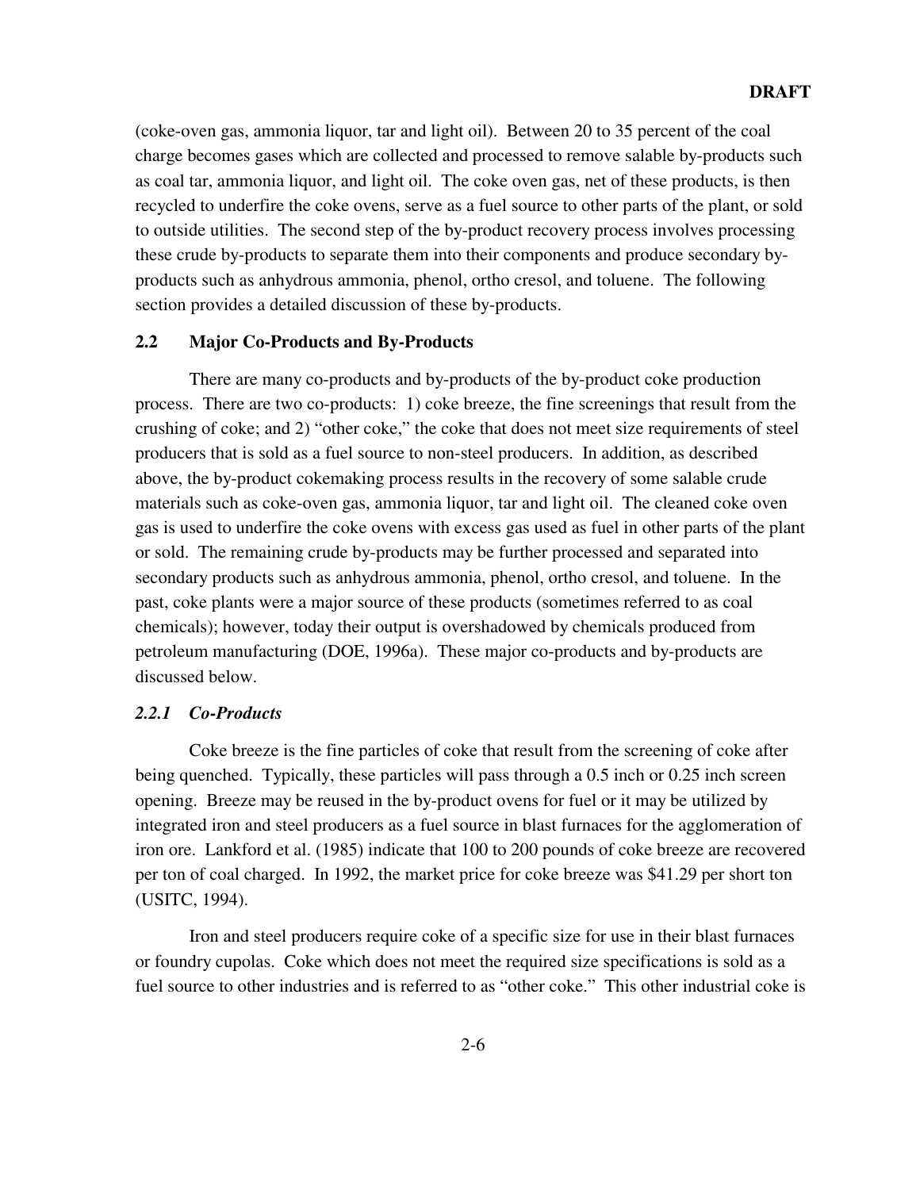(coke-oven gas, ammonia liquor, tar and light oil). Between 20 to 35 percent of the coal charge becomes gases which are collected and processed to remove salable by-products such as coal tar, ammonia liquor, and light oil. The coke oven gas, net of these products, is then recycled to underfire the coke ovens, serve as a fuel source to other parts of the plant, or sold to outside utilities. The second step of the by-product recovery process involves processing these crude by-products to separate them into their components and produce secondary by-products such as anhydrous ammonia, phenol, ortho cresol, and toluene. The following section provides a detailed discussion of these by-products.

## 2.2 Major Co-Products and By-Products

There are many co-products and by-products of the by-product coke production process. There are two co-products: 1) coke breeze, the fine screenings that result from the crushing of coke; and 2) "other coke," the coke that does not meet size requirements of steel producers that is sold as a fuel source to non-steel producers. In addition, as described above, the by-product cokemaking process results in the recovery of some salable crude materials such as coke-oven gas, ammonia liquor, tar and light oil. The cleaned coke oven gas is used to underfire the coke ovens with excess gas used as fuel in other parts of the plant or sold. The remaining crude by-products may be further processed and separated into secondary products such as anhydrous ammonia, phenol, ortho cresol, and toluene. In the past, coke plants were a major source of these products (sometimes referred to as coal chemicals); however, today their output is overshadowed by chemicals produced from petroleum manufacturing (DOE, 1996a). These major co-products and by-products are discussed below.

### *2.2.1 Co-Products*

Coke breeze is the fine particles of coke that result from the screening of coke after being quenched. Typically, these particles will pass through a 0.5 inch or 0.25 inch screen opening. Breeze may be reused in the by-product ovens for fuel or it may be utilized by integrated iron and steel producers as a fuel source in blast furnaces for the agglomeration of iron ore. Lankford et al. (1985) indicate that 100 to 200 pounds of coke breeze are recovered per ton of coal charged. In 1992, the market price for coke breeze was $41.29 per short ton (USITC, 1994).

Iron and steel producers require coke of a specific size for use in their blast furnaces or foundry cupolas. Coke which does not meet the required size specifications is sold as a fuel source to other industries and is referred to as "other coke." This other industrial coke is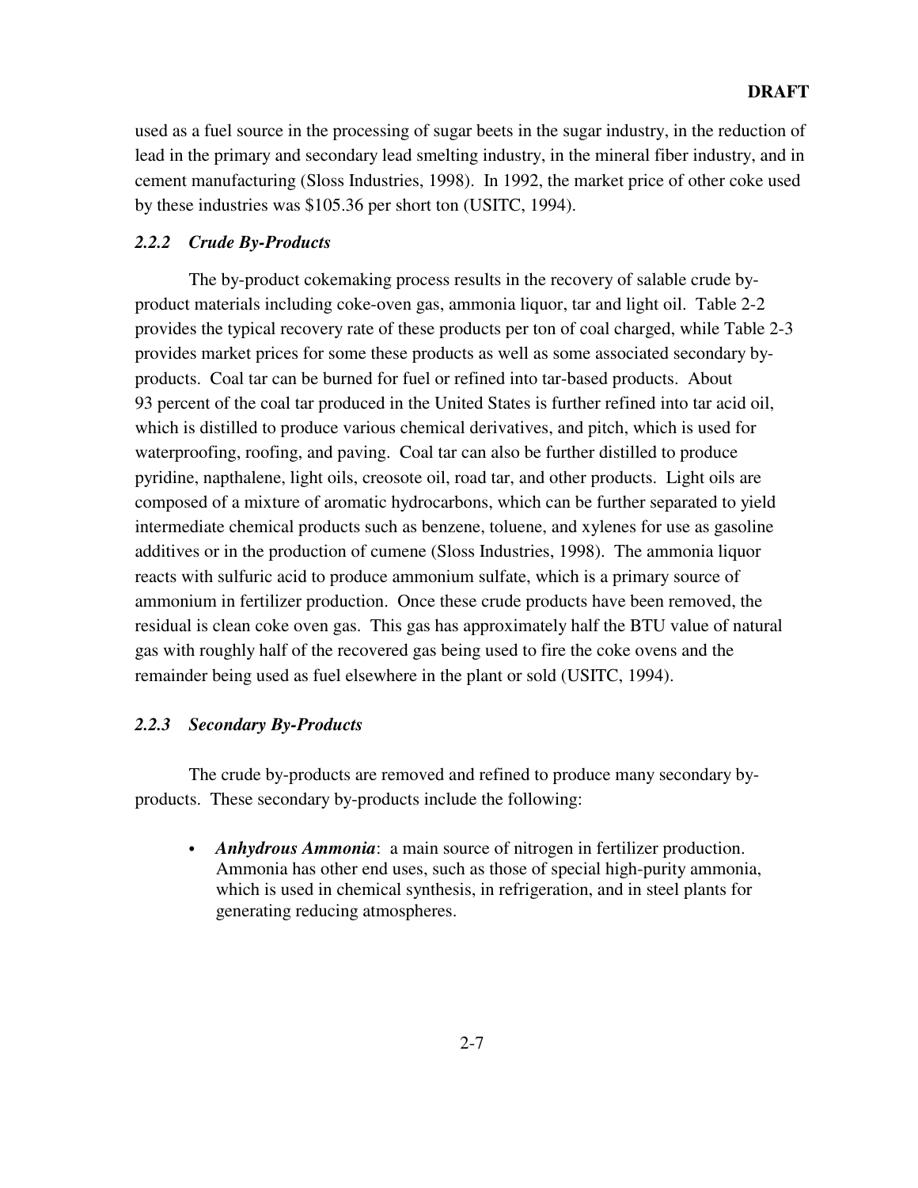used as a fuel source in the processing of sugar beets in the sugar industry, in the reduction of lead in the primary and secondary lead smelting industry, in the mineral fiber industry, and in cement manufacturing (Sloss Industries, 1998). In 1992, the market price of other coke used by these industries was $105.36 per short ton (USITC, 1994).

### *2.2.2 Crude By-Products*

The by-product cokemaking process results in the recovery of salable crude by-product materials including coke-oven gas, ammonia liquor, tar and light oil. Table 2-2 provides the typical recovery rate of these products per ton of coal charged, while Table 2-3 provides market prices for some these products as well as some associated secondary by-products. Coal tar can be burned for fuel or refined into tar-based products. About 93 percent of the coal tar produced in the United States is further refined into tar acid oil, which is distilled to produce various chemical derivatives, and pitch, which is used for waterproofing, roofing, and paving. Coal tar can also be further distilled to produce pyridine, napthalene, light oils, creosote oil, road tar, and other products. Light oils are composed of a mixture of aromatic hydrocarbons, which can be further separated to yield intermediate chemical products such as benzene, toluene, and xylenes for use as gasoline additives or in the production of cumene (Sloss Industries, 1998). The ammonia liquor reacts with sulfuric acid to produce ammonium sulfate, which is a primary source of ammonium in fertilizer production. Once these crude products have been removed, the residual is clean coke oven gas. This gas has approximately half the BTU value of natural gas with roughly half of the recovered gas being used to fire the coke ovens and the remainder being used as fuel elsewhere in the plant or sold (USITC, 1994).

### *2.2.3 Secondary By-Products*

The crude by-products are removed and refined to produce many secondary by-products. These secondary by-products include the following:

- ***Anhydrous Ammonia***: a main source of nitrogen in fertilizer production. Ammonia has other end uses, such as those of special high-purity ammonia, which is used in chemical synthesis, in refrigeration, and in steel plants for generating reducing atmospheres.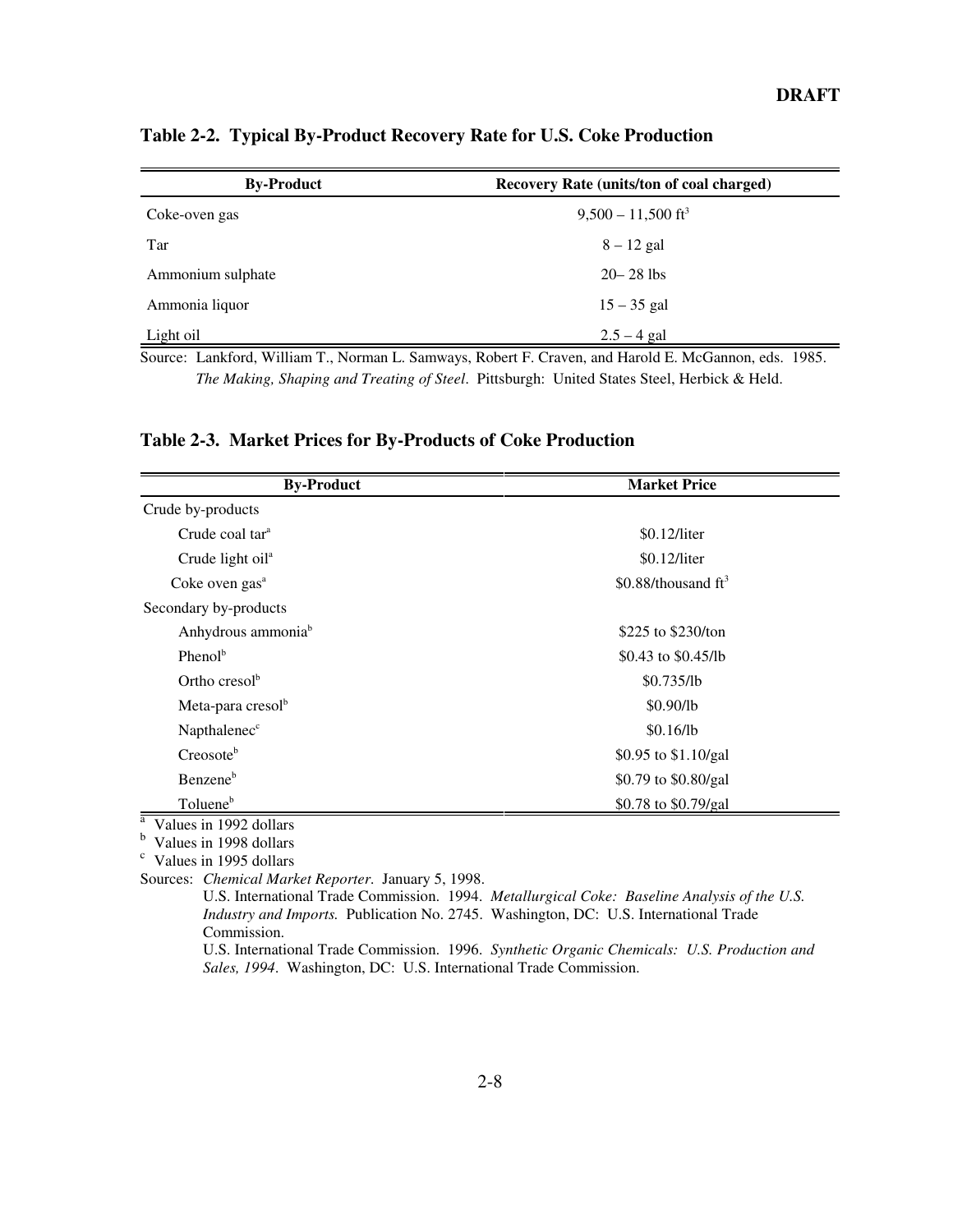**DRAFT**

**Table 2-2. Typical By-Product Recovery Rate for U.S. Coke Production**

| By-Product | Recovery Rate (units/ton of coal charged) |
|---|---|
| Coke-oven gas | 9,500 – 11,500 $ft^3$ |
| Tar | 8 – 12 gal |
| Ammonium sulphate | 20– 28 lbs |
| Ammonia liquor | 15 – 35 gal |
| Light oil | 2.5 – 4 gal |

Source: Lankford, William T., Norman L. Samways, Robert F. Craven, and Harold E. McGannon, eds. 1985. *The Making, Shaping and Treating of Steel*. Pittsburgh: United States Steel, Herbick & Held.

**Table 2-3. Market Prices for By-Products of Coke Production**

| By-Product | Market Price |
|---|---|
| Crude by-products | |
| Crude coal tar[a] | \$0.12/liter |
| Crude light oil[a] | \$0.12/liter |
| Coke oven gas[a] | \$0.88/thousand $ft^3$ |
| Secondary by-products | |
| Anhydrous ammonia[b] | \$225 to \$230/ton |
| Phenol[b] | \$0.43 to \$0.45/lb |
| Ortho cresol[b] | \$0.735/lb |
| Meta-para cresol[b] | \$0.90/lb |
| Napthalenec[c] | \$0.16/lb |
| Creosote[b] | \$0.95 to \$1.10/gal |
| Benzene[b] | \$0.79 to \$0.80/gal |
| Toluene[b] | \$0.78 to \$0.79/gal |

[a] Values in 1992 dollars
[b] Values in 1998 dollars
[c] Values in 1995 dollars

Sources: *Chemical Market Reporter*. January 5, 1998.
U.S. International Trade Commission. 1994. *Metallurgical Coke: Baseline Analysis of the U.S. Industry and Imports.* Publication No. 2745. Washington, DC: U.S. International Trade Commission.
U.S. International Trade Commission. 1996. *Synthetic Organic Chemicals: U.S. Production and Sales, 1994*. Washington, DC: U.S. International Trade Commission.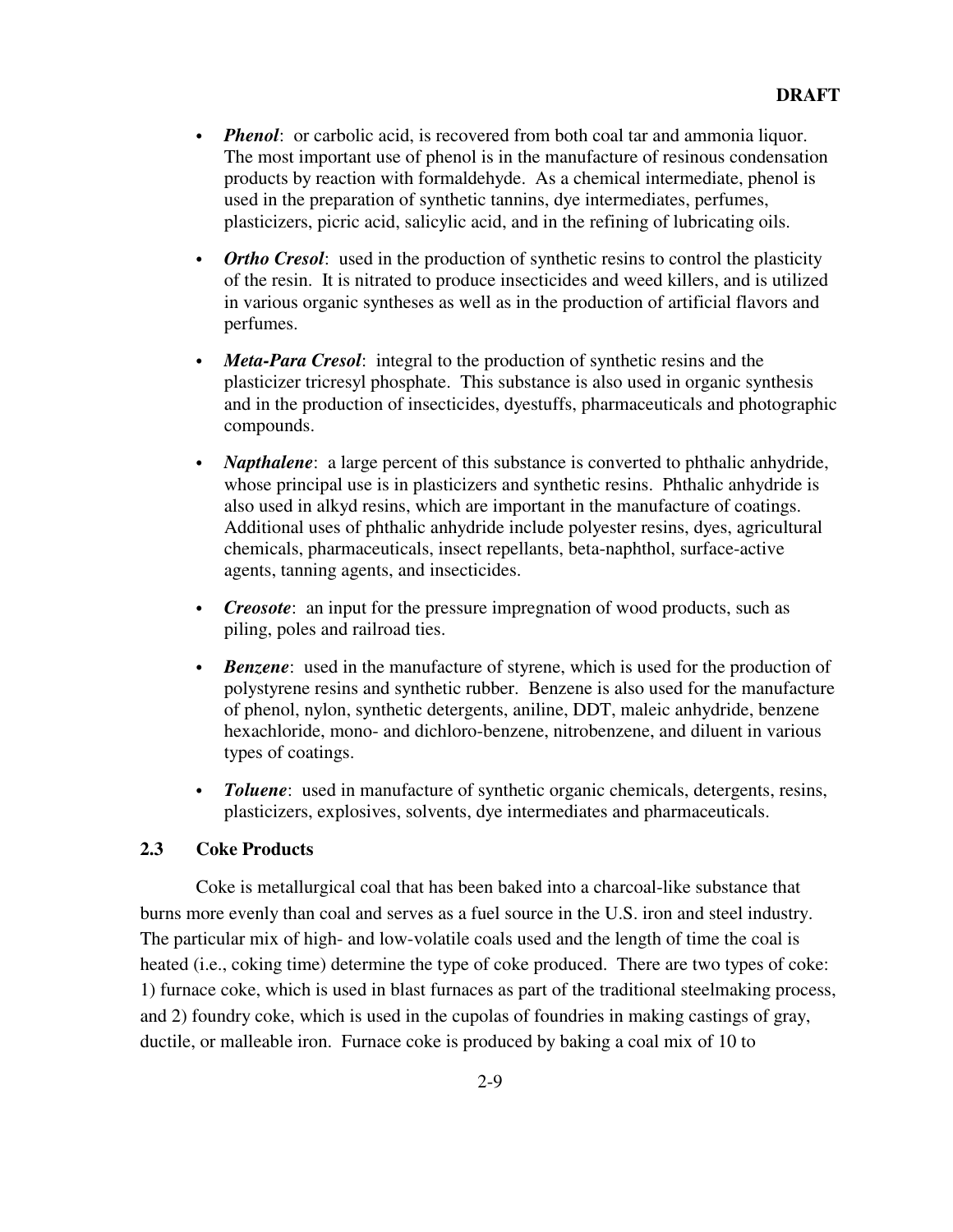- ***Phenol***: or carbolic acid, is recovered from both coal tar and ammonia liquor. The most important use of phenol is in the manufacture of resinous condensation products by reaction with formaldehyde. As a chemical intermediate, phenol is used in the preparation of synthetic tannins, dye intermediates, perfumes, plasticizers, picric acid, salicylic acid, and in the refining of lubricating oils.

- ***Ortho Cresol***: used in the production of synthetic resins to control the plasticity of the resin. It is nitrated to produce insecticides and weed killers, and is utilized in various organic syntheses as well as in the production of artificial flavors and perfumes.

- ***Meta-Para Cresol***: integral to the production of synthetic resins and the plasticizer tricresyl phosphate. This substance is also used in organic synthesis and in the production of insecticides, dyestuffs, pharmaceuticals and photographic compounds.

- ***Napthalene***: a large percent of this substance is converted to phthalic anhydride, whose principal use is in plasticizers and synthetic resins. Phthalic anhydride is also used in alkyd resins, which are important in the manufacture of coatings. Additional uses of phthalic anhydride include polyester resins, dyes, agricultural chemicals, pharmaceuticals, insect repellants, beta-naphthol, surface-active agents, tanning agents, and insecticides.

- ***Creosote***: an input for the pressure impregnation of wood products, such as piling, poles and railroad ties.

- ***Benzene***: used in the manufacture of styrene, which is used for the production of polystyrene resins and synthetic rubber. Benzene is also used for the manufacture of phenol, nylon, synthetic detergents, aniline, DDT, maleic anhydride, benzene hexachloride, mono- and dichloro-benzene, nitrobenzene, and diluent in various types of coatings.

- ***Toluene***: used in manufacture of synthetic organic chemicals, detergents, resins, plasticizers, explosives, solvents, dye intermediates and pharmaceuticals.

### 2.3 Coke Products

Coke is metallurgical coal that has been baked into a charcoal-like substance that burns more evenly than coal and serves as a fuel source in the U.S. iron and steel industry. The particular mix of high- and low-volatile coals used and the length of time the coal is heated (i.e., coking time) determine the type of coke produced. There are two types of coke: 1) furnace coke, which is used in blast furnaces as part of the traditional steelmaking process, and 2) foundry coke, which is used in the cupolas of foundries in making castings of gray, ductile, or malleable iron. Furnace coke is produced by baking a coal mix of 10 to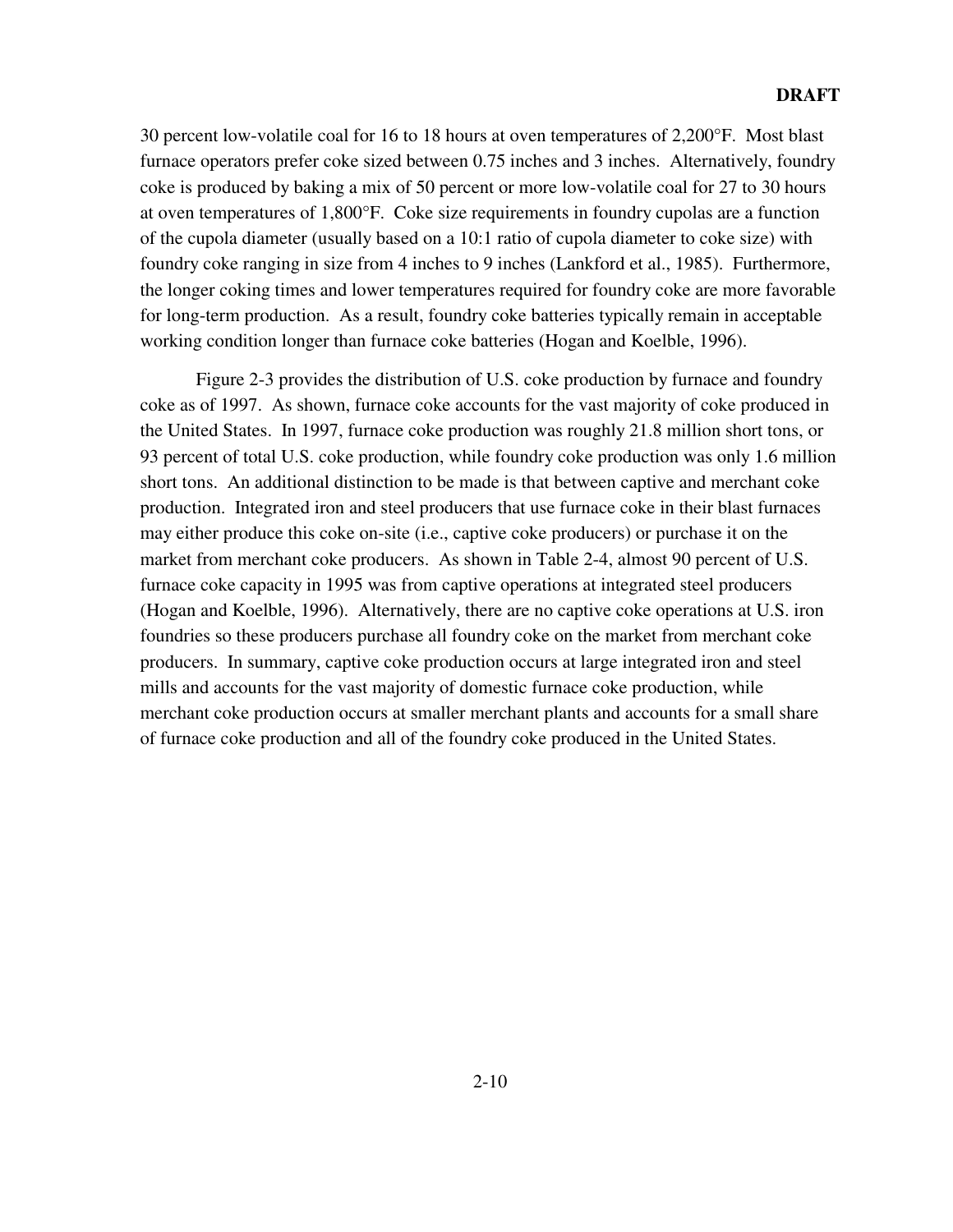30 percent low-volatile coal for 16 to 18 hours at oven temperatures of 2,200°F. Most blast furnace operators prefer coke sized between 0.75 inches and 3 inches. Alternatively, foundry coke is produced by baking a mix of 50 percent or more low-volatile coal for 27 to 30 hours at oven temperatures of 1,800°F. Coke size requirements in foundry cupolas are a function of the cupola diameter (usually based on a 10:1 ratio of cupola diameter to coke size) with foundry coke ranging in size from 4 inches to 9 inches (Lankford et al., 1985). Furthermore, the longer coking times and lower temperatures required for foundry coke are more favorable for long-term production. As a result, foundry coke batteries typically remain in acceptable working condition longer than furnace coke batteries (Hogan and Koelble, 1996).

Figure 2-3 provides the distribution of U.S. coke production by furnace and foundry coke as of 1997. As shown, furnace coke accounts for the vast majority of coke produced in the United States. In 1997, furnace coke production was roughly 21.8 million short tons, or 93 percent of total U.S. coke production, while foundry coke production was only 1.6 million short tons. An additional distinction to be made is that between captive and merchant coke production. Integrated iron and steel producers that use furnace coke in their blast furnaces may either produce this coke on-site (i.e., captive coke producers) or purchase it on the market from merchant coke producers. As shown in Table 2-4, almost 90 percent of U.S. furnace coke capacity in 1995 was from captive operations at integrated steel producers (Hogan and Koelble, 1996). Alternatively, there are no captive coke operations at U.S. iron foundries so these producers purchase all foundry coke on the market from merchant coke producers. In summary, captive coke production occurs at large integrated iron and steel mills and accounts for the vast majority of domestic furnace coke production, while merchant coke production occurs at smaller merchant plants and accounts for a small share of furnace coke production and all of the foundry coke produced in the United States.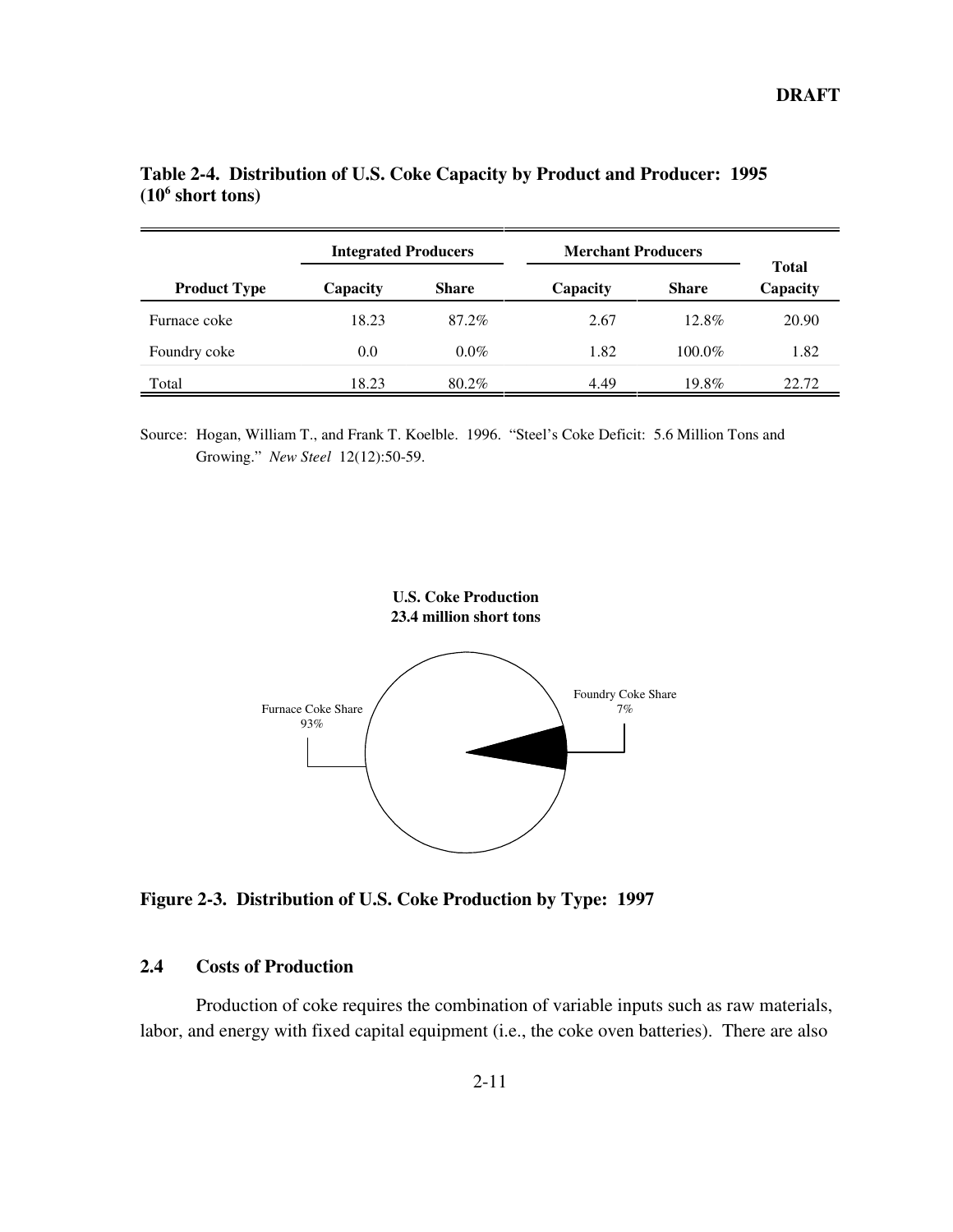**Table 2-4. Distribution of U.S. Coke Capacity by Product and Producer: 1995 ($10^6$ short tons)**

| | Integrated Producers | | Merchant Producers | | Total |
|---|---|---|---|---|---|
| **Product Type** | **Capacity** | **Share** | **Capacity** | **Share** | **Capacity** |
| Furnace coke | 18.23 | 87.2% | 2.67 | 12.8% | 20.90 |
| Foundry coke | 0.0 | 0.0% | 1.82 | 100.0% | 1.82 |
| Total | 18.23 | 80.2% | 4.49 | 19.8% | 22.72 |

Source: Hogan, William T., and Frank T. Koelble. 1996. "Steel's Coke Deficit: 5.6 Million Tons and Growing." *New Steel* 12(12):50-59.

**U.S. Coke Production**
**23.4 million short tons**

Furnace Coke Share 93%

Foundry Coke Share 7%

**Figure 2-3. Distribution of U.S. Coke Production by Type: 1997**

## 2.4 Costs of Production

Production of coke requires the combination of variable inputs such as raw materials, labor, and energy with fixed capital equipment (i.e., the coke oven batteries). There are also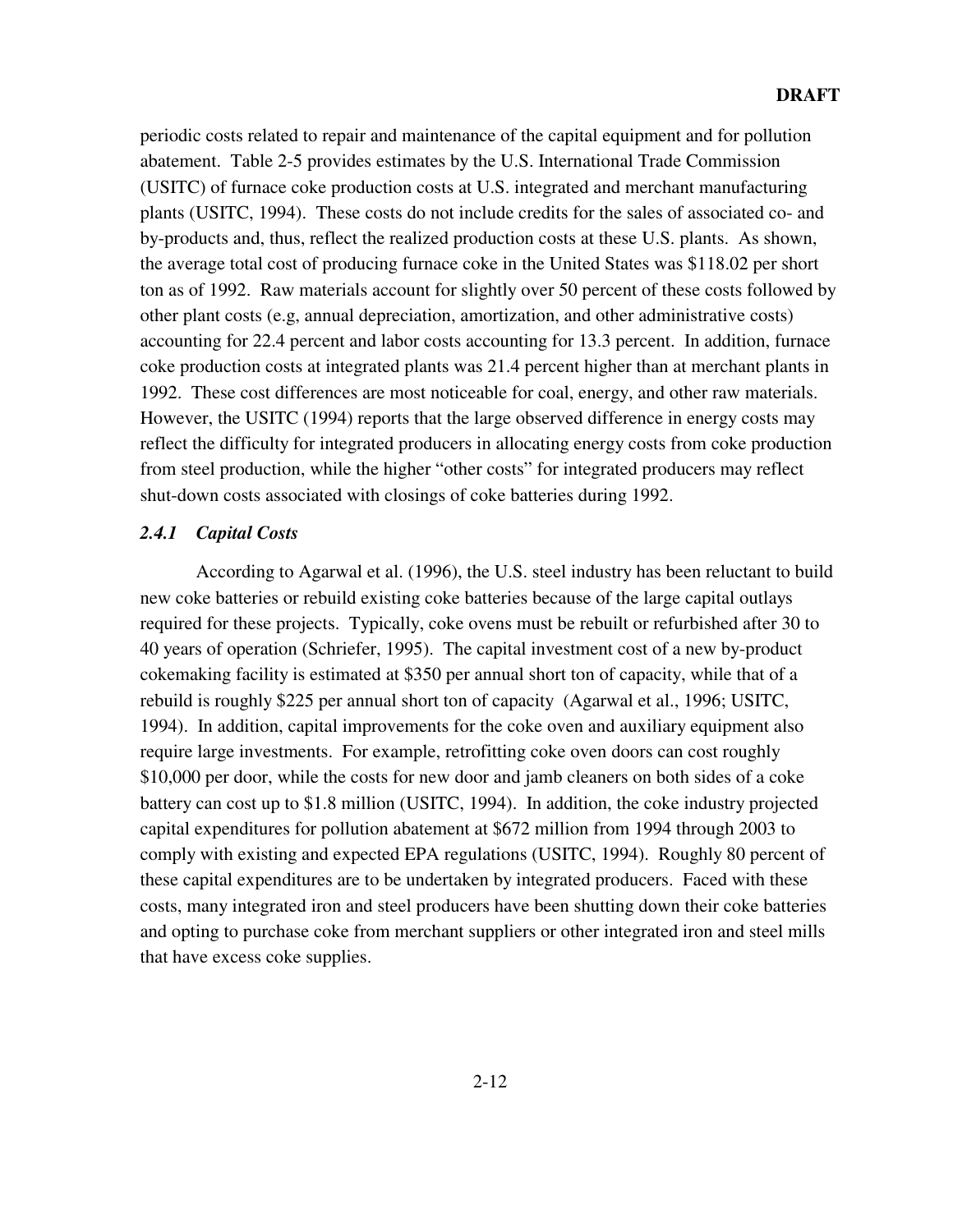periodic costs related to repair and maintenance of the capital equipment and for pollution abatement. Table 2-5 provides estimates by the U.S. International Trade Commission (USITC) of furnace coke production costs at U.S. integrated and merchant manufacturing plants (USITC, 1994). These costs do not include credits for the sales of associated co- and by-products and, thus, reflect the realized production costs at these U.S. plants. As shown, the average total cost of producing furnace coke in the United States was $118.02 per short ton as of 1992. Raw materials account for slightly over 50 percent of these costs followed by other plant costs (e.g, annual depreciation, amortization, and other administrative costs) accounting for 22.4 percent and labor costs accounting for 13.3 percent. In addition, furnace coke production costs at integrated plants was 21.4 percent higher than at merchant plants in 1992. These cost differences are most noticeable for coal, energy, and other raw materials. However, the USITC (1994) reports that the large observed difference in energy costs may reflect the difficulty for integrated producers in allocating energy costs from coke production from steel production, while the higher "other costs" for integrated producers may reflect shut-down costs associated with closings of coke batteries during 1992.

### *2.4.1 Capital Costs*

According to Agarwal et al. (1996), the U.S. steel industry has been reluctant to build new coke batteries or rebuild existing coke batteries because of the large capital outlays required for these projects. Typically, coke ovens must be rebuilt or refurbished after 30 to 40 years of operation (Schriefer, 1995). The capital investment cost of a new by-product cokemaking facility is estimated at $350 per annual short ton of capacity, while that of a rebuild is roughly $225 per annual short ton of capacity (Agarwal et al., 1996; USITC, 1994). In addition, capital improvements for the coke oven and auxiliary equipment also require large investments. For example, retrofitting coke oven doors can cost roughly $10,000 per door, while the costs for new door and jamb cleaners on both sides of a coke battery can cost up to $1.8 million (USITC, 1994). In addition, the coke industry projected capital expenditures for pollution abatement at $672 million from 1994 through 2003 to comply with existing and expected EPA regulations (USITC, 1994). Roughly 80 percent of these capital expenditures are to be undertaken by integrated producers. Faced with these costs, many integrated iron and steel producers have been shutting down their coke batteries and opting to purchase coke from merchant suppliers or other integrated iron and steel mills that have excess coke supplies.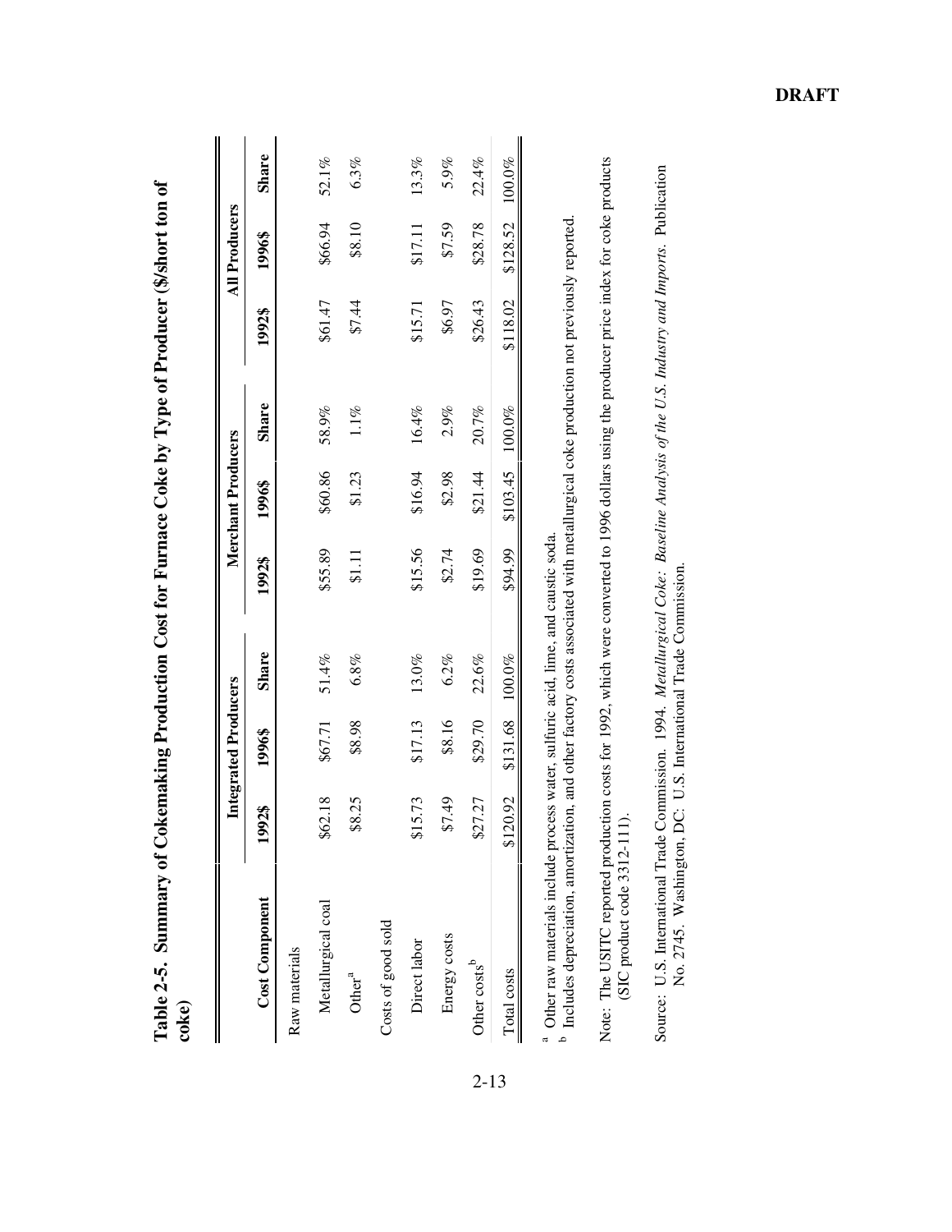**Table 2-5. Summary of Cokemaking Production Cost for Furnace Coke by Type of Producer ($/short ton of coke)**

| Cost Component | Integrated Producers | | | Merchant Producers | | | All Producers | | |
|---|---|---|---|---|---|---|---|---|---|
| | 1992$ | 1996$ | Share | 1992$ | 1996$ | Share | 1992$ | 1996$ | Share |
| Raw materials | | | | | | | | | |
| Metallurgical coal | $62.18 | $67.71 | 51.4% | $55.89 | $60.86 | 58.9% | $61.47 | $66.94 | 52.1% |
| Other[a] | $8.25 | $8.98 | 6.8% | $1.11 | $1.23 | 1.1% | $7.44 | $8.10 | 6.3% |
| Costs of good sold | | | | | | | | | |
| Direct labor | $15.73 | $17.13 | 13.0% | $15.56 | $16.94 | 16.4% | $15.71 | $17.11 | 13.3% |
| Energy costs | $7.49 | $8.16 | 6.2% | $2.74 | $2.98 | 2.9% | $6.97 | $7.59 | 5.9% |
| Other costs[b] | $27.27 | $29.70 | 22.6% | $19.69 | $21.44 | 20.7% | $26.43 | $28.78 | 22.4% |
| Total costs | $120.92 | $131.68 | 100.0% | $94.99 | $103.45 | 100.0% | $118.02 | $128.52 | 100.0% |

[a] Other raw materials include process water, sulfuric acid, lime, and caustic soda.
[b] Includes depreciation, amortization, and other factory costs associated with metallurgical coke production not previously reported.

Note: The USITC reported production costs for 1992, which were converted to 1996 dollars using the producer price index for coke products (SIC product code 3312-111).

Source: U.S. International Trade Commission. 1994. *Metallurgical Coke: Baseline Analysis of the U.S. Industry and Imports*. Publication No. 2745. Washington, DC: U.S. International Trade Commission.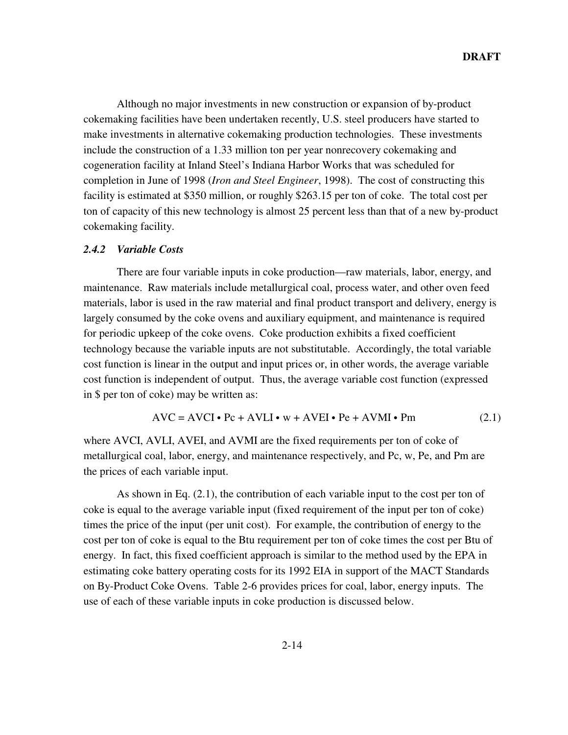Although no major investments in new construction or expansion of by-product cokemaking facilities have been undertaken recently, U.S. steel producers have started to make investments in alternative cokemaking production technologies. These investments include the construction of a 1.33 million ton per year nonrecovery cokemaking and cogeneration facility at Inland Steel's Indiana Harbor Works that was scheduled for completion in June of 1998 (*Iron and Steel Engineer*, 1998). The cost of constructing this facility is estimated at $350 million, or roughly $263.15 per ton of coke. The total cost per ton of capacity of this new technology is almost 25 percent less than that of a new by-product cokemaking facility.

### *2.4.2 Variable Costs*

There are four variable inputs in coke production—raw materials, labor, energy, and maintenance. Raw materials include metallurgical coal, process water, and other oven feed materials, labor is used in the raw material and final product transport and delivery, energy is largely consumed by the coke ovens and auxiliary equipment, and maintenance is required for periodic upkeep of the coke ovens. Coke production exhibits a fixed coefficient technology because the variable inputs are not substitutable. Accordingly, the total variable cost function is linear in the output and input prices or, in other words, the average variable cost function is independent of output. Thus, the average variable cost function (expressed in $ per ton of coke) may be written as:

$$AVC = AVCI \cdot Pc + AVLI \cdot w + AVEI \cdot Pe + AVMI \cdot Pm \tag{2.1}$$

where AVCI, AVLI, AVEI, and AVMI are the fixed requirements per ton of coke of metallurgical coal, labor, energy, and maintenance respectively, and Pc, w, Pe, and Pm are the prices of each variable input.

As shown in Eq. (2.1), the contribution of each variable input to the cost per ton of coke is equal to the average variable input (fixed requirement of the input per ton of coke) times the price of the input (per unit cost). For example, the contribution of energy to the cost per ton of coke is equal to the Btu requirement per ton of coke times the cost per Btu of energy. In fact, this fixed coefficient approach is similar to the method used by the EPA in estimating coke battery operating costs for its 1992 EIA in support of the MACT Standards on By-Product Coke Ovens. Table 2-6 provides prices for coal, labor, energy inputs. The use of each of these variable inputs in coke production is discussed below.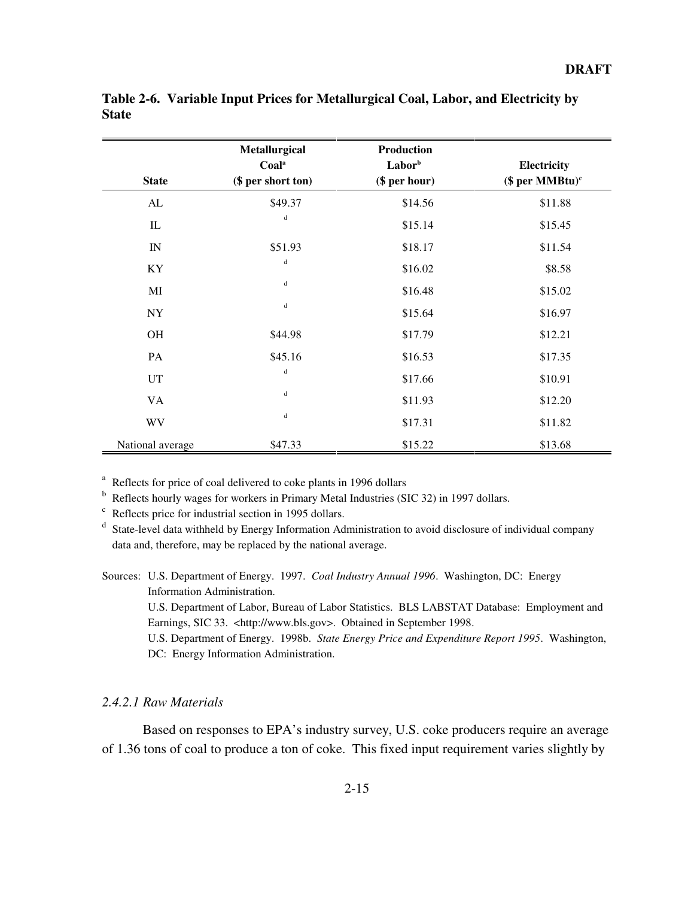**Table 2-6. Variable Input Prices for Metallurgical Coal, Labor, and Electricity by State**

| State | Metallurgical Coal[a] ($ per short ton) | Production Labor[b] ($ per hour) | Electricity ($ per MMBtu)[c] |
|---|---|---|---|
| AL | $49.37 | $14.56 | $11.88 |
| IL | [d] | $15.14 | $15.45 |
| IN | $51.93 | $18.17 | $11.54 |
| KY | [d] | $16.02 | $8.58 |
| MI | [d] | $16.48 | $15.02 |
| NY | [d] | $15.64 | $16.97 |
| OH | $44.98 | $17.79 | $12.21 |
| PA | $45.16 | $16.53 | $17.35 |
| UT | [d] | $17.66 | $10.91 |
| VA | [d] | $11.93 | $12.20 |
| WV | [d] | $17.31 | $11.82 |
| National average | $47.33 | $15.22 | $13.68 |

[a] Reflects for price of coal delivered to coke plants in 1996 dollars

[b] Reflects hourly wages for workers in Primary Metal Industries (SIC 32) in 1997 dollars.

[c] Reflects price for industrial section in 1995 dollars.

[d] State-level data withheld by Energy Information Administration to avoid disclosure of individual company data and, therefore, may be replaced by the national average.

Sources: U.S. Department of Energy. 1997. *Coal Industry Annual 1996*. Washington, DC: Energy Information Administration.
U.S. Department of Labor, Bureau of Labor Statistics. BLS LABSTAT Database: Employment and Earnings, SIC 33. <http://www.bls.gov>. Obtained in September 1998.
U.S. Department of Energy. 1998b. *State Energy Price and Expenditure Report 1995*. Washington, DC: Energy Information Administration.

#### *2.4.2.1 Raw Materials*

Based on responses to EPA's industry survey, U.S. coke producers require an average of 1.36 tons of coal to produce a ton of coke. This fixed input requirement varies slightly by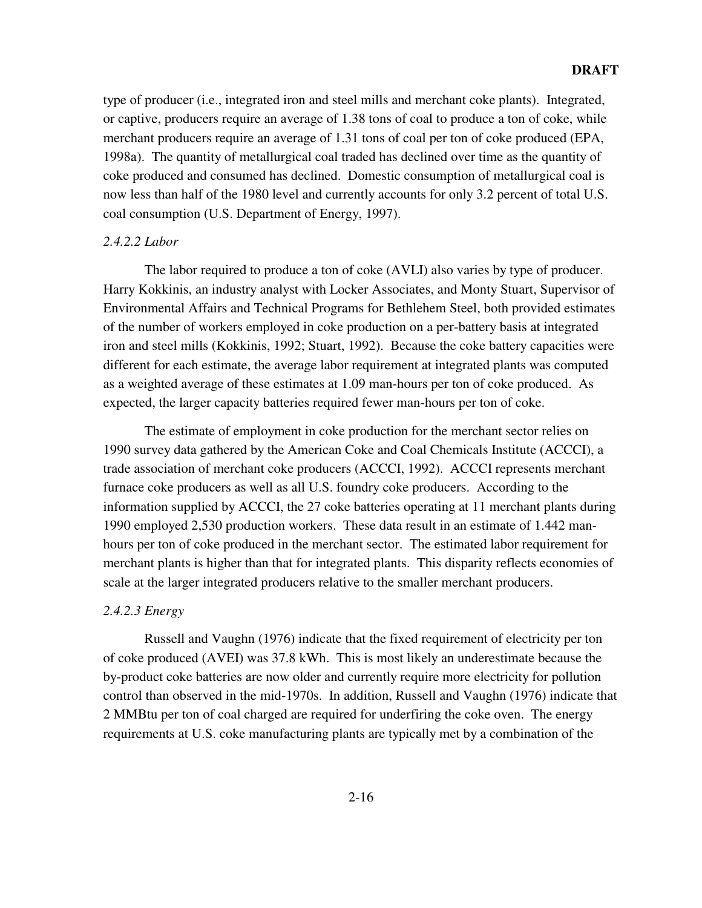type of producer (i.e., integrated iron and steel mills and merchant coke plants). Integrated, or captive, producers require an average of 1.38 tons of coal to produce a ton of coke, while merchant producers require an average of 1.31 tons of coal per ton of coke produced (EPA, 1998a). The quantity of metallurgical coal traded has declined over time as the quantity of coke produced and consumed has declined. Domestic consumption of metallurgical coal is now less than half of the 1980 level and currently accounts for only 3.2 percent of total U.S. coal consumption (U.S. Department of Energy, 1997).

*2.4.2.2 Labor*

The labor required to produce a ton of coke (AVLI) also varies by type of producer. Harry Kokkinis, an industry analyst with Locker Associates, and Monty Stuart, Supervisor of Environmental Affairs and Technical Programs for Bethlehem Steel, both provided estimates of the number of workers employed in coke production on a per-battery basis at integrated iron and steel mills (Kokkinis, 1992; Stuart, 1992). Because the coke battery capacities were different for each estimate, the average labor requirement at integrated plants was computed as a weighted average of these estimates at 1.09 man-hours per ton of coke produced. As expected, the larger capacity batteries required fewer man-hours per ton of coke.

The estimate of employment in coke production for the merchant sector relies on 1990 survey data gathered by the American Coke and Coal Chemicals Institute (ACCCI), a trade association of merchant coke producers (ACCCI, 1992). ACCCI represents merchant furnace coke producers as well as all U.S. foundry coke producers. According to the information supplied by ACCCI, the 27 coke batteries operating at 11 merchant plants during 1990 employed 2,530 production workers. These data result in an estimate of 1.442 man-hours per ton of coke produced in the merchant sector. The estimated labor requirement for merchant plants is higher than that for integrated plants. This disparity reflects economies of scale at the larger integrated producers relative to the smaller merchant producers.

*2.4.2.3 Energy*

Russell and Vaughn (1976) indicate that the fixed requirement of electricity per ton of coke produced (AVEI) was 37.8 kWh. This is most likely an underestimate because the by-product coke batteries are now older and currently require more electricity for pollution control than observed in the mid-1970s. In addition, Russell and Vaughn (1976) indicate that 2 MMBtu per ton of coal charged are required for underfiring the coke oven. The energy requirements at U.S. coke manufacturing plants are typically met by a combination of the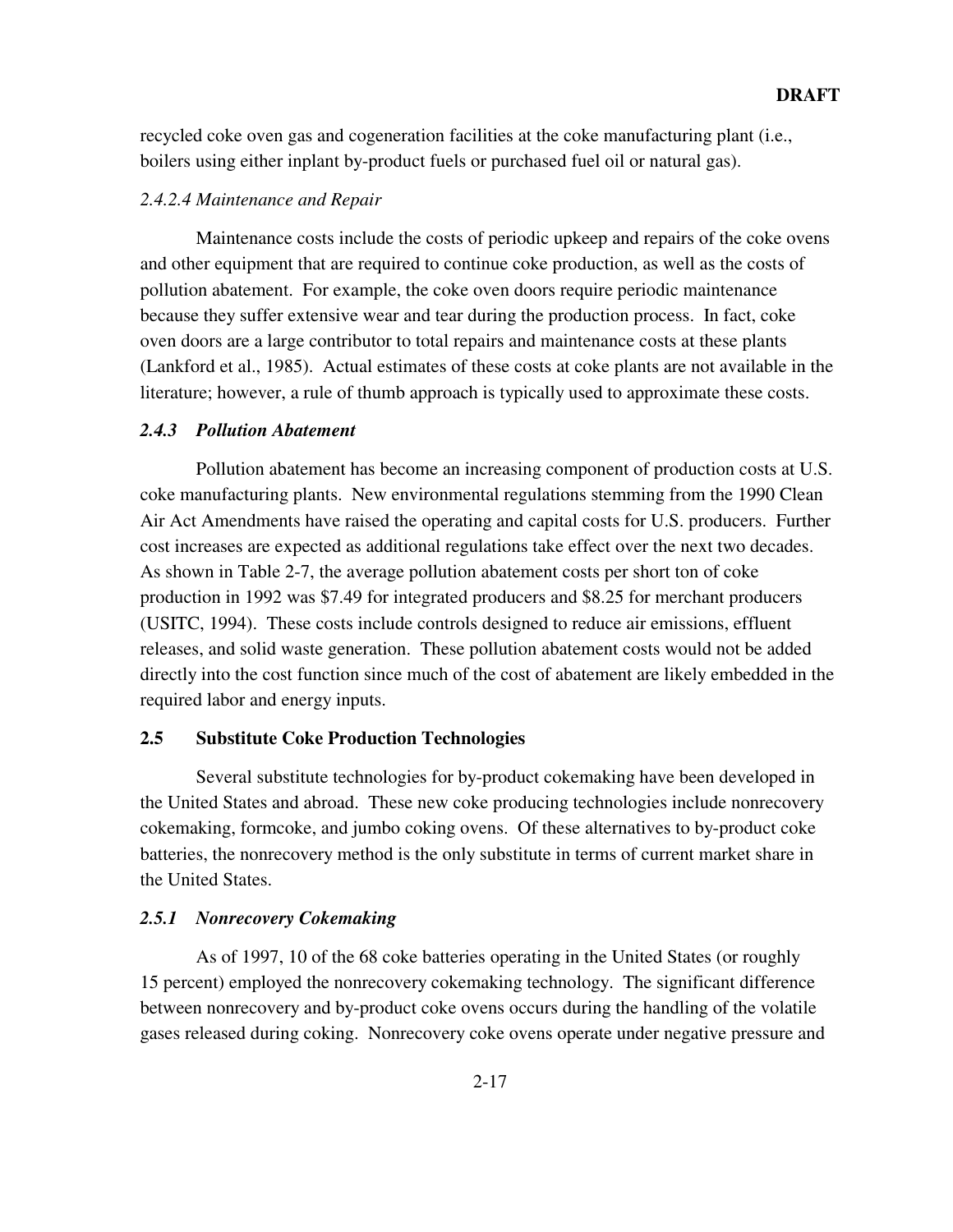recycled coke oven gas and cogeneration facilities at the coke manufacturing plant (i.e., boilers using either inplant by-product fuels or purchased fuel oil or natural gas).

#### *2.4.2.4 Maintenance and Repair*

Maintenance costs include the costs of periodic upkeep and repairs of the coke ovens and other equipment that are required to continue coke production, as well as the costs of pollution abatement. For example, the coke oven doors require periodic maintenance because they suffer extensive wear and tear during the production process. In fact, coke oven doors are a large contributor to total repairs and maintenance costs at these plants (Lankford et al., 1985). Actual estimates of these costs at coke plants are not available in the literature; however, a rule of thumb approach is typically used to approximate these costs.

### *2.4.3 Pollution Abatement*

Pollution abatement has become an increasing component of production costs at U.S. coke manufacturing plants. New environmental regulations stemming from the 1990 Clean Air Act Amendments have raised the operating and capital costs for U.S. producers. Further cost increases are expected as additional regulations take effect over the next two decades. As shown in Table 2-7, the average pollution abatement costs per short ton of coke production in 1992 was $7.49 for integrated producers and $8.25 for merchant producers (USITC, 1994). These costs include controls designed to reduce air emissions, effluent releases, and solid waste generation. These pollution abatement costs would not be added directly into the cost function since much of the cost of abatement are likely embedded in the required labor and energy inputs.

## 2.5 Substitute Coke Production Technologies

Several substitute technologies for by-product cokemaking have been developed in the United States and abroad. These new coke producing technologies include nonrecovery cokemaking, formcoke, and jumbo coking ovens. Of these alternatives to by-product coke batteries, the nonrecovery method is the only substitute in terms of current market share in the United States.

### *2.5.1 Nonrecovery Cokemaking*

As of 1997, 10 of the 68 coke batteries operating in the United States (or roughly 15 percent) employed the nonrecovery cokemaking technology. The significant difference between nonrecovery and by-product coke ovens occurs during the handling of the volatile gases released during coking. Nonrecovery coke ovens operate under negative pressure and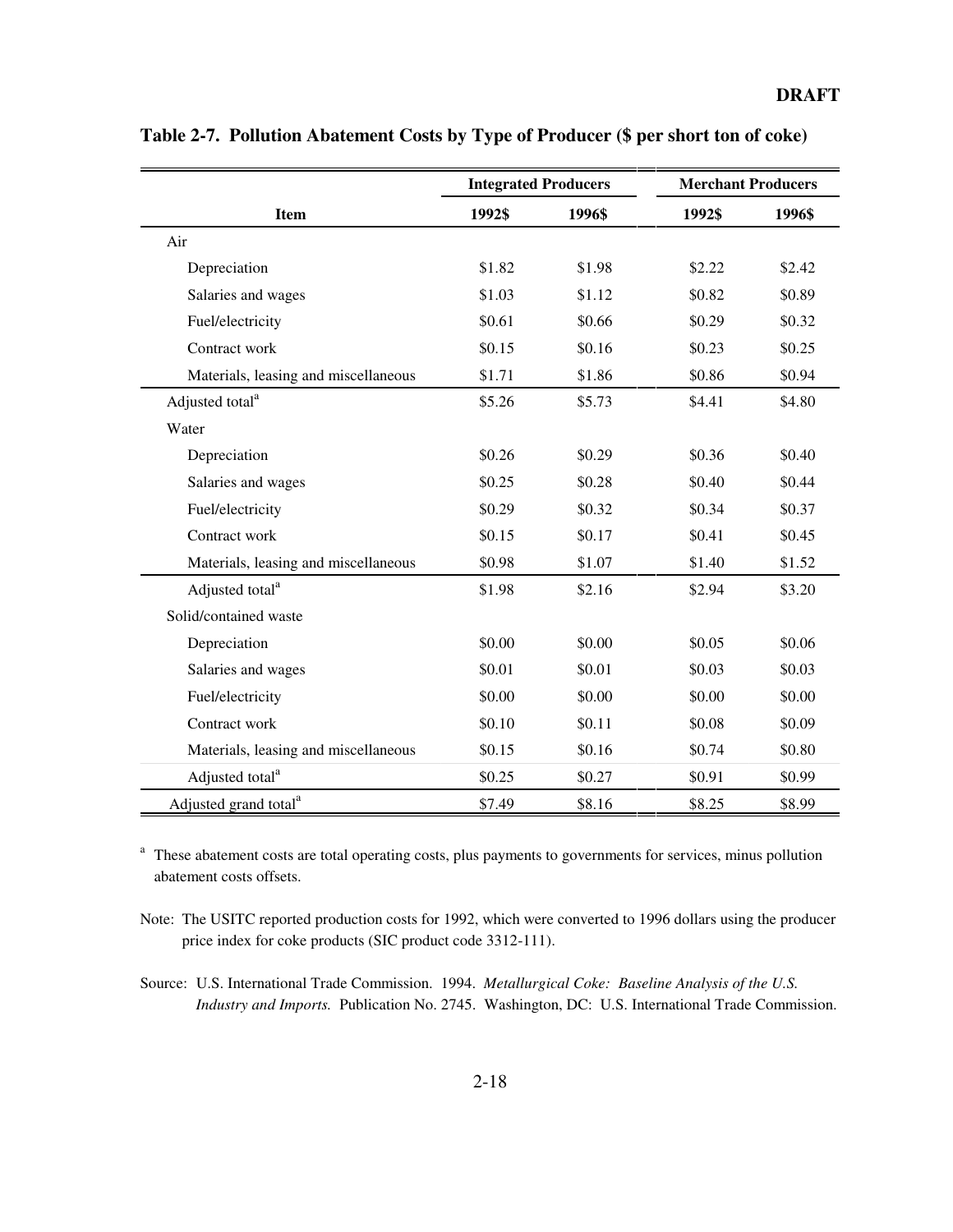**DRAFT**

**Table 2-7. Pollution Abatement Costs by Type of Producer ($ per short ton of coke)**

| | Integrated Producers | | Merchant Producers | |
|---|---|---|---|---|
| **Item** | **1992$** | **1996$** | **1992$** | **1996$** |
| Air | | | | |
| Depreciation | $1.82 | $1.98 | $2.22 | $2.42 |
| Salaries and wages | $1.03 | $1.12 | $0.82 | $0.89 |
| Fuel/electricity | $0.61 | $0.66 | $0.29 | $0.32 |
| Contract work | $0.15 | $0.16 | $0.23 | $0.25 |
| Materials, leasing and miscellaneous | $1.71 | $1.86 | $0.86 | $0.94 |
| Adjusted total[a] | $5.26 | $5.73 | $4.41 | $4.80 |
| Water | | | | |
| Depreciation | $0.26 | $0.29 | $0.36 | $0.40 |
| Salaries and wages | $0.25 | $0.28 | $0.40 | $0.44 |
| Fuel/electricity | $0.29 | $0.32 | $0.34 | $0.37 |
| Contract work | $0.15 | $0.17 | $0.41 | $0.45 |
| Materials, leasing and miscellaneous | $0.98 | $1.07 | $1.40 | $1.52 |
| Adjusted total[a] | $1.98 | $2.16 | $2.94 | $3.20 |
| Solid/contained waste | | | | |
| Depreciation | $0.00 | $0.00 | $0.05 | $0.06 |
| Salaries and wages | $0.01 | $0.01 | $0.03 | $0.03 |
| Fuel/electricity | $0.00 | $0.00 | $0.00 | $0.00 |
| Contract work | $0.10 | $0.11 | $0.08 | $0.09 |
| Materials, leasing and miscellaneous | $0.15 | $0.16 | $0.74 | $0.80 |
| Adjusted total[a] | $0.25 | $0.27 | $0.91 | $0.99 |
| Adjusted grand total[a] | $7.49 | $8.16 | $8.25 | $8.99 |

[a] These abatement costs are total operating costs, plus payments to governments for services, minus pollution abatement costs offsets.

Note: The USITC reported production costs for 1992, which were converted to 1996 dollars using the producer price index for coke products (SIC product code 3312-111).

Source: U.S. International Trade Commission. 1994. *Metallurgical Coke: Baseline Analysis of the U.S. Industry and Imports.* Publication No. 2745. Washington, DC: U.S. International Trade Commission.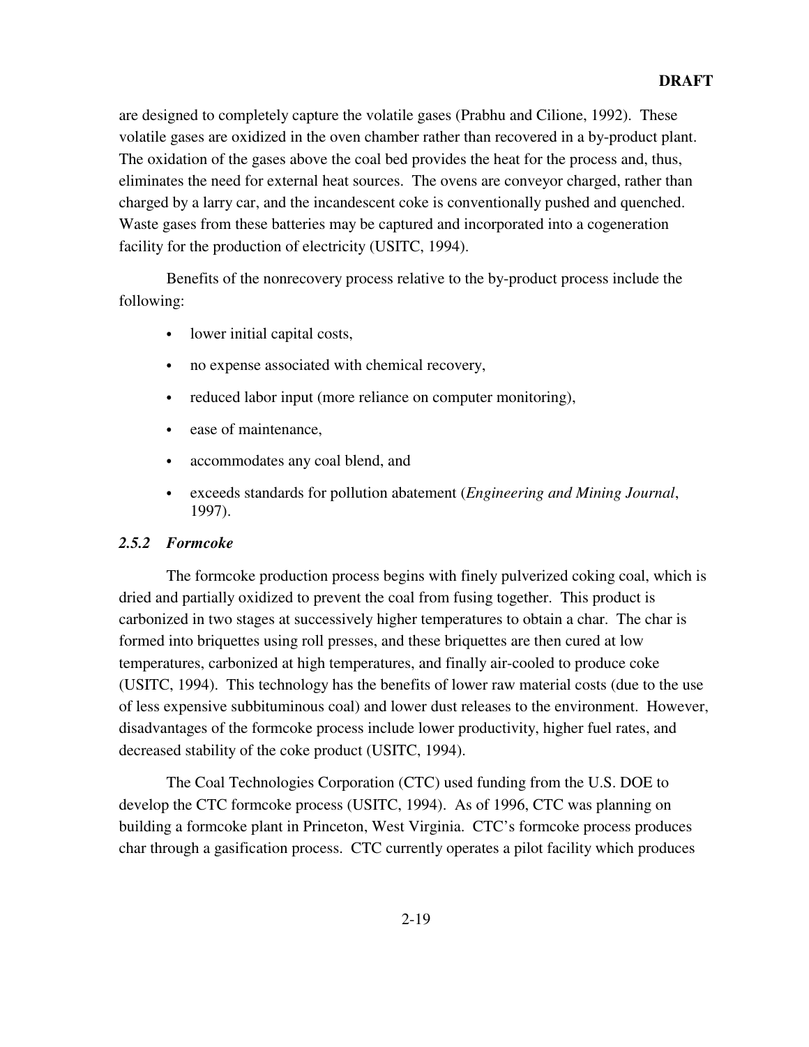are designed to completely capture the volatile gases (Prabhu and Cilione, 1992). These volatile gases are oxidized in the oven chamber rather than recovered in a by-product plant. The oxidation of the gases above the coal bed provides the heat for the process and, thus, eliminates the need for external heat sources. The ovens are conveyor charged, rather than charged by a larry car, and the incandescent coke is conventionally pushed and quenched. Waste gases from these batteries may be captured and incorporated into a cogeneration facility for the production of electricity (USITC, 1994).

Benefits of the nonrecovery process relative to the by-product process include the following:

- lower initial capital costs,
- no expense associated with chemical recovery,
- reduced labor input (more reliance on computer monitoring),
- ease of maintenance,
- accommodates any coal blend, and
- exceeds standards for pollution abatement (*Engineering and Mining Journal*, 1997).

### *2.5.2 Formcoke*

The formcoke production process begins with finely pulverized coking coal, which is dried and partially oxidized to prevent the coal from fusing together. This product is carbonized in two stages at successively higher temperatures to obtain a char. The char is formed into briquettes using roll presses, and these briquettes are then cured at low temperatures, carbonized at high temperatures, and finally air-cooled to produce coke (USITC, 1994). This technology has the benefits of lower raw material costs (due to the use of less expensive subbituminous coal) and lower dust releases to the environment. However, disadvantages of the formcoke process include lower productivity, higher fuel rates, and decreased stability of the coke product (USITC, 1994).

The Coal Technologies Corporation (CTC) used funding from the U.S. DOE to develop the CTC formcoke process (USITC, 1994). As of 1996, CTC was planning on building a formcoke plant in Princeton, West Virginia. CTC's formcoke process produces char through a gasification process. CTC currently operates a pilot facility which produces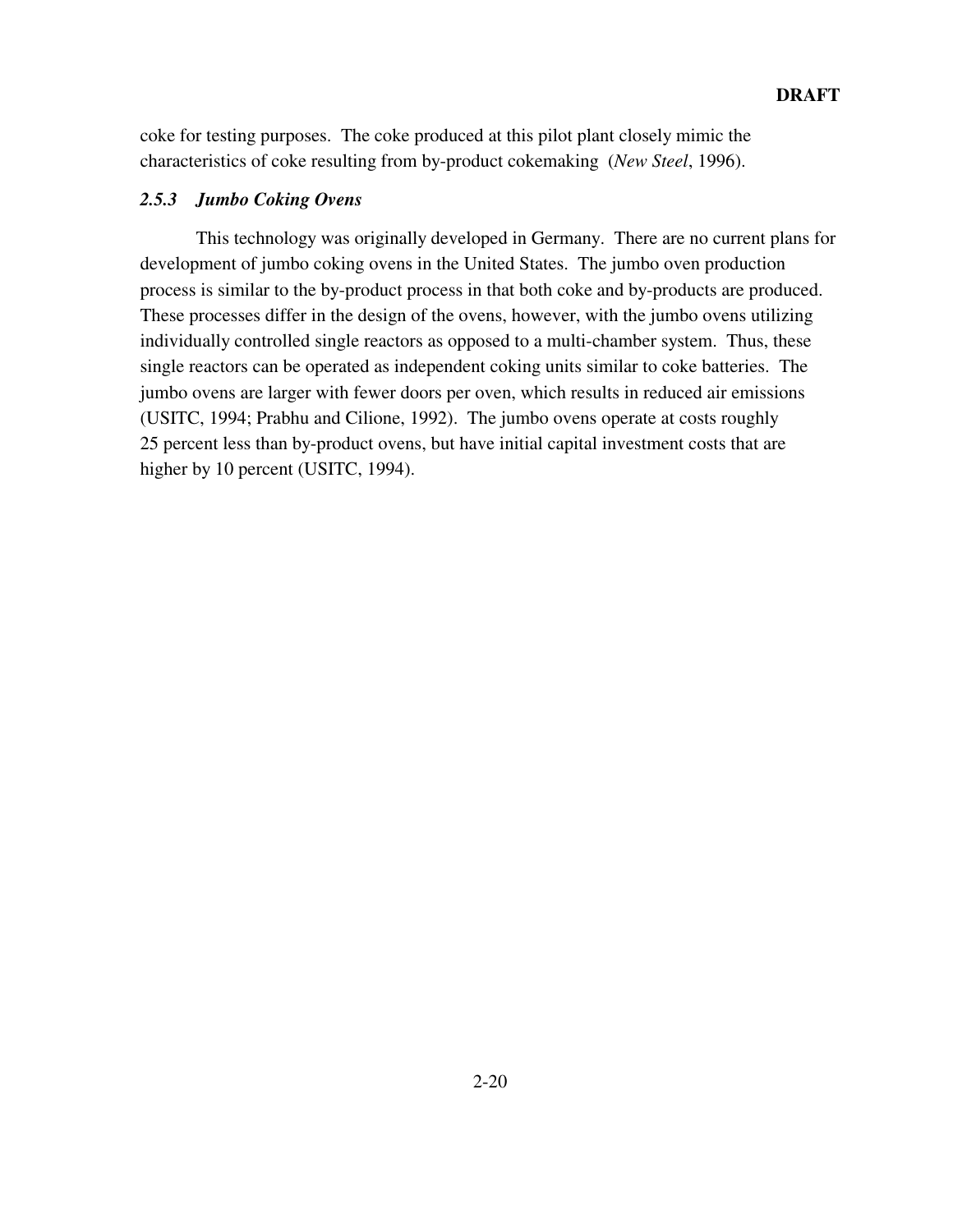coke for testing purposes. The coke produced at this pilot plant closely mimic the characteristics of coke resulting from by-product cokemaking (*New Steel*, 1996).

### *2.5.3 Jumbo Coking Ovens*

This technology was originally developed in Germany. There are no current plans for development of jumbo coking ovens in the United States. The jumbo oven production process is similar to the by-product process in that both coke and by-products are produced. These processes differ in the design of the ovens, however, with the jumbo ovens utilizing individually controlled single reactors as opposed to a multi-chamber system. Thus, these single reactors can be operated as independent coking units similar to coke batteries. The jumbo ovens are larger with fewer doors per oven, which results in reduced air emissions (USITC, 1994; Prabhu and Cilione, 1992). The jumbo ovens operate at costs roughly 25 percent less than by-product ovens, but have initial capital investment costs that are higher by 10 percent (USITC, 1994).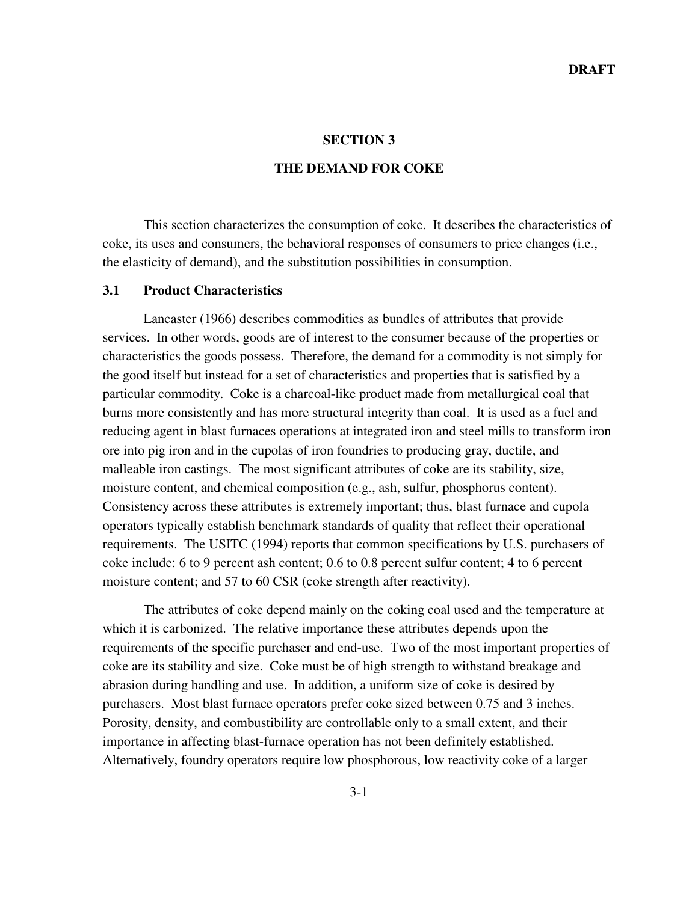# SECTION 3

# THE DEMAND FOR COKE

This section characterizes the consumption of coke. It describes the characteristics of coke, its uses and consumers, the behavioral responses of consumers to price changes (i.e., the elasticity of demand), and the substitution possibilities in consumption.

## 3.1 Product Characteristics

Lancaster (1966) describes commodities as bundles of attributes that provide services. In other words, goods are of interest to the consumer because of the properties or characteristics the goods possess. Therefore, the demand for a commodity is not simply for the good itself but instead for a set of characteristics and properties that is satisfied by a particular commodity. Coke is a charcoal-like product made from metallurgical coal that burns more consistently and has more structural integrity than coal. It is used as a fuel and reducing agent in blast furnaces operations at integrated iron and steel mills to transform iron ore into pig iron and in the cupolas of iron foundries to producing gray, ductile, and malleable iron castings. The most significant attributes of coke are its stability, size, moisture content, and chemical composition (e.g., ash, sulfur, phosphorus content). Consistency across these attributes is extremely important; thus, blast furnace and cupola operators typically establish benchmark standards of quality that reflect their operational requirements. The USITC (1994) reports that common specifications by U.S. purchasers of coke include: 6 to 9 percent ash content; 0.6 to 0.8 percent sulfur content; 4 to 6 percent moisture content; and 57 to 60 CSR (coke strength after reactivity).

The attributes of coke depend mainly on the coking coal used and the temperature at which it is carbonized. The relative importance these attributes depends upon the requirements of the specific purchaser and end-use. Two of the most important properties of coke are its stability and size. Coke must be of high strength to withstand breakage and abrasion during handling and use. In addition, a uniform size of coke is desired by purchasers. Most blast furnace operators prefer coke sized between 0.75 and 3 inches. Porosity, density, and combustibility are controllable only to a small extent, and their importance in affecting blast-furnace operation has not been definitely established. Alternatively, foundry operators require low phosphorous, low reactivity coke of a larger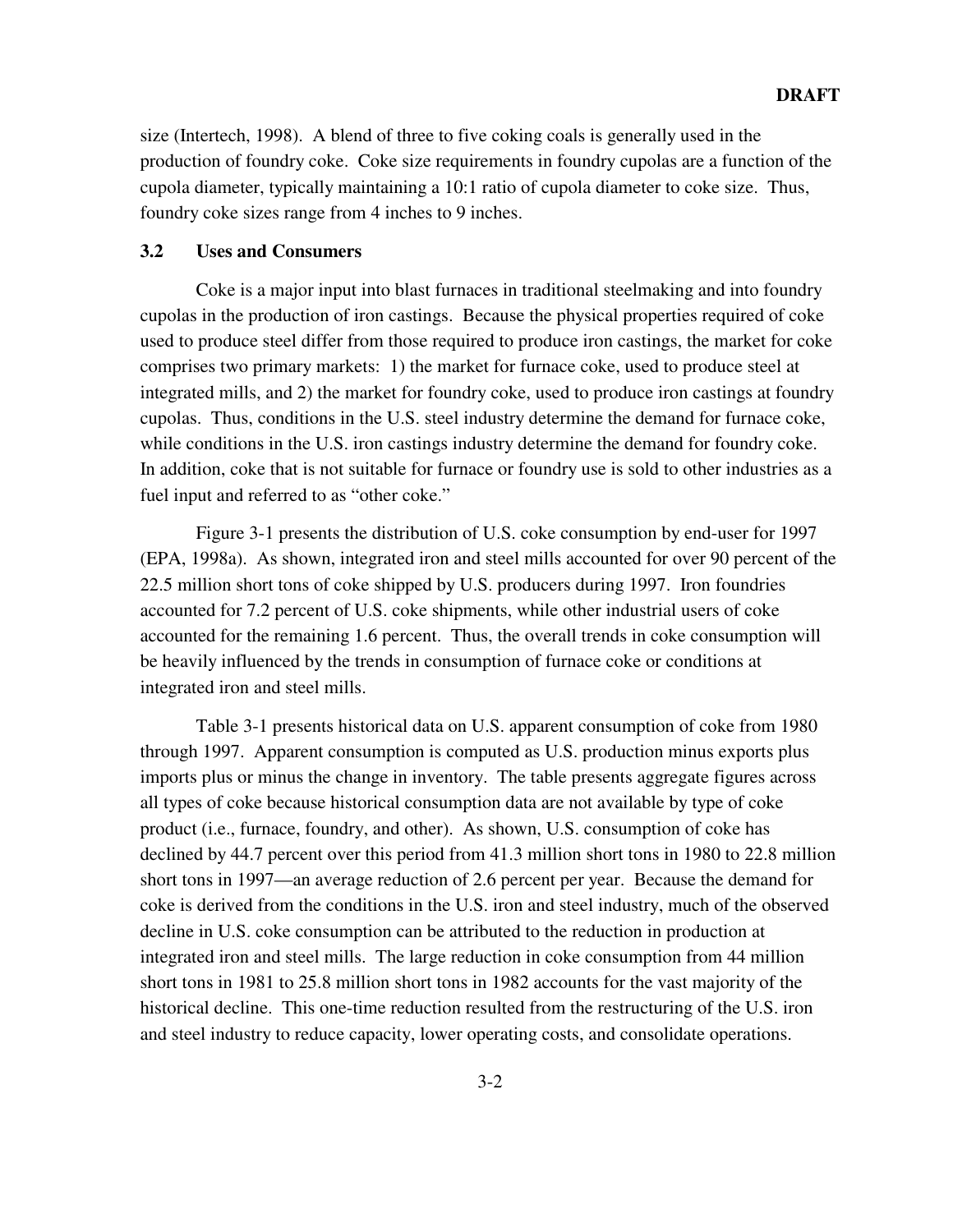size (Intertech, 1998). A blend of three to five coking coals is generally used in the production of foundry coke. Coke size requirements in foundry cupolas are a function of the cupola diameter, typically maintaining a 10:1 ratio of cupola diameter to coke size. Thus, foundry coke sizes range from 4 inches to 9 inches.

### 3.2 Uses and Consumers

Coke is a major input into blast furnaces in traditional steelmaking and into foundry cupolas in the production of iron castings. Because the physical properties required of coke used to produce steel differ from those required to produce iron castings, the market for coke comprises two primary markets: 1) the market for furnace coke, used to produce steel at integrated mills, and 2) the market for foundry coke, used to produce iron castings at foundry cupolas. Thus, conditions in the U.S. steel industry determine the demand for furnace coke, while conditions in the U.S. iron castings industry determine the demand for foundry coke. In addition, coke that is not suitable for furnace or foundry use is sold to other industries as a fuel input and referred to as "other coke."

Figure 3-1 presents the distribution of U.S. coke consumption by end-user for 1997 (EPA, 1998a). As shown, integrated iron and steel mills accounted for over 90 percent of the 22.5 million short tons of coke shipped by U.S. producers during 1997. Iron foundries accounted for 7.2 percent of U.S. coke shipments, while other industrial users of coke accounted for the remaining 1.6 percent. Thus, the overall trends in coke consumption will be heavily influenced by the trends in consumption of furnace coke or conditions at integrated iron and steel mills.

Table 3-1 presents historical data on U.S. apparent consumption of coke from 1980 through 1997. Apparent consumption is computed as U.S. production minus exports plus imports plus or minus the change in inventory. The table presents aggregate figures across all types of coke because historical consumption data are not available by type of coke product (i.e., furnace, foundry, and other). As shown, U.S. consumption of coke has declined by 44.7 percent over this period from 41.3 million short tons in 1980 to 22.8 million short tons in 1997—an average reduction of 2.6 percent per year. Because the demand for coke is derived from the conditions in the U.S. iron and steel industry, much of the observed decline in U.S. coke consumption can be attributed to the reduction in production at integrated iron and steel mills. The large reduction in coke consumption from 44 million short tons in 1981 to 25.8 million short tons in 1982 accounts for the vast majority of the historical decline. This one-time reduction resulted from the restructuring of the U.S. iron and steel industry to reduce capacity, lower operating costs, and consolidate operations.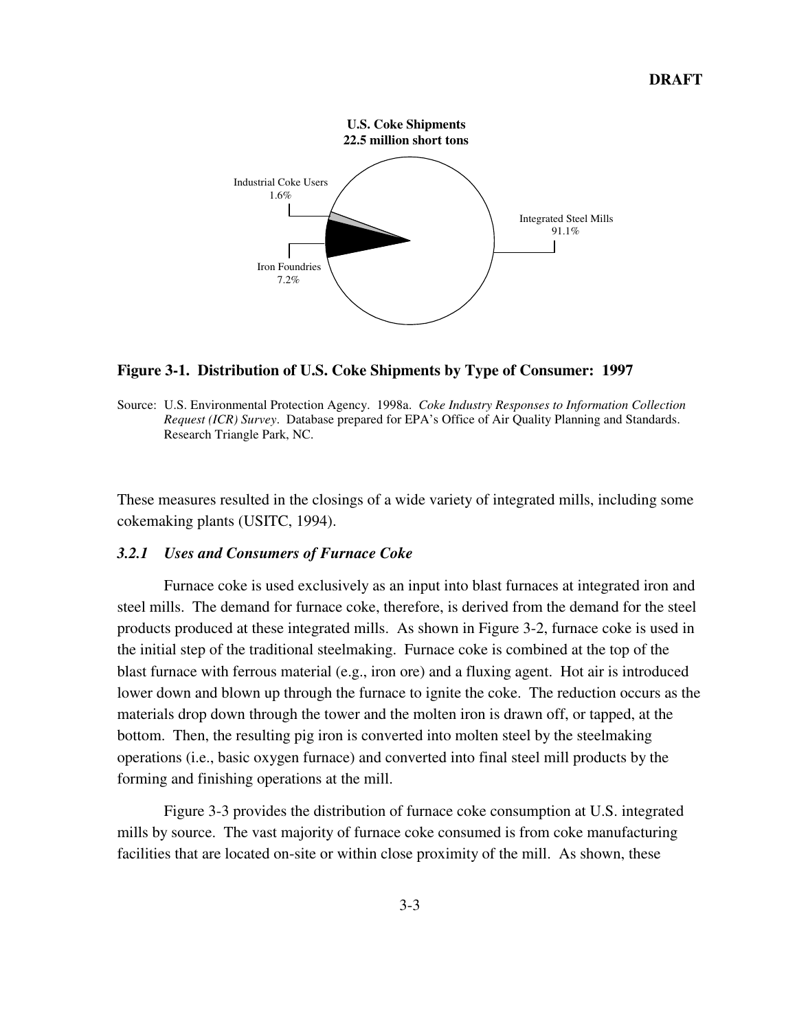**U.S. Coke Shipments**
**22.5 million short tons**

Industrial Coke Users 1.6%

Integrated Steel Mills 91.1%

Iron Foundries 7.2%

**Figure 3-1. Distribution of U.S. Coke Shipments by Type of Consumer: 1997**

Source: U.S. Environmental Protection Agency. 1998a. *Coke Industry Responses to Information Collection Request (ICR) Survey*. Database prepared for EPA's Office of Air Quality Planning and Standards. Research Triangle Park, NC.

These measures resulted in the closings of a wide variety of integrated mills, including some cokemaking plants (USITC, 1994).

### *3.2.1 Uses and Consumers of Furnace Coke*

Furnace coke is used exclusively as an input into blast furnaces at integrated iron and steel mills. The demand for furnace coke, therefore, is derived from the demand for the steel products produced at these integrated mills. As shown in Figure 3-2, furnace coke is used in the initial step of the traditional steelmaking. Furnace coke is combined at the top of the blast furnace with ferrous material (e.g., iron ore) and a fluxing agent. Hot air is introduced lower down and blown up through the furnace to ignite the coke. The reduction occurs as the materials drop down through the tower and the molten iron is drawn off, or tapped, at the bottom. Then, the resulting pig iron is converted into molten steel by the steelmaking operations (i.e., basic oxygen furnace) and converted into final steel mill products by the forming and finishing operations at the mill.

Figure 3-3 provides the distribution of furnace coke consumption at U.S. integrated mills by source. The vast majority of furnace coke consumed is from coke manufacturing facilities that are located on-site or within close proximity of the mill. As shown, these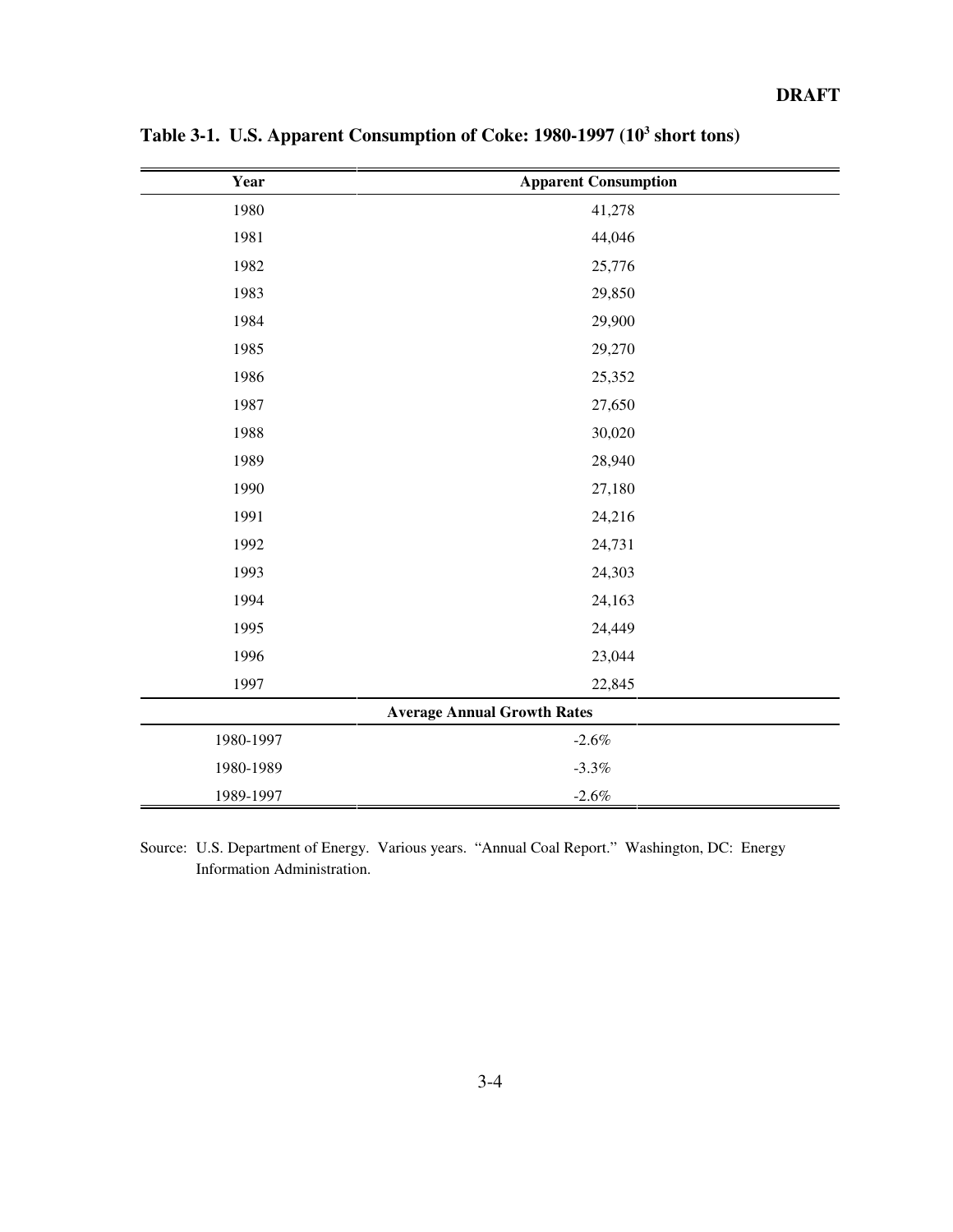**Table 3-1. U.S. Apparent Consumption of Coke: 1980-1997 ($10^3$ short tons)**

| Year | Apparent Consumption |
|---|---|
| 1980 | 41,278 |
| 1981 | 44,046 |
| 1982 | 25,776 |
| 1983 | 29,850 |
| 1984 | 29,900 |
| 1985 | 29,270 |
| 1986 | 25,352 |
| 1987 | 27,650 |
| 1988 | 30,020 |
| 1989 | 28,940 |
| 1990 | 27,180 |
| 1991 | 24,216 |
| 1992 | 24,731 |
| 1993 | 24,303 |
| 1994 | 24,163 |
| 1995 | 24,449 |
| 1996 | 23,044 |
| 1997 | 22,845 |
| **Average Annual Growth Rates** | |
| 1980-1997 | -2.6% |
| 1980-1989 | -3.3% |
| 1989-1997 | -2.6% |

Source: U.S. Department of Energy. Various years. "Annual Coal Report." Washington, DC: Energy Information Administration.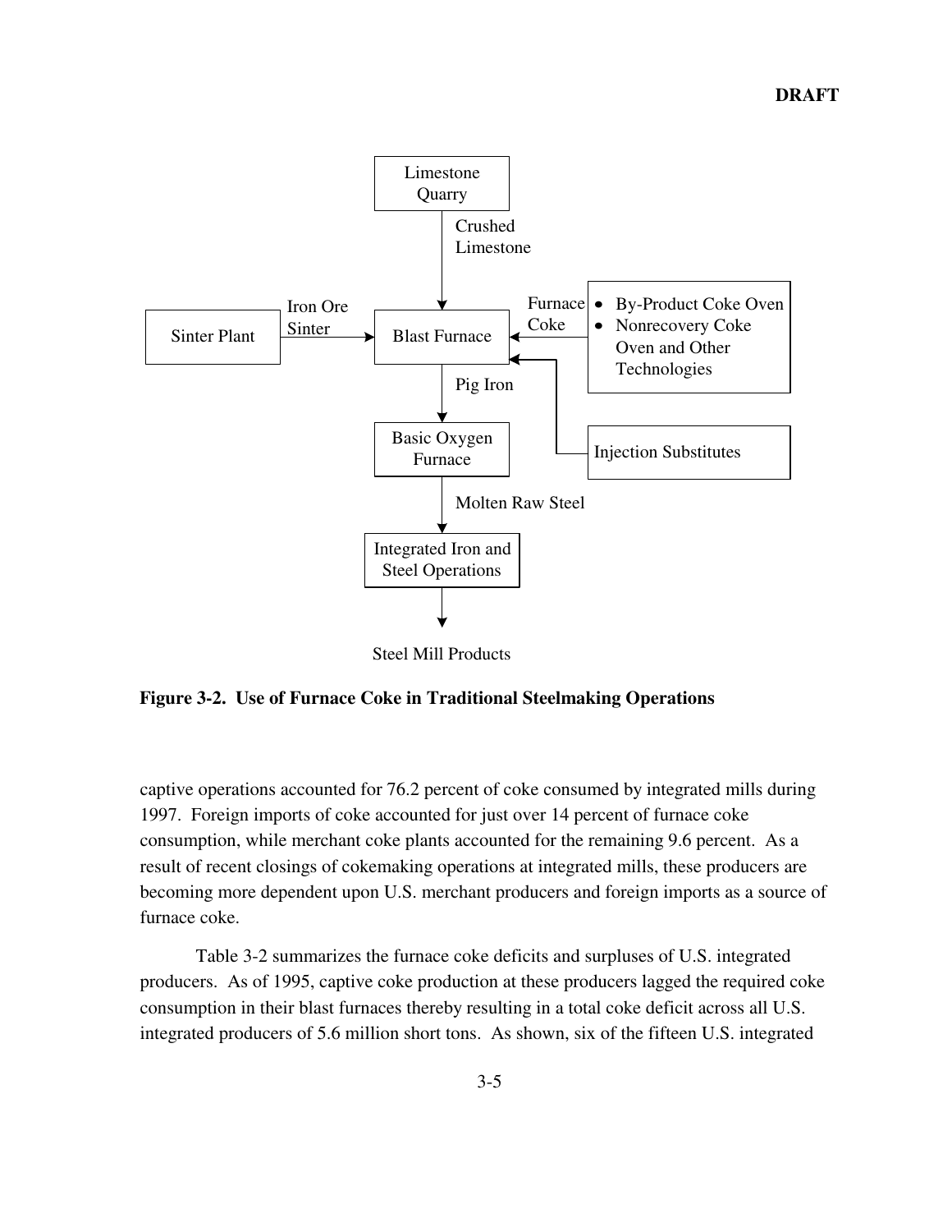Limestone Quarry

Crushed Limestone

Sinter Plant → Iron Ore Sinter → Blast Furnace

- By-Product Coke Oven
- Nonrecovery Coke Oven and Other Technologies

→ Furnace Coke → Blast Furnace

Injection Substitutes → Blast Furnace

Blast Furnace → Pig Iron → Basic Oxygen Furnace → Molten Raw Steel → Integrated Iron and Steel Operations → Steel Mill Products

**Figure 3-2. Use of Furnace Coke in Traditional Steelmaking Operations**

captive operations accounted for 76.2 percent of coke consumed by integrated mills during 1997. Foreign imports of coke accounted for just over 14 percent of furnace coke consumption, while merchant coke plants accounted for the remaining 9.6 percent. As a result of recent closings of cokemaking operations at integrated mills, these producers are becoming more dependent upon U.S. merchant producers and foreign imports as a source of furnace coke.

Table 3-2 summarizes the furnace coke deficits and surpluses of U.S. integrated producers. As of 1995, captive coke production at these producers lagged the required coke consumption in their blast furnaces thereby resulting in a total coke deficit across all U.S. integrated producers of 5.6 million short tons. As shown, six of the fifteen U.S. integrated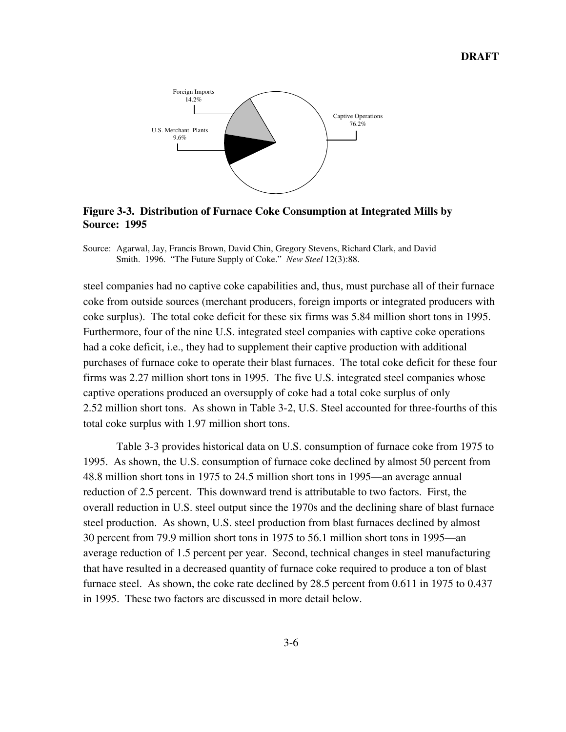Foreign Imports
14.2%

Captive Operations
76.2%

U.S. Merchant Plants
9.6%

**Figure 3-3. Distribution of Furnace Coke Consumption at Integrated Mills by Source: 1995**

Source: Agarwal, Jay, Francis Brown, David Chin, Gregory Stevens, Richard Clark, and David Smith. 1996. "The Future Supply of Coke." *New Steel* 12(3):88.

steel companies had no captive coke capabilities and, thus, must purchase all of their furnace coke from outside sources (merchant producers, foreign imports or integrated producers with coke surplus). The total coke deficit for these six firms was 5.84 million short tons in 1995. Furthermore, four of the nine U.S. integrated steel companies with captive coke operations had a coke deficit, i.e., they had to supplement their captive production with additional purchases of furnace coke to operate their blast furnaces. The total coke deficit for these four firms was 2.27 million short tons in 1995. The five U.S. integrated steel companies whose captive operations produced an oversupply of coke had a total coke surplus of only 2.52 million short tons. As shown in Table 3-2, U.S. Steel accounted for three-fourths of this total coke surplus with 1.97 million short tons.

Table 3-3 provides historical data on U.S. consumption of furnace coke from 1975 to 1995. As shown, the U.S. consumption of furnace coke declined by almost 50 percent from 48.8 million short tons in 1975 to 24.5 million short tons in 1995—an average annual reduction of 2.5 percent. This downward trend is attributable to two factors. First, the overall reduction in U.S. steel output since the 1970s and the declining share of blast furnace steel production. As shown, U.S. steel production from blast furnaces declined by almost 30 percent from 79.9 million short tons in 1975 to 56.1 million short tons in 1995—an average reduction of 1.5 percent per year. Second, technical changes in steel manufacturing that have resulted in a decreased quantity of furnace coke required to produce a ton of blast furnace steel. As shown, the coke rate declined by 28.5 percent from 0.611 in 1975 to 0.437 in 1995. These two factors are discussed in more detail below.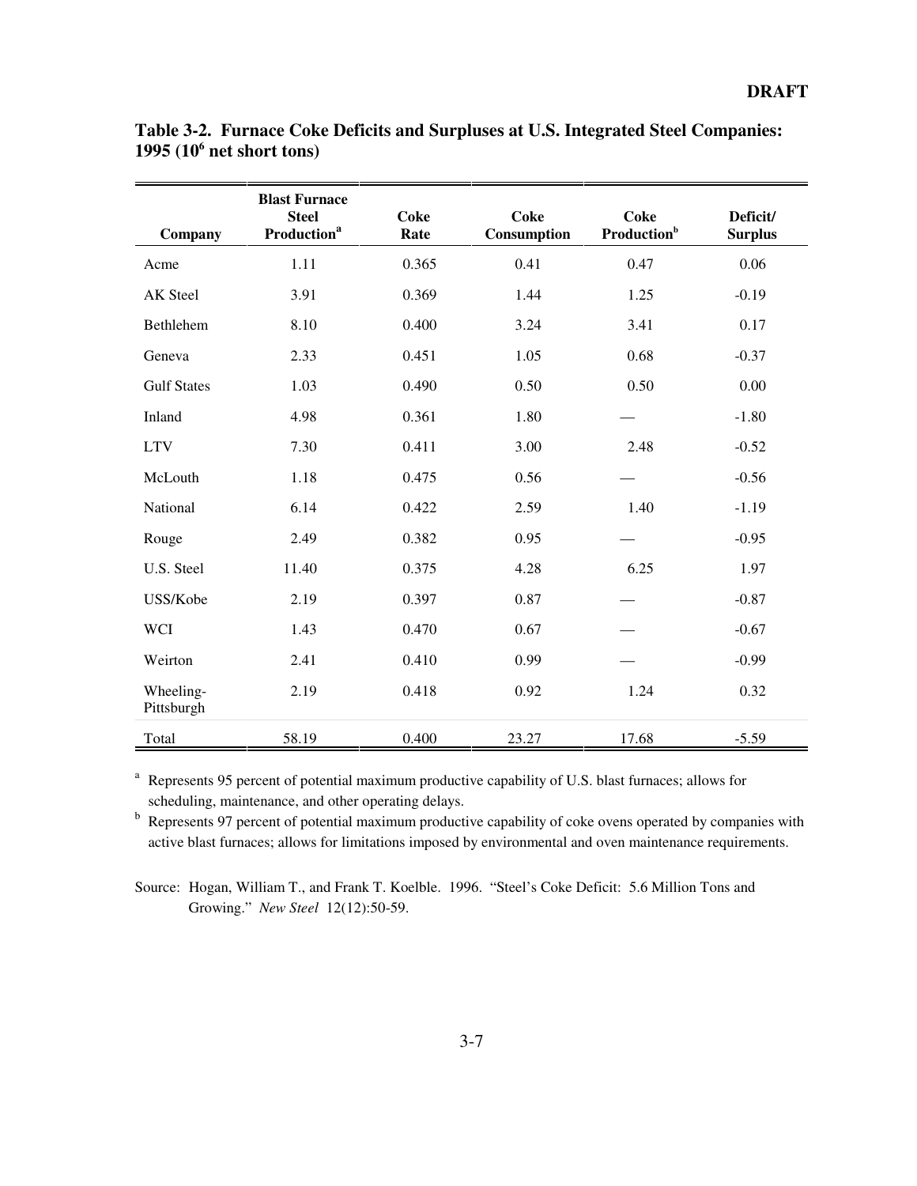**DRAFT**

**Table 3-2. Furnace Coke Deficits and Surpluses at U.S. Integrated Steel Companies: 1995 ($10^6$ net short tons)**

| Company | Blast Furnace Steel Production[a] | Coke Rate | Coke Consumption | Coke Production[b] | Deficit/ Surplus |
|---|---|---|---|---|---|
| Acme | 1.11 | 0.365 | 0.41 | 0.47 | 0.06 |
| AK Steel | 3.91 | 0.369 | 1.44 | 1.25 | -0.19 |
| Bethlehem | 8.10 | 0.400 | 3.24 | 3.41 | 0.17 |
| Geneva | 2.33 | 0.451 | 1.05 | 0.68 | -0.37 |
| Gulf States | 1.03 | 0.490 | 0.50 | 0.50 | 0.00 |
| Inland | 4.98 | 0.361 | 1.80 | — | -1.80 |
| LTV | 7.30 | 0.411 | 3.00 | 2.48 | -0.52 |
| McLouth | 1.18 | 0.475 | 0.56 | — | -0.56 |
| National | 6.14 | 0.422 | 2.59 | 1.40 | -1.19 |
| Rouge | 2.49 | 0.382 | 0.95 | — | -0.95 |
| U.S. Steel | 11.40 | 0.375 | 4.28 | 6.25 | 1.97 |
| USS/Kobe | 2.19 | 0.397 | 0.87 | — | -0.87 |
| WCI | 1.43 | 0.470 | 0.67 | — | -0.67 |
| Weirton | 2.41 | 0.410 | 0.99 | — | -0.99 |
| Wheeling-Pittsburgh | 2.19 | 0.418 | 0.92 | 1.24 | 0.32 |
| Total | 58.19 | 0.400 | 23.27 | 17.68 | -5.59 |

[a] Represents 95 percent of potential maximum productive capability of U.S. blast furnaces; allows for scheduling, maintenance, and other operating delays.

[b] Represents 97 percent of potential maximum productive capability of coke ovens operated by companies with active blast furnaces; allows for limitations imposed by environmental and oven maintenance requirements.

Source: Hogan, William T., and Frank T. Koelble. 1996. "Steel's Coke Deficit: 5.6 Million Tons and Growing." *New Steel* 12(12):50-59.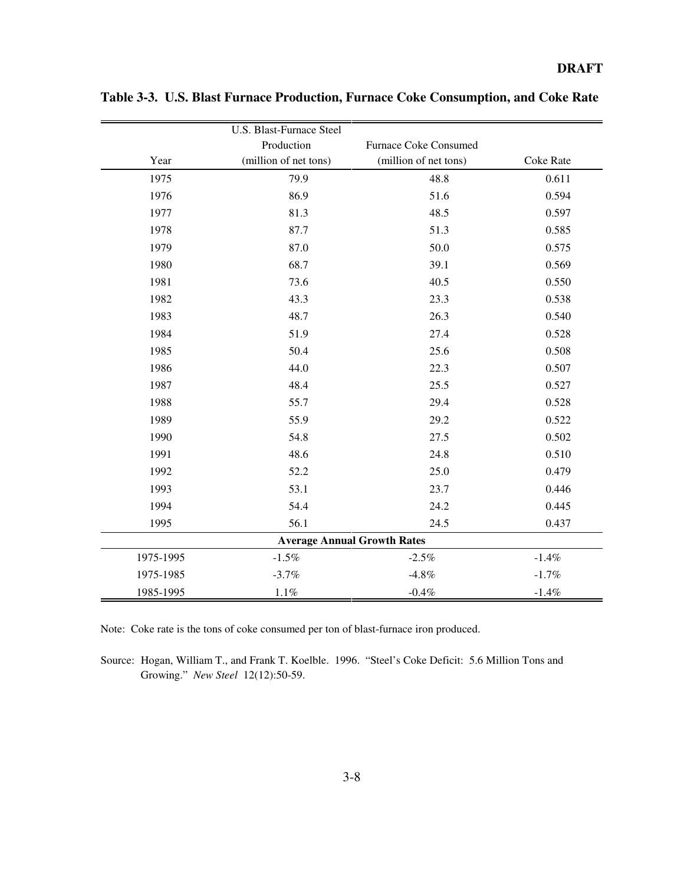**Table 3-3. U.S. Blast Furnace Production, Furnace Coke Consumption, and Coke Rate**

| Year | U.S. Blast-Furnace Steel Production (million of net tons) | Furnace Coke Consumed (million of net tons) | Coke Rate |
|---|---|---|---|
| 1975 | 79.9 | 48.8 | 0.611 |
| 1976 | 86.9 | 51.6 | 0.594 |
| 1977 | 81.3 | 48.5 | 0.597 |
| 1978 | 87.7 | 51.3 | 0.585 |
| 1979 | 87.0 | 50.0 | 0.575 |
| 1980 | 68.7 | 39.1 | 0.569 |
| 1981 | 73.6 | 40.5 | 0.550 |
| 1982 | 43.3 | 23.3 | 0.538 |
| 1983 | 48.7 | 26.3 | 0.540 |
| 1984 | 51.9 | 27.4 | 0.528 |
| 1985 | 50.4 | 25.6 | 0.508 |
| 1986 | 44.0 | 22.3 | 0.507 |
| 1987 | 48.4 | 25.5 | 0.527 |
| 1988 | 55.7 | 29.4 | 0.528 |
| 1989 | 55.9 | 29.2 | 0.522 |
| 1990 | 54.8 | 27.5 | 0.502 |
| 1991 | 48.6 | 24.8 | 0.510 |
| 1992 | 52.2 | 25.0 | 0.479 |
| 1993 | 53.1 | 23.7 | 0.446 |
| 1994 | 54.4 | 24.2 | 0.445 |
| 1995 | 56.1 | 24.5 | 0.437 |
| **Average Annual Growth Rates** | | | |
| 1975-1995 | -1.5% | -2.5% | -1.4% |
| 1975-1985 | -3.7% | -4.8% | -1.7% |
| 1985-1995 | 1.1% | -0.4% | -1.4% |

Note: Coke rate is the tons of coke consumed per ton of blast-furnace iron produced.

Source: Hogan, William T., and Frank T. Koelble. 1996. "Steel's Coke Deficit: 5.6 Million Tons and Growing." *New Steel* 12(12):50-59.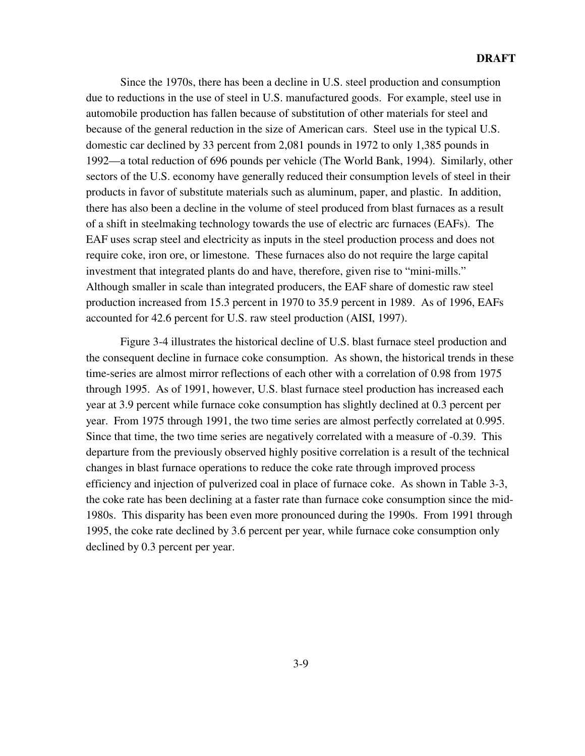Since the 1970s, there has been a decline in U.S. steel production and consumption due to reductions in the use of steel in U.S. manufactured goods. For example, steel use in automobile production has fallen because of substitution of other materials for steel and because of the general reduction in the size of American cars. Steel use in the typical U.S. domestic car declined by 33 percent from 2,081 pounds in 1972 to only 1,385 pounds in 1992—a total reduction of 696 pounds per vehicle (The World Bank, 1994). Similarly, other sectors of the U.S. economy have generally reduced their consumption levels of steel in their products in favor of substitute materials such as aluminum, paper, and plastic. In addition, there has also been a decline in the volume of steel produced from blast furnaces as a result of a shift in steelmaking technology towards the use of electric arc furnaces (EAFs). The EAF uses scrap steel and electricity as inputs in the steel production process and does not require coke, iron ore, or limestone. These furnaces also do not require the large capital investment that integrated plants do and have, therefore, given rise to "mini-mills." Although smaller in scale than integrated producers, the EAF share of domestic raw steel production increased from 15.3 percent in 1970 to 35.9 percent in 1989. As of 1996, EAFs accounted for 42.6 percent for U.S. raw steel production (AISI, 1997).

Figure 3-4 illustrates the historical decline of U.S. blast furnace steel production and the consequent decline in furnace coke consumption. As shown, the historical trends in these time-series are almost mirror reflections of each other with a correlation of 0.98 from 1975 through 1995. As of 1991, however, U.S. blast furnace steel production has increased each year at 3.9 percent while furnace coke consumption has slightly declined at 0.3 percent per year. From 1975 through 1991, the two time series are almost perfectly correlated at 0.995. Since that time, the two time series are negatively correlated with a measure of -0.39. This departure from the previously observed highly positive correlation is a result of the technical changes in blast furnace operations to reduce the coke rate through improved process efficiency and injection of pulverized coal in place of furnace coke. As shown in Table 3-3, the coke rate has been declining at a faster rate than furnace coke consumption since the mid-1980s. This disparity has been even more pronounced during the 1990s. From 1991 through 1995, the coke rate declined by 3.6 percent per year, while furnace coke consumption only declined by 0.3 percent per year.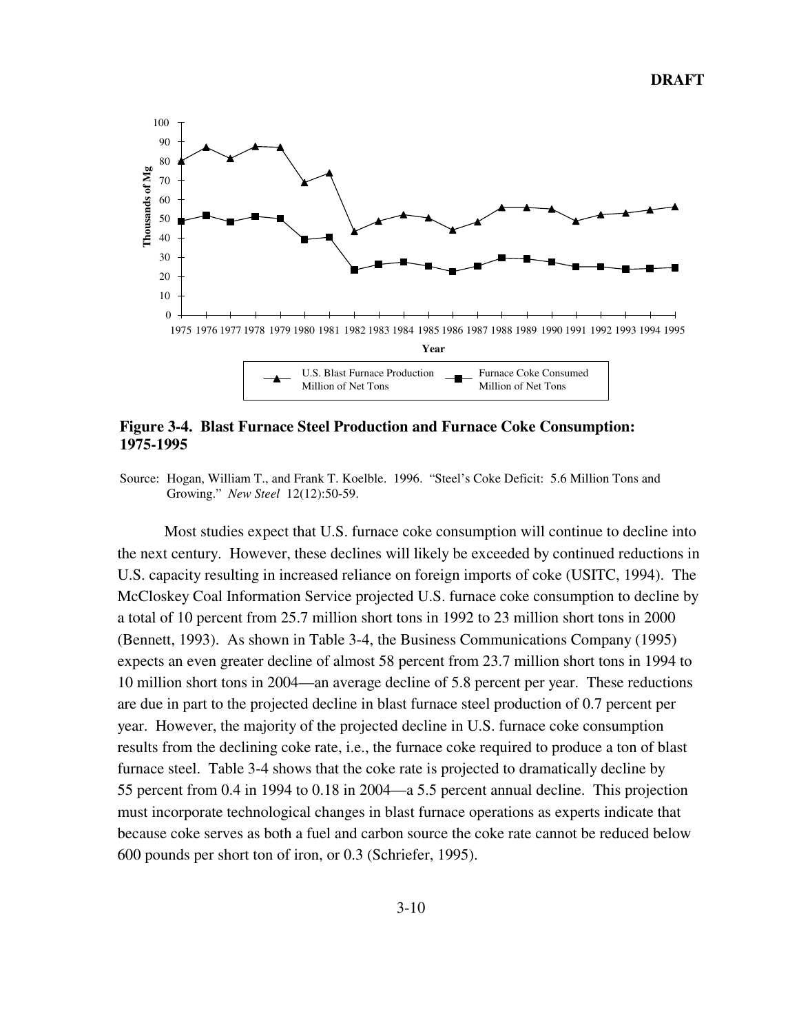**Figure 3-4. Blast Furnace Steel Production and Furnace Coke Consumption: 1975-1995**

Source: Hogan, William T., and Frank T. Koelble. 1996. "Steel's Coke Deficit: 5.6 Million Tons and Growing." *New Steel* 12(12):50-59.

Most studies expect that U.S. furnace coke consumption will continue to decline into the next century. However, these declines will likely be exceeded by continued reductions in U.S. capacity resulting in increased reliance on foreign imports of coke (USITC, 1994). The McCloskey Coal Information Service projected U.S. furnace coke consumption to decline by a total of 10 percent from 25.7 million short tons in 1992 to 23 million short tons in 2000 (Bennett, 1993). As shown in Table 3-4, the Business Communications Company (1995) expects an even greater decline of almost 58 percent from 23.7 million short tons in 1994 to 10 million short tons in 2004—an average decline of 5.8 percent per year. These reductions are due in part to the projected decline in blast furnace steel production of 0.7 percent per year. However, the majority of the projected decline in U.S. furnace coke consumption results from the declining coke rate, i.e., the furnace coke required to produce a ton of blast furnace steel. Table 3-4 shows that the coke rate is projected to dramatically decline by 55 percent from 0.4 in 1994 to 0.18 in 2004—a 5.5 percent annual decline. This projection must incorporate technological changes in blast furnace operations as experts indicate that because coke serves as both a fuel and carbon source the coke rate cannot be reduced below 600 pounds per short ton of iron, or 0.3 (Schriefer, 1995).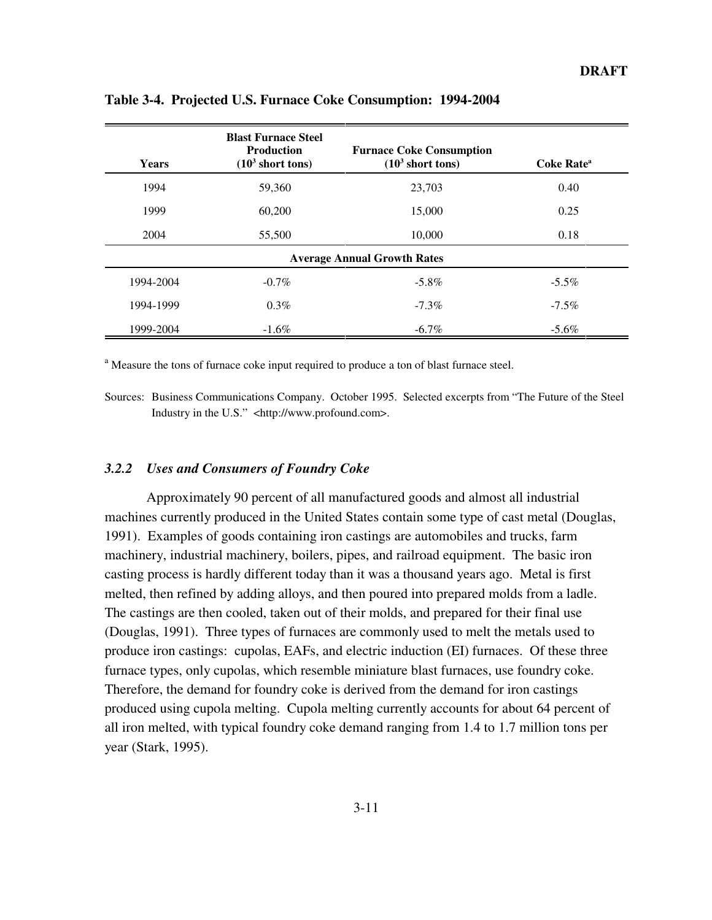**Table 3-4. Projected U.S. Furnace Coke Consumption: 1994-2004**

| Years | Blast Furnace Steel Production ($10^3$ short tons) | Furnace Coke Consumption ($10^3$ short tons) | Coke Rate[a] |
|---|---|---|---|
| 1994 | 59,360 | 23,703 | 0.40 |
| 1999 | 60,200 | 15,000 | 0.25 |
| 2004 | 55,500 | 10,000 | 0.18 |
| **Average Annual Growth Rates** | | | |
| 1994-2004 | -0.7% | -5.8% | -5.5% |
| 1994-1999 | 0.3% | -7.3% | -7.5% |
| 1999-2004 | -1.6% | -6.7% | -5.6% |

[a] Measure the tons of furnace coke input required to produce a ton of blast furnace steel.

Sources: Business Communications Company. October 1995. Selected excerpts from "The Future of the Steel Industry in the U.S." <http://www.profound.com>.

### *3.2.2 Uses and Consumers of Foundry Coke*

Approximately 90 percent of all manufactured goods and almost all industrial machines currently produced in the United States contain some type of cast metal (Douglas, 1991). Examples of goods containing iron castings are automobiles and trucks, farm machinery, industrial machinery, boilers, pipes, and railroad equipment. The basic iron casting process is hardly different today than it was a thousand years ago. Metal is first melted, then refined by adding alloys, and then poured into prepared molds from a ladle. The castings are then cooled, taken out of their molds, and prepared for their final use (Douglas, 1991). Three types of furnaces are commonly used to melt the metals used to produce iron castings: cupolas, EAFs, and electric induction (EI) furnaces. Of these three furnace types, only cupolas, which resemble miniature blast furnaces, use foundry coke. Therefore, the demand for foundry coke is derived from the demand for iron castings produced using cupola melting. Cupola melting currently accounts for about 64 percent of all iron melted, with typical foundry coke demand ranging from 1.4 to 1.7 million tons per year (Stark, 1995).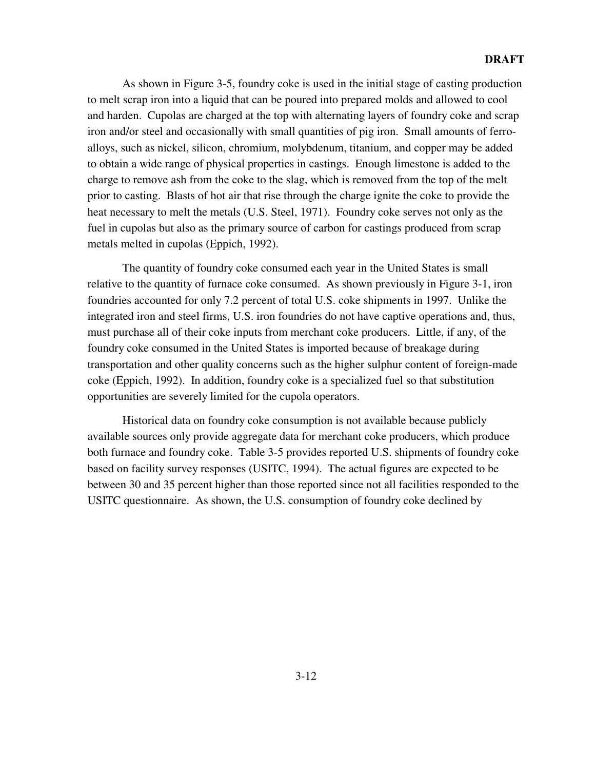As shown in Figure 3-5, foundry coke is used in the initial stage of casting production to melt scrap iron into a liquid that can be poured into prepared molds and allowed to cool and harden. Cupolas are charged at the top with alternating layers of foundry coke and scrap iron and/or steel and occasionally with small quantities of pig iron. Small amounts of ferro-alloys, such as nickel, silicon, chromium, molybdenum, titanium, and copper may be added to obtain a wide range of physical properties in castings. Enough limestone is added to the charge to remove ash from the coke to the slag, which is removed from the top of the melt prior to casting. Blasts of hot air that rise through the charge ignite the coke to provide the heat necessary to melt the metals (U.S. Steel, 1971). Foundry coke serves not only as the fuel in cupolas but also as the primary source of carbon for castings produced from scrap metals melted in cupolas (Eppich, 1992).

The quantity of foundry coke consumed each year in the United States is small relative to the quantity of furnace coke consumed. As shown previously in Figure 3-1, iron foundries accounted for only 7.2 percent of total U.S. coke shipments in 1997. Unlike the integrated iron and steel firms, U.S. iron foundries do not have captive operations and, thus, must purchase all of their coke inputs from merchant coke producers. Little, if any, of the foundry coke consumed in the United States is imported because of breakage during transportation and other quality concerns such as the higher sulphur content of foreign-made coke (Eppich, 1992). In addition, foundry coke is a specialized fuel so that substitution opportunities are severely limited for the cupola operators.

Historical data on foundry coke consumption is not available because publicly available sources only provide aggregate data for merchant coke producers, which produce both furnace and foundry coke. Table 3-5 provides reported U.S. shipments of foundry coke based on facility survey responses (USITC, 1994). The actual figures are expected to be between 30 and 35 percent higher than those reported since not all facilities responded to the USITC questionnaire. As shown, the U.S. consumption of foundry coke declined by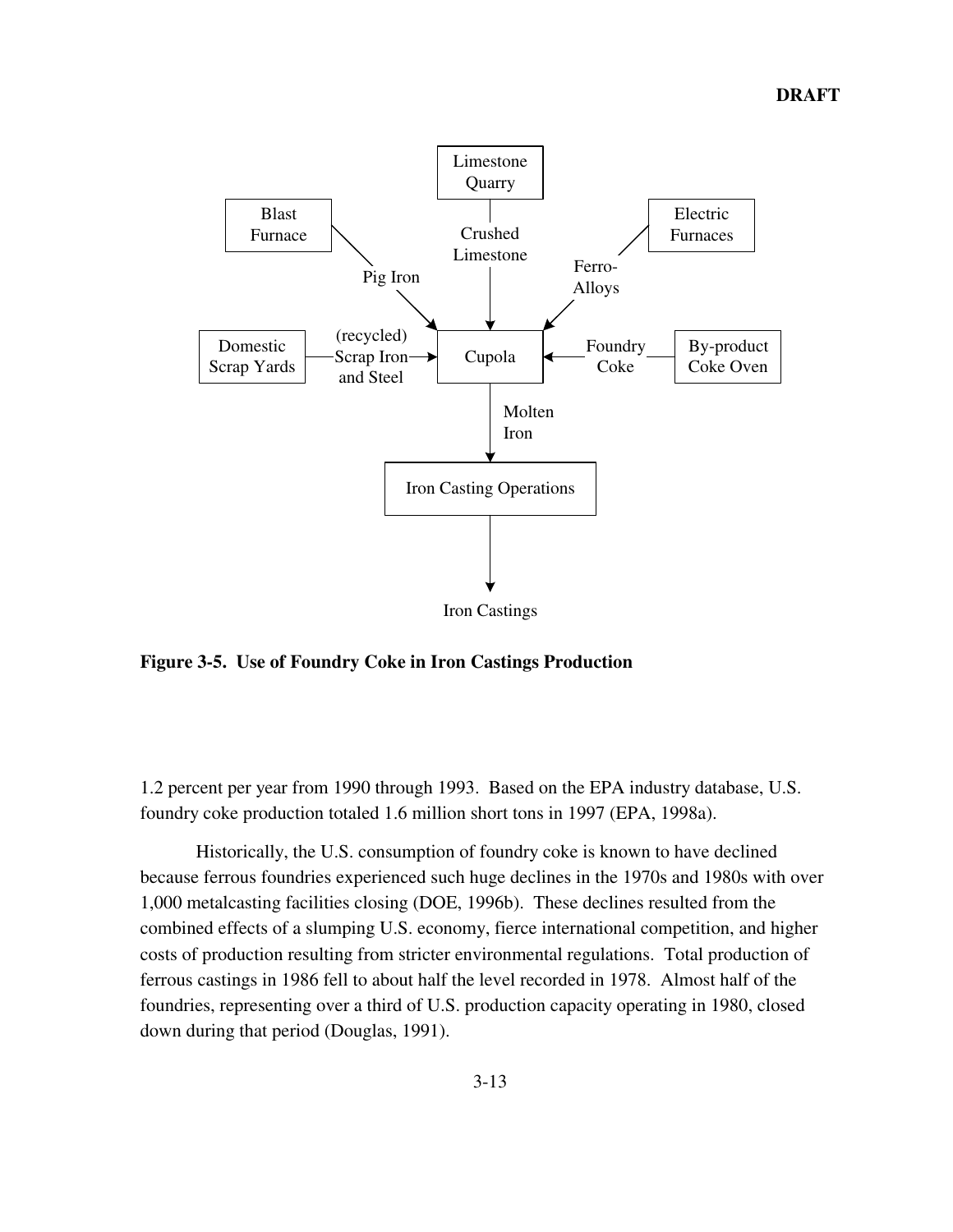**Figure 3-5. Use of Foundry Coke in Iron Castings Production**

1.2 percent per year from 1990 through 1993. Based on the EPA industry database, U.S. foundry coke production totaled 1.6 million short tons in 1997 (EPA, 1998a).

Historically, the U.S. consumption of foundry coke is known to have declined because ferrous foundries experienced such huge declines in the 1970s and 1980s with over 1,000 metalcasting facilities closing (DOE, 1996b). These declines resulted from the combined effects of a slumping U.S. economy, fierce international competition, and higher costs of production resulting from stricter environmental regulations. Total production of ferrous castings in 1986 fell to about half the level recorded in 1978. Almost half of the foundries, representing over a third of U.S. production capacity operating in 1980, closed down during that period (Douglas, 1991).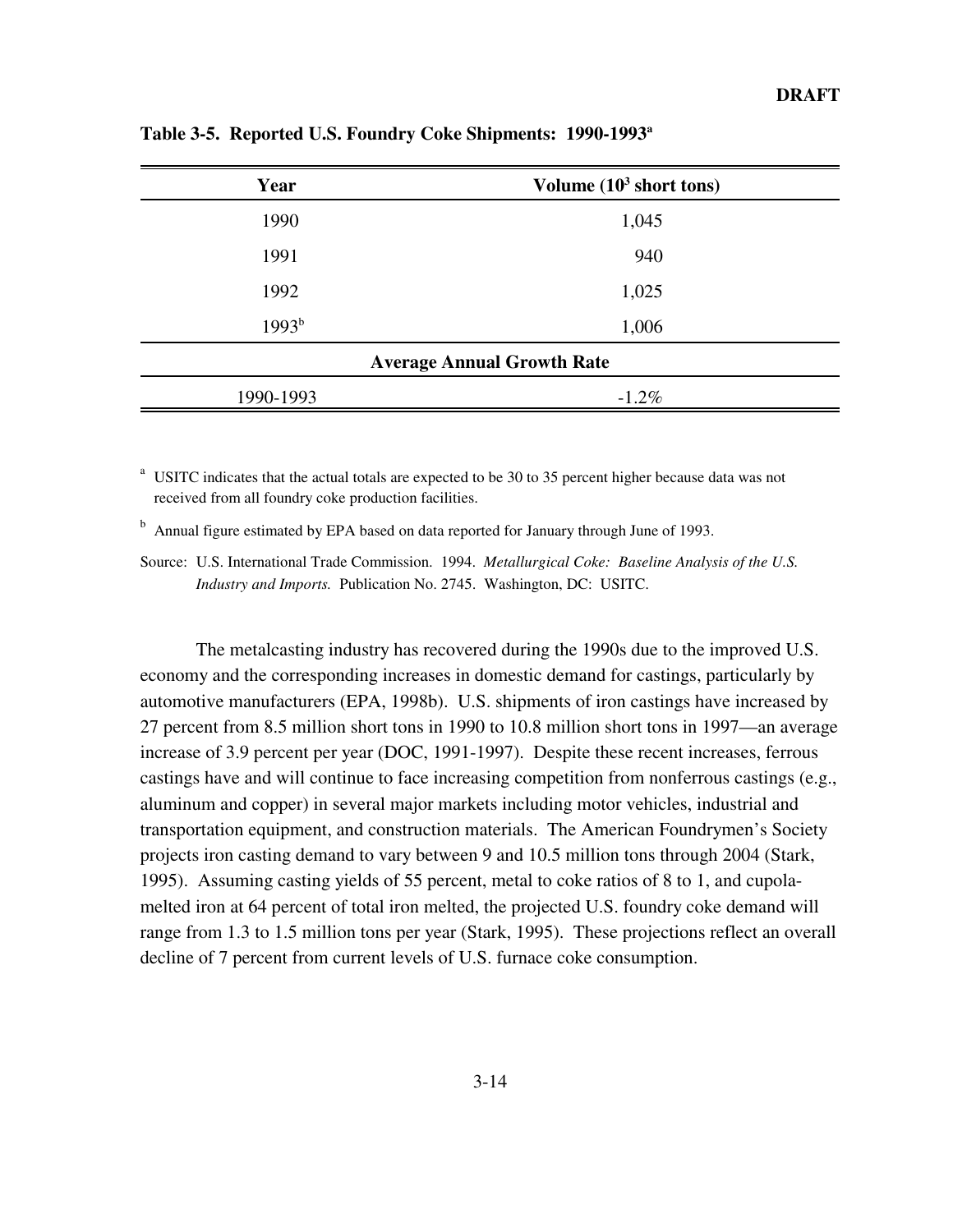**Table 3-5. Reported U.S. Foundry Coke Shipments: 1990-1993[a]**

| Year | Volume ($10^3$ short tons) |
|---|---|
| 1990 | 1,045 |
| 1991 | 940 |
| 1992 | 1,025 |
| 1993[b] | 1,006 |
| **Average Annual Growth Rate** | |
| 1990-1993 | -1.2% |

[a] USITC indicates that the actual totals are expected to be 30 to 35 percent higher because data was not received from all foundry coke production facilities.

[b] Annual figure estimated by EPA based on data reported for January through June of 1993.

Source: U.S. International Trade Commission. 1994. *Metallurgical Coke: Baseline Analysis of the U.S. Industry and Imports.* Publication No. 2745. Washington, DC: USITC.

The metalcasting industry has recovered during the 1990s due to the improved U.S. economy and the corresponding increases in domestic demand for castings, particularly by automotive manufacturers (EPA, 1998b). U.S. shipments of iron castings have increased by 27 percent from 8.5 million short tons in 1990 to 10.8 million short tons in 1997—an average increase of 3.9 percent per year (DOC, 1991-1997). Despite these recent increases, ferrous castings have and will continue to face increasing competition from nonferrous castings (e.g., aluminum and copper) in several major markets including motor vehicles, industrial and transportation equipment, and construction materials. The American Foundrymen's Society projects iron casting demand to vary between 9 and 10.5 million tons through 2004 (Stark, 1995). Assuming casting yields of 55 percent, metal to coke ratios of 8 to 1, and cupola-melted iron at 64 percent of total iron melted, the projected U.S. foundry coke demand will range from 1.3 to 1.5 million tons per year (Stark, 1995). These projections reflect an overall decline of 7 percent from current levels of U.S. furnace coke consumption.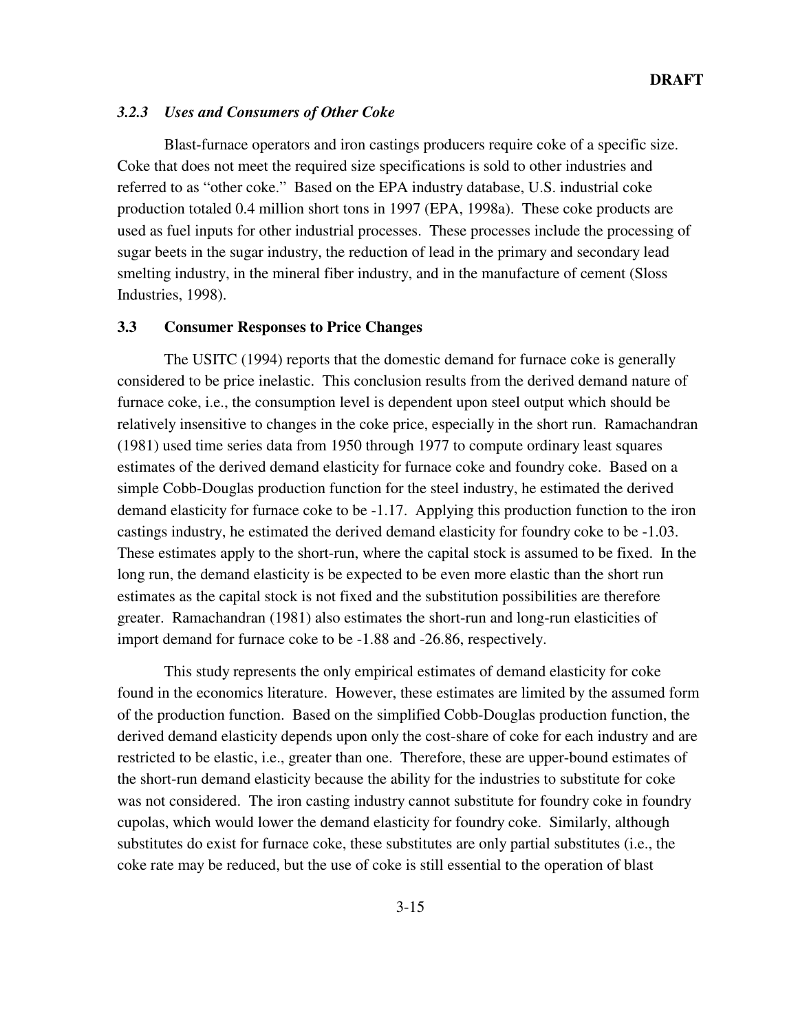### *3.2.3 Uses and Consumers of Other Coke*

Blast-furnace operators and iron castings producers require coke of a specific size. Coke that does not meet the required size specifications is sold to other industries and referred to as "other coke." Based on the EPA industry database, U.S. industrial coke production totaled 0.4 million short tons in 1997 (EPA, 1998a). These coke products are used as fuel inputs for other industrial processes. These processes include the processing of sugar beets in the sugar industry, the reduction of lead in the primary and secondary lead smelting industry, in the mineral fiber industry, and in the manufacture of cement (Sloss Industries, 1998).

## 3.3 Consumer Responses to Price Changes

The USITC (1994) reports that the domestic demand for furnace coke is generally considered to be price inelastic. This conclusion results from the derived demand nature of furnace coke, i.e., the consumption level is dependent upon steel output which should be relatively insensitive to changes in the coke price, especially in the short run. Ramachandran (1981) used time series data from 1950 through 1977 to compute ordinary least squares estimates of the derived demand elasticity for furnace coke and foundry coke. Based on a simple Cobb-Douglas production function for the steel industry, he estimated the derived demand elasticity for furnace coke to be -1.17. Applying this production function to the iron castings industry, he estimated the derived demand elasticity for foundry coke to be -1.03. These estimates apply to the short-run, where the capital stock is assumed to be fixed. In the long run, the demand elasticity is be expected to be even more elastic than the short run estimates as the capital stock is not fixed and the substitution possibilities are therefore greater. Ramachandran (1981) also estimates the short-run and long-run elasticities of import demand for furnace coke to be -1.88 and -26.86, respectively.

This study represents the only empirical estimates of demand elasticity for coke found in the economics literature. However, these estimates are limited by the assumed form of the production function. Based on the simplified Cobb-Douglas production function, the derived demand elasticity depends upon only the cost-share of coke for each industry and are restricted to be elastic, i.e., greater than one. Therefore, these are upper-bound estimates of the short-run demand elasticity because the ability for the industries to substitute for coke was not considered. The iron casting industry cannot substitute for foundry coke in foundry cupolas, which would lower the demand elasticity for foundry coke. Similarly, although substitutes do exist for furnace coke, these substitutes are only partial substitutes (i.e., the coke rate may be reduced, but the use of coke is still essential to the operation of blast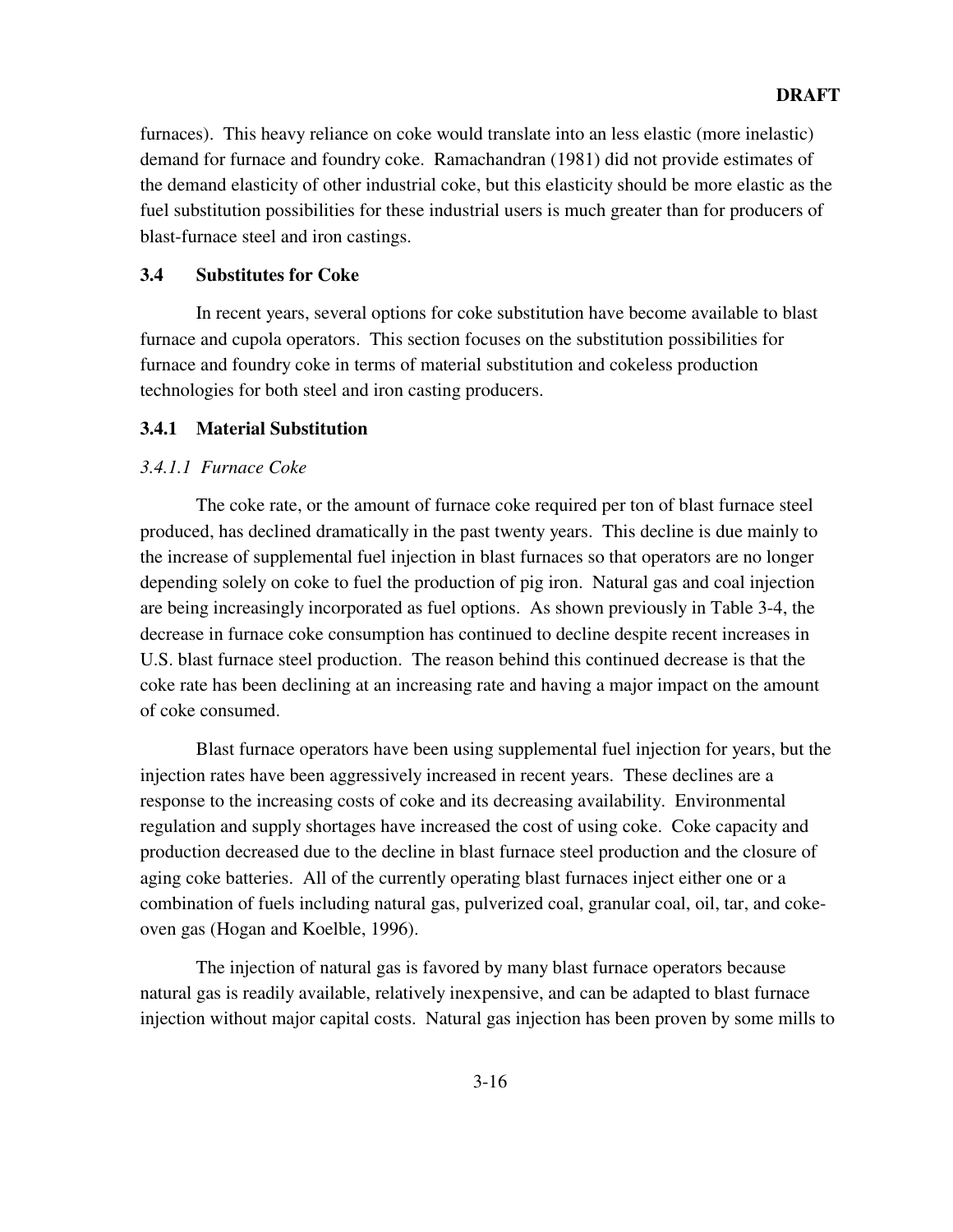furnaces). This heavy reliance on coke would translate into an less elastic (more inelastic) demand for furnace and foundry coke. Ramachandran (1981) did not provide estimates of the demand elasticity of other industrial coke, but this elasticity should be more elastic as the fuel substitution possibilities for these industrial users is much greater than for producers of blast-furnace steel and iron castings.

## 3.4 Substitutes for Coke

In recent years, several options for coke substitution have become available to blast furnace and cupola operators. This section focuses on the substitution possibilities for furnace and foundry coke in terms of material substitution and cokeless production technologies for both steel and iron casting producers.

### 3.4.1 Material Substitution

#### *3.4.1.1 Furnace Coke*

The coke rate, or the amount of furnace coke required per ton of blast furnace steel produced, has declined dramatically in the past twenty years. This decline is due mainly to the increase of supplemental fuel injection in blast furnaces so that operators are no longer depending solely on coke to fuel the production of pig iron. Natural gas and coal injection are being increasingly incorporated as fuel options. As shown previously in Table 3-4, the decrease in furnace coke consumption has continued to decline despite recent increases in U.S. blast furnace steel production. The reason behind this continued decrease is that the coke rate has been declining at an increasing rate and having a major impact on the amount of coke consumed.

Blast furnace operators have been using supplemental fuel injection for years, but the injection rates have been aggressively increased in recent years. These declines are a response to the increasing costs of coke and its decreasing availability. Environmental regulation and supply shortages have increased the cost of using coke. Coke capacity and production decreased due to the decline in blast furnace steel production and the closure of aging coke batteries. All of the currently operating blast furnaces inject either one or a combination of fuels including natural gas, pulverized coal, granular coal, oil, tar, and coke-oven gas (Hogan and Koelble, 1996).

The injection of natural gas is favored by many blast furnace operators because natural gas is readily available, relatively inexpensive, and can be adapted to blast furnace injection without major capital costs. Natural gas injection has been proven by some mills to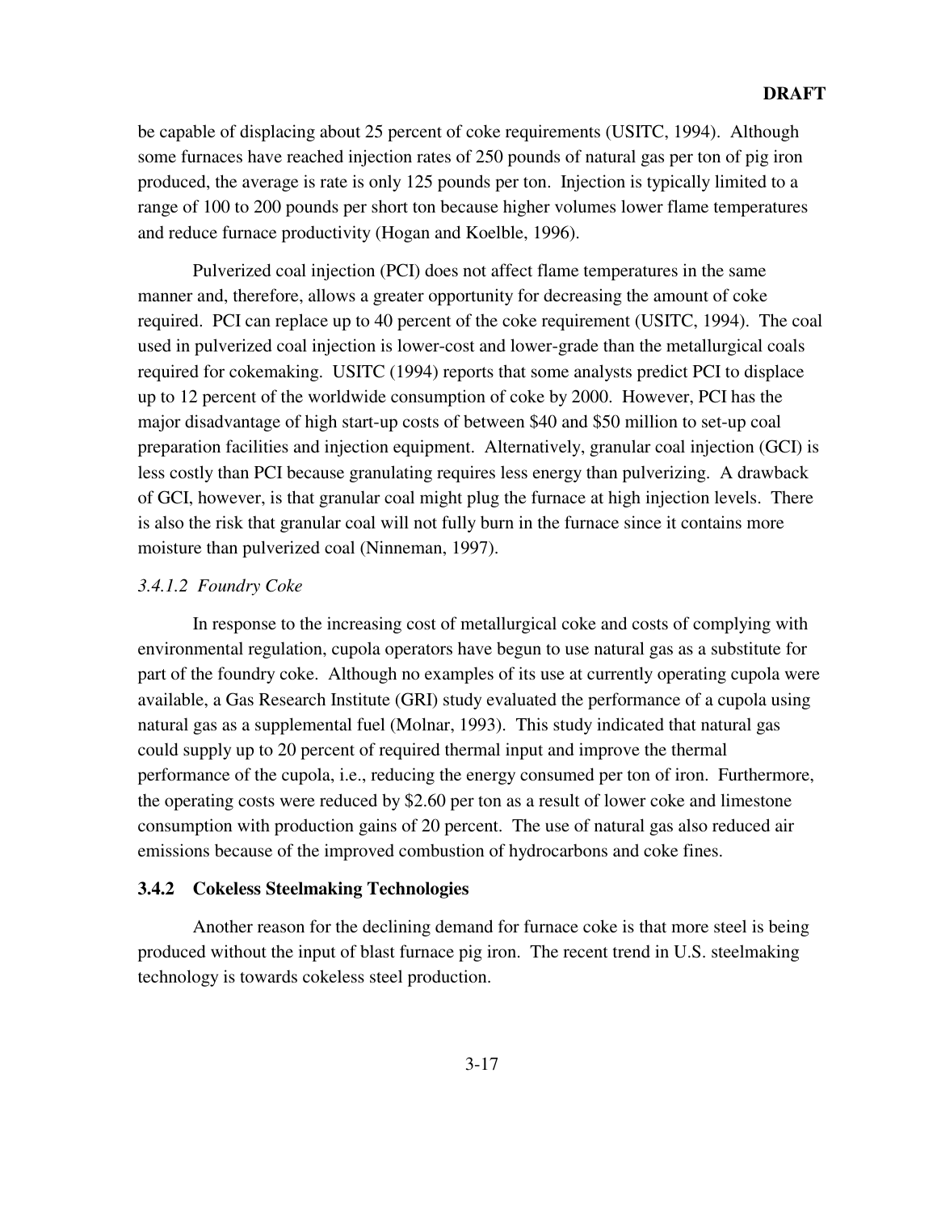be capable of displacing about 25 percent of coke requirements (USITC, 1994). Although some furnaces have reached injection rates of 250 pounds of natural gas per ton of pig iron produced, the average is rate is only 125 pounds per ton. Injection is typically limited to a range of 100 to 200 pounds per short ton because higher volumes lower flame temperatures and reduce furnace productivity (Hogan and Koelble, 1996).

Pulverized coal injection (PCI) does not affect flame temperatures in the same manner and, therefore, allows a greater opportunity for decreasing the amount of coke required. PCI can replace up to 40 percent of the coke requirement (USITC, 1994). The coal used in pulverized coal injection is lower-cost and lower-grade than the metallurgical coals required for cokemaking. USITC (1994) reports that some analysts predict PCI to displace up to 12 percent of the worldwide consumption of coke by 2000. However, PCI has the major disadvantage of high start-up costs of between $40 and $50 million to set-up coal preparation facilities and injection equipment. Alternatively, granular coal injection (GCI) is less costly than PCI because granulating requires less energy than pulverizing. A drawback of GCI, however, is that granular coal might plug the furnace at high injection levels. There is also the risk that granular coal will not fully burn in the furnace since it contains more moisture than pulverized coal (Ninneman, 1997).

#### *3.4.1.2 Foundry Coke*

In response to the increasing cost of metallurgical coke and costs of complying with environmental regulation, cupola operators have begun to use natural gas as a substitute for part of the foundry coke. Although no examples of its use at currently operating cupola were available, a Gas Research Institute (GRI) study evaluated the performance of a cupola using natural gas as a supplemental fuel (Molnar, 1993). This study indicated that natural gas could supply up to 20 percent of required thermal input and improve the thermal performance of the cupola, i.e., reducing the energy consumed per ton of iron. Furthermore, the operating costs were reduced by $2.60 per ton as a result of lower coke and limestone consumption with production gains of 20 percent. The use of natural gas also reduced air emissions because of the improved combustion of hydrocarbons and coke fines.

### 3.4.2 Cokeless Steelmaking Technologies

Another reason for the declining demand for furnace coke is that more steel is being produced without the input of blast furnace pig iron. The recent trend in U.S. steelmaking technology is towards cokeless steel production.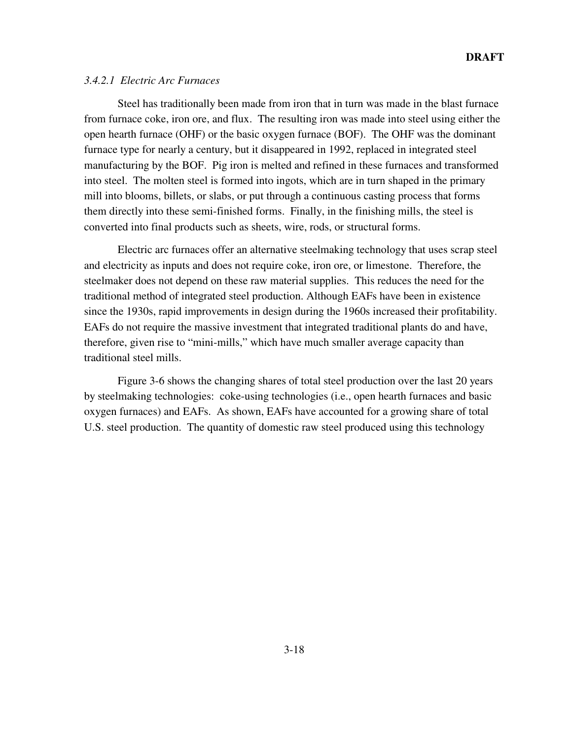### *3.4.2.1 Electric Arc Furnaces*

Steel has traditionally been made from iron that in turn was made in the blast furnace from furnace coke, iron ore, and flux. The resulting iron was made into steel using either the open hearth furnace (OHF) or the basic oxygen furnace (BOF). The OHF was the dominant furnace type for nearly a century, but it disappeared in 1992, replaced in integrated steel manufacturing by the BOF. Pig iron is melted and refined in these furnaces and transformed into steel. The molten steel is formed into ingots, which are in turn shaped in the primary mill into blooms, billets, or slabs, or put through a continuous casting process that forms them directly into these semi-finished forms. Finally, in the finishing mills, the steel is converted into final products such as sheets, wire, rods, or structural forms.

Electric arc furnaces offer an alternative steelmaking technology that uses scrap steel and electricity as inputs and does not require coke, iron ore, or limestone. Therefore, the steelmaker does not depend on these raw material supplies. This reduces the need for the traditional method of integrated steel production. Although EAFs have been in existence since the 1930s, rapid improvements in design during the 1960s increased their profitability. EAFs do not require the massive investment that integrated traditional plants do and have, therefore, given rise to "mini-mills," which have much smaller average capacity than traditional steel mills.

Figure 3-6 shows the changing shares of total steel production over the last 20 years by steelmaking technologies: coke-using technologies (i.e., open hearth furnaces and basic oxygen furnaces) and EAFs. As shown, EAFs have accounted for a growing share of total U.S. steel production. The quantity of domestic raw steel produced using this technology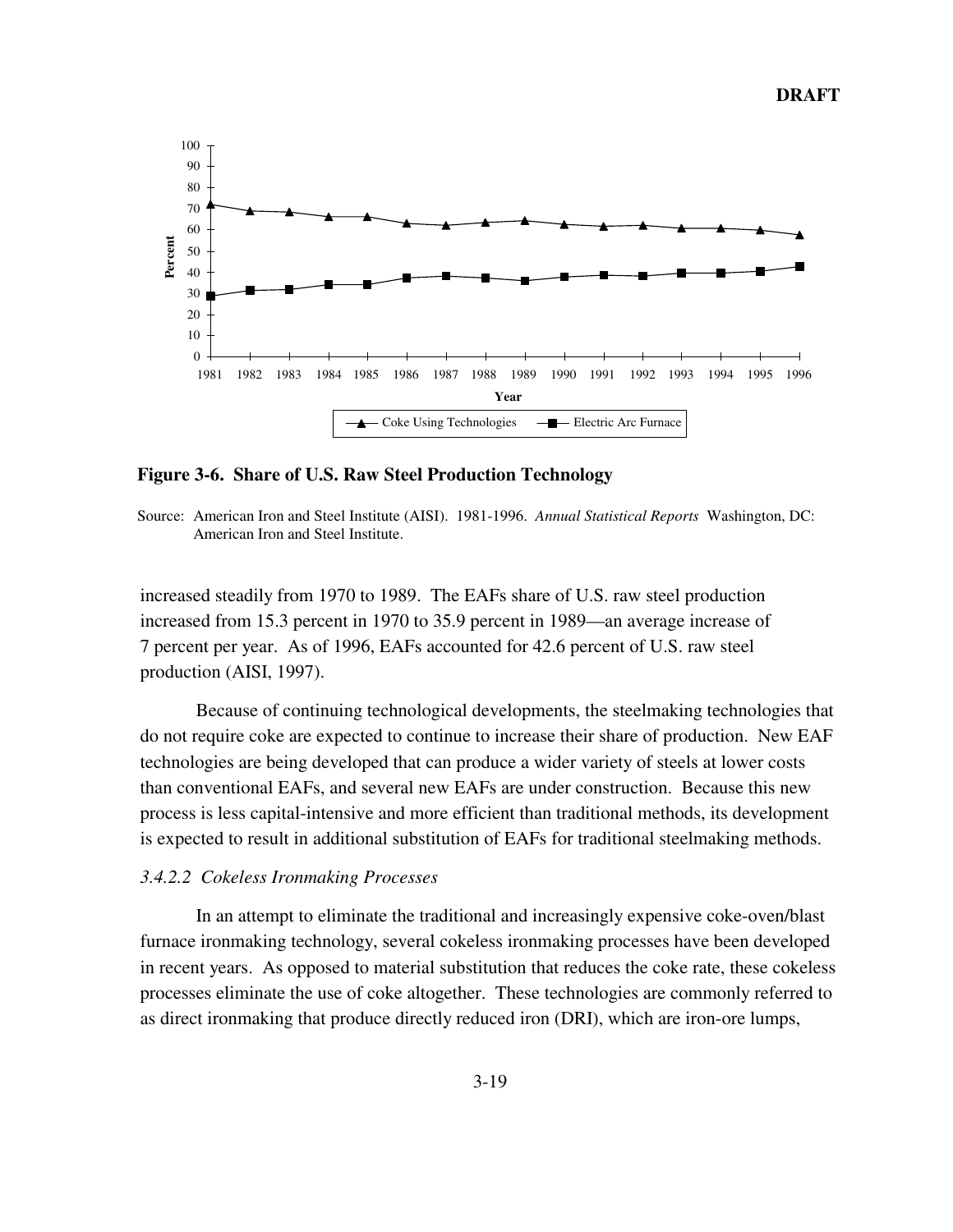Figure 3-6. Share of U.S. Raw Steel Production Technology

Source: American Iron and Steel Institute (AISI). 1981-1996. *Annual Statistical Reports* Washington, DC: American Iron and Steel Institute.

increased steadily from 1970 to 1989. The EAFs share of U.S. raw steel production increased from 15.3 percent in 1970 to 35.9 percent in 1989—an average increase of 7 percent per year. As of 1996, EAFs accounted for 42.6 percent of U.S. raw steel production (AISI, 1997).

Because of continuing technological developments, the steelmaking technologies that do not require coke are expected to continue to increase their share of production. New EAF technologies are being developed that can produce a wider variety of steels at lower costs than conventional EAFs, and several new EAFs are under construction. Because this new process is less capital-intensive and more efficient than traditional methods, its development is expected to result in additional substitution of EAFs for traditional steelmaking methods.

### *3.4.2.2 Cokeless Ironmaking Processes*

In an attempt to eliminate the traditional and increasingly expensive coke-oven/blast furnace ironmaking technology, several cokeless ironmaking processes have been developed in recent years. As opposed to material substitution that reduces the coke rate, these cokeless processes eliminate the use of coke altogether. These technologies are commonly referred to as direct ironmaking that produce directly reduced iron (DRI), which are iron-ore lumps,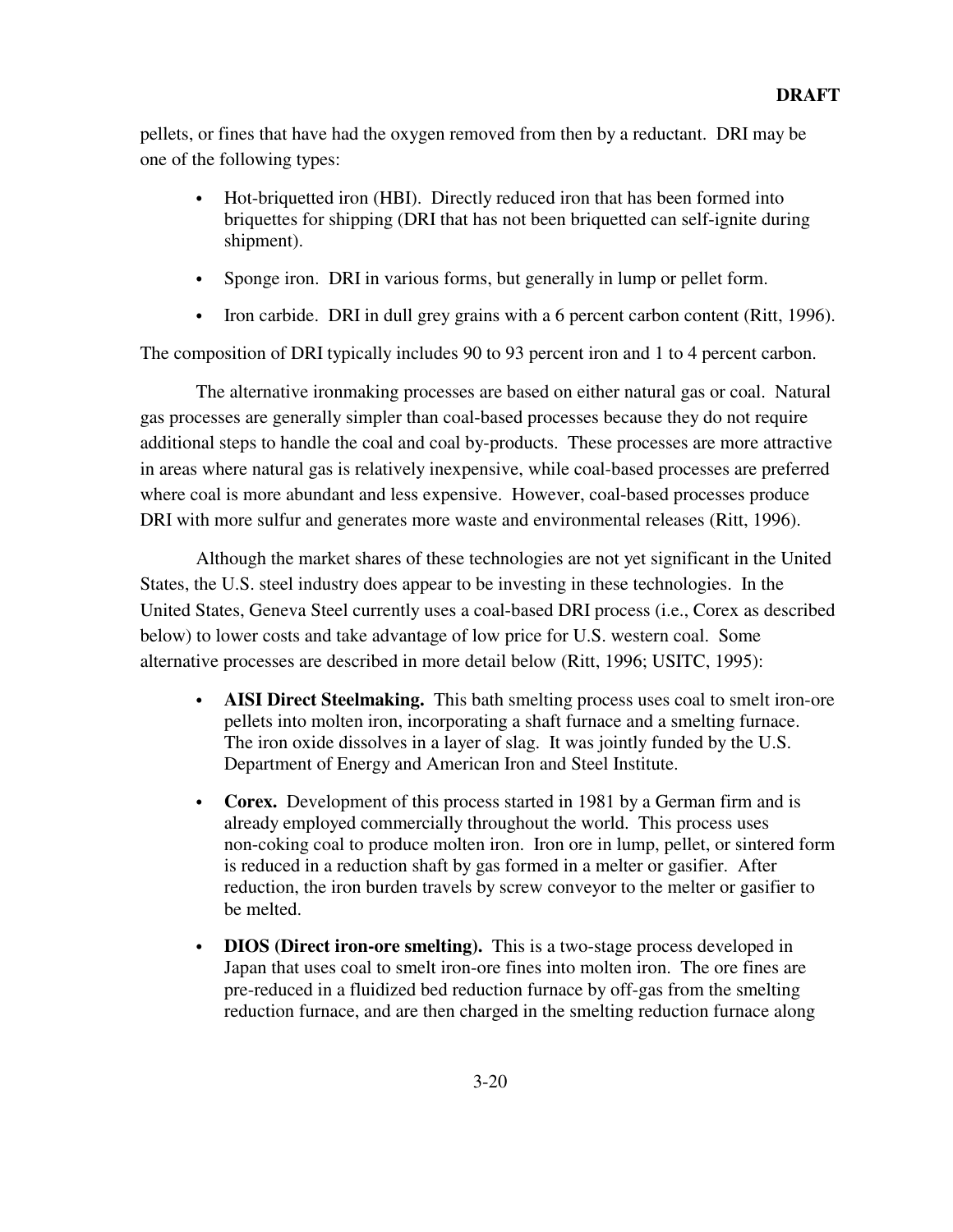pellets, or fines that have had the oxygen removed from then by a reductant. DRI may be one of the following types:

- Hot-briquetted iron (HBI). Directly reduced iron that has been formed into briquettes for shipping (DRI that has not been briquetted can self-ignite during shipment).
- Sponge iron. DRI in various forms, but generally in lump or pellet form.
- Iron carbide. DRI in dull grey grains with a 6 percent carbon content (Ritt, 1996).

The composition of DRI typically includes 90 to 93 percent iron and 1 to 4 percent carbon.

The alternative ironmaking processes are based on either natural gas or coal. Natural gas processes are generally simpler than coal-based processes because they do not require additional steps to handle the coal and coal by-products. These processes are more attractive in areas where natural gas is relatively inexpensive, while coal-based processes are preferred where coal is more abundant and less expensive. However, coal-based processes produce DRI with more sulfur and generates more waste and environmental releases (Ritt, 1996).

Although the market shares of these technologies are not yet significant in the United States, the U.S. steel industry does appear to be investing in these technologies. In the United States, Geneva Steel currently uses a coal-based DRI process (i.e., Corex as described below) to lower costs and take advantage of low price for U.S. western coal. Some alternative processes are described in more detail below (Ritt, 1996; USITC, 1995):

- **AISI Direct Steelmaking.** This bath smelting process uses coal to smelt iron-ore pellets into molten iron, incorporating a shaft furnace and a smelting furnace. The iron oxide dissolves in a layer of slag. It was jointly funded by the U.S. Department of Energy and American Iron and Steel Institute.
- **Corex.** Development of this process started in 1981 by a German firm and is already employed commercially throughout the world. This process uses non-coking coal to produce molten iron. Iron ore in lump, pellet, or sintered form is reduced in a reduction shaft by gas formed in a melter or gasifier. After reduction, the iron burden travels by screw conveyor to the melter or gasifier to be melted.
- **DIOS (Direct iron-ore smelting).** This is a two-stage process developed in Japan that uses coal to smelt iron-ore fines into molten iron. The ore fines are pre-reduced in a fluidized bed reduction furnace by off-gas from the smelting reduction furnace, and are then charged in the smelting reduction furnace along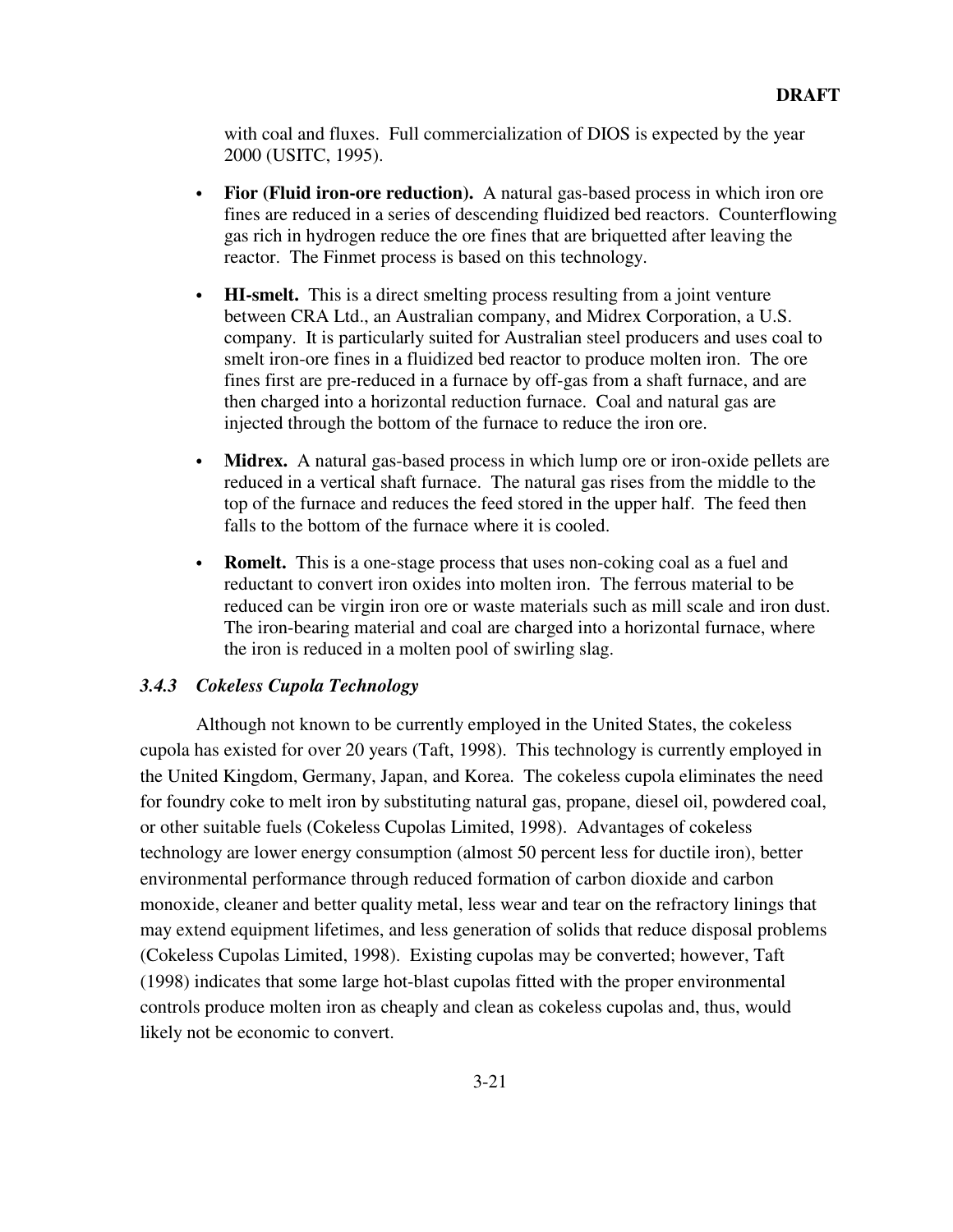with coal and fluxes. Full commercialization of DIOS is expected by the year 2000 (USITC, 1995).

- **Fior (Fluid iron-ore reduction).** A natural gas-based process in which iron ore fines are reduced in a series of descending fluidized bed reactors. Counterflowing gas rich in hydrogen reduce the ore fines that are briquetted after leaving the reactor. The Finmet process is based on this technology.

- **HI-smelt.** This is a direct smelting process resulting from a joint venture between CRA Ltd., an Australian company, and Midrex Corporation, a U.S. company. It is particularly suited for Australian steel producers and uses coal to smelt iron-ore fines in a fluidized bed reactor to produce molten iron. The ore fines first are pre-reduced in a furnace by off-gas from a shaft furnace, and are then charged into a horizontal reduction furnace. Coal and natural gas are injected through the bottom of the furnace to reduce the iron ore.

- **Midrex.** A natural gas-based process in which lump ore or iron-oxide pellets are reduced in a vertical shaft furnace. The natural gas rises from the middle to the top of the furnace and reduces the feed stored in the upper half. The feed then falls to the bottom of the furnace where it is cooled.

- **Romelt.** This is a one-stage process that uses non-coking coal as a fuel and reductant to convert iron oxides into molten iron. The ferrous material to be reduced can be virgin iron ore or waste materials such as mill scale and iron dust. The iron-bearing material and coal are charged into a horizontal furnace, where the iron is reduced in a molten pool of swirling slag.

### *3.4.3 Cokeless Cupola Technology*

Although not known to be currently employed in the United States, the cokeless cupola has existed for over 20 years (Taft, 1998). This technology is currently employed in the United Kingdom, Germany, Japan, and Korea. The cokeless cupola eliminates the need for foundry coke to melt iron by substituting natural gas, propane, diesel oil, powdered coal, or other suitable fuels (Cokeless Cupolas Limited, 1998). Advantages of cokeless technology are lower energy consumption (almost 50 percent less for ductile iron), better environmental performance through reduced formation of carbon dioxide and carbon monoxide, cleaner and better quality metal, less wear and tear on the refractory linings that may extend equipment lifetimes, and less generation of solids that reduce disposal problems (Cokeless Cupolas Limited, 1998). Existing cupolas may be converted; however, Taft (1998) indicates that some large hot-blast cupolas fitted with the proper environmental controls produce molten iron as cheaply and clean as cokeless cupolas and, thus, would likely not be economic to convert.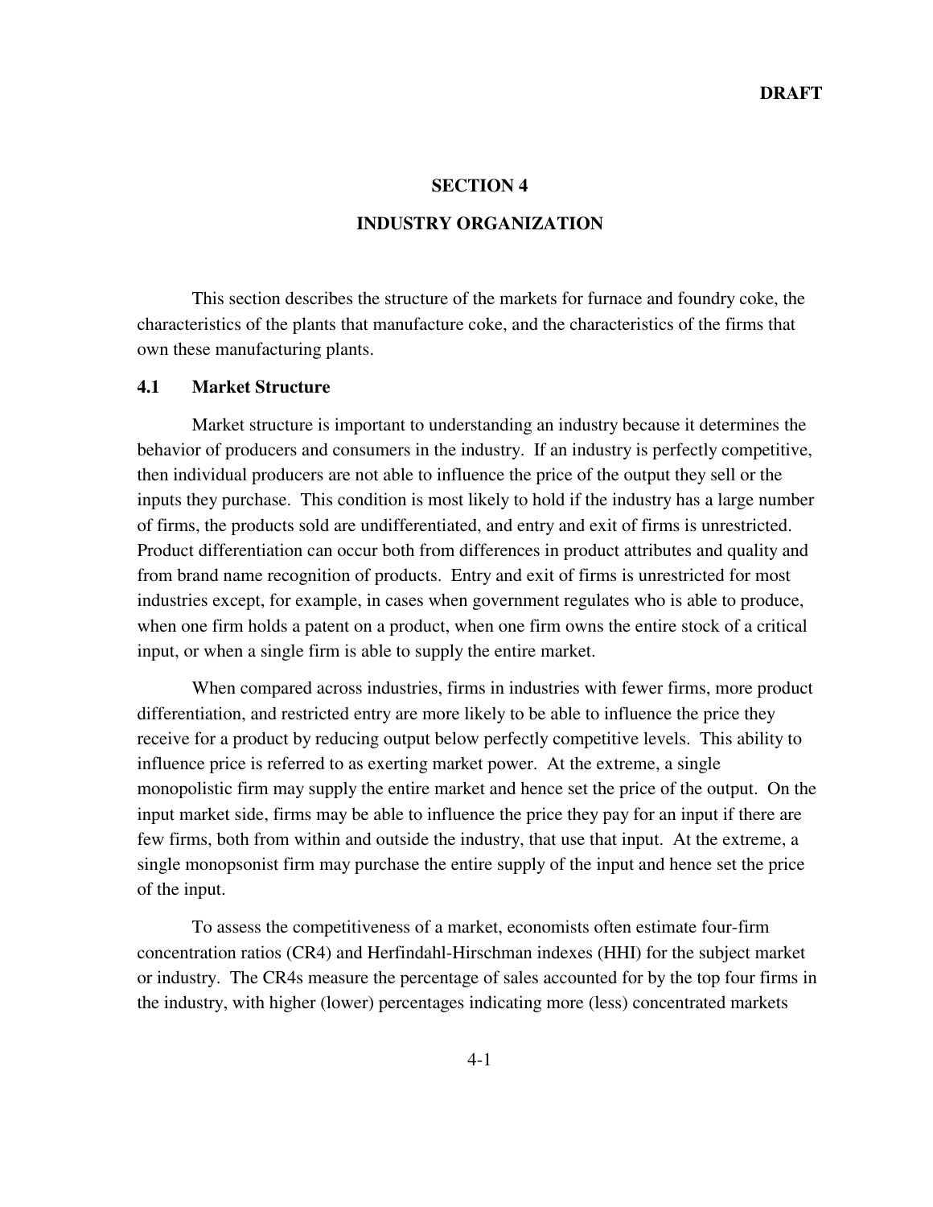# SECTION 4

# INDUSTRY ORGANIZATION

This section describes the structure of the markets for furnace and foundry coke, the characteristics of the plants that manufacture coke, and the characteristics of the firms that own these manufacturing plants.

## 4.1 Market Structure

Market structure is important to understanding an industry because it determines the behavior of producers and consumers in the industry. If an industry is perfectly competitive, then individual producers are not able to influence the price of the output they sell or the inputs they purchase. This condition is most likely to hold if the industry has a large number of firms, the products sold are undifferentiated, and entry and exit of firms is unrestricted. Product differentiation can occur both from differences in product attributes and quality and from brand name recognition of products. Entry and exit of firms is unrestricted for most industries except, for example, in cases when government regulates who is able to produce, when one firm holds a patent on a product, when one firm owns the entire stock of a critical input, or when a single firm is able to supply the entire market.

When compared across industries, firms in industries with fewer firms, more product differentiation, and restricted entry are more likely to be able to influence the price they receive for a product by reducing output below perfectly competitive levels. This ability to influence price is referred to as exerting market power. At the extreme, a single monopolistic firm may supply the entire market and hence set the price of the output. On the input market side, firms may be able to influence the price they pay for an input if there are few firms, both from within and outside the industry, that use that input. At the extreme, a single monopsonist firm may purchase the entire supply of the input and hence set the price of the input.

To assess the competitiveness of a market, economists often estimate four-firm concentration ratios (CR4) and Herfindahl-Hirschman indexes (HHI) for the subject market or industry. The CR4s measure the percentage of sales accounted for by the top four firms in the industry, with higher (lower) percentages indicating more (less) concentrated markets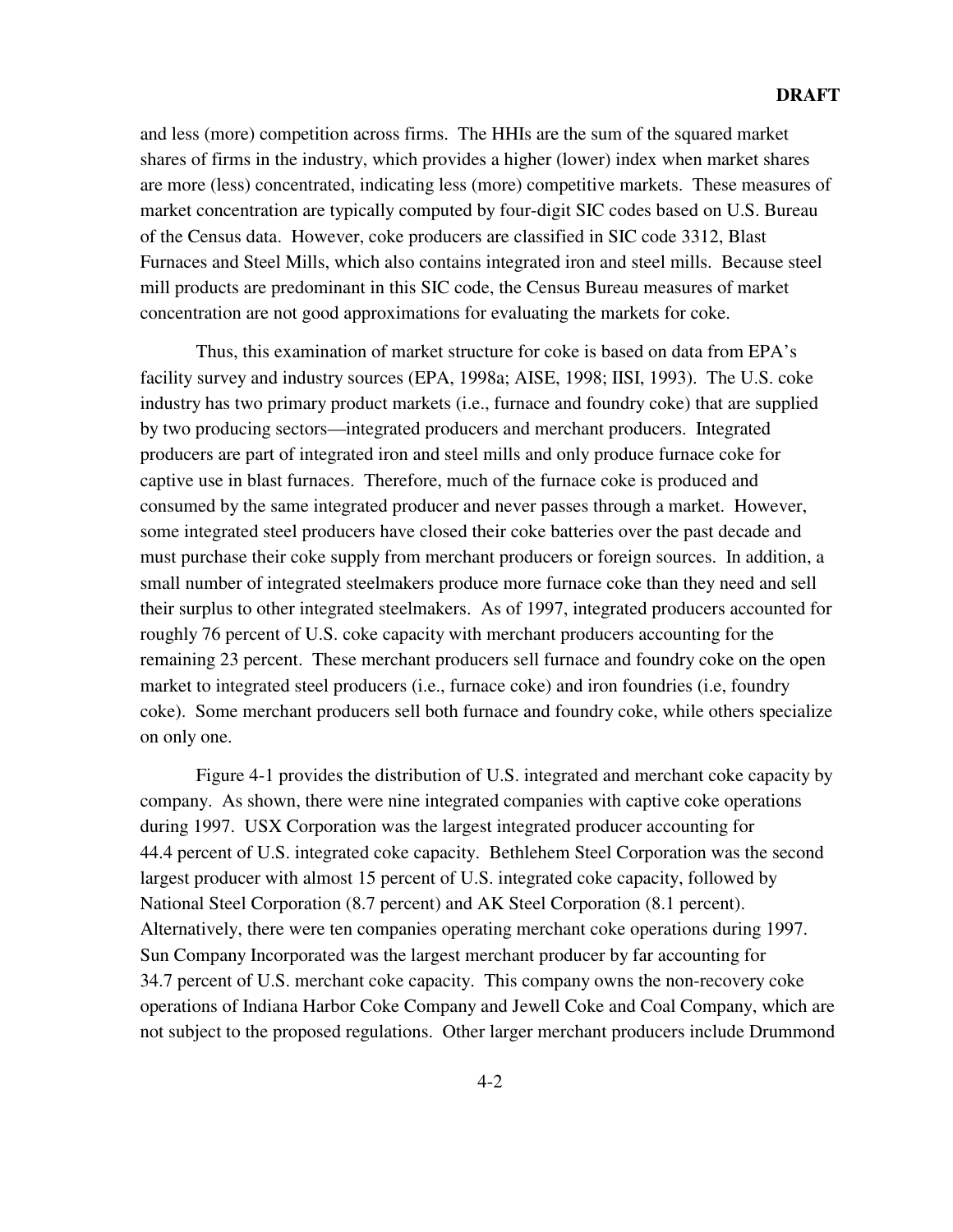and less (more) competition across firms. The HHIs are the sum of the squared market shares of firms in the industry, which provides a higher (lower) index when market shares are more (less) concentrated, indicating less (more) competitive markets. These measures of market concentration are typically computed by four-digit SIC codes based on U.S. Bureau of the Census data. However, coke producers are classified in SIC code 3312, Blast Furnaces and Steel Mills, which also contains integrated iron and steel mills. Because steel mill products are predominant in this SIC code, the Census Bureau measures of market concentration are not good approximations for evaluating the markets for coke.

Thus, this examination of market structure for coke is based on data from EPA's facility survey and industry sources (EPA, 1998a; AISE, 1998; IISI, 1993). The U.S. coke industry has two primary product markets (i.e., furnace and foundry coke) that are supplied by two producing sectors—integrated producers and merchant producers. Integrated producers are part of integrated iron and steel mills and only produce furnace coke for captive use in blast furnaces. Therefore, much of the furnace coke is produced and consumed by the same integrated producer and never passes through a market. However, some integrated steel producers have closed their coke batteries over the past decade and must purchase their coke supply from merchant producers or foreign sources. In addition, a small number of integrated steelmakers produce more furnace coke than they need and sell their surplus to other integrated steelmakers. As of 1997, integrated producers accounted for roughly 76 percent of U.S. coke capacity with merchant producers accounting for the remaining 23 percent. These merchant producers sell furnace and foundry coke on the open market to integrated steel producers (i.e., furnace coke) and iron foundries (i.e, foundry coke). Some merchant producers sell both furnace and foundry coke, while others specialize on only one.

Figure 4-1 provides the distribution of U.S. integrated and merchant coke capacity by company. As shown, there were nine integrated companies with captive coke operations during 1997. USX Corporation was the largest integrated producer accounting for 44.4 percent of U.S. integrated coke capacity. Bethlehem Steel Corporation was the second largest producer with almost 15 percent of U.S. integrated coke capacity, followed by National Steel Corporation (8.7 percent) and AK Steel Corporation (8.1 percent). Alternatively, there were ten companies operating merchant coke operations during 1997. Sun Company Incorporated was the largest merchant producer by far accounting for 34.7 percent of U.S. merchant coke capacity. This company owns the non-recovery coke operations of Indiana Harbor Coke Company and Jewell Coke and Coal Company, which are not subject to the proposed regulations. Other larger merchant producers include Drummond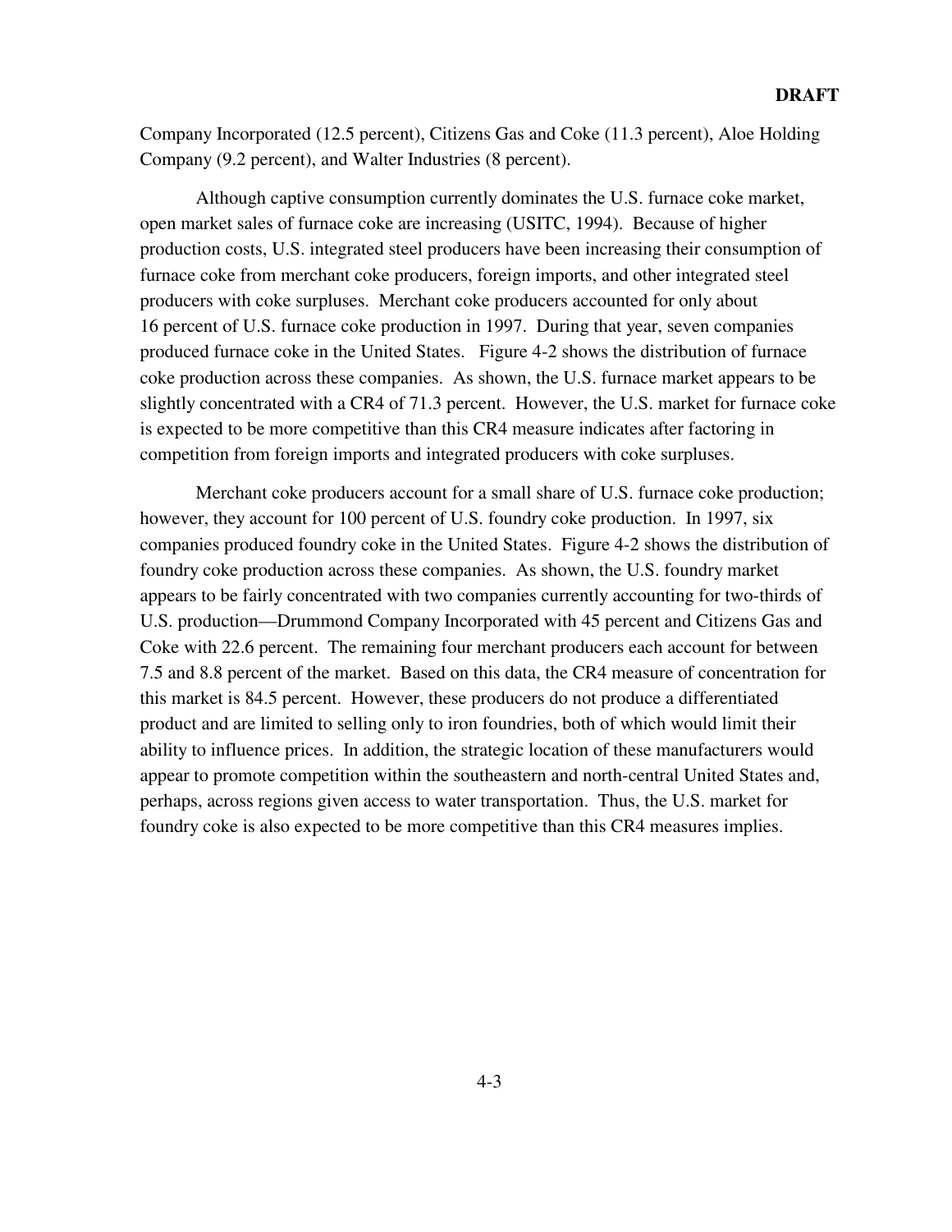Company Incorporated (12.5 percent), Citizens Gas and Coke (11.3 percent), Aloe Holding Company (9.2 percent), and Walter Industries (8 percent).

Although captive consumption currently dominates the U.S. furnace coke market, open market sales of furnace coke are increasing (USITC, 1994). Because of higher production costs, U.S. integrated steel producers have been increasing their consumption of furnace coke from merchant coke producers, foreign imports, and other integrated steel producers with coke surpluses. Merchant coke producers accounted for only about 16 percent of U.S. furnace coke production in 1997. During that year, seven companies produced furnace coke in the United States. Figure 4-2 shows the distribution of furnace coke production across these companies. As shown, the U.S. furnace market appears to be slightly concentrated with a CR4 of 71.3 percent. However, the U.S. market for furnace coke is expected to be more competitive than this CR4 measure indicates after factoring in competition from foreign imports and integrated producers with coke surpluses.

Merchant coke producers account for a small share of U.S. furnace coke production; however, they account for 100 percent of U.S. foundry coke production. In 1997, six companies produced foundry coke in the United States. Figure 4-2 shows the distribution of foundry coke production across these companies. As shown, the U.S. foundry market appears to be fairly concentrated with two companies currently accounting for two-thirds of U.S. production—Drummond Company Incorporated with 45 percent and Citizens Gas and Coke with 22.6 percent. The remaining four merchant producers each account for between 7.5 and 8.8 percent of the market. Based on this data, the CR4 measure of concentration for this market is 84.5 percent. However, these producers do not produce a differentiated product and are limited to selling only to iron foundries, both of which would limit their ability to influence prices. In addition, the strategic location of these manufacturers would appear to promote competition within the southeastern and north-central United States and, perhaps, across regions given access to water transportation. Thus, the U.S. market for foundry coke is also expected to be more competitive than this CR4 measures implies.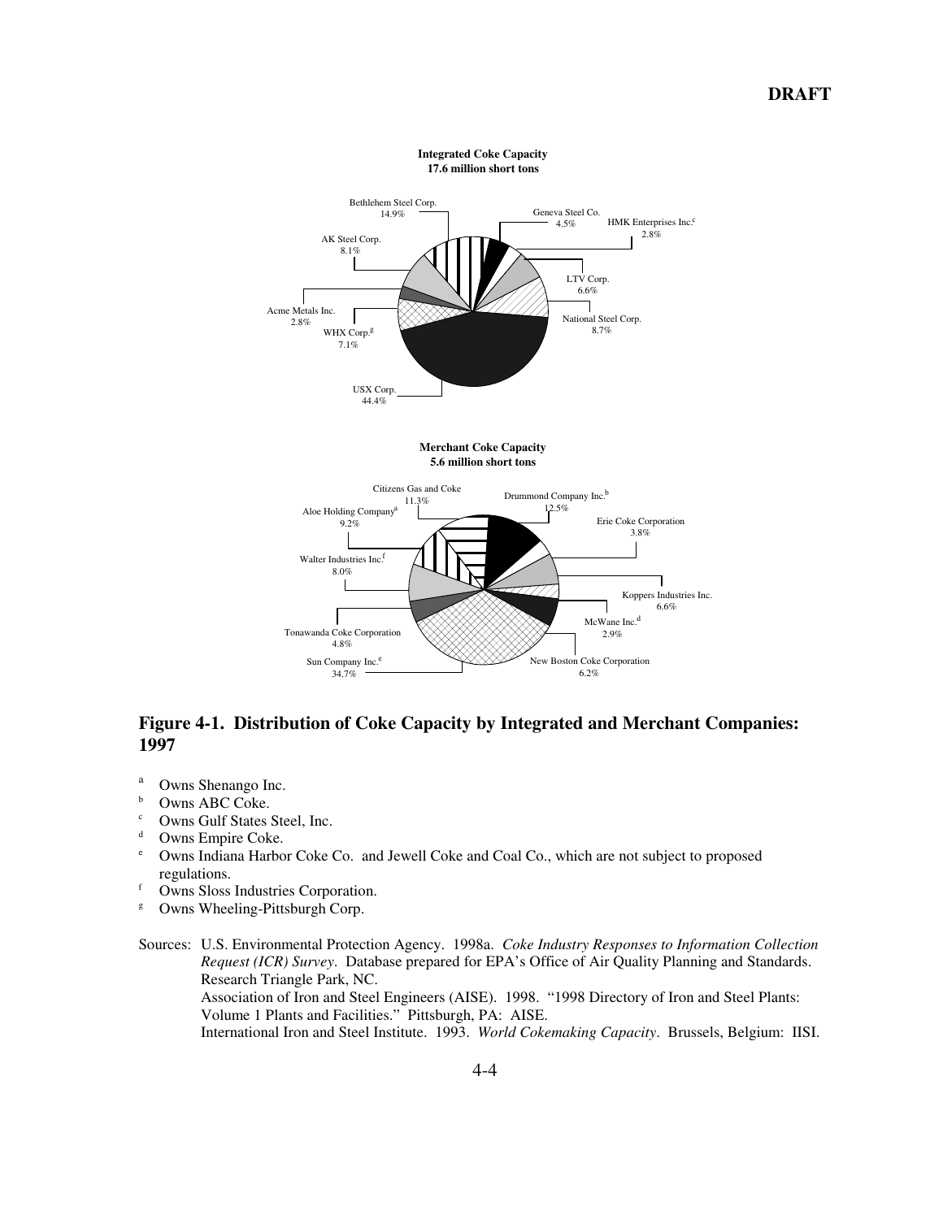**Integrated Coke Capacity**
**17.6 million short tons**

Bethlehem Steel Corp. 14.9%
Geneva Steel Co. 4.5%
HMK Enterprises Inc.[c] 2.8%
AK Steel Corp. 8.1%
LTV Corp. 6.6%
National Steel Corp. 8.7%
Acme Metals Inc. 2.8%
WHX Corp.[g] 7.1%
USX Corp. 44.4%

**Merchant Coke Capacity**
**5.6 million short tons**

Citizens Gas and Coke 11.3%
Drummond Company Inc.[b] 12.5%
Aloe Holding Company[a] 9.2%
Erie Coke Corporation 3.8%
Walter Industries Inc.[f] 8.0%
Koppers Industries Inc. 6.6%
McWane Inc.[d] 2.9%
Tonawanda Coke Corporation 4.8%
Sun Company Inc.[e] 34.7%
New Boston Coke Corporation 6.2%

## Figure 4-1. Distribution of Coke Capacity by Integrated and Merchant Companies: 1997

[a] Owns Shenango Inc.
[b] Owns ABC Coke.
[c] Owns Gulf States Steel, Inc.
[d] Owns Empire Coke.
[e] Owns Indiana Harbor Coke Co. and Jewell Coke and Coal Co., which are not subject to proposed regulations.
[f] Owns Sloss Industries Corporation.
[g] Owns Wheeling-Pittsburgh Corp.

Sources: U.S. Environmental Protection Agency. 1998a. *Coke Industry Responses to Information Collection Request (ICR) Survey*. Database prepared for EPA's Office of Air Quality Planning and Standards. Research Triangle Park, NC.
Association of Iron and Steel Engineers (AISE). 1998. "1998 Directory of Iron and Steel Plants: Volume 1 Plants and Facilities." Pittsburgh, PA: AISE.
International Iron and Steel Institute. 1993. *World Cokemaking Capacity*. Brussels, Belgium: IISI.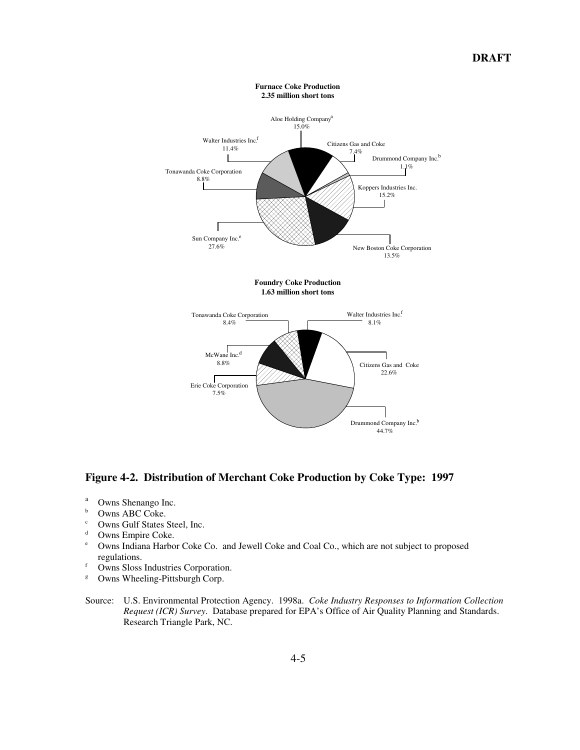**Furnace Coke Production**
**2.35 million short tons**

Aloe Holding Company[a] 15.0%
Citizens Gas and Coke 7.4%
Drummond Company Inc.[b] 1.1%
Koppers Industries Inc. 15.2%
New Boston Coke Corporation 13.5%
Sun Company Inc.[e] 27.6%
Tonawanda Coke Corporation 8.8%
Walter Industries Inc.[f] 11.4%

**Foundry Coke Production**
**1.63 million short tons**

Walter Industries Inc.[f] 8.1%
Citizens Gas and Coke 22.6%
Drummond Company Inc.[b] 44.7%
Erie Coke Corporation 7.5%
McWane Inc.[d] 8.8%
Tonawanda Coke Corporation 8.4%

## Figure 4-2. Distribution of Merchant Coke Production by Coke Type: 1997

[a] Owns Shenango Inc.
[b] Owns ABC Coke.
[c] Owns Gulf States Steel, Inc.
[d] Owns Empire Coke.
[e] Owns Indiana Harbor Coke Co. and Jewell Coke and Coal Co., which are not subject to proposed regulations.
[f] Owns Sloss Industries Corporation.
[g] Owns Wheeling-Pittsburgh Corp.

Source: U.S. Environmental Protection Agency. 1998a. *Coke Industry Responses to Information Collection Request (ICR) Survey*. Database prepared for EPA's Office of Air Quality Planning and Standards. Research Triangle Park, NC.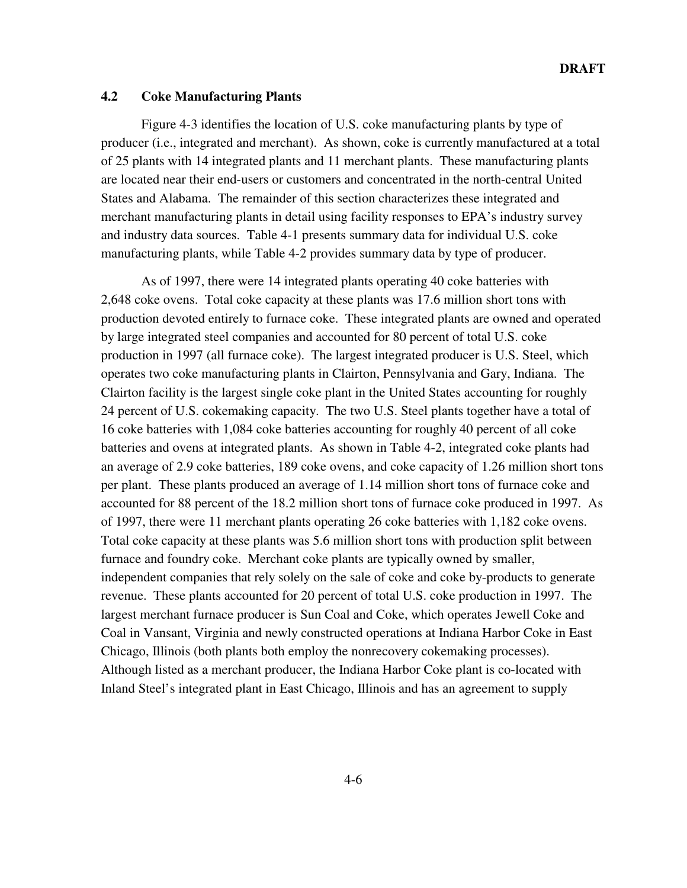## 4.2 Coke Manufacturing Plants

Figure 4-3 identifies the location of U.S. coke manufacturing plants by type of producer (i.e., integrated and merchant). As shown, coke is currently manufactured at a total of 25 plants with 14 integrated plants and 11 merchant plants. These manufacturing plants are located near their end-users or customers and concentrated in the north-central United States and Alabama. The remainder of this section characterizes these integrated and merchant manufacturing plants in detail using facility responses to EPA's industry survey and industry data sources. Table 4-1 presents summary data for individual U.S. coke manufacturing plants, while Table 4-2 provides summary data by type of producer.

As of 1997, there were 14 integrated plants operating 40 coke batteries with 2,648 coke ovens. Total coke capacity at these plants was 17.6 million short tons with production devoted entirely to furnace coke. These integrated plants are owned and operated by large integrated steel companies and accounted for 80 percent of total U.S. coke production in 1997 (all furnace coke). The largest integrated producer is U.S. Steel, which operates two coke manufacturing plants in Clairton, Pennsylvania and Gary, Indiana. The Clairton facility is the largest single coke plant in the United States accounting for roughly 24 percent of U.S. cokemaking capacity. The two U.S. Steel plants together have a total of 16 coke batteries with 1,084 coke batteries accounting for roughly 40 percent of all coke batteries and ovens at integrated plants. As shown in Table 4-2, integrated coke plants had an average of 2.9 coke batteries, 189 coke ovens, and coke capacity of 1.26 million short tons per plant. These plants produced an average of 1.14 million short tons of furnace coke and accounted for 88 percent of the 18.2 million short tons of furnace coke produced in 1997. As of 1997, there were 11 merchant plants operating 26 coke batteries with 1,182 coke ovens. Total coke capacity at these plants was 5.6 million short tons with production split between furnace and foundry coke. Merchant coke plants are typically owned by smaller, independent companies that rely solely on the sale of coke and coke by-products to generate revenue. These plants accounted for 20 percent of total U.S. coke production in 1997. The largest merchant furnace producer is Sun Coal and Coke, which operates Jewell Coke and Coal in Vansant, Virginia and newly constructed operations at Indiana Harbor Coke in East Chicago, Illinois (both plants both employ the nonrecovery cokemaking processes). Although listed as a merchant producer, the Indiana Harbor Coke plant is co-located with Inland Steel's integrated plant in East Chicago, Illinois and has an agreement to supply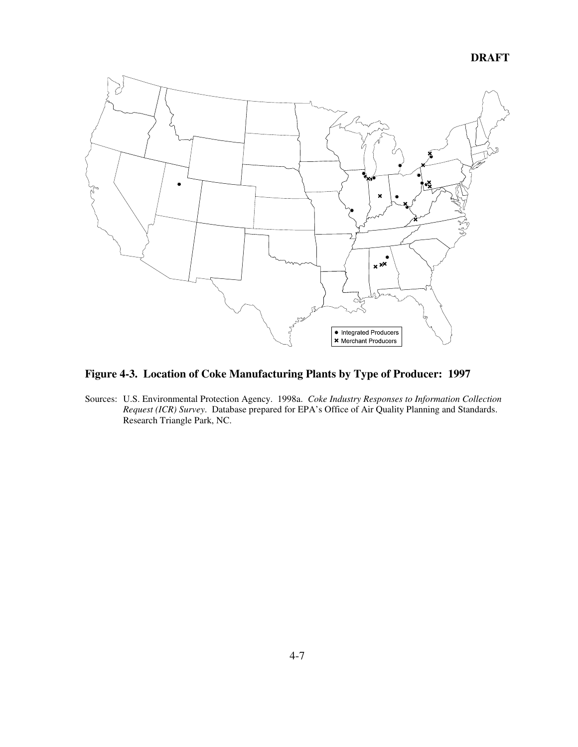DRAFT

- Integrated Producers
- Merchant Producers

**Figure 4-3. Location of Coke Manufacturing Plants by Type of Producer: 1997**

Sources: U.S. Environmental Protection Agency. 1998a. *Coke Industry Responses to Information Collection Request (ICR) Survey*. Database prepared for EPA's Office of Air Quality Planning and Standards. Research Triangle Park, NC.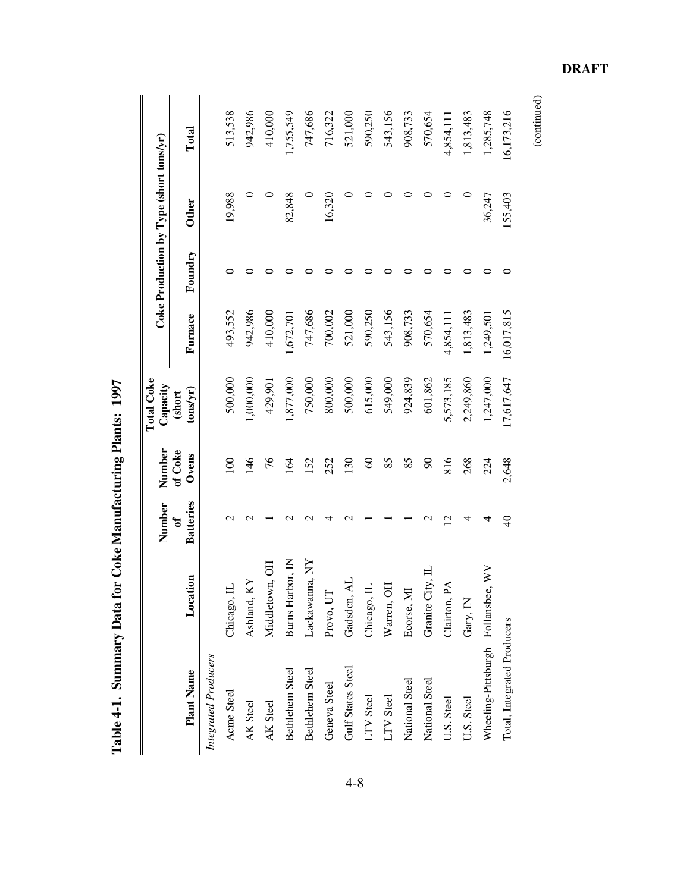# Table 4-1. Summary Data for Coke Manufacturing Plants: 1997

| Plant Name | Location | Number of Batteries | Number of Coke Ovens | Total Coke Capacity (short tons/yr) | Coke Production by Type (short tons/yr) | | | |
|---|---|---|---|---|---|---|---|---|
| | | | | | Furnace | Foundry | Other | Total |
| *Integrated Producers* | | | | | | | | |
| Acme Steel | Chicago, IL | 2 | 100 | 500,000 | 493,552 | 0 | 19,988 | 513,538 |
| AK Steel | Ashland, KY | 2 | 146 | 1,000,000 | 942,986 | 0 | 0 | 942,986 |
| AK Steel | Middletown, OH | 1 | 76 | 429,901 | 410,000 | 0 | 0 | 410,000 |
| Bethlehem Steel | Burns Harbor, IN | 2 | 164 | 1,877,000 | 1,672,701 | 0 | 82,848 | 1,755,549 |
| Bethlehem Steel | Lackawanna, NY | 2 | 152 | 750,000 | 747,686 | 0 | 0 | 747,686 |
| Geneva Steel | Provo, UT | 4 | 252 | 800,000 | 700,002 | 0 | 16,320 | 716,322 |
| Gulf States Steel | Gadsden, AL | 2 | 130 | 500,000 | 521,000 | 0 | 0 | 521,000 |
| LTV Steel | Chicago, IL | 1 | 60 | 615,000 | 590,250 | 0 | 0 | 590,250 |
| LTV Steel | Warren, OH | 1 | 85 | 549,000 | 543,156 | 0 | 0 | 543,156 |
| National Steel | Ecorse, MI | 1 | 85 | 924,839 | 908,733 | 0 | 0 | 908,733 |
| National Steel | Granite City, IL | 2 | 90 | 601,862 | 570,654 | 0 | 0 | 570,654 |
| U.S. Steel | Clairton, PA | 12 | 816 | 5,573,185 | 4,854,111 | 0 | 0 | 4,854,111 |
| U.S. Steel | Gary, IN | 4 | 268 | 2,249,860 | 1,813,483 | 0 | 0 | 1,813,483 |
| Wheeling-Pittsburgh | Follansbee, WV | 4 | 224 | 1,247,000 | 1,249,501 | 0 | 36,247 | 1,285,748 |
| Total, Integrated Producers | | 40 | 2,648 | 17,617,647 | 16,017,815 | 0 | 155,403 | 16,173,216 |

(continued)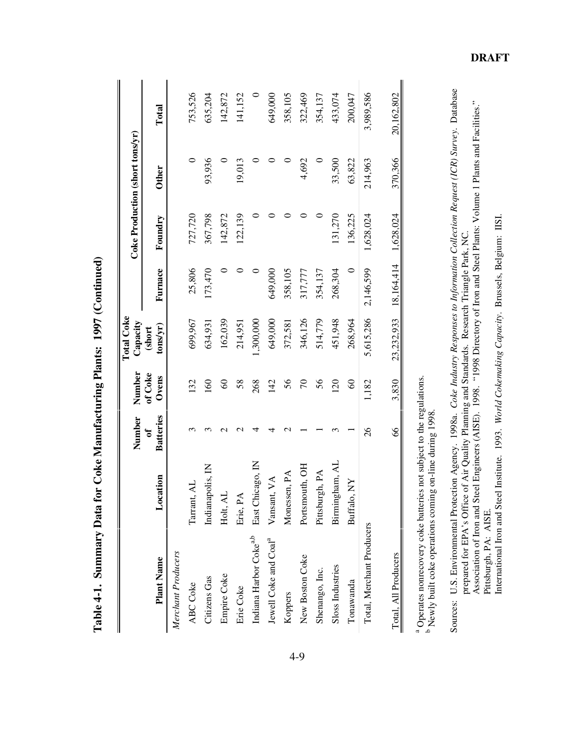# Table 4-1. Summary Data for Coke Manufacturing Plants: 1997 (Continued)

| Plant Name | Location | Number of Batteries | Number of Coke Ovens | Total Coke Capacity (short tons/yr) | Coke Production (short tons/yr) | | | |
|---|---|---|---|---|---|---|---|---|
| | | | | | Furnace | Foundry | Other | Total |
| *Merchant Producers* | | | | | | | | |
| ABC Coke | Tarrant, AL | 3 | 132 | 699,967 | 25,806 | 727,720 | 0 | 753,526 |
| Citizens Gas | Indianapolis, IN | 3 | 160 | 634,931 | 173,470 | 367,798 | 93,936 | 635,204 |
| Empire Coke | Holt, AL | 2 | 60 | 162,039 | 0 | 142,872 | 0 | 142,872 |
| Erie Coke | Erie, PA | 2 | 58 | 214,951 | 0 | 122,139 | 19,013 | 141,152 |
| Indiana Harbor Coke[a,b] | East Chicago, IN | 4 | 268 | 1,300,000 | 0 | 0 | 0 | 0 |
| Jewell Coke and Coal[a] | Vansant, VA | 4 | 142 | 649,000 | 649,000 | 0 | 0 | 649,000 |
| Koppers | Monessen, PA | 2 | 56 | 372,581 | 358,105 | 0 | 0 | 358,105 |
| New Boston Coke | Portsmouth, OH | 1 | 70 | 346,126 | 317,777 | 0 | 4,692 | 322,469 |
| Shenango, Inc. | Pittsburgh, PA | 1 | 56 | 514,779 | 354,137 | 0 | 0 | 354,137 |
| Sloss Industries | Birmingham, AL | 3 | 120 | 451,948 | 268,304 | 131,270 | 33,500 | 433,074 |
| Tonawanda | Buffalo, NY | 1 | 60 | 268,964 | 0 | 136,225 | 63,822 | 200,047 |
| Total, Merchant Producers | | 26 | 1,182 | 5,615,286 | 2,146,599 | 1,628,024 | 214,963 | 3,989,586 |
| Total, All Producers | | 66 | 3,830 | 23,232,933 | 18,164,414 | 1,628,024 | 370,366 | 20,162,802 |

[a] Operates nonrecovery coke batteries not subject to the regulations.
[b] Newly built coke operations coming on-line during 1998.

Sources: U.S. Environmental Protection Agency. 1998a. *Coke Industry Responses to Information Collection Request (ICR) Survey.* Database prepared for EPA's Office of Air Quality Planning and Standards. Research Triangle Park, NC.
Association of Iron and Steel Engineers (AISE). 1998. "1998 Directory of Iron and Steel Plants: Volume 1 Plants and Facilities." Pittsburgh, PA: AISE.
International Iron and Steel Institute. 1993. *World Cokemaking Capacity.* Brussels, Belgium: IISI.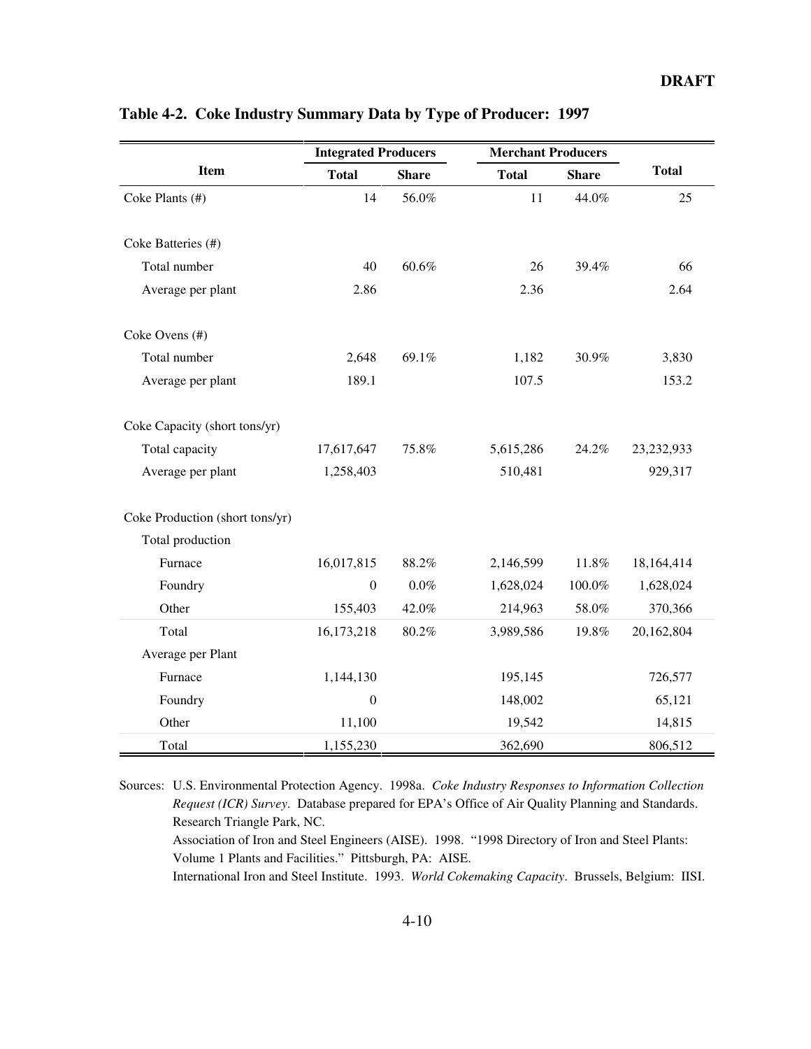DRAFT

**Table 4-2. Coke Industry Summary Data by Type of Producer: 1997**

| Item | Integrated Producers | | Merchant Producers | | Total |
|---|---|---|---|---|---|
| | Total | Share | Total | Share | |
| Coke Plants (#) | 14 | 56.0% | 11 | 44.0% | 25 |
| Coke Batteries (#) | | | | | |
| Total number | 40 | 60.6% | 26 | 39.4% | 66 |
| Average per plant | 2.86 | | 2.36 | | 2.64 |
| Coke Ovens (#) | | | | | |
| Total number | 2,648 | 69.1% | 1,182 | 30.9% | 3,830 |
| Average per plant | 189.1 | | 107.5 | | 153.2 |
| Coke Capacity (short tons/yr) | | | | | |
| Total capacity | 17,617,647 | 75.8% | 5,615,286 | 24.2% | 23,232,933 |
| Average per plant | 1,258,403 | | 510,481 | | 929,317 |
| Coke Production (short tons/yr) | | | | | |
| Total production | | | | | |
| Furnace | 16,017,815 | 88.2% | 2,146,599 | 11.8% | 18,164,414 |
| Foundry | 0 | 0.0% | 1,628,024 | 100.0% | 1,628,024 |
| Other | 155,403 | 42.0% | 214,963 | 58.0% | 370,366 |
| Total | 16,173,218 | 80.2% | 3,989,586 | 19.8% | 20,162,804 |
| Average per Plant | | | | | |
| Furnace | 1,144,130 | | 195,145 | | 726,577 |
| Foundry | 0 | | 148,002 | | 65,121 |
| Other | 11,100 | | 19,542 | | 14,815 |
| Total | 1,155,230 | | 362,690 | | 806,512 |

Sources: U.S. Environmental Protection Agency. 1998a. *Coke Industry Responses to Information Collection Request (ICR) Survey*. Database prepared for EPA's Office of Air Quality Planning and Standards. Research Triangle Park, NC.
Association of Iron and Steel Engineers (AISE). 1998. "1998 Directory of Iron and Steel Plants: Volume 1 Plants and Facilities." Pittsburgh, PA: AISE.
International Iron and Steel Institute. 1993. *World Cokemaking Capacity*. Brussels, Belgium: IISI.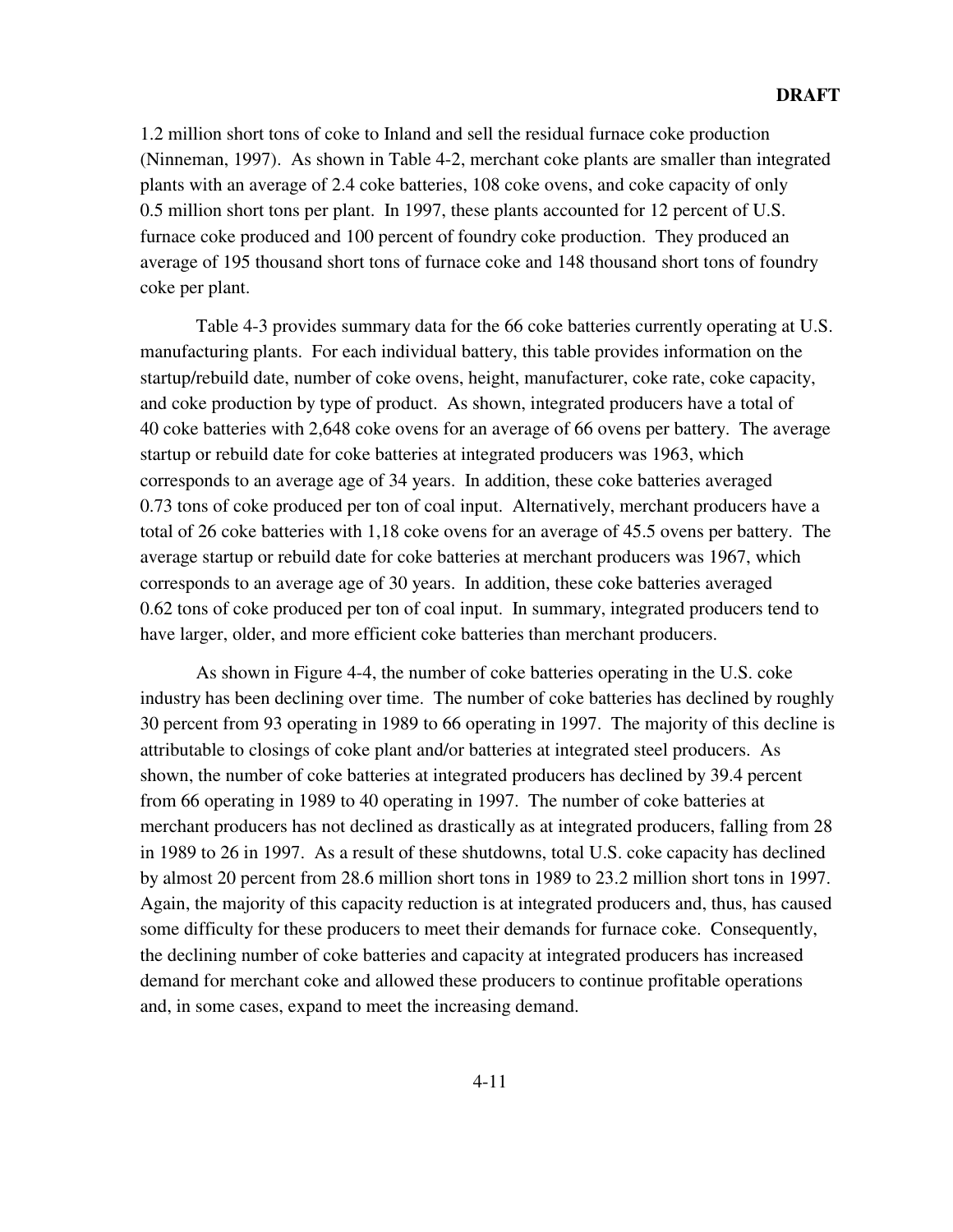1.2 million short tons of coke to Inland and sell the residual furnace coke production (Ninneman, 1997). As shown in Table 4-2, merchant coke plants are smaller than integrated plants with an average of 2.4 coke batteries, 108 coke ovens, and coke capacity of only 0.5 million short tons per plant. In 1997, these plants accounted for 12 percent of U.S. furnace coke produced and 100 percent of foundry coke production. They produced an average of 195 thousand short tons of furnace coke and 148 thousand short tons of foundry coke per plant.

Table 4-3 provides summary data for the 66 coke batteries currently operating at U.S. manufacturing plants. For each individual battery, this table provides information on the startup/rebuild date, number of coke ovens, height, manufacturer, coke rate, coke capacity, and coke production by type of product. As shown, integrated producers have a total of 40 coke batteries with 2,648 coke ovens for an average of 66 ovens per battery. The average startup or rebuild date for coke batteries at integrated producers was 1963, which corresponds to an average age of 34 years. In addition, these coke batteries averaged 0.73 tons of coke produced per ton of coal input. Alternatively, merchant producers have a total of 26 coke batteries with 1,18 coke ovens for an average of 45.5 ovens per battery. The average startup or rebuild date for coke batteries at merchant producers was 1967, which corresponds to an average age of 30 years. In addition, these coke batteries averaged 0.62 tons of coke produced per ton of coal input. In summary, integrated producers tend to have larger, older, and more efficient coke batteries than merchant producers.

As shown in Figure 4-4, the number of coke batteries operating in the U.S. coke industry has been declining over time. The number of coke batteries has declined by roughly 30 percent from 93 operating in 1989 to 66 operating in 1997. The majority of this decline is attributable to closings of coke plant and/or batteries at integrated steel producers. As shown, the number of coke batteries at integrated producers has declined by 39.4 percent from 66 operating in 1989 to 40 operating in 1997. The number of coke batteries at merchant producers has not declined as drastically as at integrated producers, falling from 28 in 1989 to 26 in 1997. As a result of these shutdowns, total U.S. coke capacity has declined by almost 20 percent from 28.6 million short tons in 1989 to 23.2 million short tons in 1997. Again, the majority of this capacity reduction is at integrated producers and, thus, has caused some difficulty for these producers to meet their demands for furnace coke. Consequently, the declining number of coke batteries and capacity at integrated producers has increased demand for merchant coke and allowed these producers to continue profitable operations and, in some cases, expand to meet the increasing demand.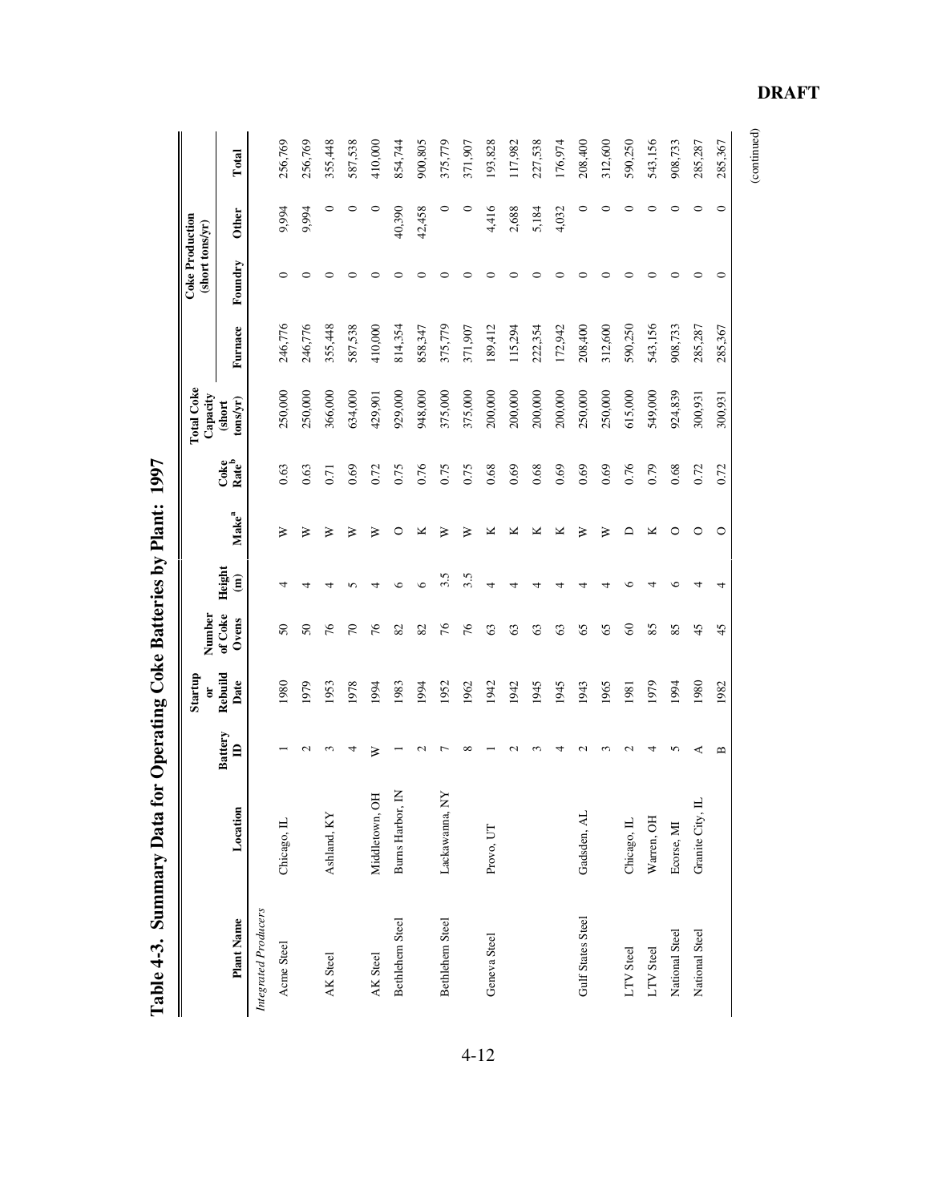**DRAFT**

# Table 4-3. Summary Data for Operating Coke Batteries by Plant: 1997

| Plant Name | Location | Battery ID | Startup or Rebuild Date | Number of Coke Ovens | Height (m) | Make[a] | Coke Rate[b] | Total Coke Capacity (short tons/yr) | Coke Production (short tons/yr) | | | |
|---|---|---|---|---|---|---|---|---|---|---|---|---|
| | | | | | | | | | Furnace | Foundry | Other | Total |
| *Integrated Producers* | | | | | | | | | | | | |
| Acme Steel | Chicago, IL | 1 | 1980 | 50 | 4 | W | 0.63 | 250,000 | 246,776 | 0 | 9,994 | 256,769 |
| | | 2 | 1979 | 50 | 4 | W | 0.63 | 250,000 | 246,776 | 0 | 9,994 | 256,769 |
| AK Steel | Ashland, KY | 3 | 1953 | 76 | 4 | W | 0.71 | 366,000 | 355,448 | 0 | 0 | 355,448 |
| | | 4 | 1978 | 70 | 5 | W | 0.69 | 634,000 | 587,538 | 0 | 0 | 587,538 |
| AK Steel | Middletown, OH | W | 1994 | 76 | 4 | W | 0.72 | 429,901 | 410,000 | 0 | 0 | 410,000 |
| Bethlehem Steel | Burns Harbor, IN | 1 | 1983 | 82 | 6 | O | 0.75 | 929,000 | 814,354 | 0 | 40,390 | 854,744 |
| | | 2 | 1994 | 82 | 6 | K | 0.76 | 948,000 | 858,347 | 0 | 42,458 | 900,805 |
| Bethlehem Steel | Lackawanna, NY | 7 | 1952 | 76 | 3.5 | W | 0.75 | 375,000 | 375,779 | 0 | 0 | 375,779 |
| | | 8 | 1962 | 76 | 3.5 | W | 0.75 | 375,000 | 371,907 | 0 | 0 | 371,907 |
| Geneva Steel | Provo, UT | 1 | 1942 | 63 | 4 | K | 0.68 | 200,000 | 189,412 | 0 | 4,416 | 193,828 |
| | | 2 | 1942 | 63 | 4 | K | 0.69 | 200,000 | 115,294 | 0 | 2,688 | 117,982 |
| | | 3 | 1945 | 63 | 4 | K | 0.68 | 200,000 | 222,354 | 0 | 5,184 | 227,538 |
| | | 4 | 1945 | 63 | 4 | K | 0.69 | 200,000 | 172,942 | 0 | 4,032 | 176,974 |
| Gulf States Steel | Gadsden, AL | 2 | 1943 | 65 | 4 | W | 0.69 | 250,000 | 208,400 | 0 | 0 | 208,400 |
| | | 3 | 1965 | 65 | 4 | W | 0.69 | 250,000 | 312,600 | 0 | 0 | 312,600 |
| LTV Steel | Chicago, IL | 2 | 1981 | 60 | 6 | D | 0.76 | 615,000 | 590,250 | 0 | 0 | 590,250 |
| LTV Steel | Warren, OH | 4 | 1979 | 85 | 4 | K | 0.79 | 549,000 | 543,156 | 0 | 0 | 543,156 |
| National Steel | Ecorse, MI | 5 | 1994 | 85 | 6 | O | 0.68 | 924,839 | 908,733 | 0 | 0 | 908,733 |
| National Steel | Granite City, IL | A | 1980 | 45 | 4 | O | 0.72 | 300,931 | 285,287 | 0 | 0 | 285,287 |
| | | B | 1982 | 45 | 4 | O | 0.72 | 300,931 | 285,367 | 0 | 0 | 285,367 |

(continued)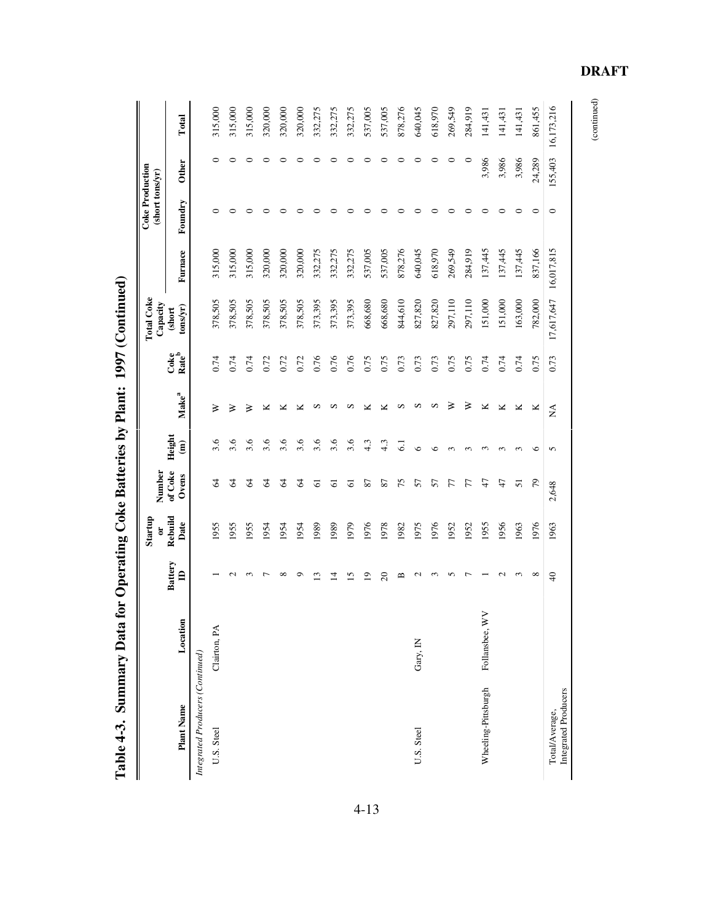# Table 4-3. Summary Data for Operating Coke Batteries by Plant: 1997 (Continued)

| Plant Name | Location | Battery ID | Startup or Rebuild Date | Number of Coke Ovens | Height (m) | Make[a] | Coke Rate[b] | Total Coke Capacity (short tons/yr) | Coke Production (short tons/yr) | | | |
|---|---|---|---|---|---|---|---|---|---|---|---|---|
| | | | | | | | | | Furnace | Foundry | Other | Total |
| *Integrated Producers (Continued)* | | | | | | | | | | | | |
| U.S. Steel | Clairton, PA | 1 | 1955 | 64 | 3.6 | W | 0.74 | 378,505 | 315,000 | 0 | 0 | 315,000 |
| | | 2 | 1955 | 64 | 3.6 | W | 0.74 | 378,505 | 315,000 | 0 | 0 | 315,000 |
| | | 3 | 1955 | 64 | 3.6 | W | 0.74 | 378,505 | 315,000 | 0 | 0 | 315,000 |
| | | 7 | 1954 | 64 | 3.6 | K | 0.72 | 378,505 | 320,000 | 0 | 0 | 320,000 |
| | | 8 | 1954 | 64 | 3.6 | K | 0.72 | 378,505 | 320,000 | 0 | 0 | 320,000 |
| | | 9 | 1954 | 64 | 3.6 | K | 0.72 | 378,505 | 320,000 | 0 | 0 | 320,000 |
| | | 13 | 1989 | 61 | 3.6 | S | 0.76 | 373,395 | 332,275 | 0 | 0 | 332,275 |
| | | 14 | 1989 | 61 | 3.6 | S | 0.76 | 373,395 | 332,275 | 0 | 0 | 332,275 |
| | | 15 | 1979 | 61 | 3.6 | S | 0.76 | 373,395 | 332,275 | 0 | 0 | 332,275 |
| | | 19 | 1976 | 87 | 4.3 | K | 0.75 | 668,680 | 537,005 | 0 | 0 | 537,005 |
| | | 20 | 1978 | 87 | 4.3 | K | 0.75 | 668,680 | 537,005 | 0 | 0 | 537,005 |
| | | B | 1982 | 75 | 6.1 | S | 0.73 | 844,610 | 878,276 | 0 | 0 | 878,276 |
| U.S. Steel | Gary, IN | 2 | 1975 | 57 | 6 | S | 0.73 | 827,820 | 640,045 | 0 | 0 | 640,045 |
| | | 3 | 1976 | 57 | 6 | S | 0.73 | 827,820 | 618,970 | 0 | 0 | 618,970 |
| | | 5 | 1952 | 77 | 3 | W | 0.75 | 297,110 | 269,549 | 0 | 0 | 269,549 |
| | | 7 | 1952 | 77 | 3 | W | 0.75 | 297,110 | 284,919 | 0 | 0 | 284,919 |
| Wheeling-Pittsburgh | Follansbee, WV | 1 | 1955 | 47 | 3 | K | 0.74 | 151,000 | 137,445 | 0 | 3,986 | 141,431 |
| | | 2 | 1956 | 47 | 3 | K | 0.74 | 151,000 | 137,445 | 0 | 3,986 | 141,431 |
| | | 3 | 1963 | 51 | 3 | K | 0.74 | 163,000 | 137,445 | 0 | 3,986 | 141,431 |
| | | 8 | 1976 | 79 | 6 | K | 0.75 | 782,000 | 837,166 | 0 | 24,289 | 861,455 |
| Total/Average, Integrated Producers | | 40 | 1963 | 2,648 | 5 | NA | 0.73 | 17,617,647 | 16,017,815 | 0 | 155,403 | 16,173,216 |

(continued)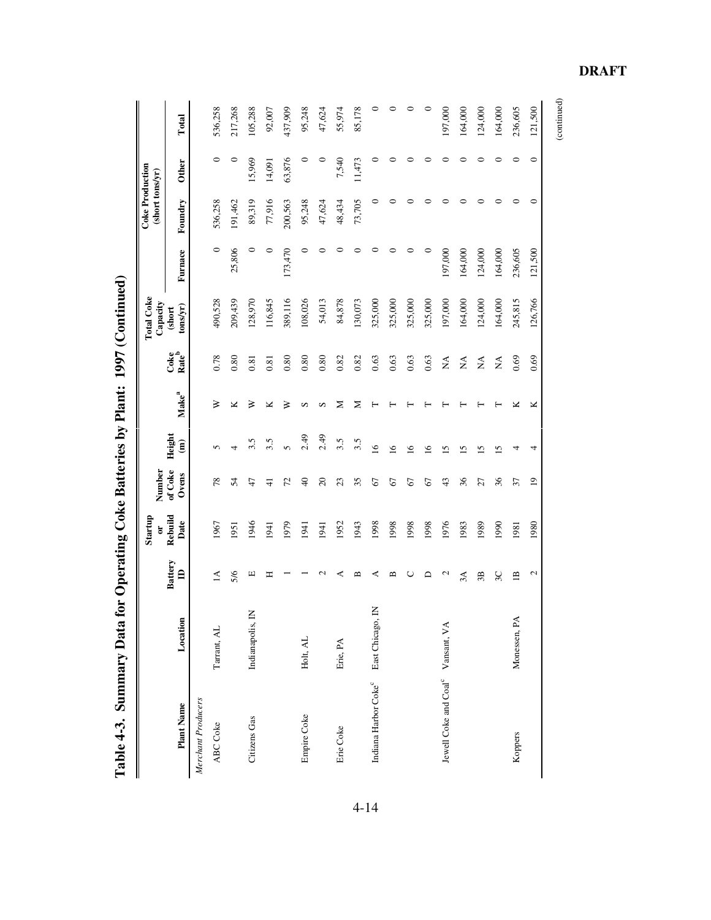**DRAFT**

# Table 4-3. Summary Data for Operating Coke Batteries by Plant: 1997 (Continued)

| Plant Name | Location | Battery ID | Startup or Rebuild Date | Number of Coke Ovens | Height (m) | Make[a] | Coke Rate[b] | Total Coke Capacity (short tons/yr) | Coke Production (short tons/yr) | | | |
|---|---|---|---|---|---|---|---|---|---|---|---|---|
| | | | | | | | | | Furnace | Foundry | Other | Total |
| *Merchant Producers* | | | | | | | | | | | | |
| ABC Coke | Tarrant, AL | 1A | 1967 | 78 | 5 | W | 0.78 | 490,528 | 0 | 536,258 | 0 | 536,258 |
| | | 5/6 | 1951 | 54 | 4 | K | 0.80 | 209,439 | 25,806 | 191,462 | 0 | 217,268 |
| Citizens Gas | Indianapolis, IN | E | 1946 | 47 | 3.5 | W | 0.81 | 128,970 | 0 | 89,319 | 15,969 | 105,288 |
| | | H | 1941 | 41 | 3.5 | K | 0.81 | 116,845 | 0 | 77,916 | 14,091 | 92,007 |
| | | 1 | 1979 | 72 | 5 | W | 0.80 | 389,116 | 173,470 | 200,563 | 63,876 | 437,909 |
| Empire Coke | Holt, AL | 1 | 1941 | 40 | 2.49 | S | 0.80 | 108,026 | 0 | 95,248 | 0 | 95,248 |
| | | 2 | 1941 | 20 | 2.49 | S | 0.80 | 54,013 | 0 | 47,624 | 0 | 47,624 |
| Erie Coke | Erie, PA | A | 1952 | 23 | 3.5 | M | 0.82 | 84,878 | 0 | 48,434 | 7,540 | 55,974 |
| | | B | 1943 | 35 | 3.5 | M | 0.82 | 130,073 | 0 | 73,705 | 11,473 | 85,178 |
| Indiana Harbor Coke[c] | East Chicago, IN | A | 1998 | 67 | 16 | T | 0.63 | 325,000 | 0 | 0 | 0 | 0 |
| | | B | 1998 | 67 | 16 | T | 0.63 | 325,000 | 0 | 0 | 0 | 0 |
| | | C | 1998 | 67 | 16 | T | 0.63 | 325,000 | 0 | 0 | 0 | 0 |
| | | D | 1998 | 67 | 16 | T | 0.63 | 325,000 | 0 | 0 | 0 | 0 |
| Jewell Coke and Coal[c] | Vansant, VA | 2 | 1976 | 43 | 15 | T | NA | 197,000 | 197,000 | 0 | 0 | 197,000 |
| | | 3A | 1983 | 36 | 15 | T | NA | 164,000 | 164,000 | 0 | 0 | 164,000 |
| | | 3B | 1989 | 27 | 15 | T | NA | 124,000 | 124,000 | 0 | 0 | 124,000 |
| | | 3C | 1990 | 36 | 15 | T | NA | 164,000 | 164,000 | 0 | 0 | 164,000 |
| Koppers | Monessen, PA | 1B | 1981 | 37 | 4 | K | 0.69 | 245,815 | 236,605 | 0 | 0 | 236,605 |
| | | 2 | 1980 | 19 | 4 | K | 0.69 | 126,766 | 121,500 | 0 | 0 | 121,500 |

(continued)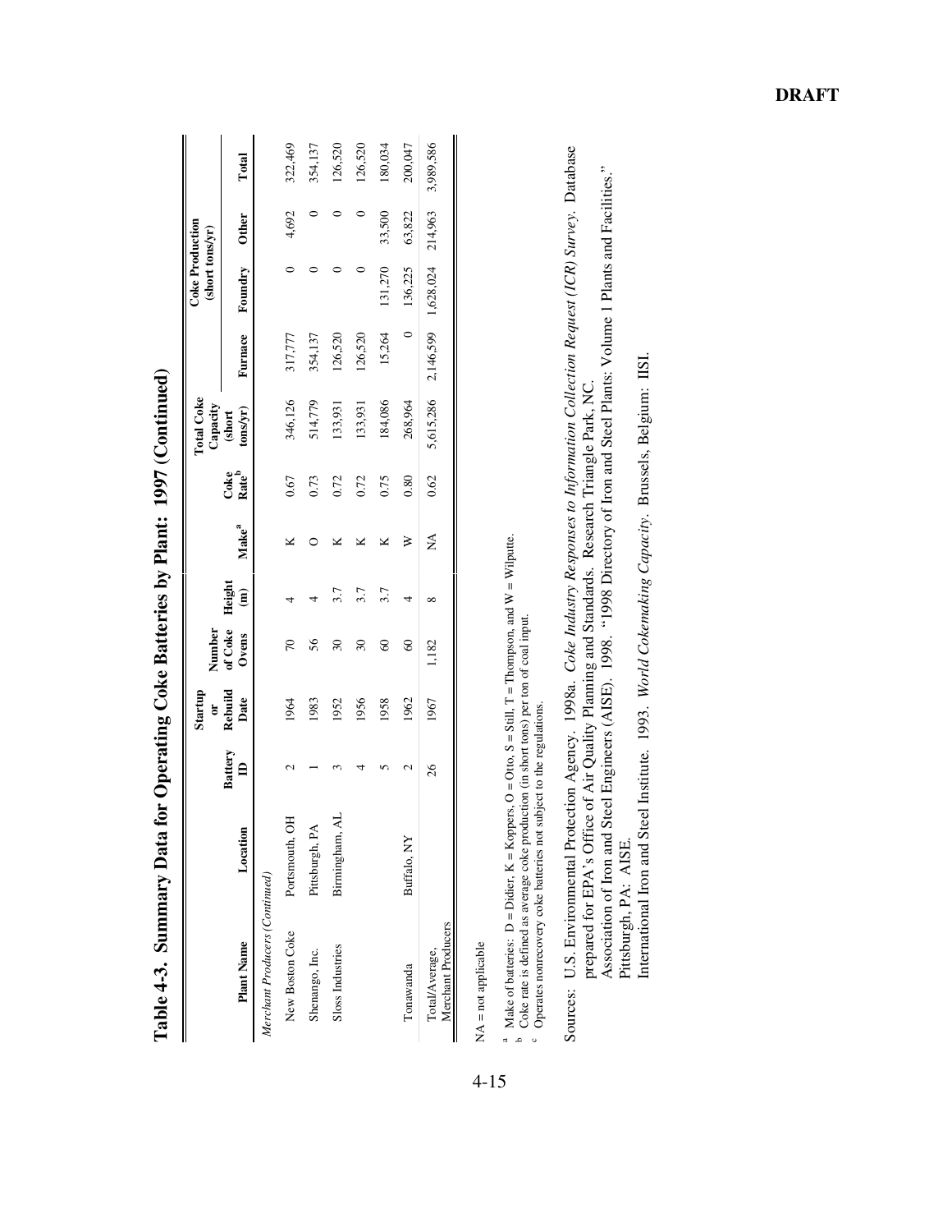**DRAFT**

# Table 4-3. Summary Data for Operating Coke Batteries by Plant: 1997 (Continued)

| Plant Name | Location | Battery ID | Startup or Rebuild Date | Number of Coke Ovens | Height (m) | Make[a] | Coke Rate[b] | Total Coke Capacity (short tons/yr) | Coke Production (short tons/yr) | | | |
|---|---|---|---|---|---|---|---|---|---|---|---|---|
| | | | | | | | | | Furnace | Foundry | Other | Total |
| *Merchant Producers (Continued)* | | | | | | | | | | | | |
| New Boston Coke | Portsmouth, OH | 2 | 1964 | 70 | 4 | K | 0.67 | 346,126 | 317,777 | 0 | 4,692 | 322,469 |
| Shenango, Inc. | Pittsburgh, PA | 1 | 1983 | 56 | 4 | O | 0.73 | 514,779 | 354,137 | 0 | 0 | 354,137 |
| Sloss Industries | Birmingham, AL | 3 | 1952 | 30 | 3.7 | K | 0.72 | 133,931 | 126,520 | 0 | 0 | 126,520 |
| | | 4 | 1956 | 30 | 3.7 | K | 0.72 | 133,931 | 126,520 | 0 | 0 | 126,520 |
| | | 5 | 1958 | 60 | 3.7 | K | 0.75 | 184,086 | 15,264 | 131,270 | 33,500 | 180,034 |
| Tonawanda | Buffalo, NY | 2 | 1962 | 60 | 4 | W | 0.80 | 268,964 | 0 | 136,225 | 63,822 | 200,047 |
| Total/Average, Merchant Producers | | 26 | 1967 | 1,182 | 8 | NA | 0.62 | 5,615,286 | 2,146,599 | 1,628,024 | 214,963 | 3,989,586 |

NA = not applicable

[a] Make of batteries: D = Didier, K = Koppers, O = Otto, S = Still, T = Thompson, and W = Wilputte.
[b] Coke rate is defined as average coke production (in short tons) per ton of coal input.
[c] Operates nonrecovery coke batteries not subject to the regulations.

Sources: U.S. Environmental Protection Agency. 1998a. *Coke Industry Responses to Information Collection Request (ICR) Survey.* Database prepared for EPA's Office of Air Quality Planning and Standards. Research Triangle Park, NC.
Association of Iron and Steel Engineers (AISE). 1998. "1998 Directory of Iron and Steel Plants: Volume 1 Plants and Facilities." Pittsburgh, PA: AISE.
International Iron and Steel Institute. 1993. *World Cokemaking Capacity.* Brussels, Belgium: IISI.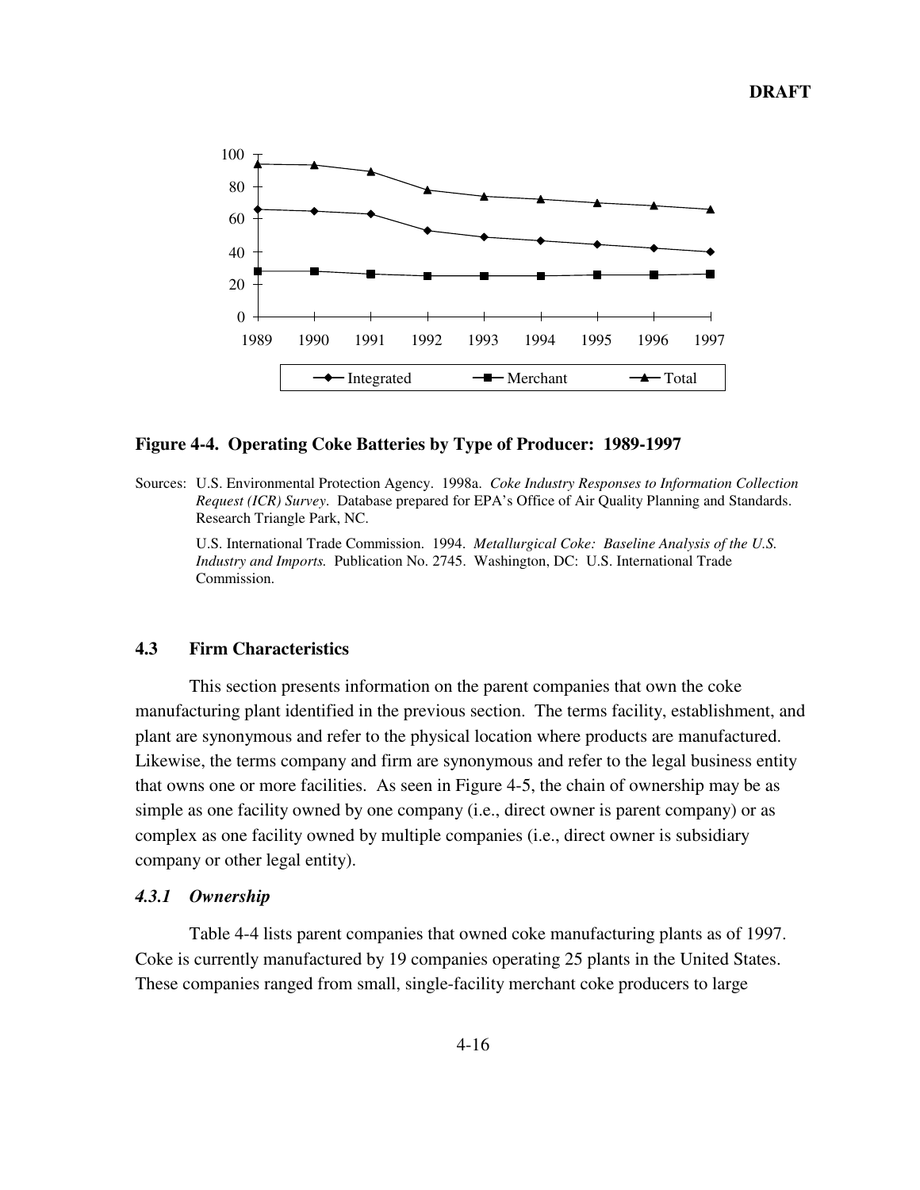**Figure 4-4. Operating Coke Batteries by Type of Producer: 1989-1997**

Sources: U.S. Environmental Protection Agency. 1998a. *Coke Industry Responses to Information Collection Request (ICR) Survey*. Database prepared for EPA's Office of Air Quality Planning and Standards. Research Triangle Park, NC.

U.S. International Trade Commission. 1994. *Metallurgical Coke: Baseline Analysis of the U.S. Industry and Imports.* Publication No. 2745. Washington, DC: U.S. International Trade Commission.

## 4.3 Firm Characteristics

This section presents information on the parent companies that own the coke manufacturing plant identified in the previous section. The terms facility, establishment, and plant are synonymous and refer to the physical location where products are manufactured. Likewise, the terms company and firm are synonymous and refer to the legal business entity that owns one or more facilities. As seen in Figure 4-5, the chain of ownership may be as simple as one facility owned by one company (i.e., direct owner is parent company) or as complex as one facility owned by multiple companies (i.e., direct owner is subsidiary company or other legal entity).

### *4.3.1 Ownership*

Table 4-4 lists parent companies that owned coke manufacturing plants as of 1997. Coke is currently manufactured by 19 companies operating 25 plants in the United States. These companies ranged from small, single-facility merchant coke producers to large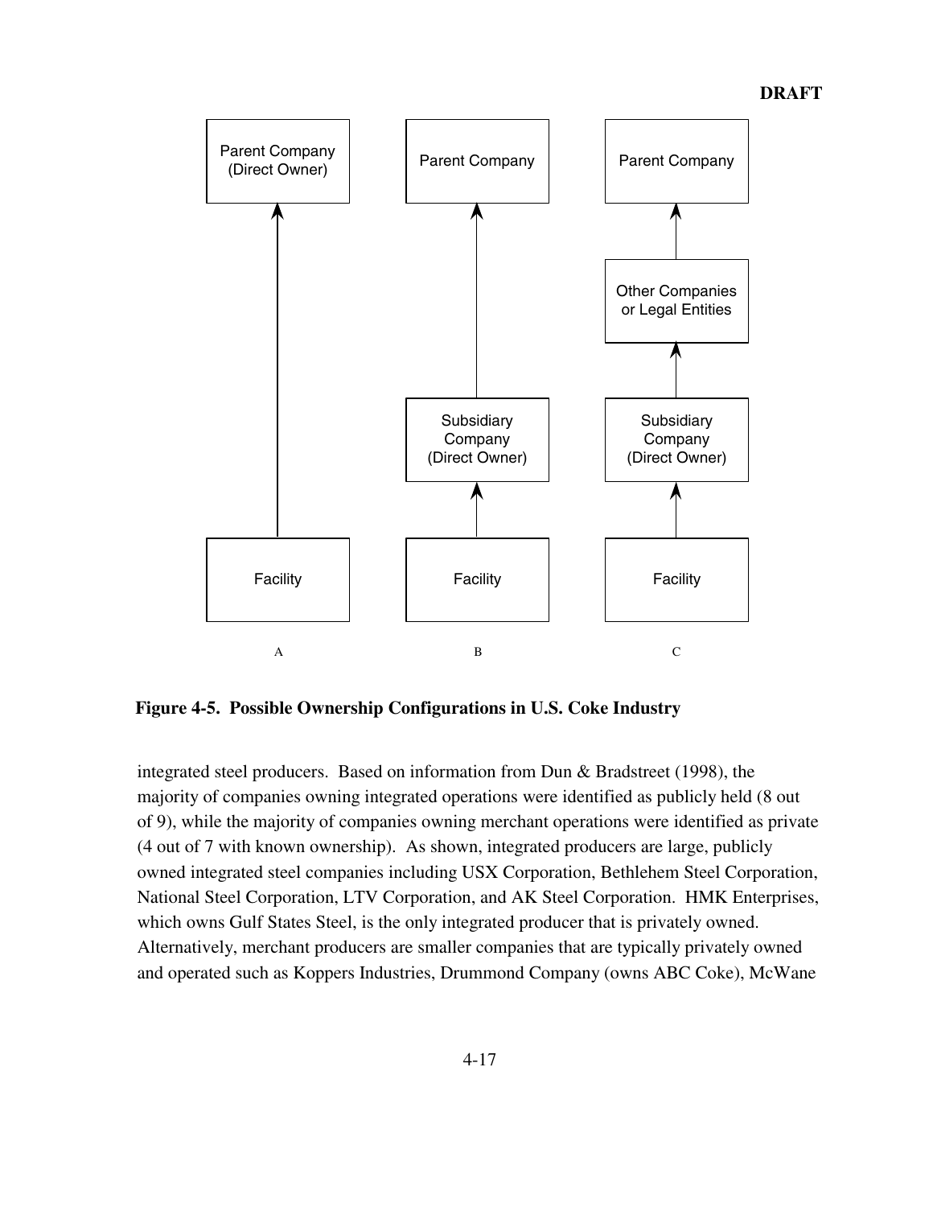**Figure 4-5. Possible Ownership Configurations in U.S. Coke Industry**

integrated steel producers. Based on information from Dun & Bradstreet (1998), the majority of companies owning integrated operations were identified as publicly held (8 out of 9), while the majority of companies owning merchant operations were identified as private (4 out of 7 with known ownership). As shown, integrated producers are large, publicly owned integrated steel companies including USX Corporation, Bethlehem Steel Corporation, National Steel Corporation, LTV Corporation, and AK Steel Corporation. HMK Enterprises, which owns Gulf States Steel, is the only integrated producer that is privately owned. Alternatively, merchant producers are smaller companies that are typically privately owned and operated such as Koppers Industries, Drummond Company (owns ABC Coke), McWane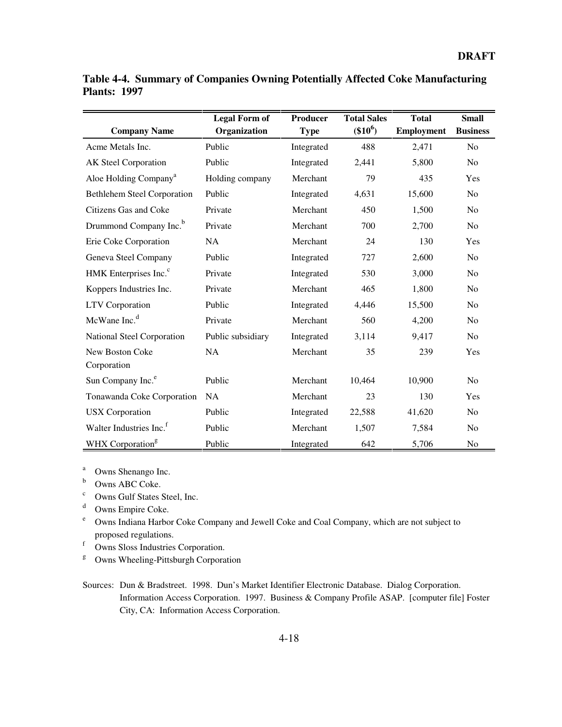**Table 4-4. Summary of Companies Owning Potentially Affected Coke Manufacturing Plants: 1997**

| Company Name | Legal Form of Organization | Producer Type | Total Sales ($\$10^6$) | Total Employment | Small Business |
|---|---|---|---|---|---|
| Acme Metals Inc. | Public | Integrated | 488 | 2,471 | No |
| AK Steel Corporation | Public | Integrated | 2,441 | 5,800 | No |
| Aloe Holding Company[a] | Holding company | Merchant | 79 | 435 | Yes |
| Bethlehem Steel Corporation | Public | Integrated | 4,631 | 15,600 | No |
| Citizens Gas and Coke | Private | Merchant | 450 | 1,500 | No |
| Drummond Company Inc.[b] | Private | Merchant | 700 | 2,700 | No |
| Erie Coke Corporation | NA | Merchant | 24 | 130 | Yes |
| Geneva Steel Company | Public | Integrated | 727 | 2,600 | No |
| HMK Enterprises Inc.[c] | Private | Integrated | 530 | 3,000 | No |
| Koppers Industries Inc. | Private | Merchant | 465 | 1,800 | No |
| LTV Corporation | Public | Integrated | 4,446 | 15,500 | No |
| McWane Inc.[d] | Private | Merchant | 560 | 4,200 | No |
| National Steel Corporation | Public subsidiary | Integrated | 3,114 | 9,417 | No |
| New Boston Coke Corporation | NA | Merchant | 35 | 239 | Yes |
| Sun Company Inc.[e] | Public | Merchant | 10,464 | 10,900 | No |
| Tonawanda Coke Corporation | NA | Merchant | 23 | 130 | Yes |
| USX Corporation | Public | Integrated | 22,588 | 41,620 | No |
| Walter Industries Inc.[f] | Public | Merchant | 1,507 | 7,584 | No |
| WHX Corporation[g] | Public | Integrated | 642 | 5,706 | No |

[a] Owns Shenango Inc.
[b] Owns ABC Coke.
[c] Owns Gulf States Steel, Inc.
[d] Owns Empire Coke.
[e] Owns Indiana Harbor Coke Company and Jewell Coke and Coal Company, which are not subject to proposed regulations.
[f] Owns Sloss Industries Corporation.
[g] Owns Wheeling-Pittsburgh Corporation

Sources: Dun & Bradstreet. 1998. Dun's Market Identifier Electronic Database. Dialog Corporation. Information Access Corporation. 1997. Business & Company Profile ASAP. [computer file] Foster City, CA: Information Access Corporation.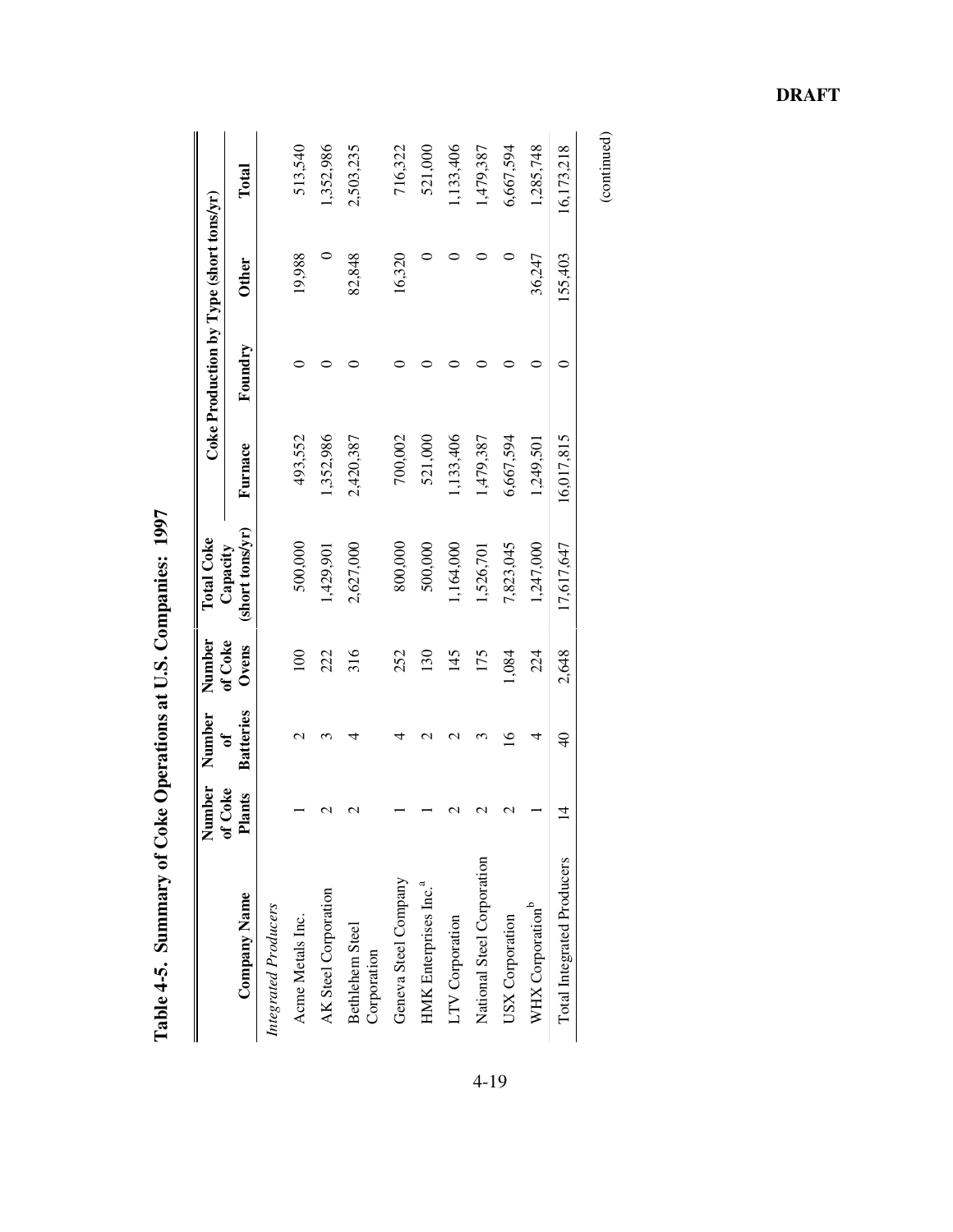**DRAFT**

## Table 4-5. Summary of Coke Operations at U.S. Companies: 1997

| Company Name | Number of Coke Plants | Number of Batteries | Number of Coke Ovens | Total Coke Capacity (short tons/yr) | Coke Production by Type (short tons/yr) | | | |
|---|---|---|---|---|---|---|---|---|
| | | | | | Furnace | Foundry | Other | Total |
| *Integrated Producers* | | | | | | | | |
| Acme Metals Inc. | 1 | 2 | 100 | 500,000 | 493,552 | 0 | 19,988 | 513,540 |
| AK Steel Corporation | 2 | 3 | 222 | 1,429,901 | 1,352,986 | 0 | 0 | 1,352,986 |
| Bethlehem Steel Corporation | 2 | 4 | 316 | 2,627,000 | 2,420,387 | 0 | 82,848 | 2,503,235 |
| Geneva Steel Company | 1 | 4 | 252 | 800,000 | 700,002 | 0 | 16,320 | 716,322 |
| HMK Enterprises Inc.[a] | 1 | 2 | 130 | 500,000 | 521,000 | 0 | 0 | 521,000 |
| LTV Corporation | 2 | 2 | 145 | 1,164,000 | 1,133,406 | 0 | 0 | 1,133,406 |
| National Steel Corporation | 2 | 3 | 175 | 1,526,701 | 1,479,387 | 0 | 0 | 1,479,387 |
| USX Corporation | 2 | 16 | 1,084 | 7,823,045 | 6,667,594 | 0 | 0 | 6,667,594 |
| WHX Corporation[b] | 1 | 4 | 224 | 1,247,000 | 1,249,501 | 0 | 36,247 | 1,285,748 |
| Total Integrated Producers | 14 | 40 | 2,648 | 17,617,647 | 16,017,815 | 0 | 155,403 | 16,173,218 |

(continued)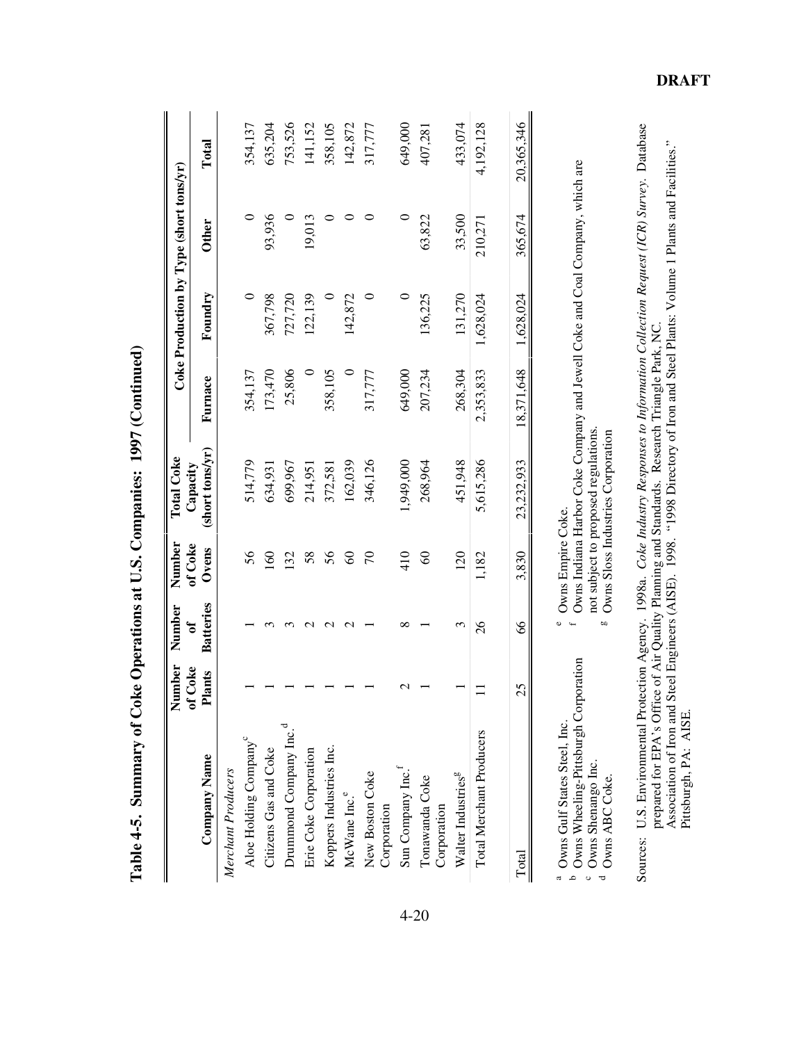**DRAFT**

## Table 4-5. Summary of Coke Operations at U.S. Companies: 1997 (Continued)

| Company Name | Number of Coke Plants | Number of Batteries | Number of Coke Ovens | Total Coke Capacity (short tons/yr) | Coke Production by Type (short tons/yr) | | | |
|---|---|---|---|---|---|---|---|---|
| | | | | | Furnace | Foundry | Other | Total |
| *Merchant Producers* | | | | | | | | |
| Aloe Holding Company[c] | 1 | 1 | 56 | 514,779 | 354,137 | 0 | 0 | 354,137 |
| Citizens Gas and Coke | 1 | 3 | 160 | 634,931 | 173,470 | 367,798 | 93,936 | 635,204 |
| Drummond Company Inc.[d] | 1 | 3 | 132 | 699,967 | 25,806 | 727,720 | 0 | 753,526 |
| Erie Coke Corporation | 1 | 2 | 58 | 214,951 | 0 | 122,139 | 19,013 | 141,152 |
| Koppers Industries Inc. | 1 | 2 | 56 | 372,581 | 358,105 | 0 | 0 | 358,105 |
| McWane Inc.[e] | 1 | 2 | 60 | 162,039 | 0 | 142,872 | 0 | 142,872 |
| New Boston Coke Corporation | 1 | 1 | 70 | 346,126 | 317,777 | 0 | 0 | 317,777 |
| Sun Company Inc.[f] | 2 | 8 | 410 | 1,949,000 | 649,000 | 0 | 0 | 649,000 |
| Tonawanda Coke Corporation | 1 | 1 | 60 | 268,964 | 207,234 | 136,225 | 63,822 | 407,281 |
| Walter Industries[g] | 1 | 3 | 120 | 451,948 | 268,304 | 131,270 | 33,500 | 433,074 |
| Total Merchant Producers | 11 | 26 | 1,182 | 5,615,286 | 2,353,833 | 1,628,024 | 210,271 | 4,192,128 |
| Total | 25 | 66 | 3,830 | 23,232,933 | 18,371,648 | 1,628,024 | 365,674 | 20,365,346 |

[a] Owns Gulf States Steel, Inc.
[b] Owns Wheeling-Pittsburgh Corporation
[c] Owns Shenango Inc.
[d] Owns ABC Coke.
[e] Owns Empire Coke.
[f] Owns Indiana Harbor Coke Company and Jewell Coke and Coal Company, which are not subject to proposed regulations.
[g] Owns Sloss Industries Corporation

Sources: U.S. Environmental Protection Agency. 1998a. *Coke Industry Responses to Information Collection Request (ICR) Survey.* Database prepared for EPA's Office of Air Quality Planning and Standards. Research Triangle Park, NC.
Association of Iron and Steel Engineers (AISE). 1998. "1998 Directory of Iron and Steel Plants: Volume 1 Plants and Facilities." Pittsburgh, PA: AISE.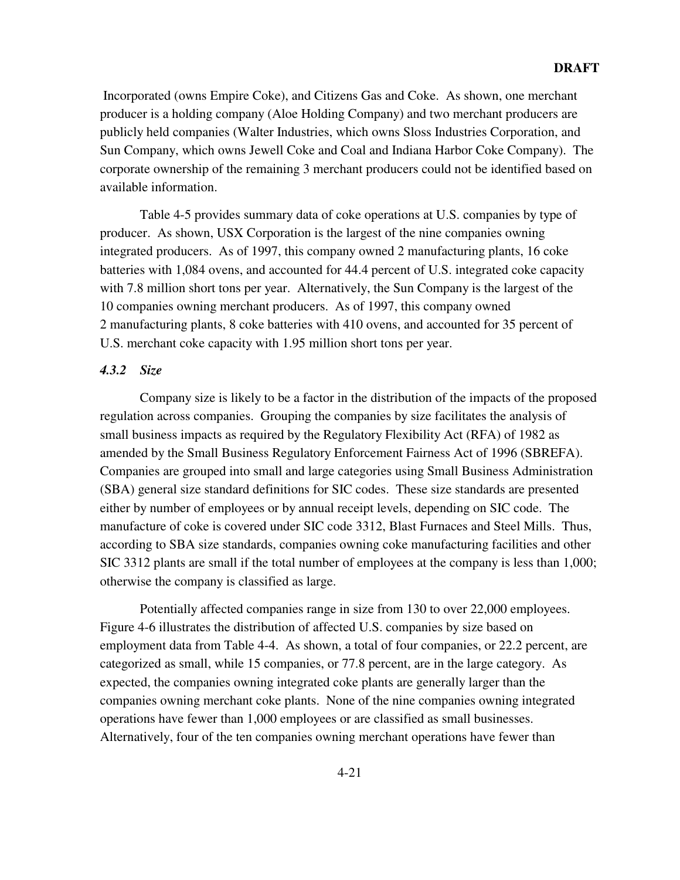Incorporated (owns Empire Coke), and Citizens Gas and Coke. As shown, one merchant producer is a holding company (Aloe Holding Company) and two merchant producers are publicly held companies (Walter Industries, which owns Sloss Industries Corporation, and Sun Company, which owns Jewell Coke and Coal and Indiana Harbor Coke Company). The corporate ownership of the remaining 3 merchant producers could not be identified based on available information.

Table 4-5 provides summary data of coke operations at U.S. companies by type of producer. As shown, USX Corporation is the largest of the nine companies owning integrated producers. As of 1997, this company owned 2 manufacturing plants, 16 coke batteries with 1,084 ovens, and accounted for 44.4 percent of U.S. integrated coke capacity with 7.8 million short tons per year. Alternatively, the Sun Company is the largest of the 10 companies owning merchant producers. As of 1997, this company owned 2 manufacturing plants, 8 coke batteries with 410 ovens, and accounted for 35 percent of U.S. merchant coke capacity with 1.95 million short tons per year.

### *4.3.2 Size*

Company size is likely to be a factor in the distribution of the impacts of the proposed regulation across companies. Grouping the companies by size facilitates the analysis of small business impacts as required by the Regulatory Flexibility Act (RFA) of 1982 as amended by the Small Business Regulatory Enforcement Fairness Act of 1996 (SBREFA). Companies are grouped into small and large categories using Small Business Administration (SBA) general size standard definitions for SIC codes. These size standards are presented either by number of employees or by annual receipt levels, depending on SIC code. The manufacture of coke is covered under SIC code 3312, Blast Furnaces and Steel Mills. Thus, according to SBA size standards, companies owning coke manufacturing facilities and other SIC 3312 plants are small if the total number of employees at the company is less than 1,000; otherwise the company is classified as large.

Potentially affected companies range in size from 130 to over 22,000 employees. Figure 4-6 illustrates the distribution of affected U.S. companies by size based on employment data from Table 4-4. As shown, a total of four companies, or 22.2 percent, are categorized as small, while 15 companies, or 77.8 percent, are in the large category. As expected, the companies owning integrated coke plants are generally larger than the companies owning merchant coke plants. None of the nine companies owning integrated operations have fewer than 1,000 employees or are classified as small businesses. Alternatively, four of the ten companies owning merchant operations have fewer than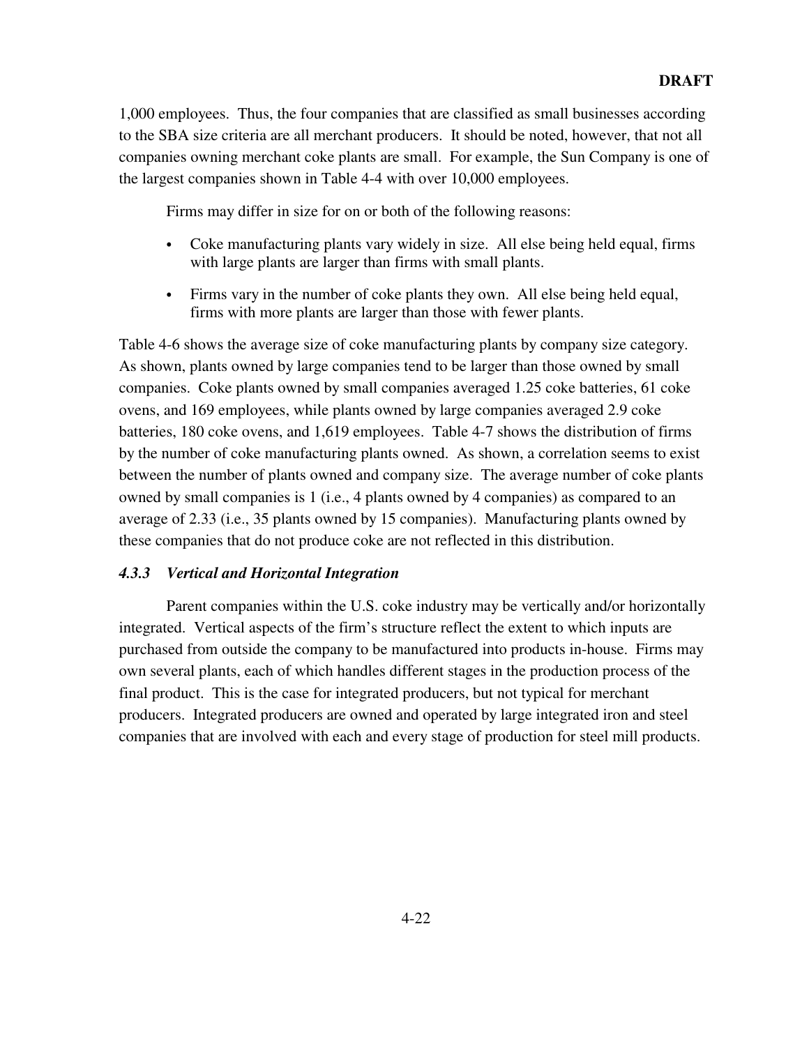1,000 employees. Thus, the four companies that are classified as small businesses according to the SBA size criteria are all merchant producers. It should be noted, however, that not all companies owning merchant coke plants are small. For example, the Sun Company is one of the largest companies shown in Table 4-4 with over 10,000 employees.

Firms may differ in size for on or both of the following reasons:

- Coke manufacturing plants vary widely in size. All else being held equal, firms with large plants are larger than firms with small plants.
- Firms vary in the number of coke plants they own. All else being held equal, firms with more plants are larger than those with fewer plants.

Table 4-6 shows the average size of coke manufacturing plants by company size category. As shown, plants owned by large companies tend to be larger than those owned by small companies. Coke plants owned by small companies averaged 1.25 coke batteries, 61 coke ovens, and 169 employees, while plants owned by large companies averaged 2.9 coke batteries, 180 coke ovens, and 1,619 employees. Table 4-7 shows the distribution of firms by the number of coke manufacturing plants owned. As shown, a correlation seems to exist between the number of plants owned and company size. The average number of coke plants owned by small companies is 1 (i.e., 4 plants owned by 4 companies) as compared to an average of 2.33 (i.e., 35 plants owned by 15 companies). Manufacturing plants owned by these companies that do not produce coke are not reflected in this distribution.

### *4.3.3 Vertical and Horizontal Integration*

Parent companies within the U.S. coke industry may be vertically and/or horizontally integrated. Vertical aspects of the firm's structure reflect the extent to which inputs are purchased from outside the company to be manufactured into products in-house. Firms may own several plants, each of which handles different stages in the production process of the final product. This is the case for integrated producers, but not typical for merchant producers. Integrated producers are owned and operated by large integrated iron and steel companies that are involved with each and every stage of production for steel mill products.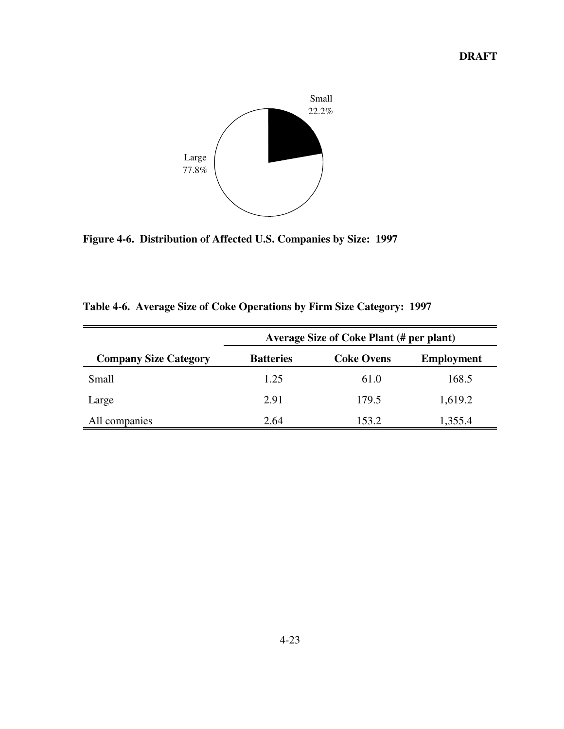Small
22.2%

Large
77.8%

**Figure 4-6. Distribution of Affected U.S. Companies by Size: 1997**

**Table 4-6. Average Size of Coke Operations by Firm Size Category: 1997**

| | Average Size of Coke Plant (# per plant) | | |
|---|---|---|---|
| **Company Size Category** | **Batteries** | **Coke Ovens** | **Employment** |
| Small | 1.25 | 61.0 | 168.5 |
| Large | 2.91 | 179.5 | 1,619.2 |
| All companies | 2.64 | 153.2 | 1,355.4 |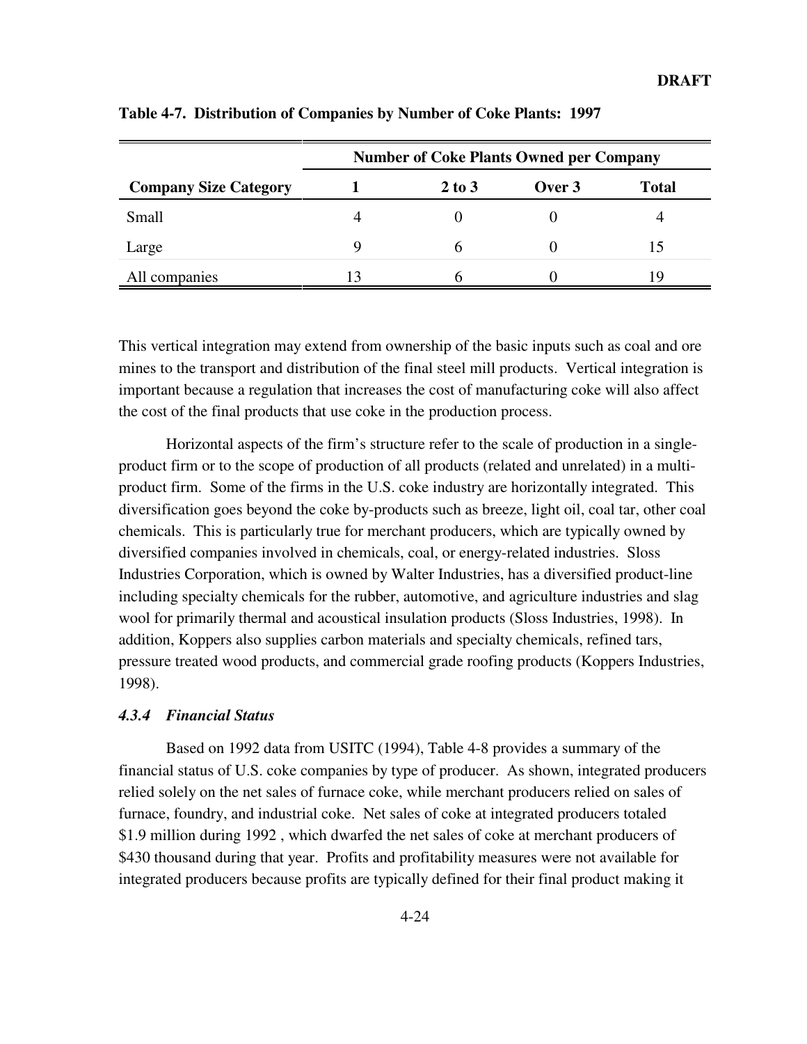**Table 4-7. Distribution of Companies by Number of Coke Plants: 1997**

| | Number of Coke Plants Owned per Company | | | |
|---|---|---|---|---|
| **Company Size Category** | **1** | **2 to 3** | **Over 3** | **Total** |
| Small | 4 | 0 | 0 | 4 |
| Large | 9 | 6 | 0 | 15 |
| All companies | 13 | 6 | 0 | 19 |

This vertical integration may extend from ownership of the basic inputs such as coal and ore mines to the transport and distribution of the final steel mill products. Vertical integration is important because a regulation that increases the cost of manufacturing coke will also affect the cost of the final products that use coke in the production process.

Horizontal aspects of the firm's structure refer to the scale of production in a single-product firm or to the scope of production of all products (related and unrelated) in a multi-product firm. Some of the firms in the U.S. coke industry are horizontally integrated. This diversification goes beyond the coke by-products such as breeze, light oil, coal tar, other coal chemicals. This is particularly true for merchant producers, which are typically owned by diversified companies involved in chemicals, coal, or energy-related industries. Sloss Industries Corporation, which is owned by Walter Industries, has a diversified product-line including specialty chemicals for the rubber, automotive, and agriculture industries and slag wool for primarily thermal and acoustical insulation products (Sloss Industries, 1998). In addition, Koppers also supplies carbon materials and specialty chemicals, refined tars, pressure treated wood products, and commercial grade roofing products (Koppers Industries, 1998).

### *4.3.4 Financial Status*

Based on 1992 data from USITC (1994), Table 4-8 provides a summary of the financial status of U.S. coke companies by type of producer. As shown, integrated producers relied solely on the net sales of furnace coke, while merchant producers relied on sales of furnace, foundry, and industrial coke. Net sales of coke at integrated producers totaled \$1.9 million during 1992 , which dwarfed the net sales of coke at merchant producers of \$430 thousand during that year. Profits and profitability measures were not available for integrated producers because profits are typically defined for their final product making it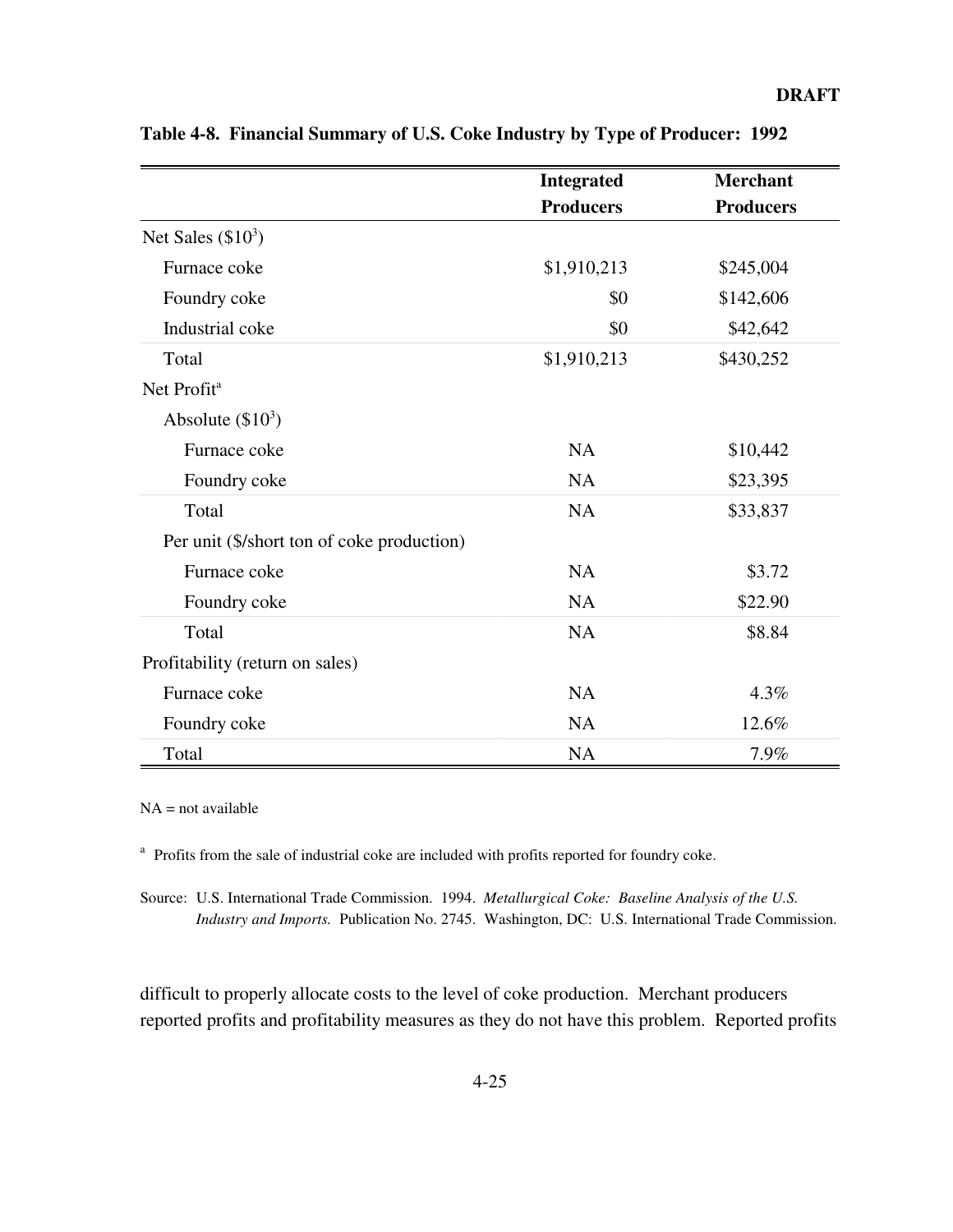**DRAFT**

**Table 4-8. Financial Summary of U.S. Coke Industry by Type of Producer: 1992**

| | Integrated Producers | Merchant Producers |
|---|---|---|
| Net Sales ($\$10^3$) | | |
| Furnace coke | $1,910,213 | $245,004 |
| Foundry coke | $0 | $142,606 |
| Industrial coke | $0 | $42,642 |
| Total | $1,910,213 | $430,252 |
| Net Profit[a] | | |
| Absolute ($\$10^3$) | | |
| Furnace coke | NA | $10,442 |
| Foundry coke | NA | $23,395 |
| Total | NA | $33,837 |
| Per unit ($/short ton of coke production) | | |
| Furnace coke | NA | $3.72 |
| Foundry coke | NA | $22.90 |
| Total | NA | $8.84 |
| Profitability (return on sales) | | |
| Furnace coke | NA | 4.3% |
| Foundry coke | NA | 12.6% |
| Total | NA | 7.9% |

NA = not available

[a] Profits from the sale of industrial coke are included with profits reported for foundry coke.

Source: U.S. International Trade Commission. 1994. *Metallurgical Coke: Baseline Analysis of the U.S. Industry and Imports.* Publication No. 2745. Washington, DC: U.S. International Trade Commission.

difficult to properly allocate costs to the level of coke production. Merchant producers reported profits and profitability measures as they do not have this problem. Reported profits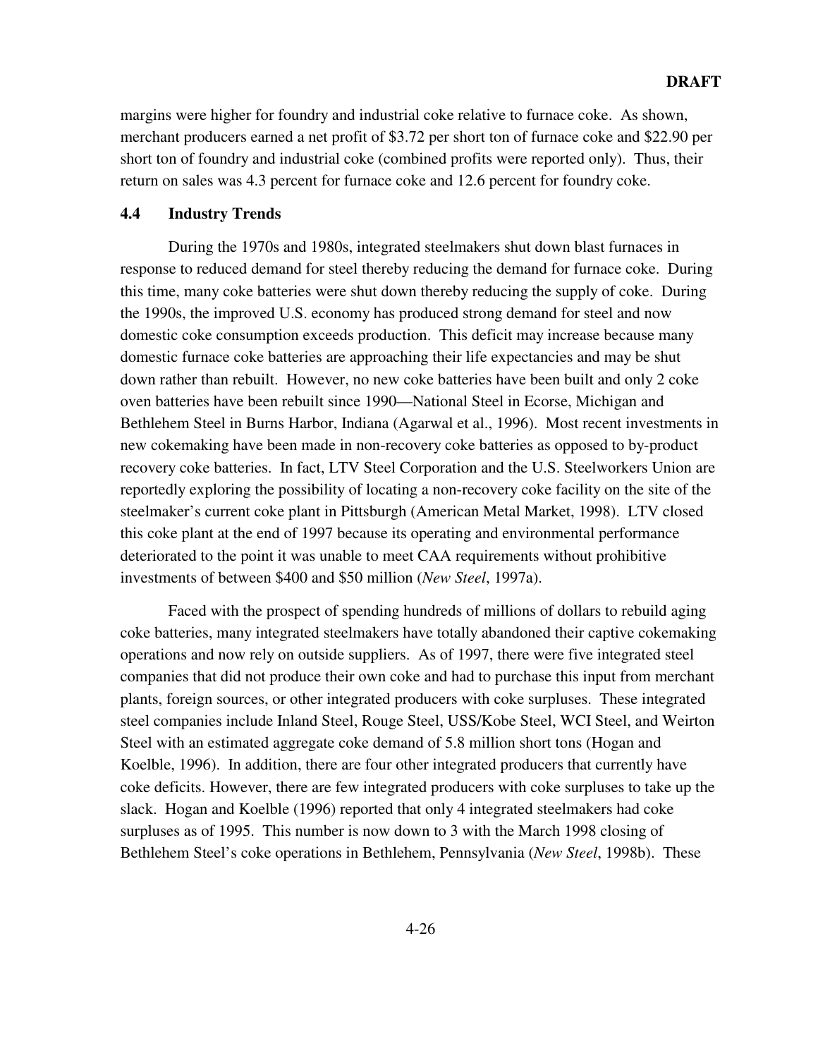margins were higher for foundry and industrial coke relative to furnace coke. As shown, merchant producers earned a net profit of $3.72 per short ton of furnace coke and $22.90 per short ton of foundry and industrial coke (combined profits were reported only). Thus, their return on sales was 4.3 percent for furnace coke and 12.6 percent for foundry coke.

## 4.4 Industry Trends

During the 1970s and 1980s, integrated steelmakers shut down blast furnaces in response to reduced demand for steel thereby reducing the demand for furnace coke. During this time, many coke batteries were shut down thereby reducing the supply of coke. During the 1990s, the improved U.S. economy has produced strong demand for steel and now domestic coke consumption exceeds production. This deficit may increase because many domestic furnace coke batteries are approaching their life expectancies and may be shut down rather than rebuilt. However, no new coke batteries have been built and only 2 coke oven batteries have been rebuilt since 1990—National Steel in Ecorse, Michigan and Bethlehem Steel in Burns Harbor, Indiana (Agarwal et al., 1996). Most recent investments in new cokemaking have been made in non-recovery coke batteries as opposed to by-product recovery coke batteries. In fact, LTV Steel Corporation and the U.S. Steelworkers Union are reportedly exploring the possibility of locating a non-recovery coke facility on the site of the steelmaker's current coke plant in Pittsburgh (American Metal Market, 1998). LTV closed this coke plant at the end of 1997 because its operating and environmental performance deteriorated to the point it was unable to meet CAA requirements without prohibitive investments of between $400 and $50 million (*New Steel*, 1997a).

Faced with the prospect of spending hundreds of millions of dollars to rebuild aging coke batteries, many integrated steelmakers have totally abandoned their captive cokemaking operations and now rely on outside suppliers. As of 1997, there were five integrated steel companies that did not produce their own coke and had to purchase this input from merchant plants, foreign sources, or other integrated producers with coke surpluses. These integrated steel companies include Inland Steel, Rouge Steel, USS/Kobe Steel, WCI Steel, and Weirton Steel with an estimated aggregate coke demand of 5.8 million short tons (Hogan and Koelble, 1996). In addition, there are four other integrated producers that currently have coke deficits. However, there are few integrated producers with coke surpluses to take up the slack. Hogan and Koelble (1996) reported that only 4 integrated steelmakers had coke surpluses as of 1995. This number is now down to 3 with the March 1998 closing of Bethlehem Steel's coke operations in Bethlehem, Pennsylvania (*New Steel*, 1998b). These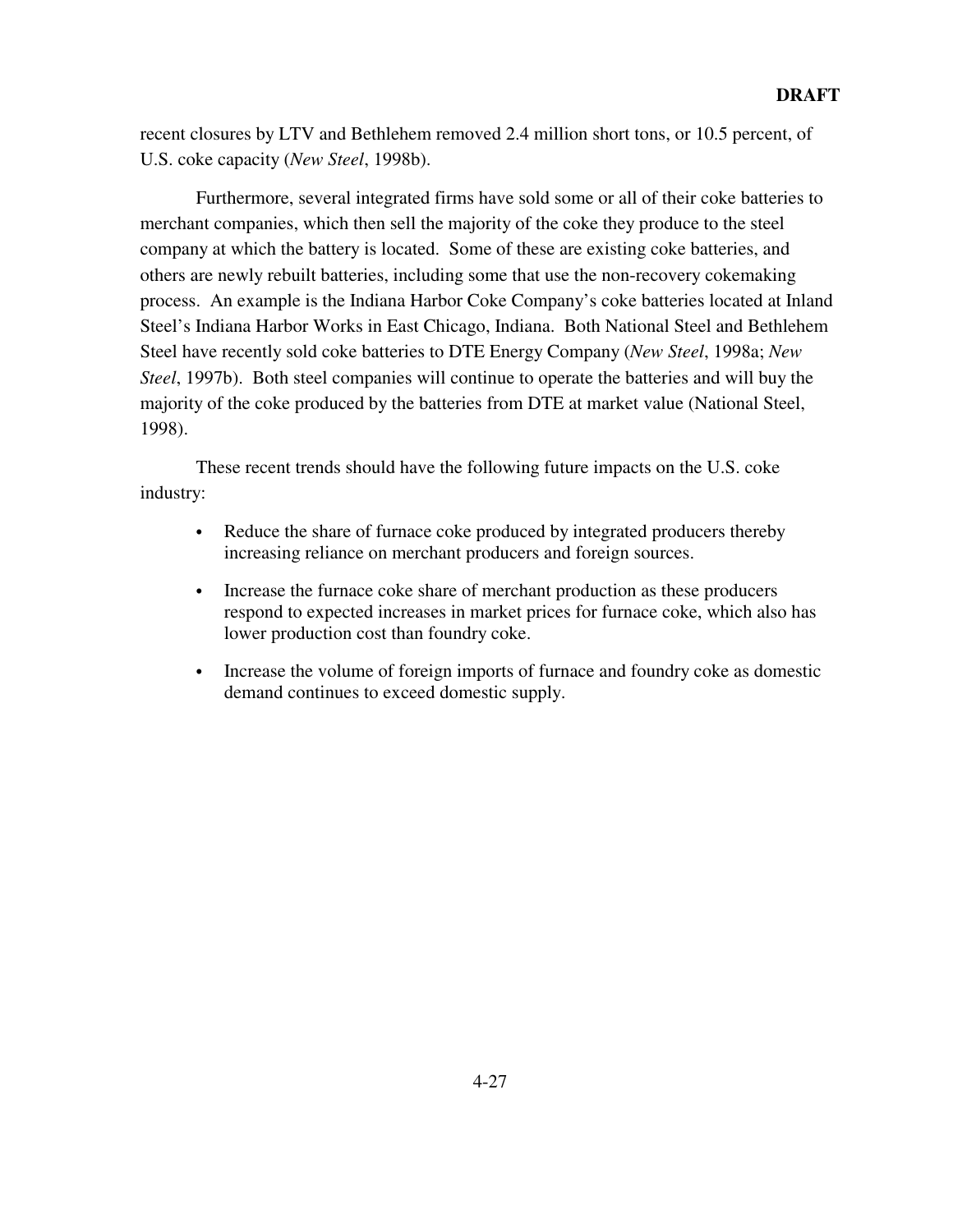recent closures by LTV and Bethlehem removed 2.4 million short tons, or 10.5 percent, of U.S. coke capacity (*New Steel*, 1998b).

Furthermore, several integrated firms have sold some or all of their coke batteries to merchant companies, which then sell the majority of the coke they produce to the steel company at which the battery is located. Some of these are existing coke batteries, and others are newly rebuilt batteries, including some that use the non-recovery cokemaking process. An example is the Indiana Harbor Coke Company's coke batteries located at Inland Steel's Indiana Harbor Works in East Chicago, Indiana. Both National Steel and Bethlehem Steel have recently sold coke batteries to DTE Energy Company (*New Steel*, 1998a; *New Steel*, 1997b). Both steel companies will continue to operate the batteries and will buy the majority of the coke produced by the batteries from DTE at market value (National Steel, 1998).

These recent trends should have the following future impacts on the U.S. coke industry:

- Reduce the share of furnace coke produced by integrated producers thereby increasing reliance on merchant producers and foreign sources.
- Increase the furnace coke share of merchant production as these producers respond to expected increases in market prices for furnace coke, which also has lower production cost than foundry coke.
- Increase the volume of foreign imports of furnace and foundry coke as domestic demand continues to exceed domestic supply.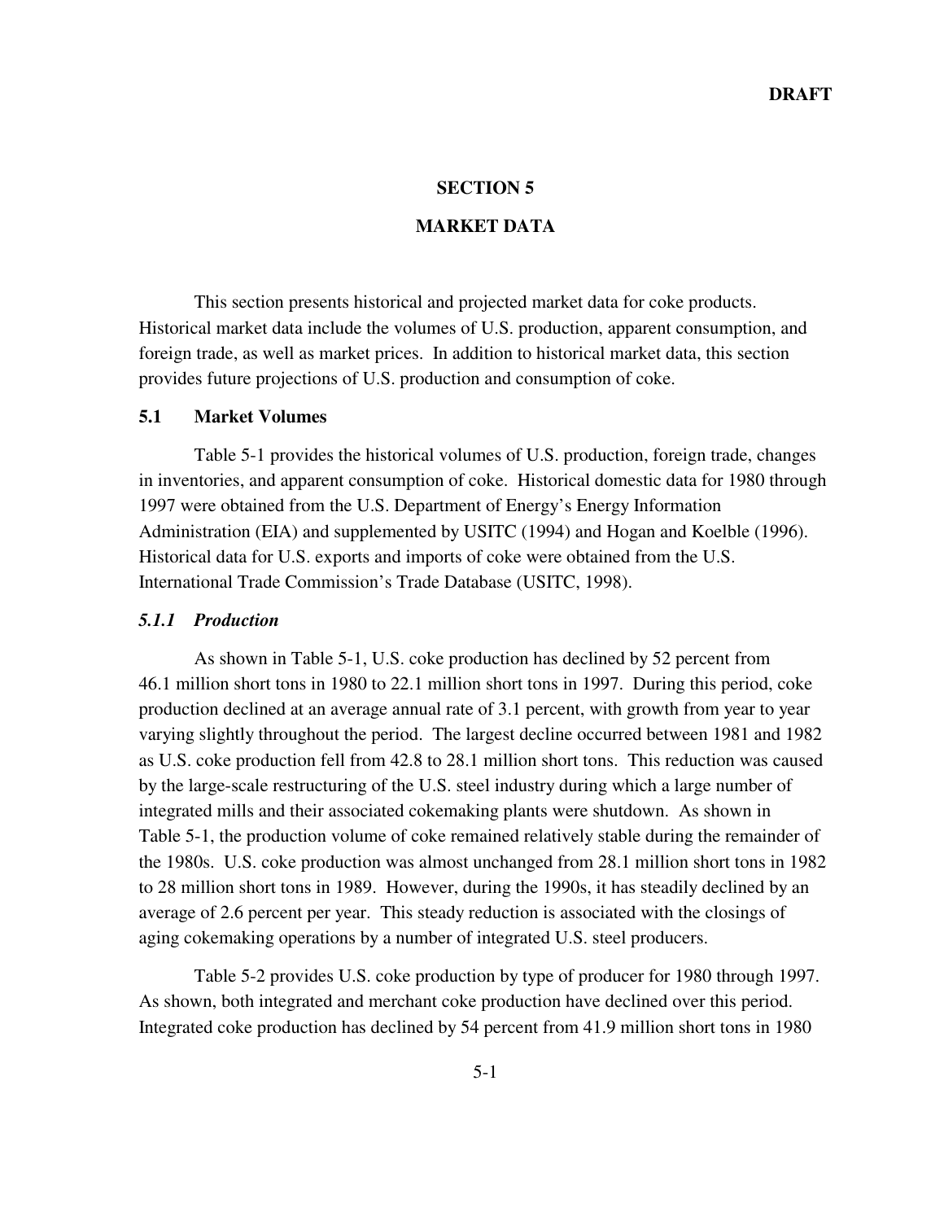# SECTION 5

# MARKET DATA

This section presents historical and projected market data for coke products. Historical market data include the volumes of U.S. production, apparent consumption, and foreign trade, as well as market prices. In addition to historical market data, this section provides future projections of U.S. production and consumption of coke.

## 5.1 Market Volumes

Table 5-1 provides the historical volumes of U.S. production, foreign trade, changes in inventories, and apparent consumption of coke. Historical domestic data for 1980 through 1997 were obtained from the U.S. Department of Energy's Energy Information Administration (EIA) and supplemented by USITC (1994) and Hogan and Koelble (1996). Historical data for U.S. exports and imports of coke were obtained from the U.S. International Trade Commission's Trade Database (USITC, 1998).

### *5.1.1 Production*

As shown in Table 5-1, U.S. coke production has declined by 52 percent from 46.1 million short tons in 1980 to 22.1 million short tons in 1997. During this period, coke production declined at an average annual rate of 3.1 percent, with growth from year to year varying slightly throughout the period. The largest decline occurred between 1981 and 1982 as U.S. coke production fell from 42.8 to 28.1 million short tons. This reduction was caused by the large-scale restructuring of the U.S. steel industry during which a large number of integrated mills and their associated cokemaking plants were shutdown. As shown in Table 5-1, the production volume of coke remained relatively stable during the remainder of the 1980s. U.S. coke production was almost unchanged from 28.1 million short tons in 1982 to 28 million short tons in 1989. However, during the 1990s, it has steadily declined by an average of 2.6 percent per year. This steady reduction is associated with the closings of aging cokemaking operations by a number of integrated U.S. steel producers.

Table 5-2 provides U.S. coke production by type of producer for 1980 through 1997. As shown, both integrated and merchant coke production have declined over this period. Integrated coke production has declined by 54 percent from 41.9 million short tons in 1980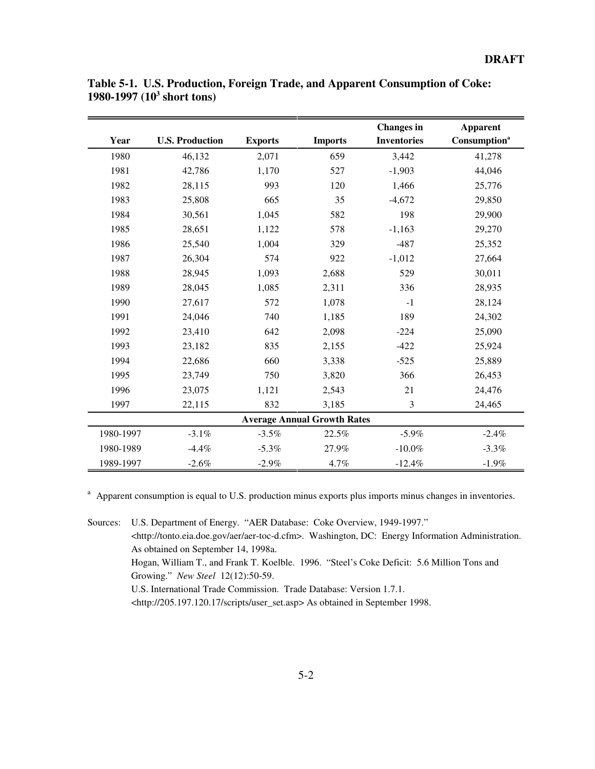**Table 5-1. U.S. Production, Foreign Trade, and Apparent Consumption of Coke: 1980-1997 ($10^3$ short tons)**

| Year | U.S. Production | Exports | Imports | Changes in Inventories | Apparent Consumption[a] |
|---|---|---|---|---|---|
| 1980 | 46,132 | 2,071 | 659 | 3,442 | 41,278 |
| 1981 | 42,786 | 1,170 | 527 | -1,903 | 44,046 |
| 1982 | 28,115 | 993 | 120 | 1,466 | 25,776 |
| 1983 | 25,808 | 665 | 35 | -4,672 | 29,850 |
| 1984 | 30,561 | 1,045 | 582 | 198 | 29,900 |
| 1985 | 28,651 | 1,122 | 578 | -1,163 | 29,270 |
| 1986 | 25,540 | 1,004 | 329 | -487 | 25,352 |
| 1987 | 26,304 | 574 | 922 | -1,012 | 27,664 |
| 1988 | 28,945 | 1,093 | 2,688 | 529 | 30,011 |
| 1989 | 28,045 | 1,085 | 2,311 | 336 | 28,935 |
| 1990 | 27,617 | 572 | 1,078 | -1 | 28,124 |
| 1991 | 24,046 | 740 | 1,185 | 189 | 24,302 |
| 1992 | 23,410 | 642 | 2,098 | -224 | 25,090 |
| 1993 | 23,182 | 835 | 2,155 | -422 | 25,924 |
| 1994 | 22,686 | 660 | 3,338 | -525 | 25,889 |
| 1995 | 23,749 | 750 | 3,820 | 366 | 26,453 |
| 1996 | 23,075 | 1,121 | 2,543 | 21 | 24,476 |
| 1997 | 22,115 | 832 | 3,185 | 3 | 24,465 |
| **Average Annual Growth Rates** | | | | | |
| 1980-1997 | -3.1% | -3.5% | 22.5% | -5.9% | -2.4% |
| 1980-1989 | -4.4% | -5.3% | 27.9% | -10.0% | -3.3% |
| 1989-1997 | -2.6% | -2.9% | 4.7% | -12.4% | -1.9% |

[a] Apparent consumption is equal to U.S. production minus exports plus imports minus changes in inventories.

Sources: U.S. Department of Energy. "AER Database: Coke Overview, 1949-1997." <http://tonto.eia.doe.gov/aer/aer-toc-d.cfm>. Washington, DC: Energy Information Administration. As obtained on September 14, 1998a.
Hogan, William T., and Frank T. Koelble. 1996. "Steel's Coke Deficit: 5.6 Million Tons and Growing." *New Steel* 12(12):50-59.
U.S. International Trade Commission. Trade Database: Version 1.7.1. <http://205.197.120.17/scripts/user_set.asp> As obtained in September 1998.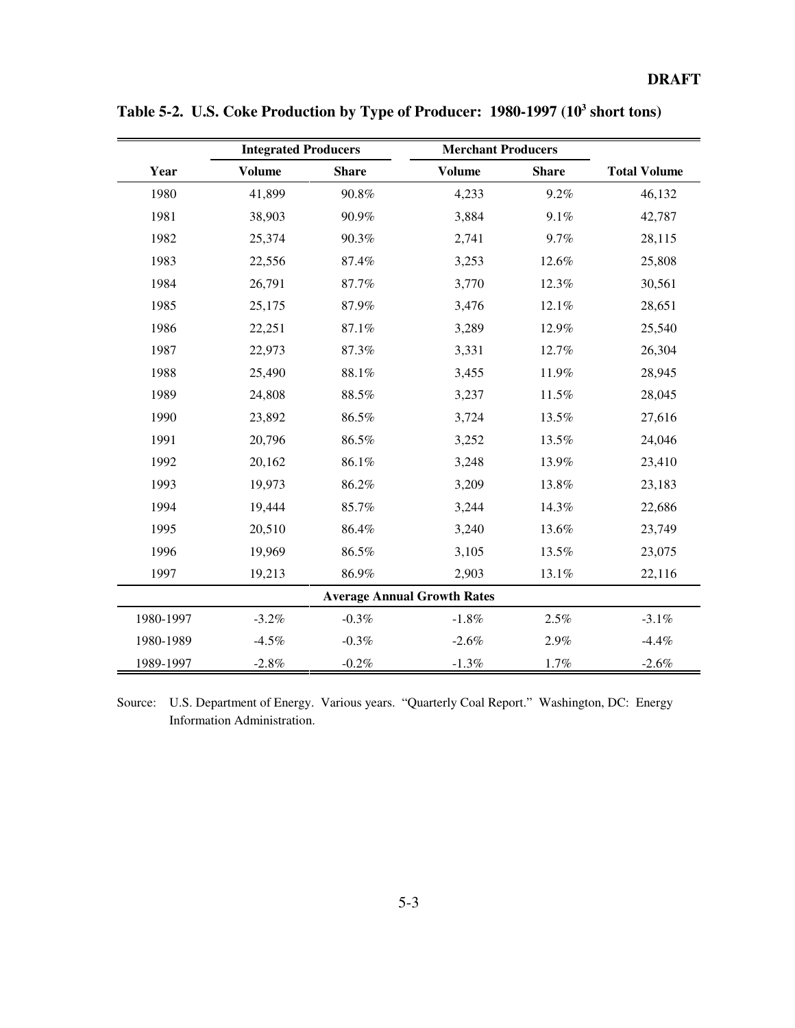DRAFT

**Table 5-2. U.S. Coke Production by Type of Producer: 1980-1997 ($10^3$ short tons)**

| | Integrated Producers | | Merchant Producers | | |
|---|---|---|---|---|---|
| Year | Volume | Share | Volume | Share | Total Volume |
| 1980 | 41,899 | 90.8% | 4,233 | 9.2% | 46,132 |
| 1981 | 38,903 | 90.9% | 3,884 | 9.1% | 42,787 |
| 1982 | 25,374 | 90.3% | 2,741 | 9.7% | 28,115 |
| 1983 | 22,556 | 87.4% | 3,253 | 12.6% | 25,808 |
| 1984 | 26,791 | 87.7% | 3,770 | 12.3% | 30,561 |
| 1985 | 25,175 | 87.9% | 3,476 | 12.1% | 28,651 |
| 1986 | 22,251 | 87.1% | 3,289 | 12.9% | 25,540 |
| 1987 | 22,973 | 87.3% | 3,331 | 12.7% | 26,304 |
| 1988 | 25,490 | 88.1% | 3,455 | 11.9% | 28,945 |
| 1989 | 24,808 | 88.5% | 3,237 | 11.5% | 28,045 |
| 1990 | 23,892 | 86.5% | 3,724 | 13.5% | 27,616 |
| 1991 | 20,796 | 86.5% | 3,252 | 13.5% | 24,046 |
| 1992 | 20,162 | 86.1% | 3,248 | 13.9% | 23,410 |
| 1993 | 19,973 | 86.2% | 3,209 | 13.8% | 23,183 |
| 1994 | 19,444 | 85.7% | 3,244 | 14.3% | 22,686 |
| 1995 | 20,510 | 86.4% | 3,240 | 13.6% | 23,749 |
| 1996 | 19,969 | 86.5% | 3,105 | 13.5% | 23,075 |
| 1997 | 19,213 | 86.9% | 2,903 | 13.1% | 22,116 |
| **Average Annual Growth Rates** | | | | | |
| 1980-1997 | -3.2% | -0.3% | -1.8% | 2.5% | -3.1% |
| 1980-1989 | -4.5% | -0.3% | -2.6% | 2.9% | -4.4% |
| 1989-1997 | -2.8% | -0.2% | -1.3% | 1.7% | -2.6% |

Source: U.S. Department of Energy. Various years. "Quarterly Coal Report." Washington, DC: Energy Information Administration.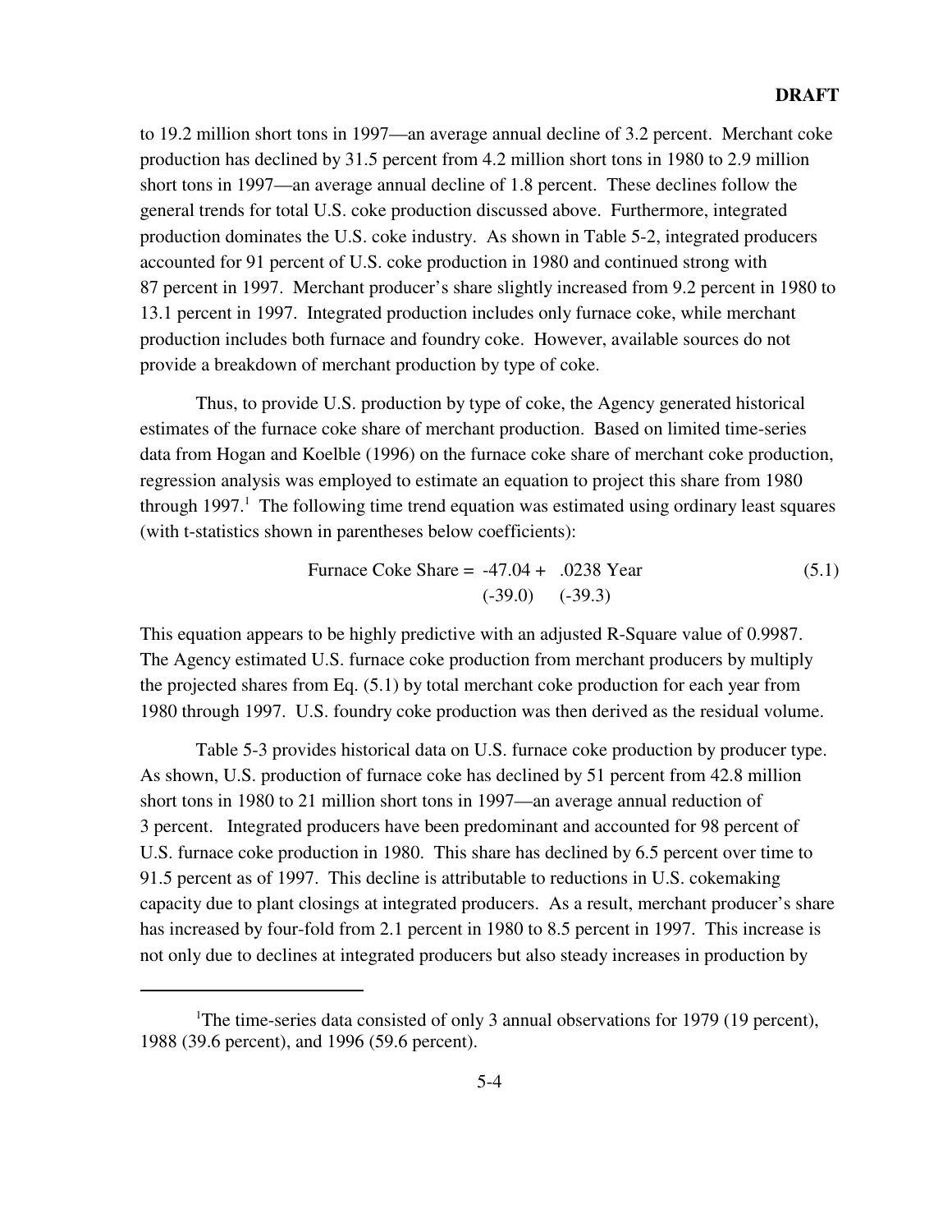to 19.2 million short tons in 1997—an average annual decline of 3.2 percent. Merchant coke production has declined by 31.5 percent from 4.2 million short tons in 1980 to 2.9 million short tons in 1997—an average annual decline of 1.8 percent. These declines follow the general trends for total U.S. coke production discussed above. Furthermore, integrated production dominates the U.S. coke industry. As shown in Table 5-2, integrated producers accounted for 91 percent of U.S. coke production in 1980 and continued strong with 87 percent in 1997. Merchant producer's share slightly increased from 9.2 percent in 1980 to 13.1 percent in 1997. Integrated production includes only furnace coke, while merchant production includes both furnace and foundry coke. However, available sources do not provide a breakdown of merchant production by type of coke.

Thus, to provide U.S. production by type of coke, the Agency generated historical estimates of the furnace coke share of merchant production. Based on limited time-series data from Hogan and Koelble (1996) on the furnace coke share of merchant coke production, regression analysis was employed to estimate an equation to project this share from 1980 through 1997.[1] The following time trend equation was estimated using ordinary least squares (with t-statistics shown in parentheses below coefficients):

$$\text{Furnace Coke Share} = \underset{(-39.0)}{-47.04} + \underset{(-39.3)}{.0238}\ \text{Year} \tag{5.1}$$

This equation appears to be highly predictive with an adjusted R-Square value of 0.9987. The Agency estimated U.S. furnace coke production from merchant producers by multiply the projected shares from Eq. (5.1) by total merchant coke production for each year from 1980 through 1997. U.S. foundry coke production was then derived as the residual volume.

Table 5-3 provides historical data on U.S. furnace coke production by producer type. As shown, U.S. production of furnace coke has declined by 51 percent from 42.8 million short tons in 1980 to 21 million short tons in 1997—an average annual reduction of 3 percent. Integrated producers have been predominant and accounted for 98 percent of U.S. furnace coke production in 1980. This share has declined by 6.5 percent over time to 91.5 percent as of 1997. This decline is attributable to reductions in U.S. cokemaking capacity due to plant closings at integrated producers. As a result, merchant producer's share has increased by four-fold from 2.1 percent in 1980 to 8.5 percent in 1997. This increase is not only due to declines at integrated producers but also steady increases in production by

[1] The time-series data consisted of only 3 annual observations for 1979 (19 percent), 1988 (39.6 percent), and 1996 (59.6 percent).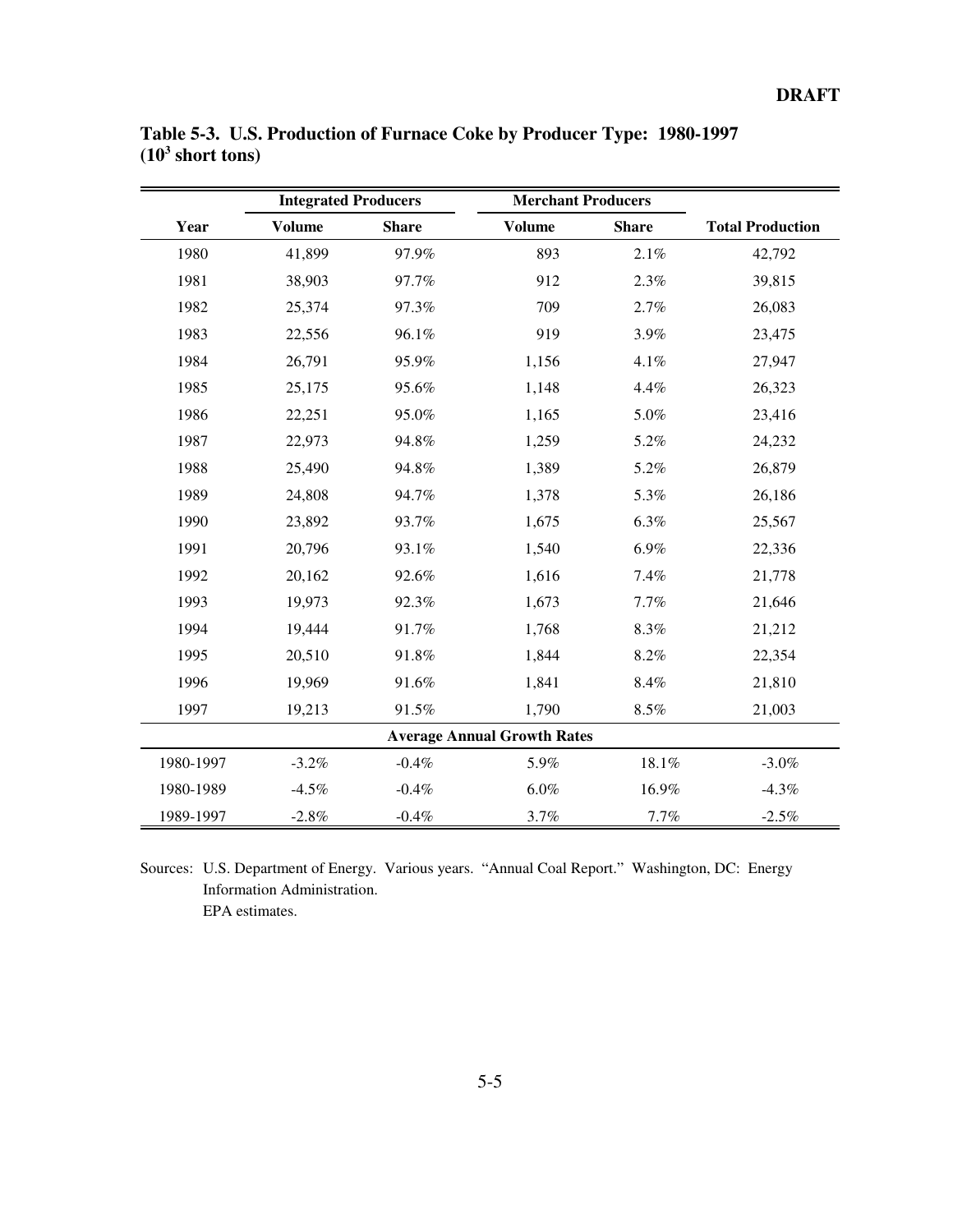**DRAFT**

**Table 5-3. U.S. Production of Furnace Coke by Producer Type: 1980-1997 ($10^3$ short tons)**

| | Integrated Producers | | Merchant Producers | | |
|---|---|---|---|---|---|
| Year | Volume | Share | Volume | Share | Total Production |
| 1980 | 41,899 | 97.9% | 893 | 2.1% | 42,792 |
| 1981 | 38,903 | 97.7% | 912 | 2.3% | 39,815 |
| 1982 | 25,374 | 97.3% | 709 | 2.7% | 26,083 |
| 1983 | 22,556 | 96.1% | 919 | 3.9% | 23,475 |
| 1984 | 26,791 | 95.9% | 1,156 | 4.1% | 27,947 |
| 1985 | 25,175 | 95.6% | 1,148 | 4.4% | 26,323 |
| 1986 | 22,251 | 95.0% | 1,165 | 5.0% | 23,416 |
| 1987 | 22,973 | 94.8% | 1,259 | 5.2% | 24,232 |
| 1988 | 25,490 | 94.8% | 1,389 | 5.2% | 26,879 |
| 1989 | 24,808 | 94.7% | 1,378 | 5.3% | 26,186 |
| 1990 | 23,892 | 93.7% | 1,675 | 6.3% | 25,567 |
| 1991 | 20,796 | 93.1% | 1,540 | 6.9% | 22,336 |
| 1992 | 20,162 | 92.6% | 1,616 | 7.4% | 21,778 |
| 1993 | 19,973 | 92.3% | 1,673 | 7.7% | 21,646 |
| 1994 | 19,444 | 91.7% | 1,768 | 8.3% | 21,212 |
| 1995 | 20,510 | 91.8% | 1,844 | 8.2% | 22,354 |
| 1996 | 19,969 | 91.6% | 1,841 | 8.4% | 21,810 |
| 1997 | 19,213 | 91.5% | 1,790 | 8.5% | 21,003 |
| **Average Annual Growth Rates** | | | | | |
| 1980-1997 | -3.2% | -0.4% | 5.9% | 18.1% | -3.0% |
| 1980-1989 | -4.5% | -0.4% | 6.0% | 16.9% | -4.3% |
| 1989-1997 | -2.8% | -0.4% | 3.7% | 7.7% | -2.5% |

Sources: U.S. Department of Energy. Various years. "Annual Coal Report." Washington, DC: Energy Information Administration.
EPA estimates.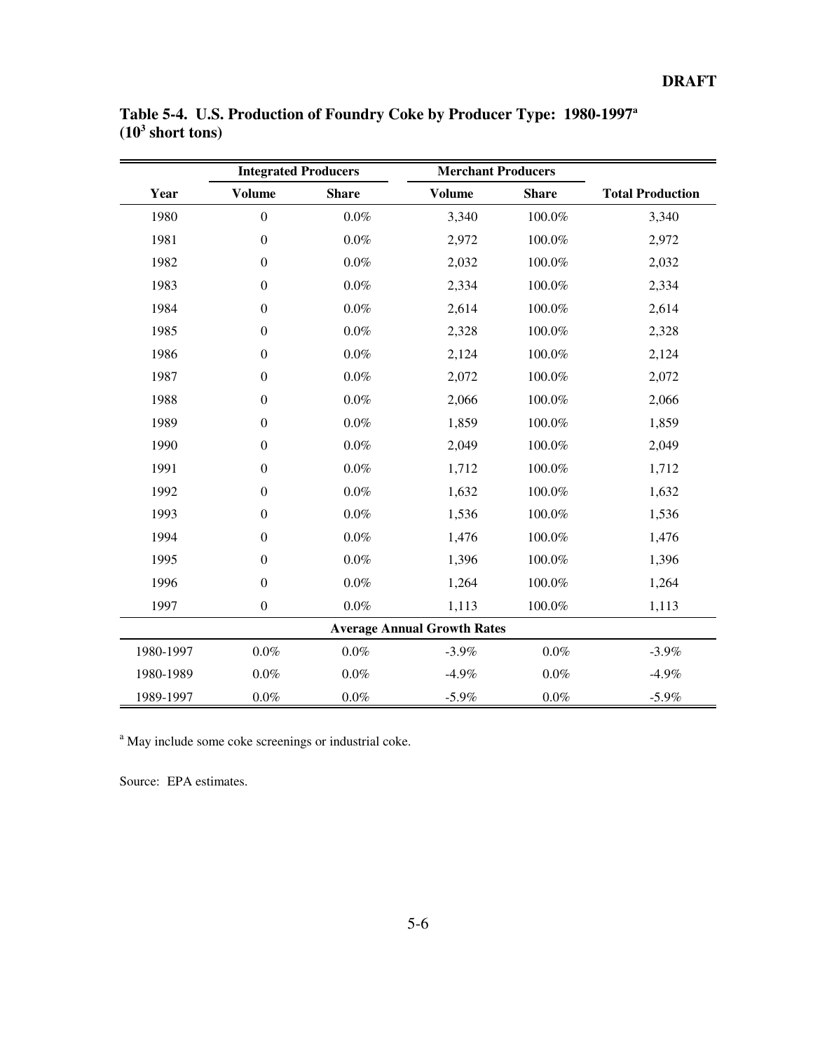**Table 5-4. U.S. Production of Foundry Coke by Producer Type: 1980-1997[a] ($10^3$ short tons)**

| | Integrated Producers | | Merchant Producers | | |
|---|---|---|---|---|---|
| Year | Volume | Share | Volume | Share | Total Production |
| 1980 | 0 | 0.0% | 3,340 | 100.0% | 3,340 |
| 1981 | 0 | 0.0% | 2,972 | 100.0% | 2,972 |
| 1982 | 0 | 0.0% | 2,032 | 100.0% | 2,032 |
| 1983 | 0 | 0.0% | 2,334 | 100.0% | 2,334 |
| 1984 | 0 | 0.0% | 2,614 | 100.0% | 2,614 |
| 1985 | 0 | 0.0% | 2,328 | 100.0% | 2,328 |
| 1986 | 0 | 0.0% | 2,124 | 100.0% | 2,124 |
| 1987 | 0 | 0.0% | 2,072 | 100.0% | 2,072 |
| 1988 | 0 | 0.0% | 2,066 | 100.0% | 2,066 |
| 1989 | 0 | 0.0% | 1,859 | 100.0% | 1,859 |
| 1990 | 0 | 0.0% | 2,049 | 100.0% | 2,049 |
| 1991 | 0 | 0.0% | 1,712 | 100.0% | 1,712 |
| 1992 | 0 | 0.0% | 1,632 | 100.0% | 1,632 |
| 1993 | 0 | 0.0% | 1,536 | 100.0% | 1,536 |
| 1994 | 0 | 0.0% | 1,476 | 100.0% | 1,476 |
| 1995 | 0 | 0.0% | 1,396 | 100.0% | 1,396 |
| 1996 | 0 | 0.0% | 1,264 | 100.0% | 1,264 |
| 1997 | 0 | 0.0% | 1,113 | 100.0% | 1,113 |
| **Average Annual Growth Rates** | | | | | |
| 1980-1997 | 0.0% | 0.0% | -3.9% | 0.0% | -3.9% |
| 1980-1989 | 0.0% | 0.0% | -4.9% | 0.0% | -4.9% |
| 1989-1997 | 0.0% | 0.0% | -5.9% | 0.0% | -5.9% |

[a] May include some coke screenings or industrial coke.

Source: EPA estimates.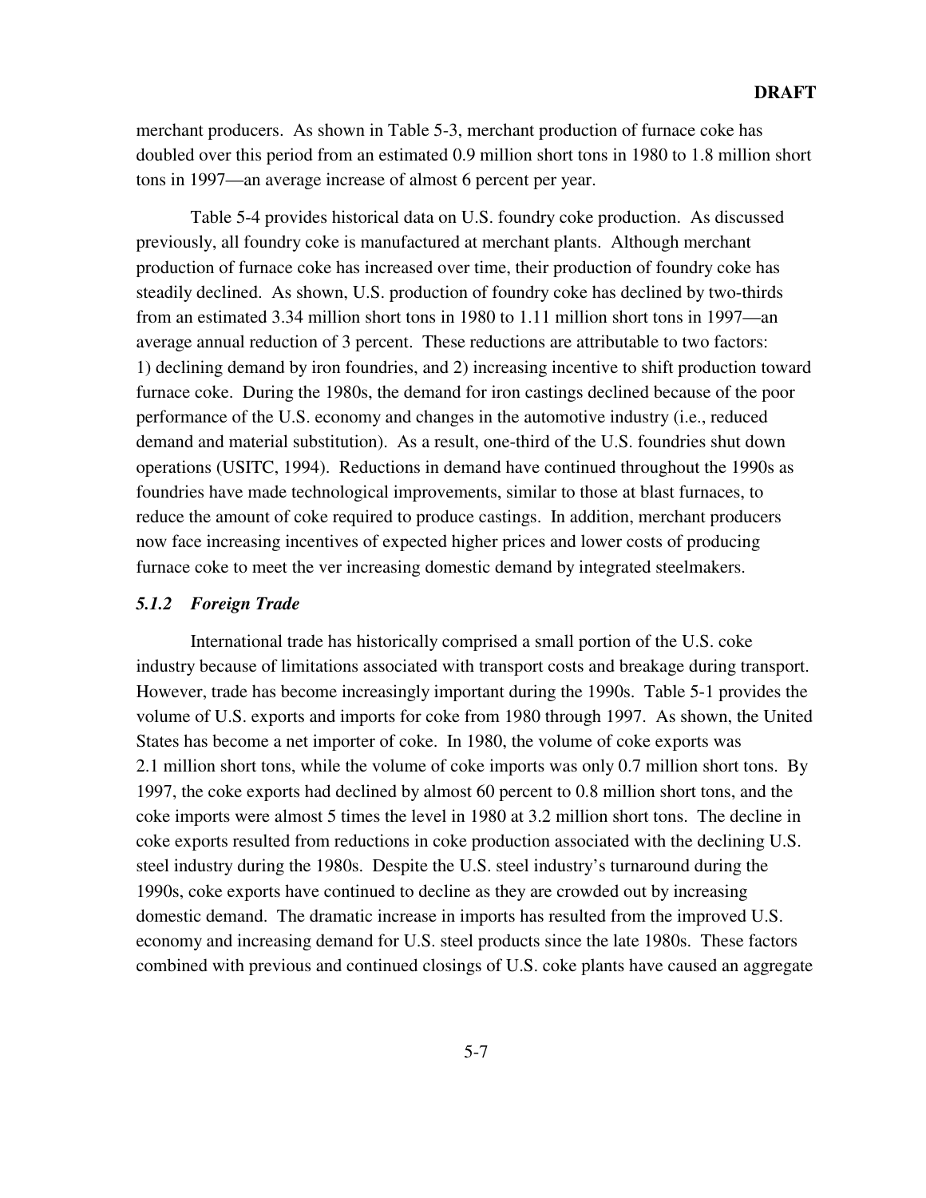merchant producers. As shown in Table 5-3, merchant production of furnace coke has doubled over this period from an estimated 0.9 million short tons in 1980 to 1.8 million short tons in 1997—an average increase of almost 6 percent per year.

Table 5-4 provides historical data on U.S. foundry coke production. As discussed previously, all foundry coke is manufactured at merchant plants. Although merchant production of furnace coke has increased over time, their production of foundry coke has steadily declined. As shown, U.S. production of foundry coke has declined by two-thirds from an estimated 3.34 million short tons in 1980 to 1.11 million short tons in 1997—an average annual reduction of 3 percent. These reductions are attributable to two factors: 1) declining demand by iron foundries, and 2) increasing incentive to shift production toward furnace coke. During the 1980s, the demand for iron castings declined because of the poor performance of the U.S. economy and changes in the automotive industry (i.e., reduced demand and material substitution). As a result, one-third of the U.S. foundries shut down operations (USITC, 1994). Reductions in demand have continued throughout the 1990s as foundries have made technological improvements, similar to those at blast furnaces, to reduce the amount of coke required to produce castings. In addition, merchant producers now face increasing incentives of expected higher prices and lower costs of producing furnace coke to meet the ver increasing domestic demand by integrated steelmakers.

### *5.1.2 Foreign Trade*

International trade has historically comprised a small portion of the U.S. coke industry because of limitations associated with transport costs and breakage during transport. However, trade has become increasingly important during the 1990s. Table 5-1 provides the volume of U.S. exports and imports for coke from 1980 through 1997. As shown, the United States has become a net importer of coke. In 1980, the volume of coke exports was 2.1 million short tons, while the volume of coke imports was only 0.7 million short tons. By 1997, the coke exports had declined by almost 60 percent to 0.8 million short tons, and the coke imports were almost 5 times the level in 1980 at 3.2 million short tons. The decline in coke exports resulted from reductions in coke production associated with the declining U.S. steel industry during the 1980s. Despite the U.S. steel industry's turnaround during the 1990s, coke exports have continued to decline as they are crowded out by increasing domestic demand. The dramatic increase in imports has resulted from the improved U.S. economy and increasing demand for U.S. steel products since the late 1980s. These factors combined with previous and continued closings of U.S. coke plants have caused an aggregate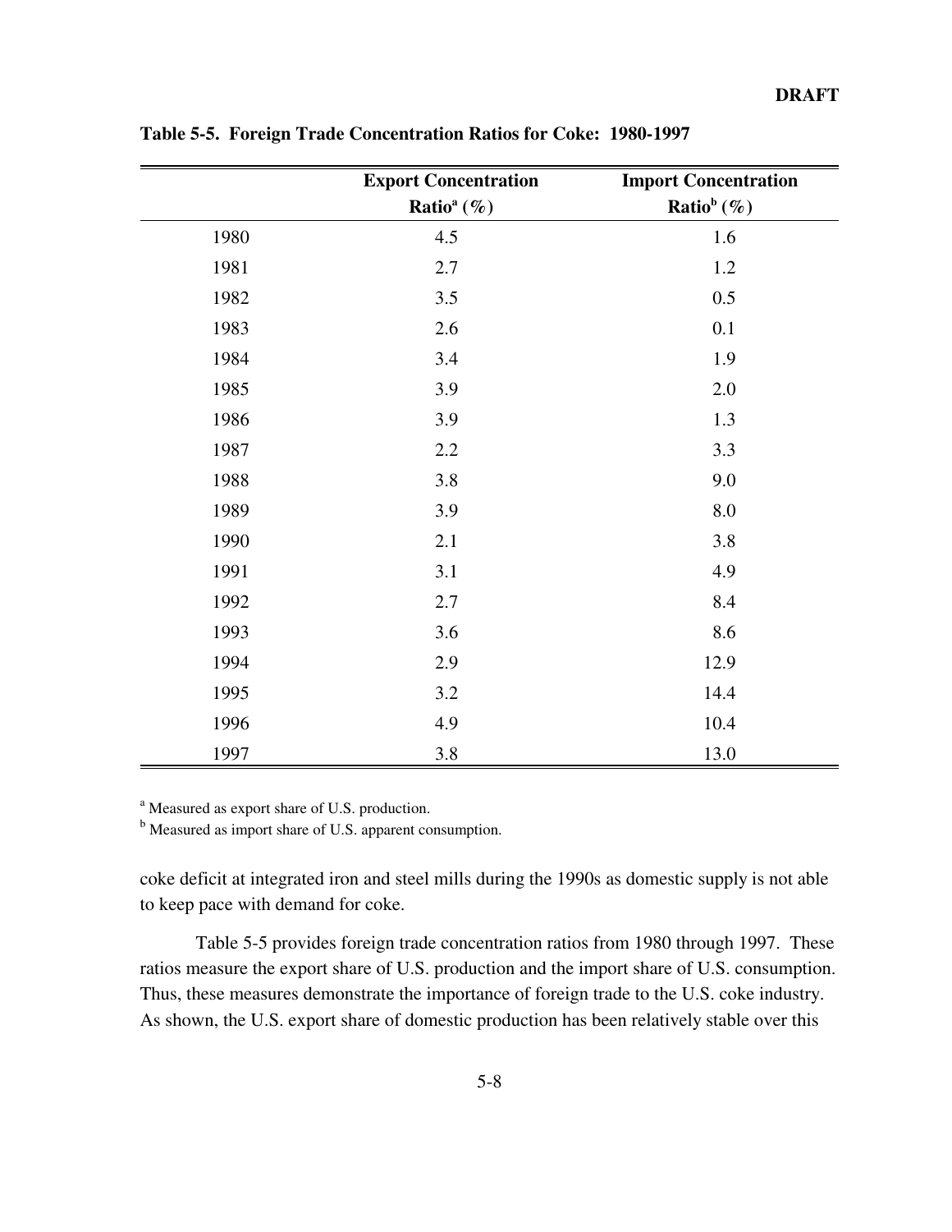**Table 5-5. Foreign Trade Concentration Ratios for Coke: 1980-1997**

| | Export Concentration Ratio[a] (%) | Import Concentration Ratio[b] (%) |
|---|---|---|
| 1980 | 4.5 | 1.6 |
| 1981 | 2.7 | 1.2 |
| 1982 | 3.5 | 0.5 |
| 1983 | 2.6 | 0.1 |
| 1984 | 3.4 | 1.9 |
| 1985 | 3.9 | 2.0 |
| 1986 | 3.9 | 1.3 |
| 1987 | 2.2 | 3.3 |
| 1988 | 3.8 | 9.0 |
| 1989 | 3.9 | 8.0 |
| 1990 | 2.1 | 3.8 |
| 1991 | 3.1 | 4.9 |
| 1992 | 2.7 | 8.4 |
| 1993 | 3.6 | 8.6 |
| 1994 | 2.9 | 12.9 |
| 1995 | 3.2 | 14.4 |
| 1996 | 4.9 | 10.4 |
| 1997 | 3.8 | 13.0 |

[a] Measured as export share of U.S. production.

[b] Measured as import share of U.S. apparent consumption.

coke deficit at integrated iron and steel mills during the 1990s as domestic supply is not able to keep pace with demand for coke.

Table 5-5 provides foreign trade concentration ratios from 1980 through 1997. These ratios measure the export share of U.S. production and the import share of U.S. consumption. Thus, these measures demonstrate the importance of foreign trade to the U.S. coke industry. As shown, the U.S. export share of domestic production has been relatively stable over this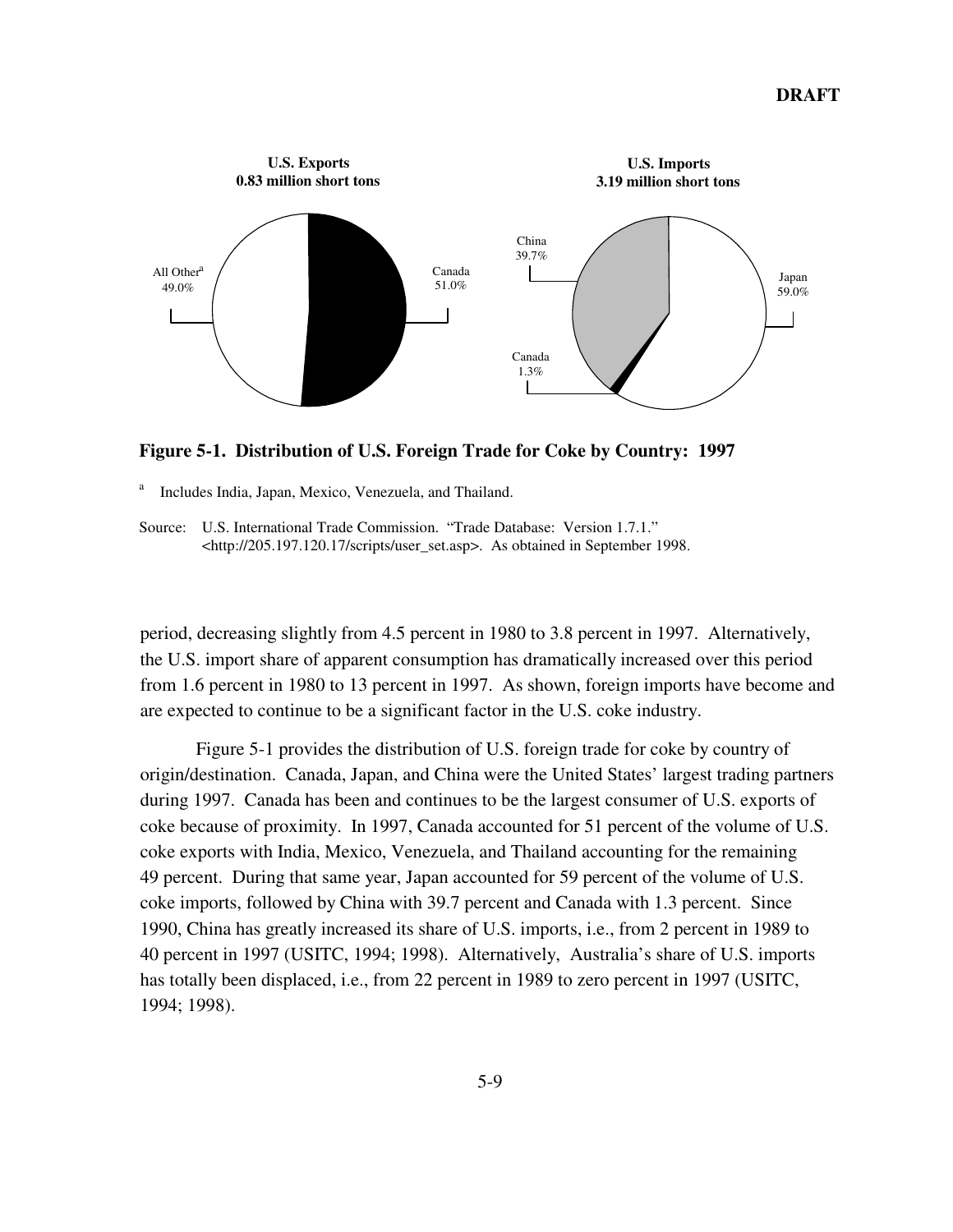U.S. Exports
0.83 million short tons

All Other[a] 49.0%

Canada 51.0%

U.S. Imports
3.19 million short tons

China 39.7%

Japan 59.0%

Canada 1.3%

**Figure 5-1. Distribution of U.S. Foreign Trade for Coke by Country: 1997**

[a] Includes India, Japan, Mexico, Venezuela, and Thailand.

Source: U.S. International Trade Commission. "Trade Database: Version 1.7.1." <http://205.197.120.17/scripts/user_set.asp>. As obtained in September 1998.

period, decreasing slightly from 4.5 percent in 1980 to 3.8 percent in 1997. Alternatively, the U.S. import share of apparent consumption has dramatically increased over this period from 1.6 percent in 1980 to 13 percent in 1997. As shown, foreign imports have become and are expected to continue to be a significant factor in the U.S. coke industry.

Figure 5-1 provides the distribution of U.S. foreign trade for coke by country of origin/destination. Canada, Japan, and China were the United States' largest trading partners during 1997. Canada has been and continues to be the largest consumer of U.S. exports of coke because of proximity. In 1997, Canada accounted for 51 percent of the volume of U.S. coke exports with India, Mexico, Venezuela, and Thailand accounting for the remaining 49 percent. During that same year, Japan accounted for 59 percent of the volume of U.S. coke imports, followed by China with 39.7 percent and Canada with 1.3 percent. Since 1990, China has greatly increased its share of U.S. imports, i.e., from 2 percent in 1989 to 40 percent in 1997 (USITC, 1994; 1998). Alternatively, Australia's share of U.S. imports has totally been displaced, i.e., from 22 percent in 1989 to zero percent in 1997 (USITC, 1994; 1998).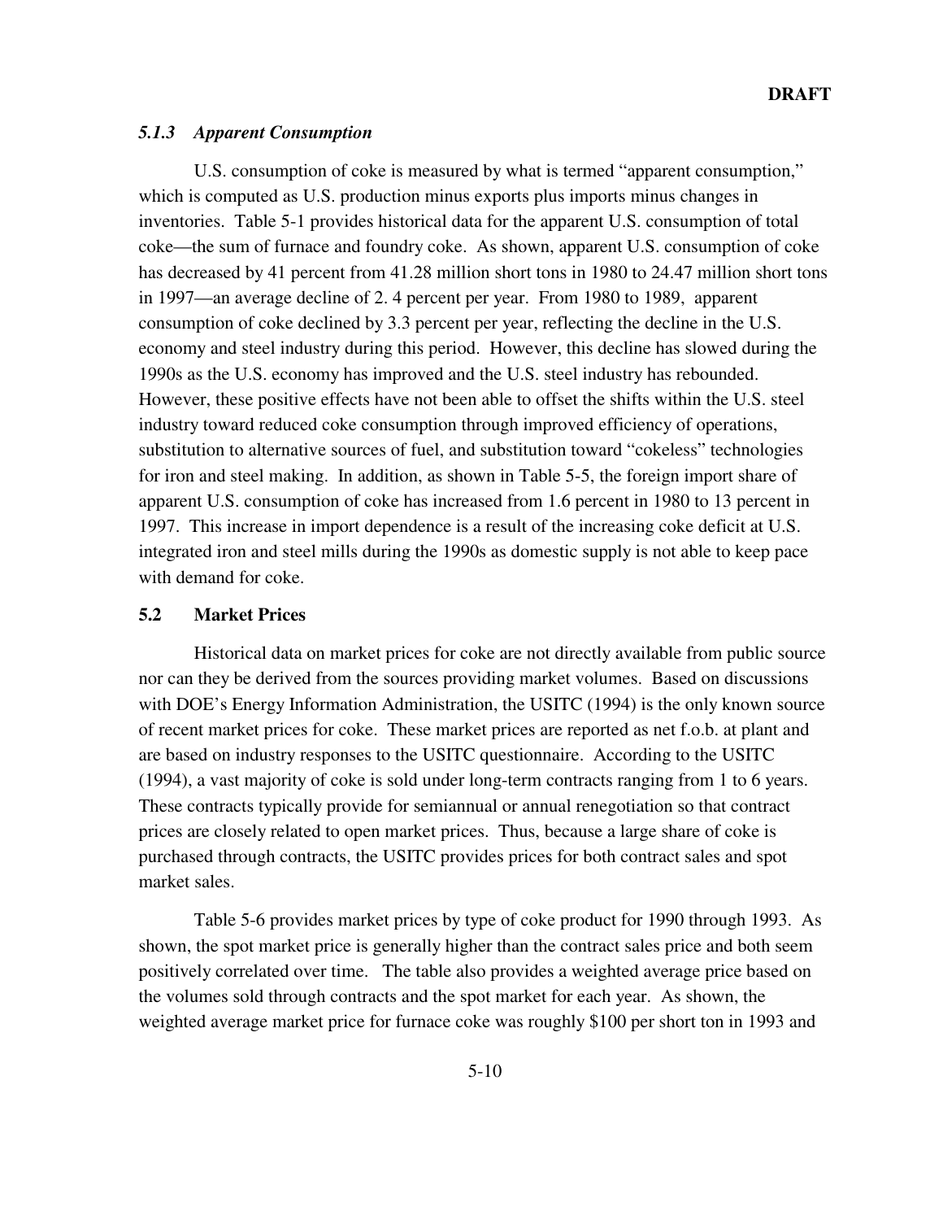### *5.1.3 Apparent Consumption*

U.S. consumption of coke is measured by what is termed "apparent consumption," which is computed as U.S. production minus exports plus imports minus changes in inventories. Table 5-1 provides historical data for the apparent U.S. consumption of total coke—the sum of furnace and foundry coke. As shown, apparent U.S. consumption of coke has decreased by 41 percent from 41.28 million short tons in 1980 to 24.47 million short tons in 1997—an average decline of 2. 4 percent per year. From 1980 to 1989, apparent consumption of coke declined by 3.3 percent per year, reflecting the decline in the U.S. economy and steel industry during this period. However, this decline has slowed during the 1990s as the U.S. economy has improved and the U.S. steel industry has rebounded. However, these positive effects have not been able to offset the shifts within the U.S. steel industry toward reduced coke consumption through improved efficiency of operations, substitution to alternative sources of fuel, and substitution toward "cokeless" technologies for iron and steel making. In addition, as shown in Table 5-5, the foreign import share of apparent U.S. consumption of coke has increased from 1.6 percent in 1980 to 13 percent in 1997. This increase in import dependence is a result of the increasing coke deficit at U.S. integrated iron and steel mills during the 1990s as domestic supply is not able to keep pace with demand for coke.

## 5.2 Market Prices

Historical data on market prices for coke are not directly available from public source nor can they be derived from the sources providing market volumes. Based on discussions with DOE's Energy Information Administration, the USITC (1994) is the only known source of recent market prices for coke. These market prices are reported as net f.o.b. at plant and are based on industry responses to the USITC questionnaire. According to the USITC (1994), a vast majority of coke is sold under long-term contracts ranging from 1 to 6 years. These contracts typically provide for semiannual or annual renegotiation so that contract prices are closely related to open market prices. Thus, because a large share of coke is purchased through contracts, the USITC provides prices for both contract sales and spot market sales.

Table 5-6 provides market prices by type of coke product for 1990 through 1993. As shown, the spot market price is generally higher than the contract sales price and both seem positively correlated over time. The table also provides a weighted average price based on the volumes sold through contracts and the spot market for each year. As shown, the weighted average market price for furnace coke was roughly $100 per short ton in 1993 and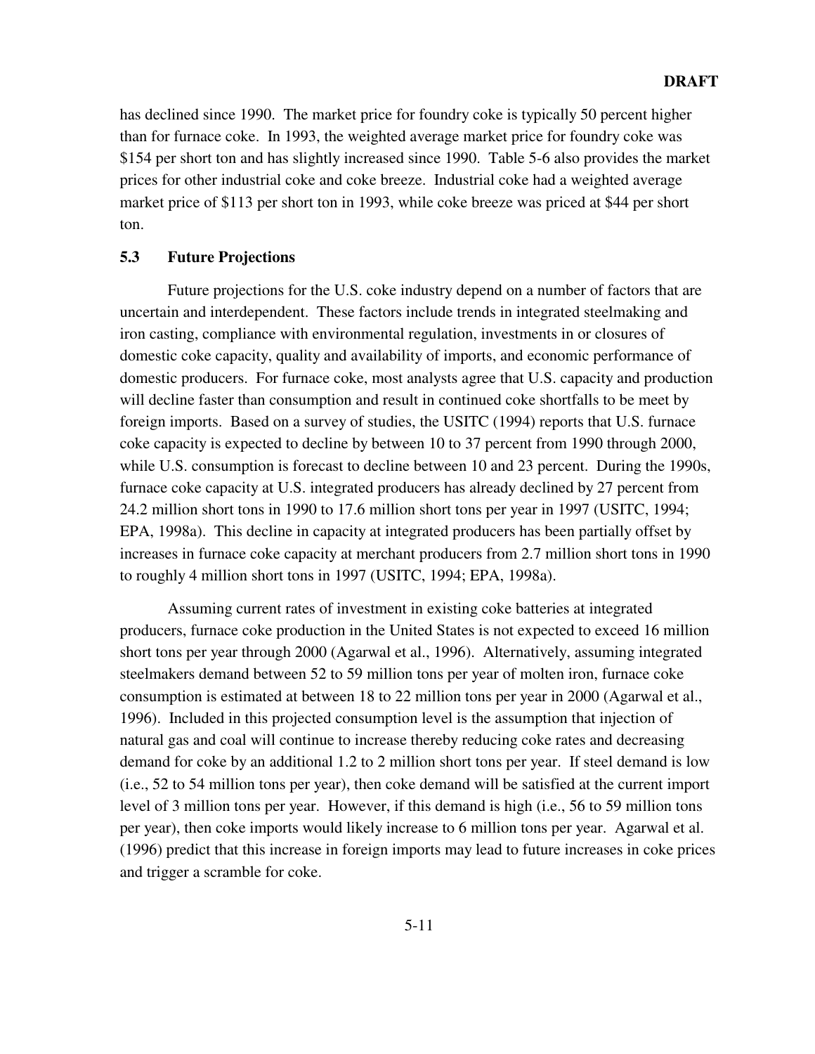has declined since 1990. The market price for foundry coke is typically 50 percent higher than for furnace coke. In 1993, the weighted average market price for foundry coke was $154 per short ton and has slightly increased since 1990. Table 5-6 also provides the market prices for other industrial coke and coke breeze. Industrial coke had a weighted average market price of $113 per short ton in 1993, while coke breeze was priced at $44 per short ton.

## 5.3 Future Projections

Future projections for the U.S. coke industry depend on a number of factors that are uncertain and interdependent. These factors include trends in integrated steelmaking and iron casting, compliance with environmental regulation, investments in or closures of domestic coke capacity, quality and availability of imports, and economic performance of domestic producers. For furnace coke, most analysts agree that U.S. capacity and production will decline faster than consumption and result in continued coke shortfalls to be meet by foreign imports. Based on a survey of studies, the USITC (1994) reports that U.S. furnace coke capacity is expected to decline by between 10 to 37 percent from 1990 through 2000, while U.S. consumption is forecast to decline between 10 and 23 percent. During the 1990s, furnace coke capacity at U.S. integrated producers has already declined by 27 percent from 24.2 million short tons in 1990 to 17.6 million short tons per year in 1997 (USITC, 1994; EPA, 1998a). This decline in capacity at integrated producers has been partially offset by increases in furnace coke capacity at merchant producers from 2.7 million short tons in 1990 to roughly 4 million short tons in 1997 (USITC, 1994; EPA, 1998a).

Assuming current rates of investment in existing coke batteries at integrated producers, furnace coke production in the United States is not expected to exceed 16 million short tons per year through 2000 (Agarwal et al., 1996). Alternatively, assuming integrated steelmakers demand between 52 to 59 million tons per year of molten iron, furnace coke consumption is estimated at between 18 to 22 million tons per year in 2000 (Agarwal et al., 1996). Included in this projected consumption level is the assumption that injection of natural gas and coal will continue to increase thereby reducing coke rates and decreasing demand for coke by an additional 1.2 to 2 million short tons per year. If steel demand is low (i.e., 52 to 54 million tons per year), then coke demand will be satisfied at the current import level of 3 million tons per year. However, if this demand is high (i.e., 56 to 59 million tons per year), then coke imports would likely increase to 6 million tons per year. Agarwal et al. (1996) predict that this increase in foreign imports may lead to future increases in coke prices and trigger a scramble for coke.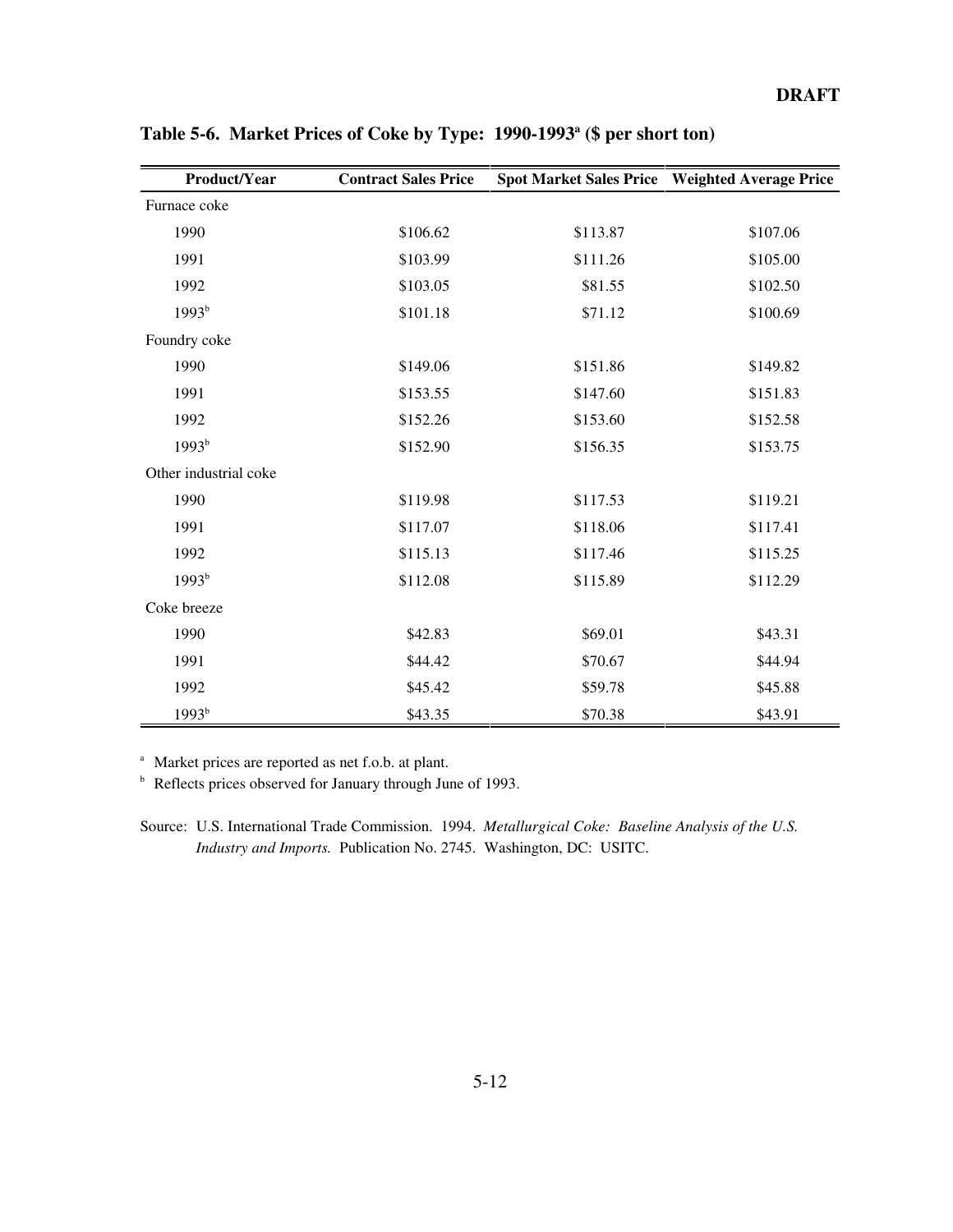**Table 5-6. Market Prices of Coke by Type: 1990-1993[a] ($ per short ton)**

| Product/Year | Contract Sales Price | Spot Market Sales Price | Weighted Average Price |
|---|---|---|---|
| Furnace coke | | | |
| 1990 | $106.62 | $113.87 | $107.06 |
| 1991 | $103.99 | $111.26 | $105.00 |
| 1992 | $103.05 | $81.55 | $102.50 |
| 1993[b] | $101.18 | $71.12 | $100.69 |
| Foundry coke | | | |
| 1990 | $149.06 | $151.86 | $149.82 |
| 1991 | $153.55 | $147.60 | $151.83 |
| 1992 | $152.26 | $153.60 | $152.58 |
| 1993[b] | $152.90 | $156.35 | $153.75 |
| Other industrial coke | | | |
| 1990 | $119.98 | $117.53 | $119.21 |
| 1991 | $117.07 | $118.06 | $117.41 |
| 1992 | $115.13 | $117.46 | $115.25 |
| 1993[b] | $112.08 | $115.89 | $112.29 |
| Coke breeze | | | |
| 1990 | $42.83 | $69.01 | $43.31 |
| 1991 | $44.42 | $70.67 | $44.94 |
| 1992 | $45.42 | $59.78 | $45.88 |
| 1993[b] | $43.35 | $70.38 | $43.91 |

[a] Market prices are reported as net f.o.b. at plant.

[b] Reflects prices observed for January through June of 1993.

Source: U.S. International Trade Commission. 1994. *Metallurgical Coke: Baseline Analysis of the U.S. Industry and Imports.* Publication No. 2745. Washington, DC: USITC.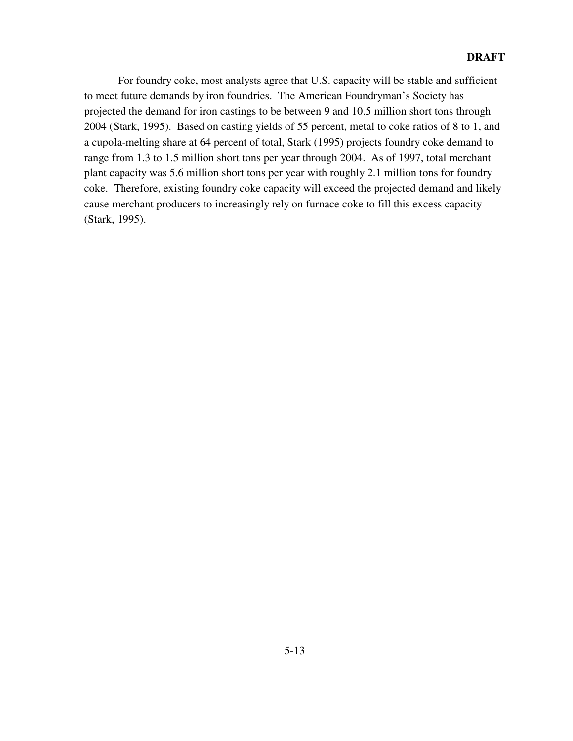For foundry coke, most analysts agree that U.S. capacity will be stable and sufficient to meet future demands by iron foundries. The American Foundryman's Society has projected the demand for iron castings to be between 9 and 10.5 million short tons through 2004 (Stark, 1995). Based on casting yields of 55 percent, metal to coke ratios of 8 to 1, and a cupola-melting share at 64 percent of total, Stark (1995) projects foundry coke demand to range from 1.3 to 1.5 million short tons per year through 2004. As of 1997, total merchant plant capacity was 5.6 million short tons per year with roughly 2.1 million tons for foundry coke. Therefore, existing foundry coke capacity will exceed the projected demand and likely cause merchant producers to increasingly rely on furnace coke to fill this excess capacity (Stark, 1995).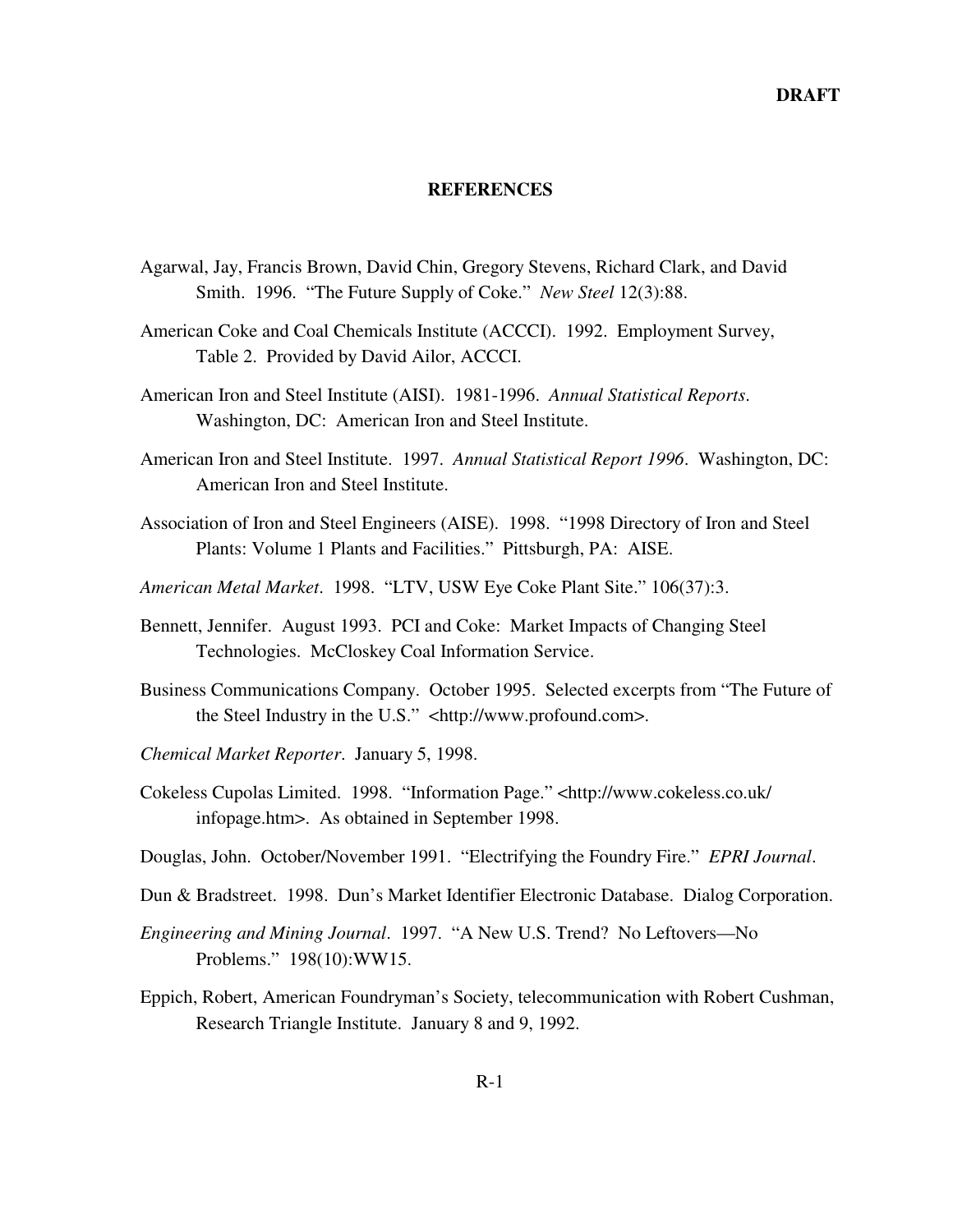# REFERENCES

Agarwal, Jay, Francis Brown, David Chin, Gregory Stevens, Richard Clark, and David Smith. 1996. "The Future Supply of Coke." *New Steel* 12(3):88.

American Coke and Coal Chemicals Institute (ACCCI). 1992. Employment Survey, Table 2. Provided by David Ailor, ACCCI.

American Iron and Steel Institute (AISI). 1981-1996. *Annual Statistical Reports*. Washington, DC: American Iron and Steel Institute.

American Iron and Steel Institute. 1997. *Annual Statistical Report 1996*. Washington, DC: American Iron and Steel Institute.

Association of Iron and Steel Engineers (AISE). 1998. "1998 Directory of Iron and Steel Plants: Volume 1 Plants and Facilities." Pittsburgh, PA: AISE.

*American Metal Market*. 1998. "LTV, USW Eye Coke Plant Site." 106(37):3.

Bennett, Jennifer. August 1993. PCI and Coke: Market Impacts of Changing Steel Technologies. McCloskey Coal Information Service.

Business Communications Company. October 1995. Selected excerpts from "The Future of the Steel Industry in the U.S." <http://www.profound.com>.

*Chemical Market Reporter*. January 5, 1998.

Cokeless Cupolas Limited. 1998. "Information Page." <http://www.cokeless.co.uk/infopage.htm>. As obtained in September 1998.

Douglas, John. October/November 1991. "Electrifying the Foundry Fire." *EPRI Journal*.

Dun & Bradstreet. 1998. Dun's Market Identifier Electronic Database. Dialog Corporation.

*Engineering and Mining Journal*. 1997. "A New U.S. Trend? No Leftovers—No Problems." 198(10):WW15.

Eppich, Robert, American Foundryman's Society, telecommunication with Robert Cushman, Research Triangle Institute. January 8 and 9, 1992.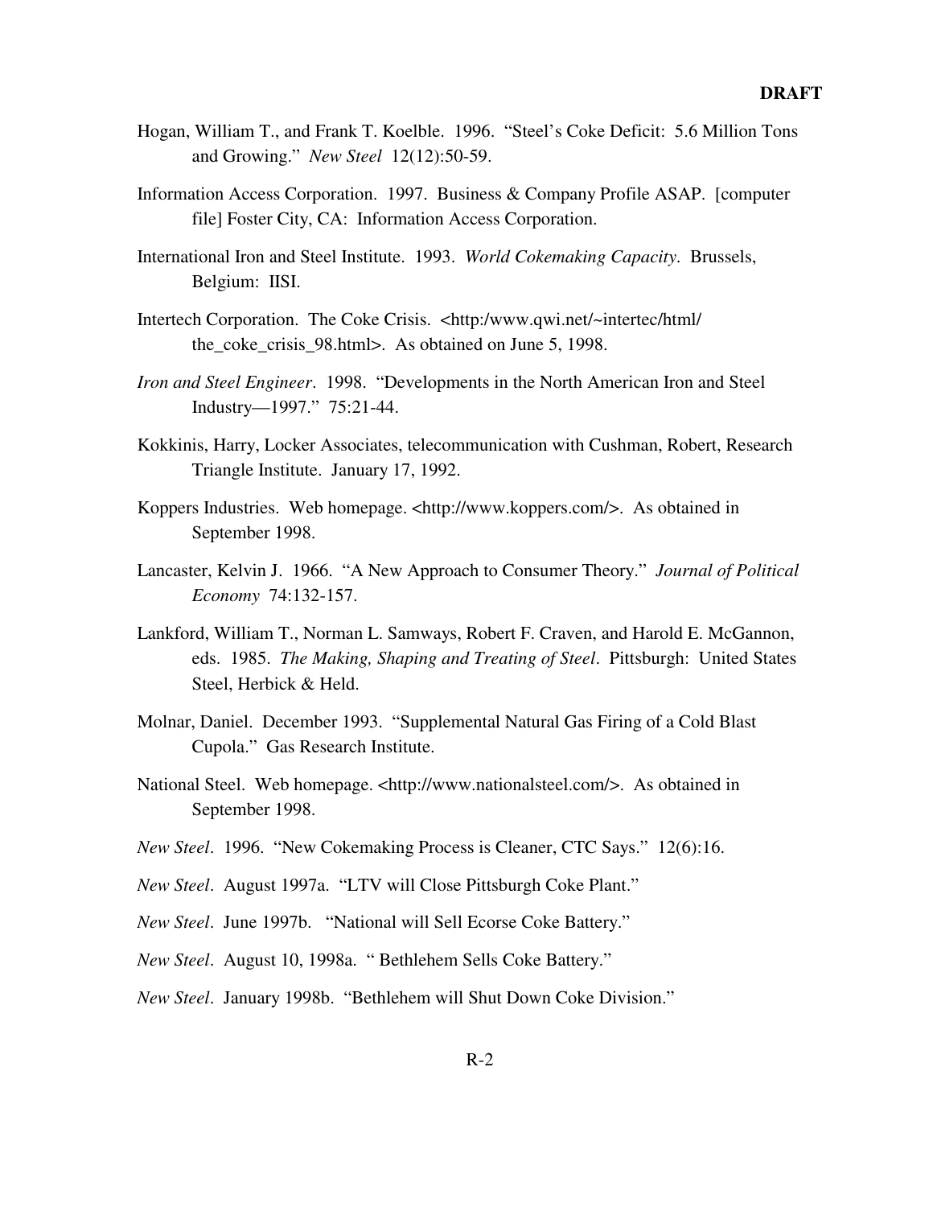Hogan, William T., and Frank T. Koelble. 1996. "Steel's Coke Deficit: 5.6 Million Tons and Growing." *New Steel* 12(12):50-59.

Information Access Corporation. 1997. Business & Company Profile ASAP. [computer file] Foster City, CA: Information Access Corporation.

International Iron and Steel Institute. 1993. *World Cokemaking Capacity*. Brussels, Belgium: IISI.

Intertech Corporation. The Coke Crisis. <http:/www.qwi.net/~intertec/html/the_coke_crisis_98.html>. As obtained on June 5, 1998.

*Iron and Steel Engineer*. 1998. "Developments in the North American Iron and Steel Industry—1997." 75:21-44.

Kokkinis, Harry, Locker Associates, telecommunication with Cushman, Robert, Research Triangle Institute. January 17, 1992.

Koppers Industries. Web homepage. <http://www.koppers.com/>. As obtained in September 1998.

Lancaster, Kelvin J. 1966. "A New Approach to Consumer Theory." *Journal of Political Economy* 74:132-157.

Lankford, William T., Norman L. Samways, Robert F. Craven, and Harold E. McGannon, eds. 1985. *The Making, Shaping and Treating of Steel*. Pittsburgh: United States Steel, Herbick & Held.

Molnar, Daniel. December 1993. "Supplemental Natural Gas Firing of a Cold Blast Cupola." Gas Research Institute.

National Steel. Web homepage. <http://www.nationalsteel.com/>. As obtained in September 1998.

*New Steel*. 1996. "New Cokemaking Process is Cleaner, CTC Says." 12(6):16.

*New Steel*. August 1997a. "LTV will Close Pittsburgh Coke Plant."

*New Steel*. June 1997b. "National will Sell Ecorse Coke Battery."

*New Steel*. August 10, 1998a. " Bethlehem Sells Coke Battery."

*New Steel*. January 1998b. "Bethlehem will Shut Down Coke Division."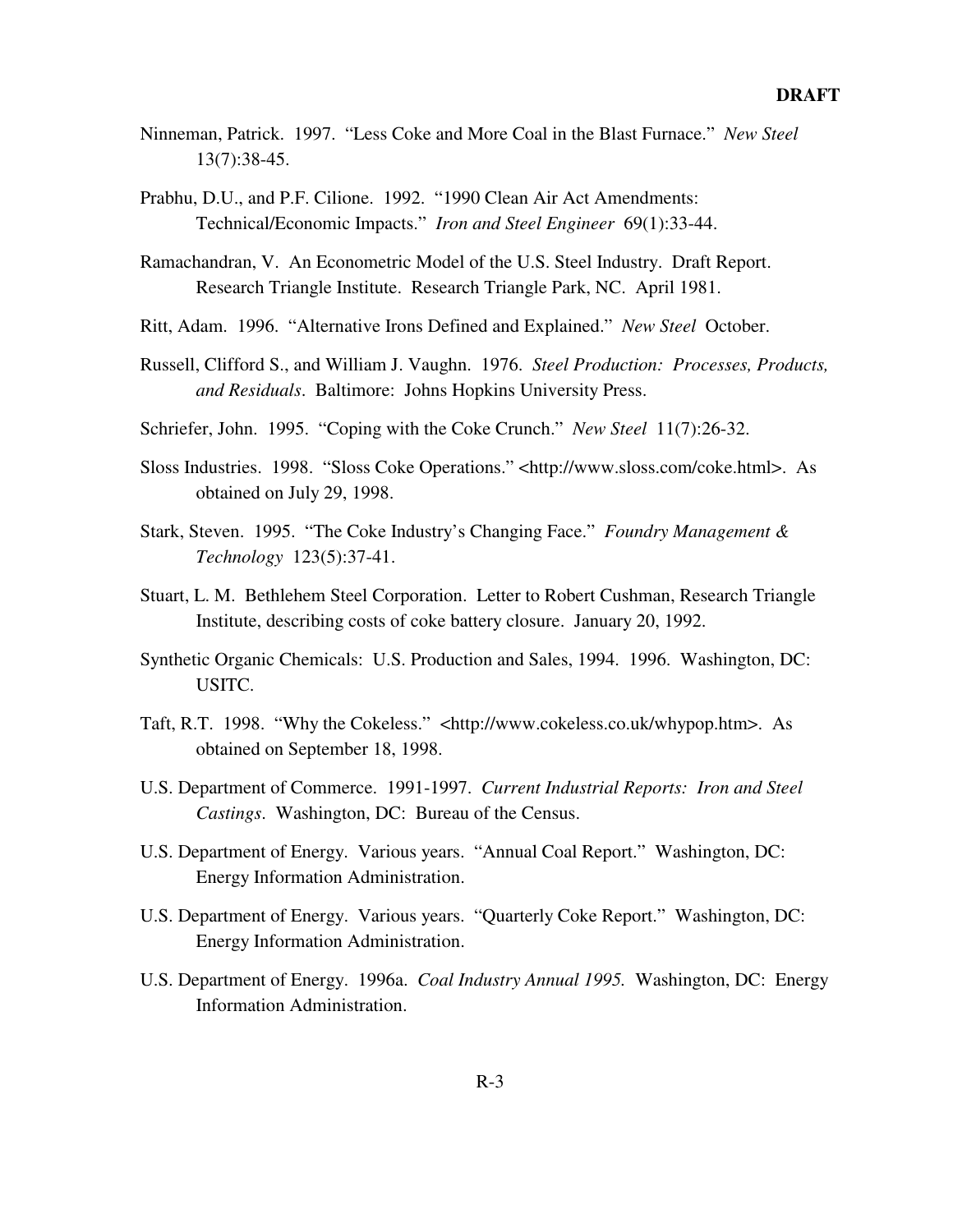Ninneman, Patrick. 1997. "Less Coke and More Coal in the Blast Furnace." *New Steel* 13(7):38-45.

Prabhu, D.U., and P.F. Cilione. 1992. "1990 Clean Air Act Amendments: Technical/Economic Impacts." *Iron and Steel Engineer* 69(1):33-44.

Ramachandran, V. An Econometric Model of the U.S. Steel Industry. Draft Report. Research Triangle Institute. Research Triangle Park, NC. April 1981.

Ritt, Adam. 1996. "Alternative Irons Defined and Explained." *New Steel* October.

Russell, Clifford S., and William J. Vaughn. 1976. *Steel Production: Processes, Products, and Residuals*. Baltimore: Johns Hopkins University Press.

Schriefer, John. 1995. "Coping with the Coke Crunch." *New Steel* 11(7):26-32.

Sloss Industries. 1998. "Sloss Coke Operations." <http://www.sloss.com/coke.html>. As obtained on July 29, 1998.

Stark, Steven. 1995. "The Coke Industry's Changing Face." *Foundry Management & Technology* 123(5):37-41.

Stuart, L. M. Bethlehem Steel Corporation. Letter to Robert Cushman, Research Triangle Institute, describing costs of coke battery closure. January 20, 1992.

Synthetic Organic Chemicals: U.S. Production and Sales, 1994. 1996. Washington, DC: USITC.

Taft, R.T. 1998. "Why the Cokeless." <http://www.cokeless.co.uk/whypop.htm>. As obtained on September 18, 1998.

U.S. Department of Commerce. 1991-1997. *Current Industrial Reports: Iron and Steel Castings*. Washington, DC: Bureau of the Census.

U.S. Department of Energy. Various years. "Annual Coal Report." Washington, DC: Energy Information Administration.

U.S. Department of Energy. Various years. "Quarterly Coke Report." Washington, DC: Energy Information Administration.

U.S. Department of Energy. 1996a. *Coal Industry Annual 1995.* Washington, DC: Energy Information Administration.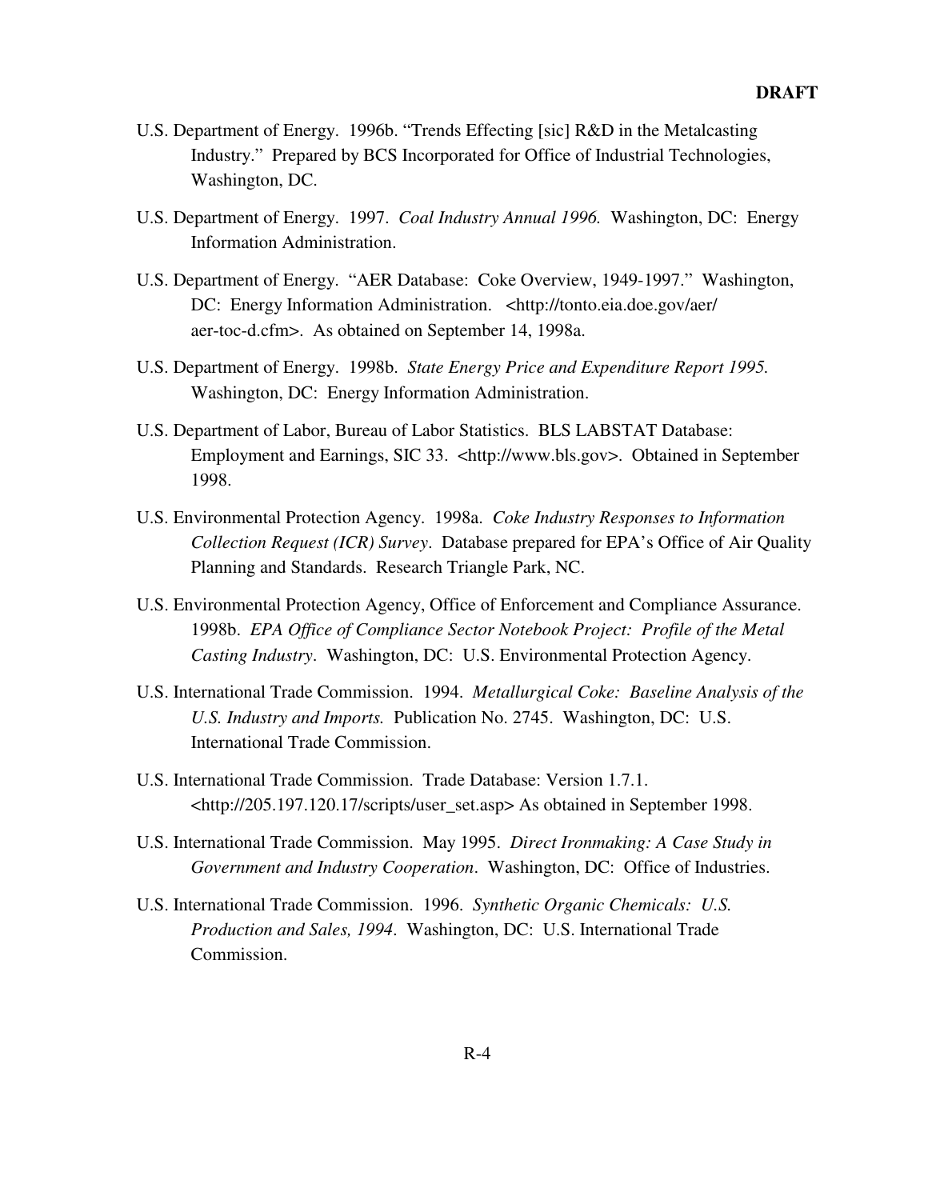U.S. Department of Energy. 1996b. "Trends Effecting [sic] R&D in the Metalcasting Industry." Prepared by BCS Incorporated for Office of Industrial Technologies, Washington, DC.

U.S. Department of Energy. 1997. *Coal Industry Annual 1996.* Washington, DC: Energy Information Administration.

U.S. Department of Energy. "AER Database: Coke Overview, 1949-1997." Washington, DC: Energy Information Administration. <http://tonto.eia.doe.gov/aer/aer-toc-d.cfm>. As obtained on September 14, 1998a.

U.S. Department of Energy. 1998b. *State Energy Price and Expenditure Report 1995.* Washington, DC: Energy Information Administration.

U.S. Department of Labor, Bureau of Labor Statistics. BLS LABSTAT Database: Employment and Earnings, SIC 33. <http://www.bls.gov>. Obtained in September 1998.

U.S. Environmental Protection Agency. 1998a. *Coke Industry Responses to Information Collection Request (ICR) Survey*. Database prepared for EPA's Office of Air Quality Planning and Standards. Research Triangle Park, NC.

U.S. Environmental Protection Agency, Office of Enforcement and Compliance Assurance. 1998b. *EPA Office of Compliance Sector Notebook Project: Profile of the Metal Casting Industry*. Washington, DC: U.S. Environmental Protection Agency.

U.S. International Trade Commission. 1994. *Metallurgical Coke: Baseline Analysis of the U.S. Industry and Imports.* Publication No. 2745. Washington, DC: U.S. International Trade Commission.

U.S. International Trade Commission. Trade Database: Version 1.7.1. <http://205.197.120.17/scripts/user_set.asp> As obtained in September 1998.

U.S. International Trade Commission. May 1995. *Direct Ironmaking: A Case Study in Government and Industry Cooperation*. Washington, DC: Office of Industries.

U.S. International Trade Commission. 1996. *Synthetic Organic Chemicals: U.S. Production and Sales, 1994*. Washington, DC: U.S. International Trade Commission.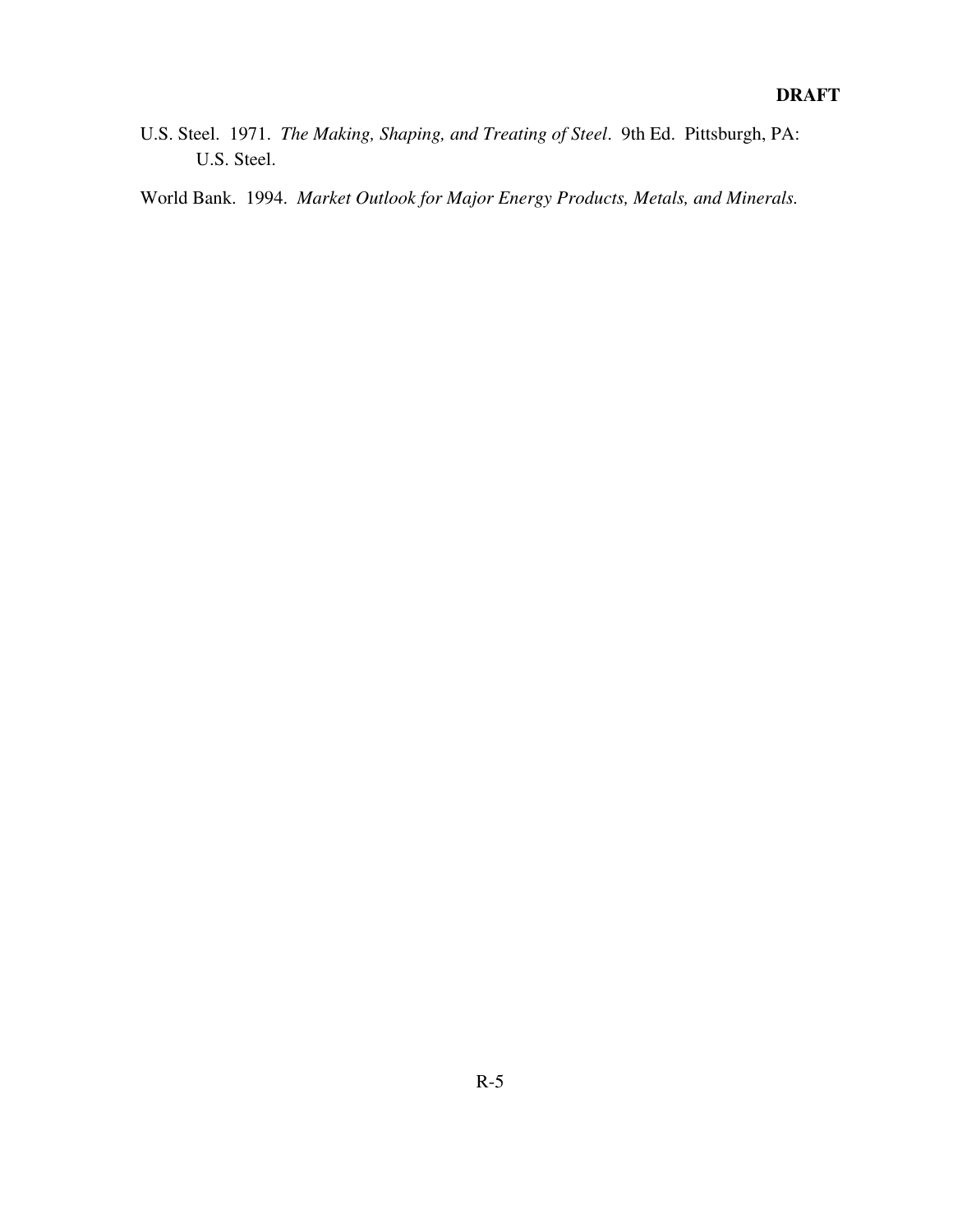U.S. Steel. 1971. *The Making, Shaping, and Treating of Steel*. 9th Ed. Pittsburgh, PA: U.S. Steel.

World Bank. 1994. *Market Outlook for Major Energy Products, Metals, and Minerals.*